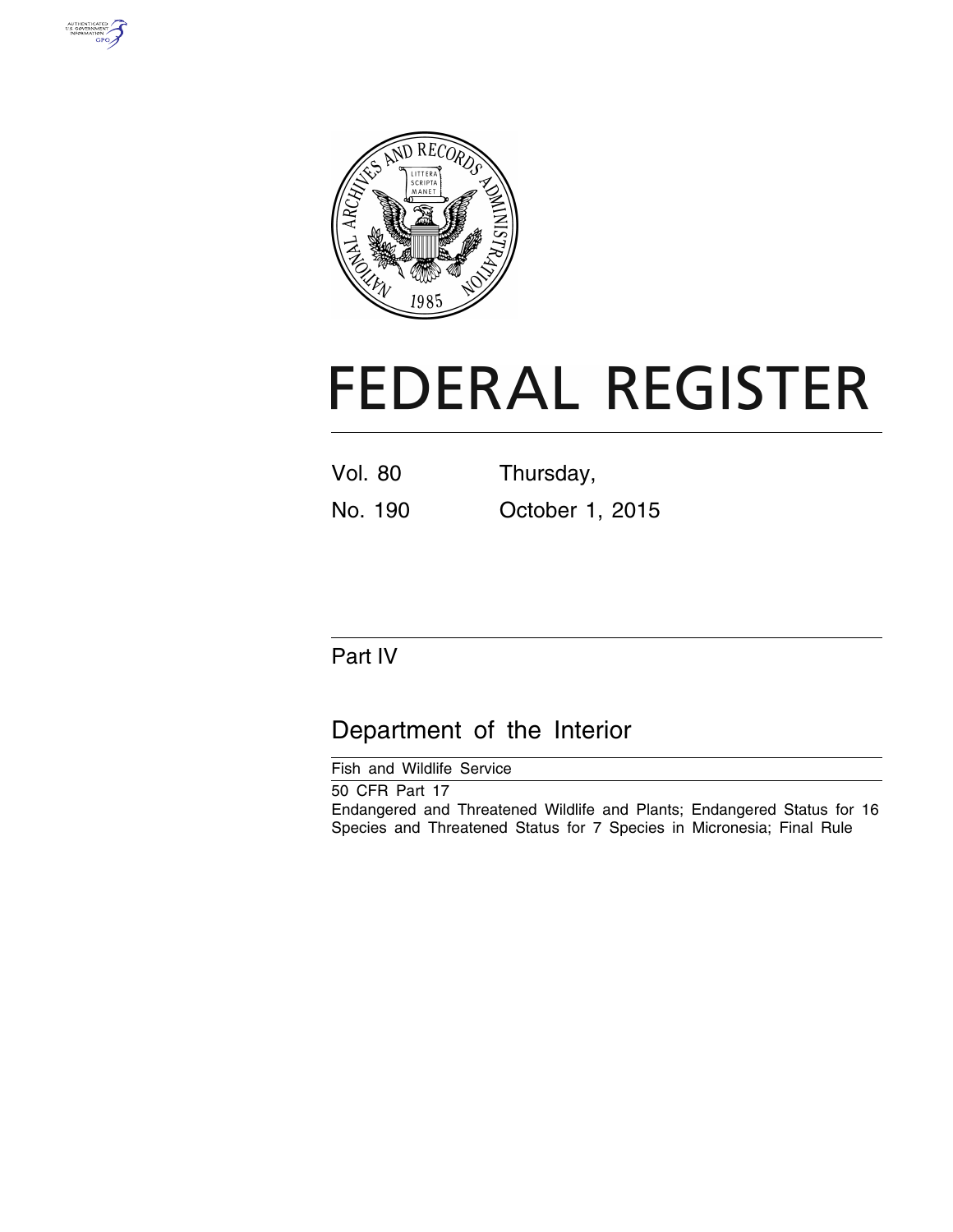# FEDERAL REGISTER

Vol. 80 Thursday,

No. 190 October 1, 2015

## Part IV

## Department of the Interior

Fish and Wildlife Service

50 CFR Part 17

Endangered and Threatened Wildlife and Plants; Endangered Status for 16 Species and Threatened Status for 7 Species in Micronesia; Final Rule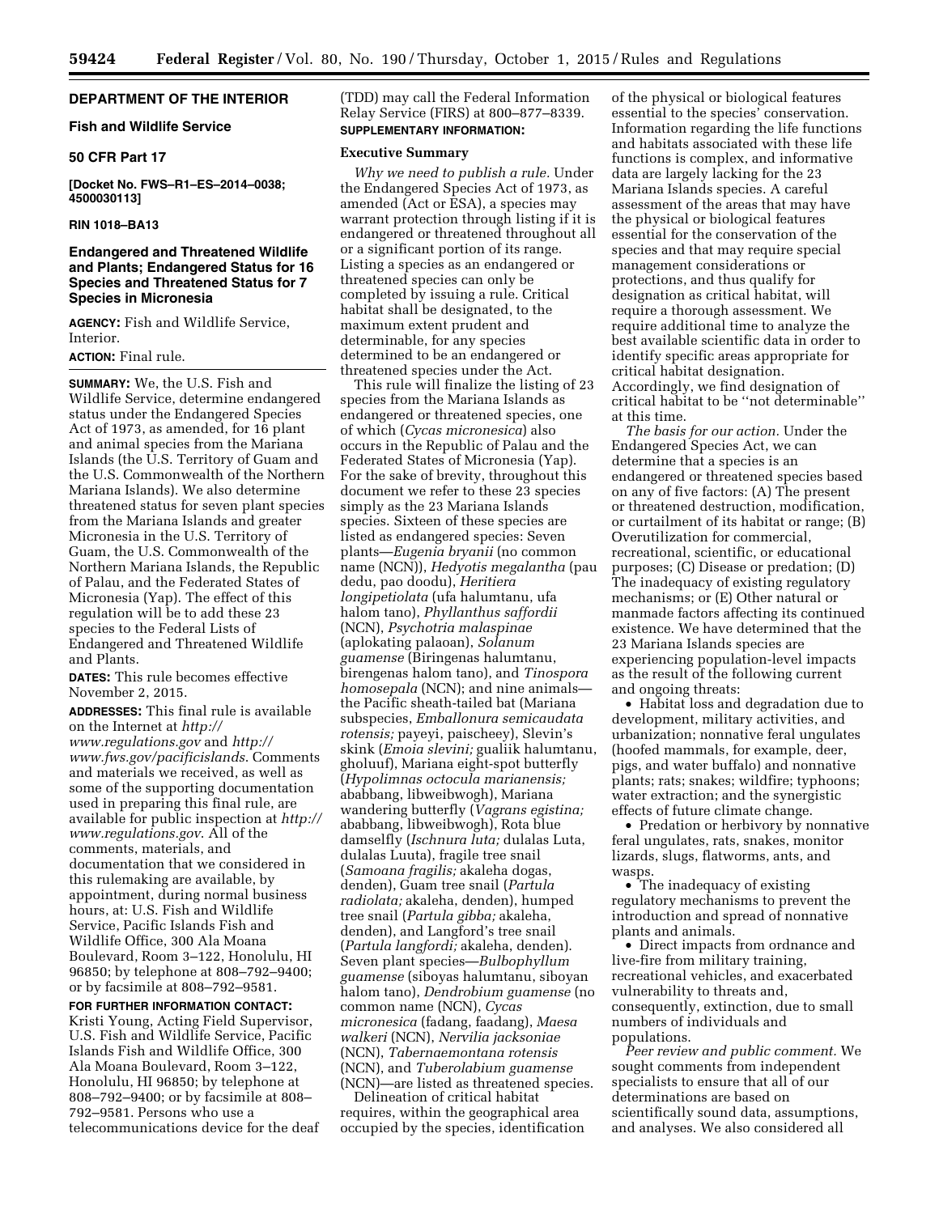## DEPARTMENT OF THE INTERIOR

### Fish and Wildlife Service

### 50 CFR Part 17

**[Docket No. FWS–R1–ES–2014–0038; 4500030113]**

**RIN 1018–BA13**

## Endangered and Threatened Wildlife and Plants; Endangered Status for 16 Species and Threatened Status for 7 Species in Micronesia

**AGENCY:** Fish and Wildlife Service, Interior.

**ACTION:** Final rule.

**SUMMARY:** We, the U.S. Fish and Wildlife Service, determine endangered status under the Endangered Species Act of 1973, as amended, for 16 plant and animal species from the Mariana Islands (the U.S. Territory of Guam and the U.S. Commonwealth of the Northern Mariana Islands). We also determine threatened status for seven plant species from the Mariana Islands and greater Micronesia in the U.S. Territory of Guam, the U.S. Commonwealth of the Northern Mariana Islands, the Republic of Palau, and the Federated States of Micronesia (Yap). The effect of this regulation will be to add these 23 species to the Federal Lists of Endangered and Threatened Wildlife and Plants.

**DATES:** This rule becomes effective November 2, 2015.

**ADDRESSES:** This final rule is available on the Internet at *http://www.regulations.gov* and *http://www.fws.gov/pacificislands*. Comments and materials we received, as well as some of the supporting documentation used in preparing this final rule, are available for public inspection at *http://www.regulations.gov*. All of the comments, materials, and documentation that we considered in this rulemaking are available, by appointment, during normal business hours, at: U.S. Fish and Wildlife Service, Pacific Islands Fish and Wildlife Office, 300 Ala Moana Boulevard, Room 3–122, Honolulu, HI 96850; by telephone at 808–792–9400; or by facsimile at 808–792–9581.

**FOR FURTHER INFORMATION CONTACT:** Kristi Young, Acting Field Supervisor, U.S. Fish and Wildlife Service, Pacific Islands Fish and Wildlife Office, 300 Ala Moana Boulevard, Room 3–122, Honolulu, HI 96850; by telephone at 808–792–9400; or by facsimile at 808–792–9581. Persons who use a telecommunications device for the deaf (TDD) may call the Federal Information Relay Service (FIRS) at 800–877–8339.

**SUPPLEMENTARY INFORMATION:**

### Executive Summary

*Why we need to publish a rule.* Under the Endangered Species Act of 1973, as amended (Act or ESA), a species may warrant protection through listing if it is endangered or threatened throughout all or a significant portion of its range. Listing a species as an endangered or threatened species can only be completed by issuing a rule. Critical habitat shall be designated, to the maximum extent prudent and determinable, for any species determined to be an endangered or threatened species under the Act.

This rule will finalize the listing of 23 species from the Mariana Islands as endangered or threatened species, one of which (*Cycas micronesica*) also occurs in the Republic of Palau and the Federated States of Micronesia (Yap). For the sake of brevity, throughout this document we refer to these 23 species simply as the 23 Mariana Islands species. Sixteen of these species are listed as endangered species: Seven plants—*Eugenia bryanii* (no common name (NCN)), *Hedyotis megalantha* (pau dedu, pao doodu), *Heritiera longipetiolata* (ufa halumtanu, ufa halom tano), *Phyllanthus saffordii* (NCN), *Psychotria malaspinae* (aplokating palaoan), *Solanum guamense* (Biringenas halumtanu, birengenas halom tano), and *Tinospora homosepala* (NCN); and nine animals—the Pacific sheath-tailed bat (Mariana subspecies, *Emballonura semicaudata rotensis;* payeyi, paischeey), Slevin's skink (*Emoia slevini;* gualiik halumtanu, gholuuf), Mariana eight-spot butterfly (*Hypolimnas octocula marianensis;* ababbang, libweibwogh), Mariana wandering butterfly (*Vagrans egistina;* ababbang, libweibwogh), Rota blue damselfly (*Ischnura luta;* dulalas Luta, dulalas Luuta), fragile tree snail (*Samoana fragilis;* akaleha dogas, denden), Guam tree snail (*Partula radiolata;* akaleha, denden), humped tree snail (*Partula gibba;* akaleha, denden), and Langford's tree snail (*Partula langfordi;* akaleha, denden). Seven plant species—*Bulbophyllum guamense* (siboyas halumtanu, siboyan halom tano), *Dendrobium guamense* (no common name (NCN), *Cycas micronesica* (fadang, faadang), *Maesa walkeri* (NCN), *Nervilia jacksoniae* (NCN), *Tabernaemontana rotensis* (NCN), and *Tuberolabium guamense* (NCN)—are listed as threatened species.

Delineation of critical habitat requires, within the geographical area occupied by the species, identification of the physical or biological features essential to the species' conservation. Information regarding the life functions and habitats associated with these life functions is complex, and informative data are largely lacking for the 23 Mariana Islands species. A careful assessment of the areas that may have the physical or biological features essential for the conservation of the species and that may require special management considerations or protections, and thus qualify for designation as critical habitat, will require a thorough assessment. We require additional time to analyze the best available scientific data in order to identify specific areas appropriate for critical habitat designation. Accordingly, we find designation of critical habitat to be "not determinable" at this time.

*The basis for our action.* Under the Endangered Species Act, we can determine that a species is an endangered or threatened species based on any of five factors: (A) The present or threatened destruction, modification, or curtailment of its habitat or range; (B) Overutilization for commercial, recreational, scientific, or educational purposes; (C) Disease or predation; (D) The inadequacy of existing regulatory mechanisms; or (E) Other natural or manmade factors affecting its continued existence. We have determined that the 23 Mariana Islands species are experiencing population-level impacts as the result of the following current and ongoing threats:

- Habitat loss and degradation due to development, military activities, and urbanization; nonnative feral ungulates (hoofed mammals, for example, deer, pigs, and water buffalo) and nonnative plants; rats; snakes; wildfire; typhoons; water extraction; and the synergistic effects of future climate change.
- Predation or herbivory by nonnative feral ungulates, rats, snakes, monitor lizards, slugs, flatworms, ants, and wasps.
- The inadequacy of existing regulatory mechanisms to prevent the introduction and spread of nonnative plants and animals.
- Direct impacts from ordnance and live-fire from military training, recreational vehicles, and exacerbated vulnerability to threats and, consequently, extinction, due to small numbers of individuals and populations.

*Peer review and public comment.* We sought comments from independent specialists to ensure that all of our determinations are based on scientifically sound data, assumptions, and analyses. We also considered all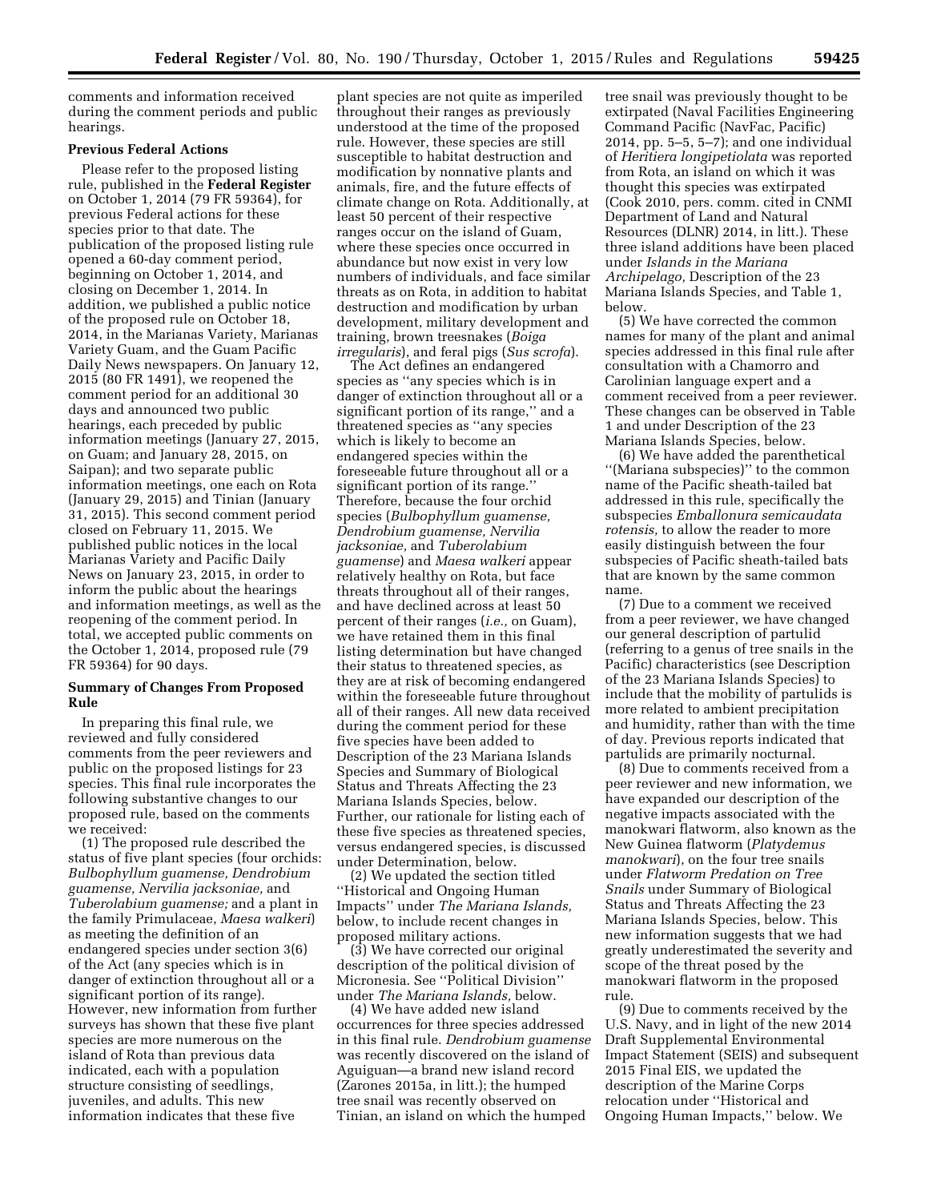comments and information received during the comment periods and public hearings.

**Previous Federal Actions**

Please refer to the proposed listing rule, published in the **Federal Register** on October 1, 2014 (79 FR 59364), for previous Federal actions for these species prior to that date. The publication of the proposed listing rule opened a 60-day comment period, beginning on October 1, 2014, and closing on December 1, 2014. In addition, we published a public notice of the proposed rule on October 18, 2014, in the Marianas Variety, Marianas Variety Guam, and the Guam Pacific Daily News newspapers. On January 12, 2015 (80 FR 1491), we reopened the comment period for an additional 30 days and announced two public hearings, each preceded by public information meetings (January 27, 2015, on Guam; and January 28, 2015, on Saipan); and two separate public information meetings, one each on Rota (January 29, 2015) and Tinian (January 31, 2015). This second comment period closed on February 11, 2015. We published public notices in the local Marianas Variety and Pacific Daily News on January 23, 2015, in order to inform the public about the hearings and information meetings, as well as the reopening of the comment period. In total, we accepted public comments on the October 1, 2014, proposed rule (79 FR 59364) for 90 days.

**Summary of Changes From Proposed Rule**

In preparing this final rule, we reviewed and fully considered comments from the peer reviewers and public on the proposed listings for 23 species. This final rule incorporates the following substantive changes to our proposed rule, based on the comments we received:

(1) The proposed rule described the status of five plant species (four orchids: *Bulbophyllum guamense, Dendrobium guamense, Nervilia jacksoniae,* and *Tuberolabium guamense;* and a plant in the family Primulaceae, *Maesa walkeri*) as meeting the definition of an endangered species under section 3(6) of the Act (any species which is in danger of extinction throughout all or a significant portion of its range). However, new information from further surveys has shown that these five plant species are more numerous on the island of Rota than previous data indicated, each with a population structure consisting of seedlings, juveniles, and adults. This new information indicates that these five plant species are not quite as imperiled throughout their ranges as previously understood at the time of the proposed rule. However, these species are still susceptible to habitat destruction and modification by nonnative plants and animals, fire, and the future effects of climate change on Rota. Additionally, at least 50 percent of their respective ranges occur on the island of Guam, where these species once occurred in abundance but now exist in very low numbers of individuals, and face similar threats as on Rota, in addition to habitat destruction and modification by urban development, military development and training, brown treesnakes (*Boiga irregularis*), and feral pigs (*Sus scrofa*).

The Act defines an endangered species as ''any species which is in danger of extinction throughout all or a significant portion of its range,'' and a threatened species as ''any species which is likely to become an endangered species within the foreseeable future throughout all or a significant portion of its range.'' Therefore, because the four orchid species (*Bulbophyllum guamense, Dendrobium guamense, Nervilia jacksoniae,* and *Tuberolabium guamense*) and *Maesa walkeri* appear relatively healthy on Rota, but face threats throughout all of their ranges, and have declined across at least 50 percent of their ranges (*i.e.,* on Guam), we have retained them in this final listing determination but have changed their status to threatened species, as they are at risk of becoming endangered within the foreseeable future throughout all of their ranges. All new data received during the comment period for these five species have been added to Description of the 23 Mariana Islands Species and Summary of Biological Status and Threats Affecting the 23 Mariana Islands Species, below. Further, our rationale for listing each of these five species as threatened species, versus endangered species, is discussed under Determination, below.

(2) We updated the section titled ''Historical and Ongoing Human Impacts'' under *The Mariana Islands,* below, to include recent changes in proposed military actions.

(3) We have corrected our original description of the political division of Micronesia. See ''Political Division'' under *The Mariana Islands,* below.

(4) We have added new island occurrences for three species addressed in this final rule. *Dendrobium guamense* was recently discovered on the island of Aguiguan—a brand new island record (Zarones 2015a, in litt.); the humped tree snail was recently observed on Tinian, an island on which the humped tree snail was previously thought to be extirpated (Naval Facilities Engineering Command Pacific (NavFac, Pacific) 2014, pp. 5–5, 5–7); and one individual of *Heritiera longipetiolata* was reported from Rota, an island on which it was thought this species was extirpated (Cook 2010, pers. comm. cited in CNMI Department of Land and Natural Resources (DLNR) 2014, in litt.). These three island additions have been placed under *Islands in the Mariana Archipelago,* Description of the 23 Mariana Islands Species, and Table 1, below.

(5) We have corrected the common names for many of the plant and animal species addressed in this final rule after consultation with a Chamorro and Carolinian language expert and a comment received from a peer reviewer. These changes can be observed in Table 1 and under Description of the 23 Mariana Islands Species, below.

(6) We have added the parenthetical ''(Mariana subspecies)'' to the common name of the Pacific sheath-tailed bat addressed in this rule, specifically the subspecies *Emballonura semicaudata rotensis,* to allow the reader to more easily distinguish between the four subspecies of Pacific sheath-tailed bats that are known by the same common name.

(7) Due to a comment we received from a peer reviewer, we have changed our general description of partulid (referring to a genus of tree snails in the Pacific) characteristics (see Description of the 23 Mariana Islands Species) to include that the mobility of partulids is more related to ambient precipitation and humidity, rather than with the time of day. Previous reports indicated that partulids are primarily nocturnal.

(8) Due to comments received from a peer reviewer and new information, we have expanded our description of the negative impacts associated with the manokwari flatworm, also known as the New Guinea flatworm (*Platydemus manokwari*), on the four tree snails under *Flatworm Predation on Tree Snails* under Summary of Biological Status and Threats Affecting the 23 Mariana Islands Species, below. This new information suggests that we had greatly underestimated the severity and scope of the threat posed by the manokwari flatworm in the proposed rule.

(9) Due to comments received by the U.S. Navy, and in light of the new 2014 Draft Supplemental Environmental Impact Statement (SEIS) and subsequent 2015 Final EIS, we updated the description of the Marine Corps relocation under ''Historical and Ongoing Human Impacts,'' below. We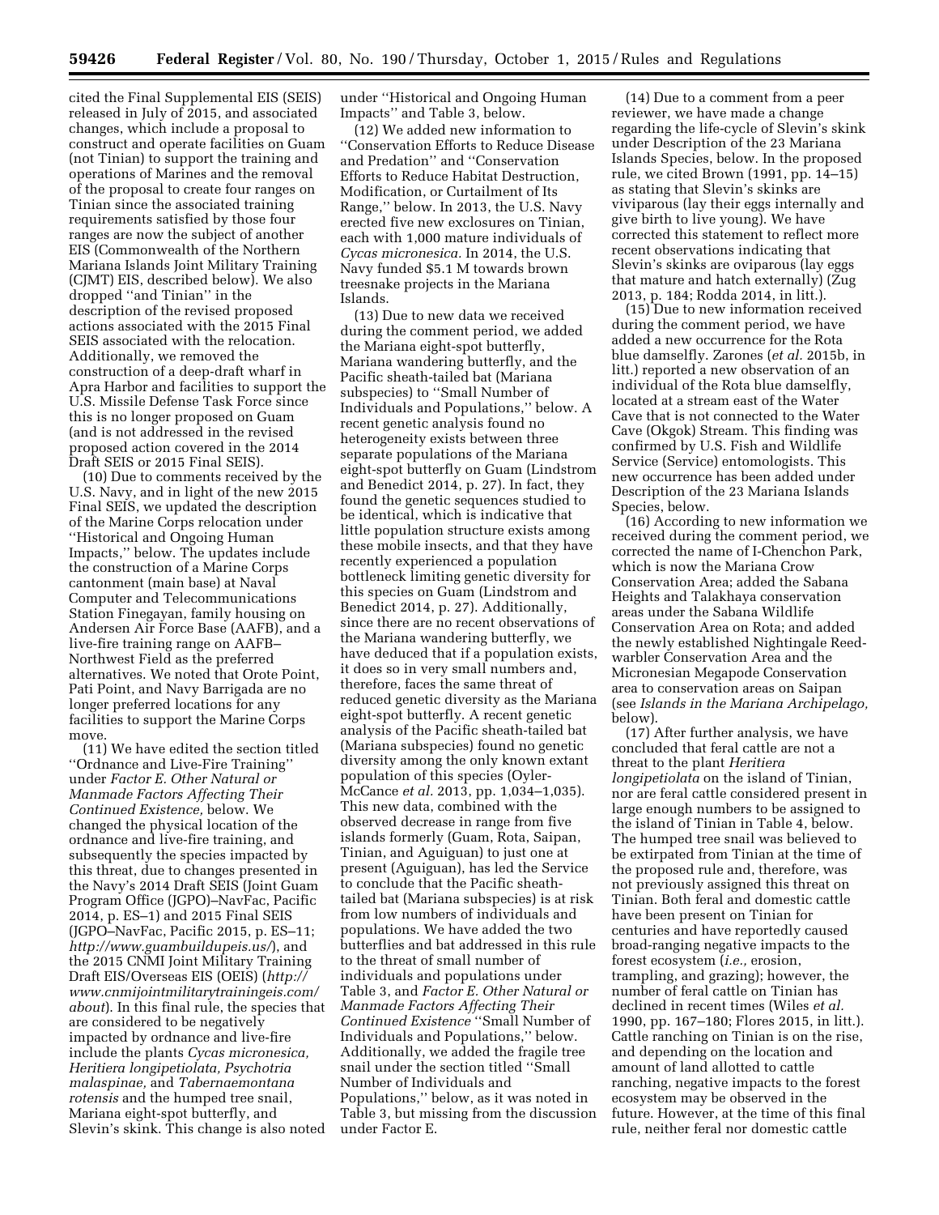cited the Final Supplemental EIS (SEIS) released in July of 2015, and associated changes, which include a proposal to construct and operate facilities on Guam (not Tinian) to support the training and operations of Marines and the removal of the proposal to create four ranges on Tinian since the associated training requirements satisfied by those four ranges are now the subject of another EIS (Commonwealth of the Northern Mariana Islands Joint Military Training (CJMT) EIS, described below). We also dropped ''and Tinian'' in the description of the revised proposed actions associated with the 2015 Final SEIS associated with the relocation. Additionally, we removed the construction of a deep-draft wharf in Apra Harbor and facilities to support the U.S. Missile Defense Task Force since this is no longer proposed on Guam (and is not addressed in the revised proposed action covered in the 2014 Draft SEIS or 2015 Final SEIS).

(10) Due to comments received by the U.S. Navy, and in light of the new 2015 Final SEIS, we updated the description of the Marine Corps relocation under ''Historical and Ongoing Human Impacts,'' below. The updates include the construction of a Marine Corps cantonment (main base) at Naval Computer and Telecommunications Station Finegayan, family housing on Andersen Air Force Base (AAFB), and a live-fire training range on AAFB–Northwest Field as the preferred alternatives. We noted that Orote Point, Pati Point, and Navy Barrigada are no longer preferred locations for any facilities to support the Marine Corps move.

(11) We have edited the section titled ''Ordnance and Live-Fire Training'' under *Factor E. Other Natural or Manmade Factors Affecting Their Continued Existence,* below. We changed the physical location of the ordnance and live-fire training, and subsequently the species impacted by this threat, due to changes presented in the Navy's 2014 Draft SEIS (Joint Guam Program Office (JGPO)–NavFac, Pacific 2014, p. ES–1) and 2015 Final SEIS (JGPO–NavFac, Pacific 2015, p. ES–11; *http://www.guambuildupeis.us/*), and the 2015 CNMI Joint Military Training Draft EIS/Overseas EIS (OEIS) (*http://www.cnmijointmilitarytrainingeis.com/about*). In this final rule, the species that are considered to be negatively impacted by ordnance and live-fire include the plants *Cycas micronesica, Heritiera longipetiolata, Psychotria malaspinae,* and *Tabernaemontana rotensis* and the humped tree snail, Mariana eight-spot butterfly, and Slevin's skink. This change is also noted under ''Historical and Ongoing Human Impacts'' and Table 3, below.

(12) We added new information to ''Conservation Efforts to Reduce Disease and Predation'' and ''Conservation Efforts to Reduce Habitat Destruction, Modification, or Curtailment of Its Range,'' below. In 2013, the U.S. Navy erected five new exclosures on Tinian, each with 1,000 mature individuals of *Cycas micronesica.* In 2014, the U.S. Navy funded $5.1 M towards brown treesnake projects in the Mariana Islands.

(13) Due to new data we received during the comment period, we added the Mariana eight-spot butterfly, Mariana wandering butterfly, and the Pacific sheath-tailed bat (Mariana subspecies) to ''Small Number of Individuals and Populations,'' below. A recent genetic analysis found no heterogeneity exists between three separate populations of the Mariana eight-spot butterfly on Guam (Lindstrom and Benedict 2014, p. 27). In fact, they found the genetic sequences studied to be identical, which is indicative that little population structure exists among these mobile insects, and that they have recently experienced a population bottleneck limiting genetic diversity for this species on Guam (Lindstrom and Benedict 2014, p. 27). Additionally, since there are no recent observations of the Mariana wandering butterfly, we have deduced that if a population exists, it does so in very small numbers and, therefore, faces the same threat of reduced genetic diversity as the Mariana eight-spot butterfly. A recent genetic analysis of the Pacific sheath-tailed bat (Mariana subspecies) found no genetic diversity among the only known extant population of this species (Oyler-McCance *et al.* 2013, pp. 1,034–1,035). This new data, combined with the observed decrease in range from five islands formerly (Guam, Rota, Saipan, Tinian, and Aguiguan) to just one at present (Aguiguan), has led the Service to conclude that the Pacific sheath-tailed bat (Mariana subspecies) is at risk from low numbers of individuals and populations. We have added the two butterflies and bat addressed in this rule to the threat of small number of individuals and populations under Table 3, and *Factor E. Other Natural or Manmade Factors Affecting Their Continued Existence* ''Small Number of Individuals and Populations,'' below. Additionally, we added the fragile tree snail under the section titled ''Small Number of Individuals and Populations,'' below, as it was noted in Table 3, but missing from the discussion under Factor E.

(14) Due to a comment from a peer reviewer, we have made a change regarding the life-cycle of Slevin's skink under Description of the 23 Mariana Islands Species, below. In the proposed rule, we cited Brown (1991, pp. 14–15) as stating that Slevin's skinks are viviparous (lay their eggs internally and give birth to live young). We have corrected this statement to reflect more recent observations indicating that Slevin's skinks are oviparous (lay eggs that mature and hatch externally) (Zug 2013, p. 184; Rodda 2014, in litt.).

(15) Due to new information received during the comment period, we have added a new occurrence for the Rota blue damselfly. Zarones (*et al.* 2015b, in litt.) reported a new observation of an individual of the Rota blue damselfly, located at a stream east of the Water Cave that is not connected to the Water Cave (Okgok) Stream. This finding was confirmed by U.S. Fish and Wildlife Service (Service) entomologists. This new occurrence has been added under Description of the 23 Mariana Islands Species, below.

(16) According to new information we received during the comment period, we corrected the name of I-Chenchon Park, which is now the Mariana Crow Conservation Area; added the Sabana Heights and Talakhaya conservation areas under the Sabana Wildlife Conservation Area on Rota; and added the newly established Nightingale Reed-warbler Conservation Area and the Micronesian Megapode Conservation area to conservation areas on Saipan (see *Islands in the Mariana Archipelago,* below).

(17) After further analysis, we have concluded that feral cattle are not a threat to the plant *Heritiera longipetiolata* on the island of Tinian, nor are feral cattle considered present in large enough numbers to be assigned to the island of Tinian in Table 4, below. The humped tree snail was believed to be extirpated from Tinian at the time of the proposed rule and, therefore, was not previously assigned this threat on Tinian. Both feral and domestic cattle have been present on Tinian for centuries and have reportedly caused broad-ranging negative impacts to the forest ecosystem (*i.e.,* erosion, trampling, and grazing); however, the number of feral cattle on Tinian has declined in recent times (Wiles *et al.* 1990, pp. 167–180; Flores 2015, in litt.). Cattle ranching on Tinian is on the rise, and depending on the location and amount of land allotted to cattle ranching, negative impacts to the forest ecosystem may be observed in the future. However, at the time of this final rule, neither feral nor domestic cattle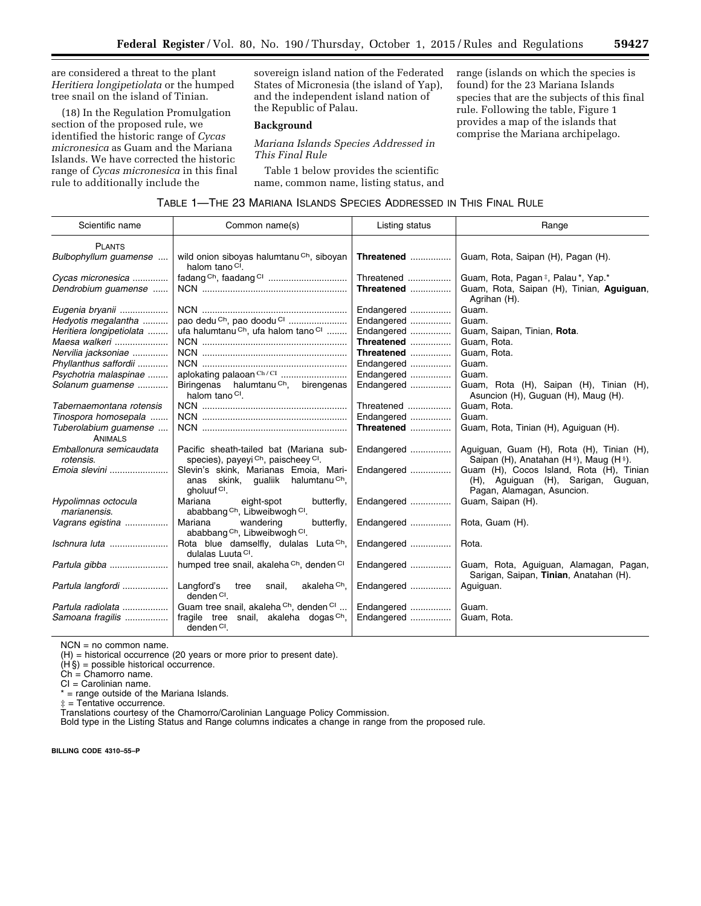are considered a threat to the plant *Heritiera longipetiolata* or the humped tree snail on the island of Tinian.

(18) In the Regulation Promulgation section of the proposed rule, we identified the historic range of *Cycas micronesica* as Guam and the Mariana Islands. We have corrected the historic range of *Cycas micronesica* in this final rule to additionally include the sovereign island nation of the Federated States of Micronesia (the island of Yap), and the independent island nation of the Republic of Palau.

## Background

### *Mariana Islands Species Addressed in This Final Rule*

Table 1 below provides the scientific name, common name, listing status, and range (islands on which the species is found) for the 23 Mariana Islands species that are the subjects of this final rule. Following the table, Figure 1 provides a map of the islands that comprise the Mariana archipelago.

TABLE 1—THE 23 MARIANA ISLANDS SPECIES ADDRESSED IN THIS FINAL RULE

| Scientific name | Common name(s) | Listing status | Range |
|---|---|---|---|
| PLANTS | | | |
| *Bulbophyllum guamense* | wild onion siboyas halumtanu [Ch], siboyan halom tano [Cl]. | **Threatened** | Guam, Rota, Saipan (H), Pagan (H). |
| *Cycas micronesica* | fadang [Ch], faadang [Cl] | Threatened | Guam, Rota, Pagan ‡, Palau *, Yap.* |
| *Dendrobium guamense* | NCN | **Threatened** | Guam, Rota, Saipan (H), Tinian, **Aguiguan**, Agrihan (H). |
| *Eugenia bryanii* | NCN | Endangered | Guam. |
| *Hedyotis megalantha* | pao dedu [Ch], pao doodu [Cl] | Endangered | Guam. |
| *Heritiera longipetiolata* | ufa halumtanu [Ch], ufa halom tano [Cl] | Endangered | Guam, Saipan, Tinian, **Rota**. |
| *Maesa walkeri* | NCN | **Threatened** | Guam, Rota. |
| *Nervilia jacksoniae* | NCN | **Threatened** | Guam, Rota. |
| *Phyllanthus saffordii* | NCN | Endangered | Guam. |
| *Psychotria malaspinae* | aplokating palaoan [Ch/Cl] | Endangered | Guam. |
| *Solanum guamense* | Biringenas halumtanu [Ch], birengenas halom tano [Cl]. | Endangered | Guam, Rota (H), Saipan (H), Tinian (H), Asuncion (H), Guguan (H), Maug (H). |
| *Tabernaemontana rotensis* | NCN | Threatened | Guam, Rota. |
| *Tinospora homosepala* | NCN | Endangered | Guam. |
| *Tuberolabium guamense* | NCN | **Threatened** | Guam, Rota, Tinian (H), Aguiguan (H). |
| ANIMALS | | | |
| *Emballonura semicaudata rotensis*. | Pacific sheath-tailed bat (Mariana sub-species), payeyi [Ch], paischeey [Cl]. | Endangered | Aguiguan, Guam (H), Rota (H), Tinian (H), Saipan (H), Anatahan (H §), Maug (H §). |
| *Emoia slevini* | Slevin's skink, Marianas Emoia, Marianas skink, gualiik halumtanu [Ch], gholuuf [Cl]. | Endangered | Guam (H), Cocos Island, Rota (H), Tinian (H), Aguiguan (H), Sarigan, Guguan, Pagan, Alamagan, Asuncion. |
| *Hypolimnas octocula marianensis*. | Mariana eight-spot butterfly, ababbang [Ch], Libweibwogh [Cl]. | Endangered | Guam, Saipan (H). |
| *Vagrans egistina* | Mariana wandering butterfly, ababbang [Ch], Libweibwogh [Cl]. | Endangered | Rota, Guam (H). |
| *Ischnura luta* | Rota blue damselfly, dulalas Luta [Ch], dulalas Luuta [Cl]. | Endangered | Rota. |
| *Partula gibba* | humped tree snail, akaleha [Ch], denden [Cl] | Endangered | Guam, Rota, Aguiguan, Alamagan, Pagan, Sarigan, Saipan, **Tinian**, Anatahan (H). |
| *Partula langfordi* | Langford's tree snail, akaleha [Ch], denden [Cl]. | Endangered | Aguiguan. |
| *Partula radiolata* | Guam tree snail, akaleha [Ch], denden [Cl] | Endangered | Guam. |
| *Samoana fragilis* | fragile tree snail, akaleha dogas [Ch], denden [Cl]. | Endangered | Guam, Rota. |

NCN = no common name.
(H) = historical occurrence (20 years or more prior to present date).
(H §) = possible historical occurrence.
Ch = Chamorro name.
Cl = Carolinian name.
\* = range outside of the Mariana Islands.
‡ = Tentative occurrence.
Translations courtesy of the Chamorro/Carolinian Language Policy Commission.
Bold type in the Listing Status and Range columns indicates a change in range from the proposed rule.

BILLING CODE 4310–55–P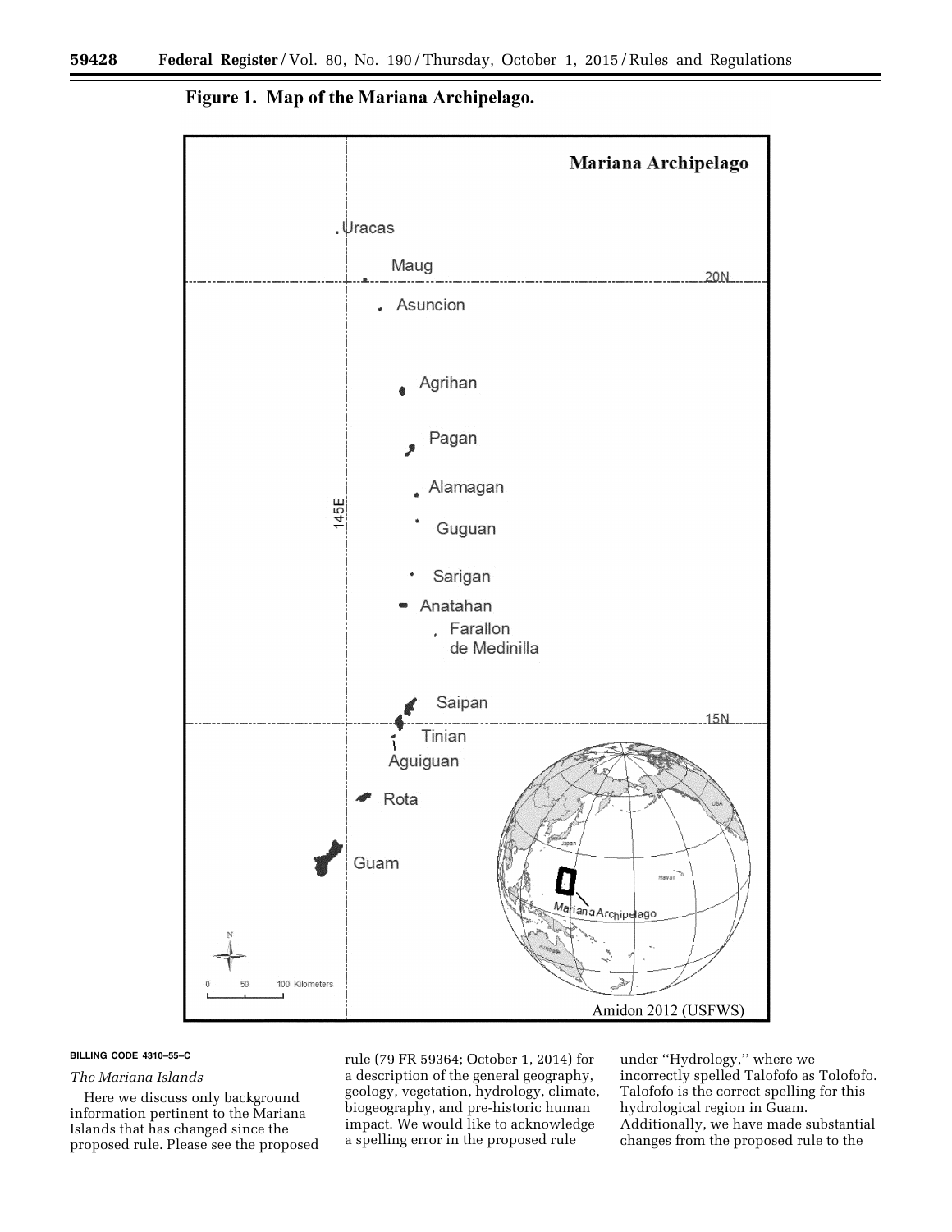**Figure 1. Map of the Mariana Archipelago.**

BILLING CODE 4310–55–C

*The Mariana Islands*

Here we discuss only background information pertinent to the Mariana Islands that has changed since the proposed rule. Please see the proposed rule (79 FR 59364; October 1, 2014) for a description of the general geography, geology, vegetation, hydrology, climate, biogeography, and pre-historic human impact. We would like to acknowledge a spelling error in the proposed rule under ''Hydrology,'' where we incorrectly spelled Talofofo as Tolofofo. Talofofo is the correct spelling for this hydrological region in Guam. Additionally, we have made substantial changes from the proposed rule to the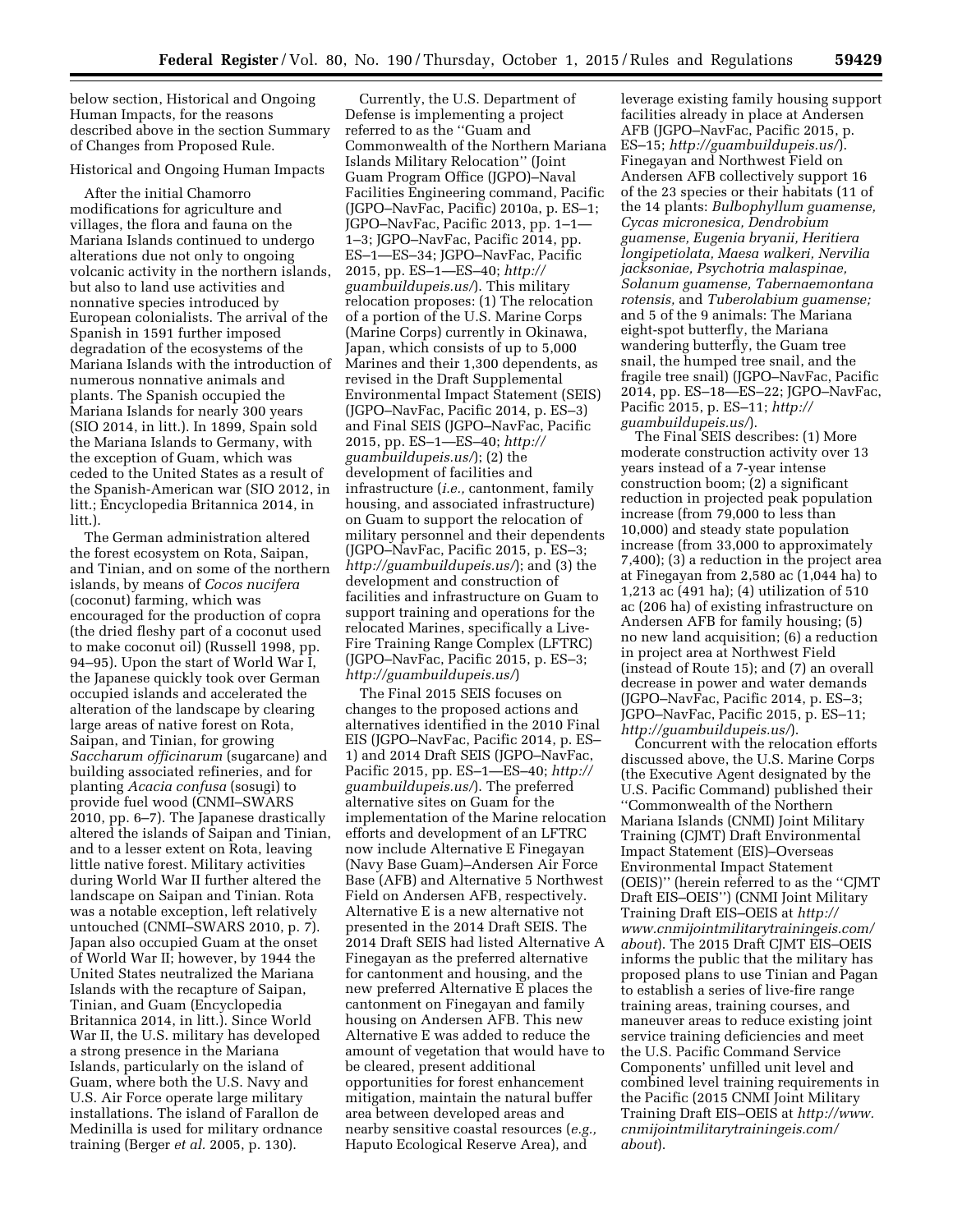below section, Historical and Ongoing Human Impacts, for the reasons described above in the section Summary of Changes from Proposed Rule.

Historical and Ongoing Human Impacts

After the initial Chamorro modifications for agriculture and villages, the flora and fauna on the Mariana Islands continued to undergo alterations due not only to ongoing volcanic activity in the northern islands, but also to land use activities and nonnative species introduced by European colonialists. The arrival of the Spanish in 1591 further imposed degradation of the ecosystems of the Mariana Islands with the introduction of numerous nonnative animals and plants. The Spanish occupied the Mariana Islands for nearly 300 years (SIO 2014, in litt.). In 1899, Spain sold the Mariana Islands to Germany, with the exception of Guam, which was ceded to the United States as a result of the Spanish-American war (SIO 2012, in litt.; Encyclopedia Britannica 2014, in litt.).

The German administration altered the forest ecosystem on Rota, Saipan, and Tinian, and on some of the northern islands, by means of *Cocos nucifera* (coconut) farming, which was encouraged for the production of copra (the dried fleshy part of a coconut used to make coconut oil) (Russell 1998, pp. 94–95). Upon the start of World War I, the Japanese quickly took over German occupied islands and accelerated the alteration of the landscape by clearing large areas of native forest on Rota, Saipan, and Tinian, for growing *Saccharum officinarum* (sugarcane) and building associated refineries, and for planting *Acacia confusa* (sosugi) to provide fuel wood (CNMI–SWARS 2010, pp. 6–7). The Japanese drastically altered the islands of Saipan and Tinian, and to a lesser extent on Rota, leaving little native forest. Military activities during World War II further altered the landscape on Saipan and Tinian. Rota was a notable exception, left relatively untouched (CNMI–SWARS 2010, p. 7). Japan also occupied Guam at the onset of World War II; however, by 1944 the United States neutralized the Mariana Islands with the recapture of Saipan, Tinian, and Guam (Encyclopedia Britannica 2014, in litt.). Since World War II, the U.S. military has developed a strong presence in the Mariana Islands, particularly on the island of Guam, where both the U.S. Navy and U.S. Air Force operate large military installations. The island of Farallon de Medinilla is used for military ordnance training (Berger *et al.* 2005, p. 130).

Currently, the U.S. Department of Defense is implementing a project referred to as the ''Guam and Commonwealth of the Northern Mariana Islands Military Relocation'' (Joint Guam Program Office (JGPO)–Naval Facilities Engineering command, Pacific (JGPO–NavFac, Pacific) 2010a, p. ES–1; JGPO–NavFac, Pacific 2013, pp. 1–1—1–3; JGPO–NavFac, Pacific 2014, pp. ES–1—ES–34; JGPO–NavFac, Pacific 2015, pp. ES–1—ES–40; *http://guambuildupeis.us/*). This military relocation proposes: (1) The relocation of a portion of the U.S. Marine Corps (Marine Corps) currently in Okinawa, Japan, which consists of up to 5,000 Marines and their 1,300 dependents, as revised in the Draft Supplemental Environmental Impact Statement (SEIS) (JGPO–NavFac, Pacific 2014, p. ES–3) and Final SEIS (JGPO–NavFac, Pacific 2015, pp. ES–1—ES–40; *http://guambuildupeis.us/*); (2) the development of facilities and infrastructure (*i.e.,* cantonment, family housing, and associated infrastructure) on Guam to support the relocation of military personnel and their dependents (JGPO–NavFac, Pacific 2015, p. ES–3; *http://guambuildupeis.us/*); and (3) the development and construction of facilities and infrastructure on Guam to support training and operations for the relocated Marines, specifically a Live-Fire Training Range Complex (LFTRC) (JGPO–NavFac, Pacific 2015, p. ES–3; *http://guambuildupeis.us/*)

The Final 2015 SEIS focuses on changes to the proposed actions and alternatives identified in the 2010 Final EIS (JGPO–NavFac, Pacific 2014, p. ES–1) and 2014 Draft SEIS (JGPO–NavFac, Pacific 2015, pp. ES–1—ES–40; *http://guambuildupeis.us/*). The preferred alternative sites on Guam for the implementation of the Marine relocation efforts and development of an LFTRC now include Alternative E Finegayan (Navy Base Guam)–Andersen Air Force Base (AFB) and Alternative 5 Northwest Field on Andersen AFB, respectively. Alternative E is a new alternative not presented in the 2014 Draft SEIS. The 2014 Draft SEIS had listed Alternative A Finegayan as the preferred alternative for cantonment and housing, and the new preferred Alternative E places the cantonment on Finegayan and family housing on Andersen AFB. This new Alternative E was added to reduce the amount of vegetation that would have to be cleared, present additional opportunities for forest enhancement mitigation, maintain the natural buffer area between developed areas and nearby sensitive coastal resources (*e.g.,* Haputo Ecological Reserve Area), and leverage existing family housing support facilities already in place at Andersen AFB (JGPO–NavFac, Pacific 2015, p. ES–15; *http://guambuildupeis.us/*). Finegayan and Northwest Field on Andersen AFB collectively support 16 of the 23 species or their habitats (11 of the 14 plants: *Bulbophyllum guamense, Cycas micronesica, Dendrobium guamense, Eugenia bryanii, Heritiera longipetiolata, Maesa walkeri, Nervilia jacksoniae, Psychotria malaspinae, Solanum guamense, Tabernaemontana rotensis,* and *Tuberolabium guamense;* and 5 of the 9 animals: The Mariana eight-spot butterfly, the Mariana wandering butterfly, the Guam tree snail, the humped tree snail, and the fragile tree snail) (JGPO–NavFac, Pacific 2014, pp. ES–18—ES–22; JGPO–NavFac, Pacific 2015, p. ES–11; *http://guambuildupeis.us/*).

The Final SEIS describes: (1) More moderate construction activity over 13 years instead of a 7-year intense construction boom; (2) a significant reduction in projected peak population increase (from 79,000 to less than 10,000) and steady state population increase (from 33,000 to approximately 7,400); (3) a reduction in the project area at Finegayan from 2,580 ac (1,044 ha) to 1,213 ac (491 ha); (4) utilization of 510 ac (206 ha) of existing infrastructure on Andersen AFB for family housing; (5) no new land acquisition; (6) a reduction in project area at Northwest Field (instead of Route 15); and (7) an overall decrease in power and water demands (JGPO–NavFac, Pacific 2014, p. ES–3; JGPO–NavFac, Pacific 2015, p. ES–11; *http://guambuildupeis.us/*).

Concurrent with the relocation efforts discussed above, the U.S. Marine Corps (the Executive Agent designated by the U.S. Pacific Command) published their ''Commonwealth of the Northern Mariana Islands (CNMI) Joint Military Training (CJMT) Draft Environmental Impact Statement (EIS)–Overseas Environmental Impact Statement (OEIS)'' (herein referred to as the ''CJMT Draft EIS–OEIS'') (CNMI Joint Military Training Draft EIS–OEIS at *http://www.cnmijointmilitarytrainingeis.com/about*). The 2015 Draft CJMT EIS–OEIS informs the public that the military has proposed plans to use Tinian and Pagan to establish a series of live-fire range training areas, training courses, and maneuver areas to reduce existing joint service training deficiencies and meet the U.S. Pacific Command Service Components' unfilled unit level and combined level training requirements in the Pacific (2015 CNMI Joint Military Training Draft EIS–OEIS at *http://www.cnmijointmilitarytrainingeis.com/about*).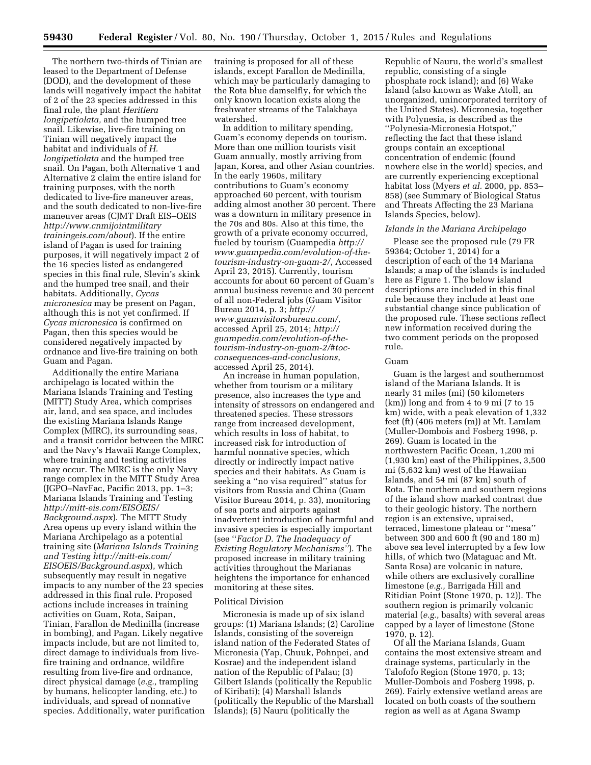The northern two-thirds of Tinian are leased to the Department of Defense (DOD), and the development of these lands will negatively impact the habitat of 2 of the 23 species addressed in this final rule, the plant *Heritiera longipetiolata,* and the humped tree snail. Likewise, live-fire training on Tinian will negatively impact the habitat and individuals of *H. longipetiolata* and the humped tree snail. On Pagan, both Alternative 1 and Alternative 2 claim the entire island for training purposes, with the north dedicated to live-fire maneuver areas, and the south dedicated to non-live-fire maneuver areas (CJMT Draft EIS–OEIS *http://www.cnmijointmilitary trainingeis.com/about*). If the entire island of Pagan is used for training purposes, it will negatively impact 2 of the 16 species listed as endangered species in this final rule, Slevin's skink and the humped tree snail, and their habitats. Additionally, *Cycas micronesica* may be present on Pagan, although this is not yet confirmed. If *Cycas micronesica* is confirmed on Pagan, then this species would be considered negatively impacted by ordnance and live-fire training on both Guam and Pagan.

Additionally the entire Mariana archipelago is located within the Mariana Islands Training and Testing (MITT) Study Area, which comprises air, land, and sea space, and includes the existing Mariana Islands Range Complex (MIRC), its surrounding seas, and a transit corridor between the MIRC and the Navy's Hawaii Range Complex, where training and testing activities may occur. The MIRC is the only Navy range complex in the MITT Study Area (JGPO–NavFac, Pacific 2013, pp. 1–3; Mariana Islands Training and Testing *http://mitt-eis.com/EISOEIS/Background.aspx*). The MITT Study Area opens up every island within the Mariana Archipelago as a potential training site (*Mariana Islands Training and Testing http://mitt-eis.com/EISOEIS/Background.aspx*), which subsequently may result in negative impacts to any number of the 23 species addressed in this final rule. Proposed actions include increases in training activities on Guam, Rota, Saipan, Tinian, Farallon de Medinilla (increase in bombing), and Pagan. Likely negative impacts include, but are not limited to, direct damage to individuals from live-fire training and ordnance, wildfire resulting from live-fire and ordnance, direct physical damage (*e.g.,* trampling by humans, helicopter landing, etc.) to individuals, and spread of nonnative species. Additionally, water purification training is proposed for all of these islands, except Farallon de Medinilla, which may be particularly damaging to the Rota blue damselfly, for which the only known location exists along the freshwater streams of the Talakhaya watershed.

In addition to military spending, Guam's economy depends on tourism. More than one million tourists visit Guam annually, mostly arriving from Japan, Korea, and other Asian countries. In the early 1960s, military contributions to Guam's economy approached 60 percent, with tourism adding almost another 30 percent. There was a downturn in military presence in the 70s and 80s. Also at this time, the growth of a private economy occurred, fueled by tourism (Guampedia *http://www.guampedia.com/evolution-of-the-tourism-industry-on-guam-2/*, Accessed April 23, 2015). Currently, tourism accounts for about 60 percent of Guam's annual business revenue and 30 percent of all non-Federal jobs (Guam Visitor Bureau 2014, p. 3; *http://www.guamvisitorsbureau.com/*, accessed April 25, 2014; *http://guampedia.com/evolution-of-the-tourism-industry-on-guam-2/#toc-consequences-and-conclusions*, accessed April 25, 2014).

An increase in human population, whether from tourism or a military presence, also increases the type and intensity of stressors on endangered and threatened species. These stressors range from increased development, which results in loss of habitat, to increased risk for introduction of harmful nonnative species, which directly or indirectly impact native species and their habitats. As Guam is seeking a ''no visa required'' status for visitors from Russia and China (Guam Visitor Bureau 2014, p. 33), monitoring of sea ports and airports against inadvertent introduction of harmful and invasive species is especially important (see ''*Factor D. The Inadequacy of Existing Regulatory Mechanisms''*). The proposed increase in military training activities throughout the Marianas heightens the importance for enhanced monitoring at these sites.

### Political Division

Micronesia is made up of six island groups: (1) Mariana Islands; (2) Caroline Islands, consisting of the sovereign island nation of the Federated States of Micronesia (Yap, Chuuk, Pohnpei, and Kosrae) and the independent island nation of the Republic of Palau; (3) Gilbert Islands (politically the Republic of Kiribati); (4) Marshall Islands (politically the Republic of the Marshall Islands); (5) Nauru (politically the Republic of Nauru, the world's smallest republic, consisting of a single phosphate rock island); and (6) Wake Island (also known as Wake Atoll, an unorganized, unincorporated territory of the United States). Micronesia, together with Polynesia, is described as the ''Polynesia-Micronesia Hotspot,'' reflecting the fact that these island groups contain an exceptional concentration of endemic (found nowhere else in the world) species, and are currently experiencing exceptional habitat loss (Myers *et al.* 2000, pp. 853–858) (see Summary of Biological Status and Threats Affecting the 23 Mariana Islands Species, below).

#### *Islands in the Mariana Archipelago*

Please see the proposed rule (79 FR 59364; October 1, 2014) for a description of each of the 14 Mariana Islands; a map of the islands is included here as Figure 1. The below island descriptions are included in this final rule because they include at least one substantial change since publication of the proposed rule. These sections reflect new information received during the two comment periods on the proposed rule.

#### Guam

Guam is the largest and southernmost island of the Mariana Islands. It is nearly 31 miles (mi) (50 kilometers (km)) long and from 4 to 9 mi (7 to 15 km) wide, with a peak elevation of 1,332 feet (ft) (406 meters (m)) at Mt. Lamlam (Muller-Dombois and Fosberg 1998, p. 269). Guam is located in the northwestern Pacific Ocean, 1,200 mi (1,930 km) east of the Philippines, 3,500 mi (5,632 km) west of the Hawaiian Islands, and 54 mi (87 km) south of Rota. The northern and southern regions of the island show marked contrast due to their geologic history. The northern region is an extensive, upraised, terraced, limestone plateau or ''mesa'' between 300 and 600 ft (90 and 180 m) above sea level interrupted by a few low hills, of which two (Mataguac and Mt. Santa Rosa) are volcanic in nature, while others are exclusively coralline limestone (*e.g.,* Barrigada Hill and Ritidian Point (Stone 1970, p. 12)). The southern region is primarily volcanic material (*e.g.,* basalts) with several areas capped by a layer of limestone (Stone 1970, p. 12).

Of all the Mariana Islands, Guam contains the most extensive stream and drainage systems, particularly in the Talofofo Region (Stone 1970, p. 13; Muller-Dombois and Fosberg 1998, p. 269). Fairly extensive wetland areas are located on both coasts of the southern region as well as at Agana Swamp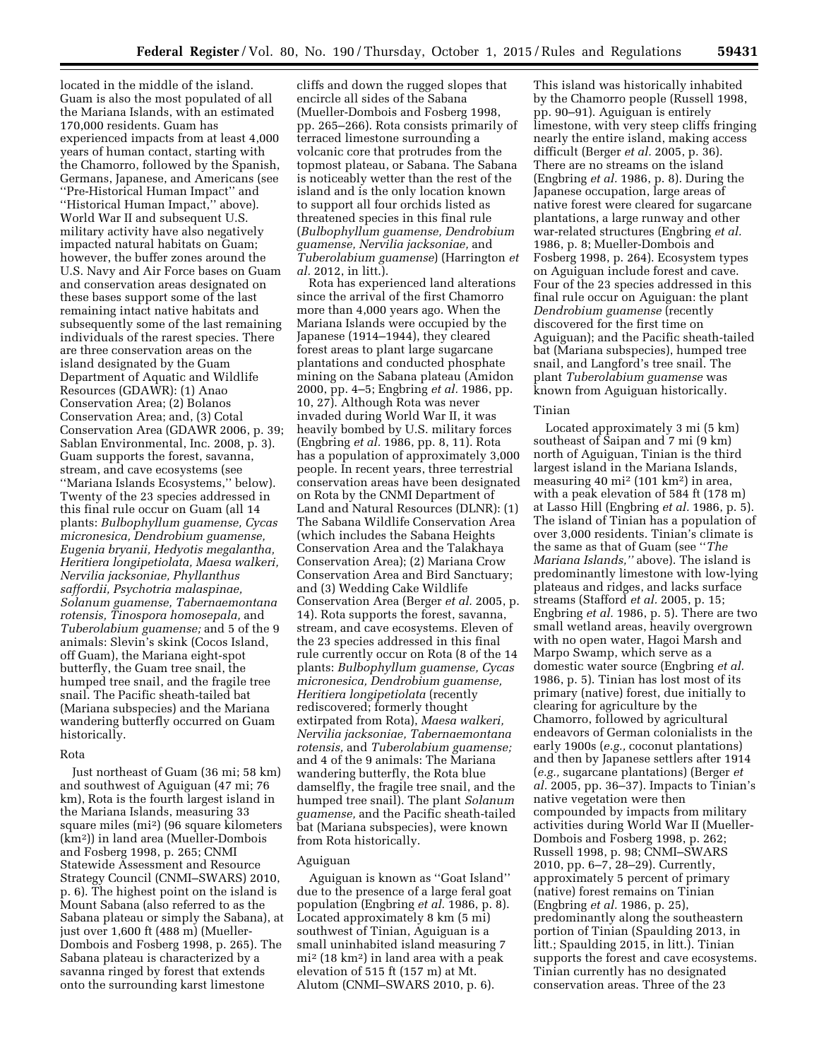located in the middle of the island. Guam is also the most populated of all the Mariana Islands, with an estimated 170,000 residents. Guam has experienced impacts from at least 4,000 years of human contact, starting with the Chamorro, followed by the Spanish, Germans, Japanese, and Americans (see ''Pre-Historical Human Impact'' and ''Historical Human Impact,'' above). World War II and subsequent U.S. military activity have also negatively impacted natural habitats on Guam; however, the buffer zones around the U.S. Navy and Air Force bases on Guam and conservation areas designated on these bases support some of the last remaining intact native habitats and subsequently some of the last remaining individuals of the rarest species. There are three conservation areas on the island designated by the Guam Department of Aquatic and Wildlife Resources (GDAWR): (1) Anao Conservation Area; (2) Bolanos Conservation Area; and, (3) Cotal Conservation Area (GDAWR 2006, p. 39; Sablan Environmental, Inc. 2008, p. 3). Guam supports the forest, savanna, stream, and cave ecosystems (see ''Mariana Islands Ecosystems,'' below). Twenty of the 23 species addressed in this final rule occur on Guam (all 14 plants: *Bulbophyllum guamense, Cycas micronesica, Dendrobium guamense, Eugenia bryanii, Hedyotis megalantha, Heritiera longipetiolata, Maesa walkeri, Nervilia jacksoniae, Phyllanthus saffordii, Psychotria malaspinae, Solanum guamense, Tabernaemontana rotensis, Tinospora homosepala,* and *Tuberolabium guamense;* and 5 of the 9 animals: Slevin's skink (Cocos Island, off Guam), the Mariana eight-spot butterfly, the Guam tree snail, the humped tree snail, and the fragile tree snail. The Pacific sheath-tailed bat (Mariana subspecies) and the Mariana wandering butterfly occurred on Guam historically.

### Rota

Just northeast of Guam (36 mi; 58 km) and southwest of Aguiguan (47 mi; 76 km), Rota is the fourth largest island in the Mariana Islands, measuring 33 square miles (mi$^2$) (96 square kilometers (km$^2$)) in land area (Mueller-Dombois and Fosberg 1998, p. 265; CNMI Statewide Assessment and Resource Strategy Council (CNMI–SWARS) 2010, p. 6). The highest point on the island is Mount Sabana (also referred to as the Sabana plateau or simply the Sabana), at just over 1,600 ft (488 m) (Mueller-Dombois and Fosberg 1998, p. 265). The Sabana plateau is characterized by a savanna ringed by forest that extends onto the surrounding karst limestone cliffs and down the rugged slopes that encircle all sides of the Sabana (Mueller-Dombois and Fosberg 1998, pp. 265–266). Rota consists primarily of terraced limestone surrounding a volcanic core that protrudes from the topmost plateau, or Sabana. The Sabana is noticeably wetter than the rest of the island and is the only location known to support all four orchids listed as threatened species in this final rule (*Bulbophyllum guamense, Dendrobium guamense, Nervilia jacksoniae,* and *Tuberolabium guamense*) (Harrington *et al.* 2012, in litt.).

Rota has experienced land alterations since the arrival of the first Chamorro more than 4,000 years ago. When the Mariana Islands were occupied by the Japanese (1914–1944), they cleared forest areas to plant large sugarcane plantations and conducted phosphate mining on the Sabana plateau (Amidon 2000, pp. 4–5; Engbring *et al.* 1986, pp. 10, 27). Although Rota was never invaded during World War II, it was heavily bombed by U.S. military forces (Engbring *et al.* 1986, pp. 8, 11). Rota has a population of approximately 3,000 people. In recent years, three terrestrial conservation areas have been designated on Rota by the CNMI Department of Land and Natural Resources (DLNR): (1) The Sabana Wildlife Conservation Area (which includes the Sabana Heights Conservation Area and the Talakhaya Conservation Area); (2) Mariana Crow Conservation Area and Bird Sanctuary; and (3) Wedding Cake Wildlife Conservation Area (Berger *et al.* 2005, p. 14). Rota supports the forest, savanna, stream, and cave ecosystems. Eleven of the 23 species addressed in this final rule currently occur on Rota (8 of the 14 plants: *Bulbophyllum guamense, Cycas micronesica, Dendrobium guamense, Heritiera longipetiolata* (recently rediscovered; formerly thought extirpated from Rota), *Maesa walkeri, Nervilia jacksoniae, Tabernaemontana rotensis,* and *Tuberolabium guamense;* and 4 of the 9 animals: The Mariana wandering butterfly, the Rota blue damselfly, the fragile tree snail, and the humped tree snail). The plant *Solanum guamense,* and the Pacific sheath-tailed bat (Mariana subspecies), were known from Rota historically.

### Aguiguan

Aguiguan is known as ''Goat Island'' due to the presence of a large feral goat population (Engbring *et al.* 1986, p. 8). Located approximately 8 km (5 mi) southwest of Tinian, Aguiguan is a small uninhabited island measuring 7 mi$^2$ (18 km$^2$) in land area with a peak elevation of 515 ft (157 m) at Mt. Alutom (CNMI–SWARS 2010, p. 6). This island was historically inhabited by the Chamorro people (Russell 1998, pp. 90–91). Aguiguan is entirely limestone, with very steep cliffs fringing nearly the entire island, making access difficult (Berger *et al.* 2005, p. 36). There are no streams on the island (Engbring *et al.* 1986, p. 8). During the Japanese occupation, large areas of native forest were cleared for sugarcane plantations, a large runway and other war-related structures (Engbring *et al.* 1986, p. 8; Mueller-Dombois and Fosberg 1998, p. 264). Ecosystem types on Aguiguan include forest and cave. Four of the 23 species addressed in this final rule occur on Aguiguan: the plant *Dendrobium guamense* (recently discovered for the first time on Aguiguan); and the Pacific sheath-tailed bat (Mariana subspecies), humped tree snail, and Langford's tree snail. The plant *Tuberolabium guamense* was known from Aguiguan historically.

### Tinian

Located approximately 3 mi (5 km) southeast of Saipan and 7 mi (9 km) north of Aguiguan, Tinian is the third largest island in the Mariana Islands, measuring 40 mi$^2$ (101 km$^2$) in area, with a peak elevation of 584 ft (178 m) at Lasso Hill (Engbring *et al.* 1986, p. 5). The island of Tinian has a population of over 3,000 residents. Tinian's climate is the same as that of Guam (see ''*The Mariana Islands,''* above). The island is predominantly limestone with low-lying plateaus and ridges, and lacks surface streams (Stafford *et al.* 2005, p. 15; Engbring *et al.* 1986, p. 5). There are two small wetland areas, heavily overgrown with no open water, Hagoi Marsh and Marpo Swamp, which serve as a domestic water source (Engbring *et al.* 1986, p. 5). Tinian has lost most of its primary (native) forest, due initially to clearing for agriculture by the Chamorro, followed by agricultural endeavors of German colonialists in the early 1900s (*e.g.,* coconut plantations) and then by Japanese settlers after 1914 (*e.g.,* sugarcane plantations) (Berger *et al.* 2005, pp. 36–37). Impacts to Tinian's native vegetation were then compounded by impacts from military activities during World War II (Mueller-Dombois and Fosberg 1998, p. 262; Russell 1998, p. 98; CNMI–SWARS 2010, pp. 6–7, 28–29). Currently, approximately 5 percent of primary (native) forest remains on Tinian (Engbring *et al.* 1986, p. 25), predominantly along the southeastern portion of Tinian (Spaulding 2013, in litt.; Spaulding 2015, in litt.). Tinian supports the forest and cave ecosystems. Tinian currently has no designated conservation areas. Three of the 23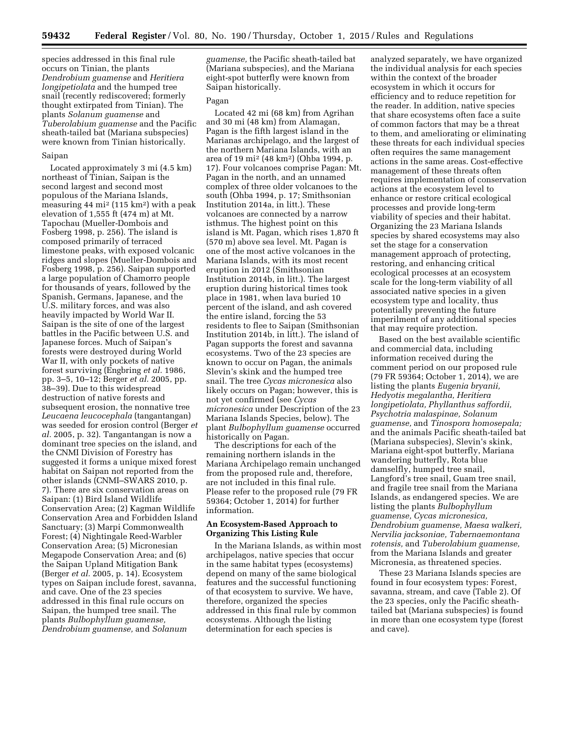species addressed in this final rule occurs on Tinian, the plants *Dendrobium guamense* and *Heritiera longipetiolata* and the humped tree snail (recently rediscovered; formerly thought extirpated from Tinian). The plants *Solanum guamense* and *Tuberolabium guamense* and the Pacific sheath-tailed bat (Mariana subspecies) were known from Tinian historically.

### Saipan

Located approximately 3 mi (4.5 km) northeast of Tinian, Saipan is the second largest and second most populous of the Mariana Islands, measuring 44 mi$^2$ (115 km$^2$) with a peak elevation of 1,555 ft (474 m) at Mt. Tapochau (Mueller-Dombois and Fosberg 1998, p. 256). The island is composed primarily of terraced limestone peaks, with exposed volcanic ridges and slopes (Mueller-Dombois and Fosberg 1998, p. 256). Saipan supported a large population of Chamorro people for thousands of years, followed by the Spanish, Germans, Japanese, and the U.S. military forces, and was also heavily impacted by World War II. Saipan is the site of one of the largest battles in the Pacific between U.S. and Japanese forces. Much of Saipan's forests were destroyed during World War II, with only pockets of native forest surviving (Engbring *et al.* 1986, pp. 3–5, 10–12; Berger *et al.* 2005, pp. 38–39). Due to this widespread destruction of native forests and subsequent erosion, the nonnative tree *Leucaena leucocephala* (tangantangan) was seeded for erosion control (Berger *et al.* 2005, p. 32). Tangantangan is now a dominant tree species on the island, and the CNMI Division of Forestry has suggested it forms a unique mixed forest habitat on Saipan not reported from the other islands (CNMI–SWARS 2010, p. 7). There are six conservation areas on Saipan: (1) Bird Island Wildlife Conservation Area; (2) Kagman Wildlife Conservation Area and Forbidden Island Sanctuary; (3) Marpi Commonwealth Forest; (4) Nightingale Reed-Warbler Conservation Area; (5) Micronesian Megapode Conservation Area; and (6) the Saipan Upland Mitigation Bank (Berger *et al.* 2005, p. 14). Ecosystem types on Saipan include forest, savanna, and cave. One of the 23 species addressed in this final rule occurs on Saipan, the humped tree snail. The plants *Bulbophyllum guamense, Dendrobium guamense,* and *Solanum guamense,* the Pacific sheath-tailed bat (Mariana subspecies), and the Mariana eight-spot butterfly were known from Saipan historically.

### Pagan

Located 42 mi (68 km) from Agrihan and 30 mi (48 km) from Alamagan, Pagan is the fifth largest island in the Marianas archipelago, and the largest of the northern Mariana Islands, with an area of 19 mi$^2$ (48 km$^2$) (Ohba 1994, p. 17). Four volcanoes comprise Pagan: Mt. Pagan in the north, and an unnamed complex of three older volcanoes to the south (Ohba 1994, p. 17; Smithsonian Institution 2014a, in litt.). These volcanoes are connected by a narrow isthmus. The highest point on this island is Mt. Pagan, which rises 1,870 ft (570 m) above sea level. Mt. Pagan is one of the most active volcanoes in the Mariana Islands, with its most recent eruption in 2012 (Smithsonian Institution 2014b, in litt.). The largest eruption during historical times took place in 1981, when lava buried 10 percent of the island, and ash covered the entire island, forcing the 53 residents to flee to Saipan (Smithsonian Institution 2014b, in litt.). The island of Pagan supports the forest and savanna ecosystems. Two of the 23 species are known to occur on Pagan, the animals Slevin's skink and the humped tree snail. The tree *Cycas micronesica* also likely occurs on Pagan; however, this is not yet confirmed (see *Cycas micronesica* under Description of the 23 Mariana Islands Species, below). The plant *Bulbophyllum guamense* occurred historically on Pagan.

The descriptions for each of the remaining northern islands in the Mariana Archipelago remain unchanged from the proposed rule and, therefore, are not included in this final rule. Please refer to the proposed rule (79 FR 59364; October 1, 2014) for further information.

## An Ecosystem-Based Approach to Organizing This Listing Rule

In the Mariana Islands, as within most archipelagos, native species that occur in the same habitat types (ecosystems) depend on many of the same biological features and the successful functioning of that ecosystem to survive. We have, therefore, organized the species addressed in this final rule by common ecosystems. Although the listing determination for each species is analyzed separately, we have organized the individual analysis for each species within the context of the broader ecosystem in which it occurs for efficiency and to reduce repetition for the reader. In addition, native species that share ecosystems often face a suite of common factors that may be a threat to them, and ameliorating or eliminating these threats for each individual species often requires the same management actions in the same areas. Cost-effective management of these threats often requires implementation of conservation actions at the ecosystem level to enhance or restore critical ecological processes and provide long-term viability of species and their habitat. Organizing the 23 Mariana Islands species by shared ecosystems may also set the stage for a conservation management approach of protecting, restoring, and enhancing critical ecological processes at an ecosystem scale for the long-term viability of all associated native species in a given ecosystem type and locality, thus potentially preventing the future imperilment of any additional species that may require protection.

Based on the best available scientific and commercial data, including information received during the comment period on our proposed rule (79 FR 59364; October 1, 2014), we are listing the plants *Eugenia bryanii, Hedyotis megalantha, Heritiera longipetiolata, Phyllanthus saffordii, Psychotria malaspinae, Solanum guamense,* and *Tinospora homosepala;* and the animals Pacific sheath-tailed bat (Mariana subspecies), Slevin's skink, Mariana eight-spot butterfly, Mariana wandering butterfly, Rota blue damselfly, humped tree snail, Langford's tree snail, Guam tree snail, and fragile tree snail from the Mariana Islands, as endangered species. We are listing the plants *Bulbophyllum guamense, Cycas micronesica, Dendrobium guamense, Maesa walkeri, Nervilia jacksoniae, Tabernaemontana rotensis,* and *Tuberolabium guamense,* from the Mariana Islands and greater Micronesia, as threatened species.

These 23 Mariana Islands species are found in four ecosystem types: Forest, savanna, stream, and cave (Table 2). Of the 23 species, only the Pacific sheath-tailed bat (Mariana subspecies) is found in more than one ecosystem type (forest and cave).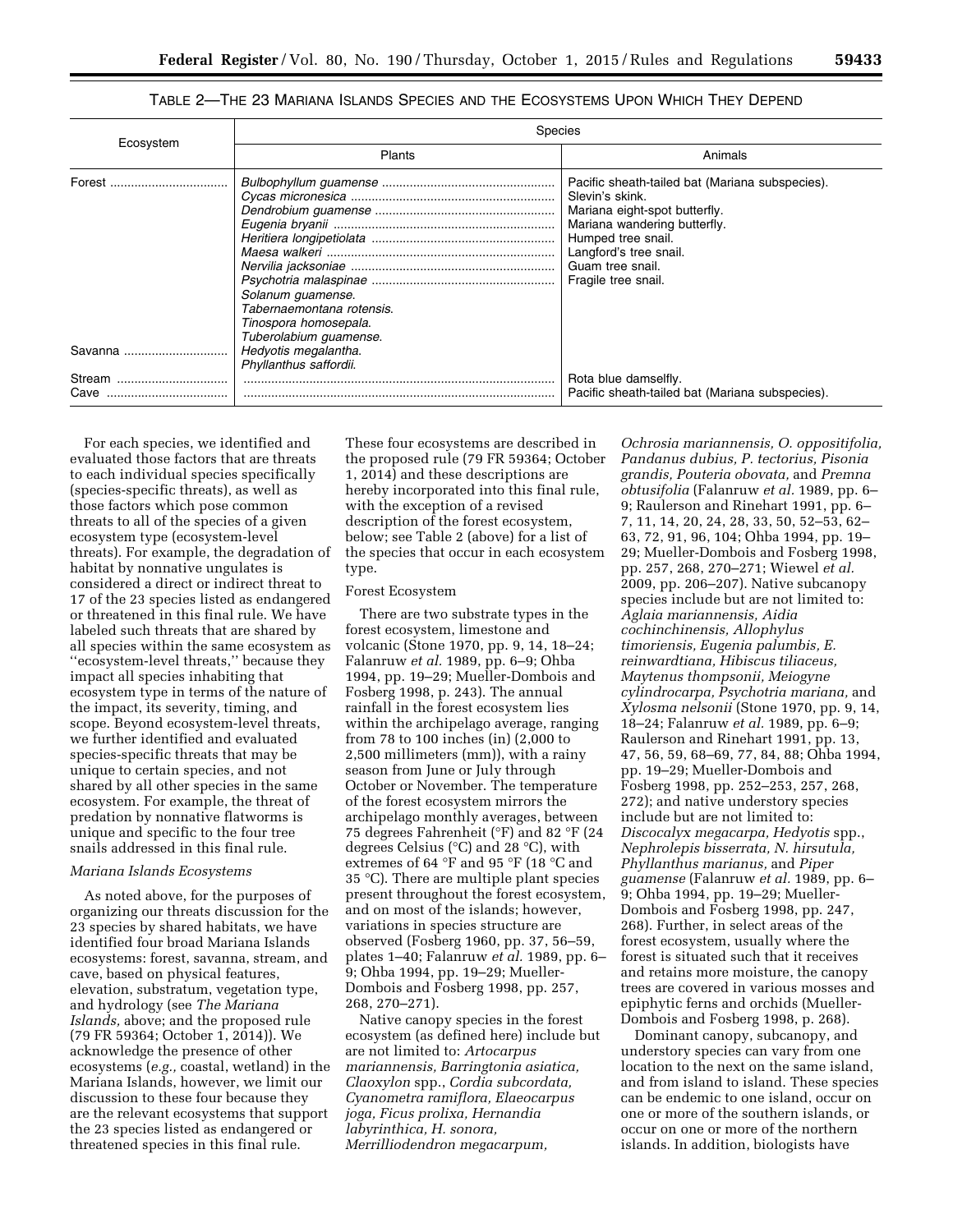TABLE 2—THE 23 MARIANA ISLANDS SPECIES AND THE ECOSYSTEMS UPON WHICH THEY DEPEND

| Ecosystem | Species | |
|---|---|---|
| | Plants | Animals |
| Forest | *Bulbophyllum guamense* | Pacific sheath-tailed bat (Mariana subspecies). |
| | *Cycas micronesica* | Slevin's skink. |
| | *Dendrobium guamense* | Mariana eight-spot butterfly. |
| | *Eugenia bryanii* | Mariana wandering butterfly. |
| | *Heritiera longipetiolata* | Humped tree snail. |
| | *Maesa walkeri* | Langford's tree snail. |
| | *Nervilia jacksoniae* | Guam tree snail. |
| | *Psychotria malaspinae* | Fragile tree snail. |
| | *Solanum guamense.* | |
| | *Tabernaemontana rotensis.* | |
| | *Tinospora homosepala.* | |
| | *Tuberolabium guamense.* | |
| Savanna | *Hedyotis megalantha.* | |
| | *Phyllanthus saffordii.* | |
| Stream | | Rota blue damselfly. |
| Cave | | Pacific sheath-tailed bat (Mariana subspecies). |

For each species, we identified and evaluated those factors that are threats to each individual species specifically (species-specific threats), as well as those factors which pose common threats to all of the species of a given ecosystem type (ecosystem-level threats). For example, the degradation of habitat by nonnative ungulates is considered a direct or indirect threat to 17 of the 23 species listed as endangered or threatened in this final rule. We have labeled such threats that are shared by all species within the same ecosystem as ''ecosystem-level threats,'' because they impact all species inhabiting that ecosystem type in terms of the nature of the impact, its severity, timing, and scope. Beyond ecosystem-level threats, we further identified and evaluated species-specific threats that may be unique to certain species, and not shared by all other species in the same ecosystem. For example, the threat of predation by nonnative flatworms is unique and specific to the four tree snails addressed in this final rule.

### *Mariana Islands Ecosystems*

As noted above, for the purposes of organizing our threats discussion for the 23 species by shared habitats, we have identified four broad Mariana Islands ecosystems: forest, savanna, stream, and cave, based on physical features, elevation, substratum, vegetation type, and hydrology (see *The Mariana Islands,* above; and the proposed rule (79 FR 59364; October 1, 2014)). We acknowledge the presence of other ecosystems (*e.g.,* coastal, wetland) in the Mariana Islands, however, we limit our discussion to these four because they are the relevant ecosystems that support the 23 species listed as endangered or threatened species in this final rule. These four ecosystems are described in the proposed rule (79 FR 59364; October 1, 2014) and these descriptions are hereby incorporated into this final rule, with the exception of a revised description of the forest ecosystem, below; see Table 2 (above) for a list of the species that occur in each ecosystem type.

### Forest Ecosystem

There are two substrate types in the forest ecosystem, limestone and volcanic (Stone 1970, pp. 9, 14, 18–24; Falanruw *et al.* 1989, pp. 6–9; Ohba 1994, pp. 19–29; Mueller-Dombois and Fosberg 1998, p. 243). The annual rainfall in the forest ecosystem lies within the archipelago average, ranging from 78 to 100 inches (in) (2,000 to 2,500 millimeters (mm)), with a rainy season from June or July through October or November. The temperature of the forest ecosystem mirrors the archipelago monthly averages, between 75 degrees Fahrenheit (°F) and 82 °F (24 degrees Celsius (°C) and 28 °C), with extremes of 64 °F and 95 °F (18 °C and 35 °C). There are multiple plant species present throughout the forest ecosystem, and on most of the islands; however, variations in species structure are observed (Fosberg 1960, pp. 37, 56–59, plates 1–40; Falanruw *et al.* 1989, pp. 6–9; Ohba 1994, pp. 19–29; Mueller-Dombois and Fosberg 1998, pp. 257, 268, 270–271).

Native canopy species in the forest ecosystem (as defined here) include but are not limited to: *Artocarpus mariannensis, Barringtonia asiatica, Claoxylon* spp., *Cordia subcordata, Cyanometra ramiflora, Elaeocarpus joga, Ficus prolixa, Hernandia labyrinthica, H. sonora, Merrilliodendron megacarpum, Ochrosia mariannensis, O. oppositifolia, Pandanus dubius, P. tectorius, Pisonia grandis, Pouteria obovata,* and *Premna obtusifolia* (Falanruw *et al.* 1989, pp. 6–9; Raulerson and Rinehart 1991, pp. 6–7, 11, 14, 20, 24, 28, 33, 50, 52–53, 62–63, 72, 91, 96, 104; Ohba 1994, pp. 19–29; Mueller-Dombois and Fosberg 1998, pp. 257, 268, 270–271; Wiewel *et al.* 2009, pp. 206–207). Native subcanopy species include but are not limited to: *Aglaia mariannensis, Aidia cochinchinensis, Allophylus timoriensis, Eugenia palumbis, E. reinwardtiana, Hibiscus tiliaceus, Maytenus thompsonii, Meiogyne cylindrocarpa, Psychotria mariana,* and *Xylosma nelsonii* (Stone 1970, pp. 9, 14, 18–24; Falanruw *et al.* 1989, pp. 6–9; Raulerson and Rinehart 1991, pp. 13, 47, 56, 59, 68–69, 77, 84, 88; Ohba 1994, pp. 19–29; Mueller-Dombois and Fosberg 1998, pp. 252–253, 257, 268, 272); and native understory species include but are not limited to: *Discocalyx megacarpa, Hedyotis* spp., *Nephrolepis bisserrata, N. hirsutula, Phyllanthus marianus,* and *Piper guamense* (Falanruw *et al.* 1989, pp. 6–9; Ohba 1994, pp. 19–29; Mueller-Dombois and Fosberg 1998, pp. 247, 268). Further, in select areas of the forest ecosystem, usually where the forest is situated such that it receives and retains more moisture, the canopy trees are covered in various mosses and epiphytic ferns and orchids (Mueller-Dombois and Fosberg 1998, p. 268).

Dominant canopy, subcanopy, and understory species can vary from one location to the next on the same island, and from island to island. These species can be endemic to one island, occur on one or more of the southern islands, or occur on one or more of the northern islands. In addition, biologists have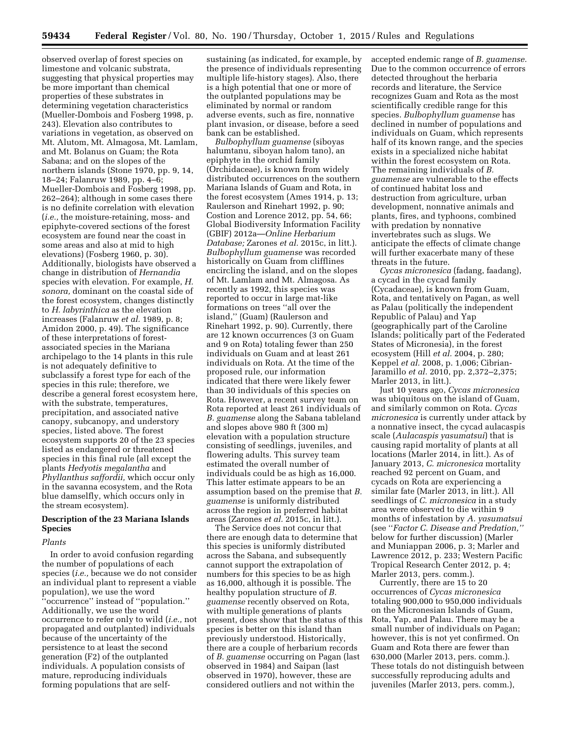observed overlap of forest species on limestone and volcanic substrata, suggesting that physical properties may be more important than chemical properties of these substrates in determining vegetation characteristics (Mueller-Dombois and Fosberg 1998, p. 243). Elevation also contributes to variations in vegetation, as observed on Mt. Alutom, Mt. Almagosa, Mt. Lamlam, and Mt. Bolanus on Guam; the Rota Sabana; and on the slopes of the northern islands (Stone 1970, pp. 9, 14, 18–24; Falanruw 1989, pp. 4–6; Mueller-Dombois and Fosberg 1998, pp. 262–264); although in some cases there is no definite correlation with elevation (*i.e.,* the moisture-retaining, moss- and epiphyte-covered sections of the forest ecosystem are found near the coast in some areas and also at mid to high elevations) (Fosberg 1960, p. 30). Additionally, biologists have observed a change in distribution of *Hernandia* species with elevation. For example, *H. sonora,* dominant on the coastal side of the forest ecosystem, changes distinctly to *H. labyrinthica* as the elevation increases (Falanruw *et al.* 1989, p. 8; Amidon 2000, p. 49). The significance of these interpretations of forest-associated species in the Mariana archipelago to the 14 plants in this rule is not adequately definitive to subclassify a forest type for each of the species in this rule; therefore, we describe a general forest ecosystem here, with the substrate, temperatures, precipitation, and associated native canopy, subcanopy, and understory species, listed above. The forest ecosystem supports 20 of the 23 species listed as endangered or threatened species in this final rule (all except the plants *Hedyotis megalantha* and *Phyllanthus saffordii,* which occur only in the savanna ecosystem, and the Rota blue damselfly, which occurs only in the stream ecosystem).

## Description of the 23 Mariana Islands Species

### *Plants*

In order to avoid confusion regarding the number of populations of each species (*i.e.,* because we do not consider an individual plant to represent a viable population), we use the word ''occurrence'' instead of ''population.'' Additionally, we use the word occurrence to refer only to wild (*i.e.,* not propagated and outplanted) individuals because of the uncertainty of the persistence to at least the second generation (F2) of the outplanted individuals. A population consists of mature, reproducing individuals forming populations that are self-sustaining (as indicated, for example, by the presence of individuals representing multiple life-history stages). Also, there is a high potential that one or more of the outplanted populations may be eliminated by normal or random adverse events, such as fire, nonnative plant invasion, or disease, before a seed bank can be established.

*Bulbophyllum guamense* (siboyas halumtanu, siboyan halom tano), an epiphyte in the orchid family (Orchidaceae), is known from widely distributed occurrences on the southern Mariana Islands of Guam and Rota, in the forest ecosystem (Ames 1914, p. 13; Raulerson and Rinehart 1992, p. 90; Costion and Lorence 2012, pp. 54, 66; Global Biodiversity Information Facility (GBIF) 2012a—*Online Herbarium Database;* Zarones *et al.* 2015c, in litt.). *Bulbophyllum guamense* was recorded historically on Guam from clifflines encircling the island, and on the slopes of Mt. Lamlam and Mt. Almagosa. As recently as 1992, this species was reported to occur in large mat-like formations on trees ''all over the island,'' (Guam) (Raulerson and Rinehart 1992, p. 90). Currently, there are 12 known occurrences (3 on Guam and 9 on Rota) totaling fewer than 250 individuals on Guam and at least 261 individuals on Rota. At the time of the proposed rule, our information indicated that there were likely fewer than 30 individuals of this species on Rota. However, a recent survey team on Rota reported at least 261 individuals of *B. guamense* along the Sabana tableland and slopes above 980 ft (300 m) elevation with a population structure consisting of seedlings, juveniles, and flowering adults. This survey team estimated the overall number of individuals could be as high as 16,000. This latter estimate appears to be an assumption based on the premise that *B. guamense* is uniformly distributed across the region in preferred habitat areas (Zarones *et al.* 2015c, in litt.).

The Service does not concur that there are enough data to determine that this species is uniformly distributed across the Sabana, and subsequently cannot support the extrapolation of numbers for this species to be as high as 16,000, although it is possible. The healthy population structure of *B. guamense* recently observed on Rota, with multiple generations of plants present, does show that the status of this species is better on this island than previously understood. Historically, there are a couple of herbarium records of *B. guamense* occurring on Pagan (last observed in 1984) and Saipan (last observed in 1970), however, these are considered outliers and not within the accepted endemic range of *B. guamense.* Due to the common occurrence of errors detected throughout the herbaria records and literature, the Service recognizes Guam and Rota as the most scientifically credible range for this species. *Bulbophyllum guamense* has declined in number of populations and individuals on Guam, which represents half of its known range, and the species exists in a specialized niche habitat within the forest ecosystem on Rota. The remaining individuals of *B. guamense* are vulnerable to the effects of continued habitat loss and destruction from agriculture, urban development, nonnative animals and plants, fires, and typhoons, combined with predation by nonnative invertebrates such as slugs. We anticipate the effects of climate change will further exacerbate many of these threats in the future.

*Cycas micronesica* (fadang, faadang), a cycad in the cycad family (Cycadaceae), is known from Guam, Rota, and tentatively on Pagan, as well as Palau (politically the independent Republic of Palau) and Yap (geographically part of the Caroline Islands; politically part of the Federated States of Micronesia), in the forest ecosystem (Hill *et al.* 2004, p. 280; Keppel *et al.* 2008, p. 1,006; Cibrian-Jaramillo *et al.* 2010, pp. 2,372–2,375; Marler 2013, in litt.).

Just 10 years ago, *Cycas micronesica* was ubiquitous on the island of Guam, and similarly common on Rota. *Cycas micronesica* is currently under attack by a nonnative insect, the cycad aulacaspis scale (*Aulacaspis yasumatsui*) that is causing rapid mortality of plants at all locations (Marler 2014, in litt.). As of January 2013, *C. micronesica* mortality reached 92 percent on Guam, and cycads on Rota are experiencing a similar fate (Marler 2013, in litt.). All seedlings of *C. micronesica* in a study area were observed to die within 9 months of infestation by *A. yasumatsui* (see ''*Factor C. Disease and Predation,''* below for further discussion) (Marler and Muniappan 2006, p. 3; Marler and Lawrence 2012, p. 233; Western Pacific Tropical Research Center 2012, p. 4; Marler 2013, pers. comm.).

Currently, there are 15 to 20 occurrences of *Cycas micronesica* totaling 900,000 to 950,000 individuals on the Micronesian Islands of Guam, Rota, Yap, and Palau. There may be a small number of individuals on Pagan; however, this is not yet confirmed. On Guam and Rota there are fewer than 630,000 (Marler 2013, pers. comm.). These totals do not distinguish between successfully reproducing adults and juveniles (Marler 2013, pers. comm.),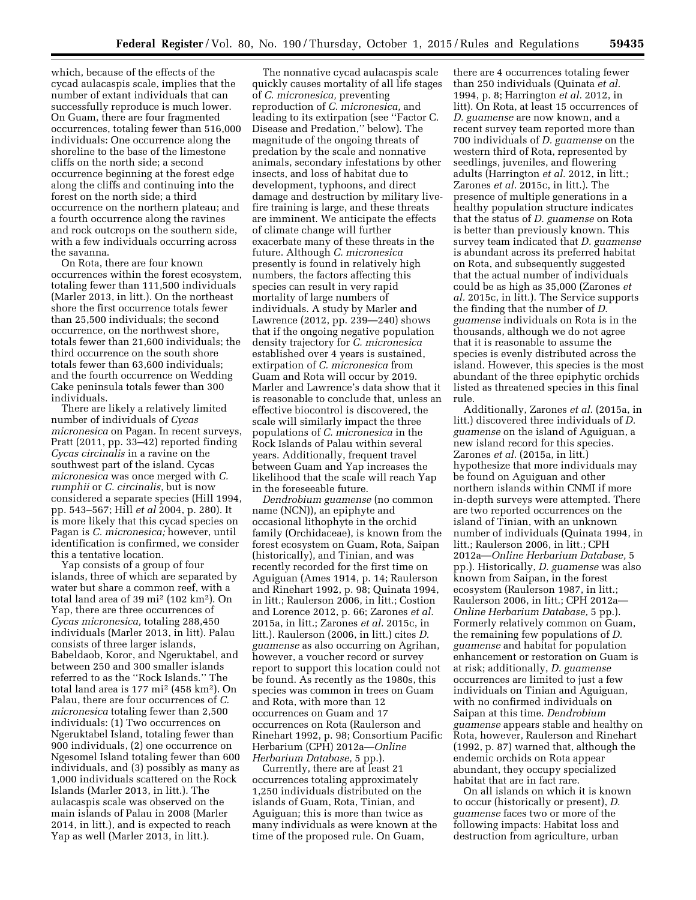which, because of the effects of the cycad aulacaspis scale, implies that the number of extant individuals that can successfully reproduce is much lower. On Guam, there are four fragmented occurrences, totaling fewer than 516,000 individuals: One occurrence along the shoreline to the base of the limestone cliffs on the north side; a second occurrence beginning at the forest edge along the cliffs and continuing into the forest on the north side; a third occurrence on the northern plateau; and a fourth occurrence along the ravines and rock outcrops on the southern side, with a few individuals occurring across the savanna.

On Rota, there are four known occurrences within the forest ecosystem, totaling fewer than 111,500 individuals (Marler 2013, in litt.). On the northeast shore the first occurrence totals fewer than 25,500 individuals; the second occurrence, on the northwest shore, totals fewer than 21,600 individuals; the third occurrence on the south shore totals fewer than 63,600 individuals; and the fourth occurrence on Wedding Cake peninsula totals fewer than 300 individuals.

There are likely a relatively limited number of individuals of *Cycas micronesica* on Pagan. In recent surveys, Pratt (2011, pp. 33–42) reported finding *Cycas circinalis* in a ravine on the southwest part of the island. Cycas *micronesica* was once merged with *C. rumphii* or *C. circinalis,* but is now considered a separate species (Hill 1994, pp. 543–567; Hill *et al* 2004, p. 280). It is more likely that this cycad species on Pagan is *C. micronesica;* however, until identification is confirmed, we consider this a tentative location.

Yap consists of a group of four islands, three of which are separated by water but share a common reef, with a total land area of 39 mi² (102 km²). On Yap, there are three occurrences of *Cycas micronesica,* totaling 288,450 individuals (Marler 2013, in litt). Palau consists of three larger islands, Babeldaob, Koror, and Ngeruktabel, and between 250 and 300 smaller islands referred to as the ''Rock Islands.'' The total land area is 177 mi² (458 km²). On Palau, there are four occurrences of *C. micronesica* totaling fewer than 2,500 individuals: (1) Two occurrences on Ngeruktabel Island, totaling fewer than 900 individuals, (2) one occurrence on Ngesomel Island totaling fewer than 600 individuals, and (3) possibly as many as 1,000 individuals scattered on the Rock Islands (Marler 2013, in litt.). The aulacaspis scale was observed on the main islands of Palau in 2008 (Marler 2014, in litt.), and is expected to reach Yap as well (Marler 2013, in litt.).

The nonnative cycad aulacaspis scale quickly causes mortality of all life stages of *C. micronesica,* preventing reproduction of *C. micronesica,* and leading to its extirpation (see ''Factor C. Disease and Predation,'' below). The magnitude of the ongoing threats of predation by the scale and nonnative animals, secondary infestations by other insects, and loss of habitat due to development, typhoons, and direct damage and destruction by military live-fire training is large, and these threats are imminent. We anticipate the effects of climate change will further exacerbate many of these threats in the future. Although *C. micronesica* presently is found in relatively high numbers, the factors affecting this species can result in very rapid mortality of large numbers of individuals. A study by Marler and Lawrence (2012, pp. 239—240) shows that if the ongoing negative population density trajectory for *C. micronesica* established over 4 years is sustained, extirpation of *C. micronesica* from Guam and Rota will occur by 2019. Marler and Lawrence's data show that it is reasonable to conclude that, unless an effective biocontrol is discovered, the scale will similarly impact the three populations of *C. micronesica* in the Rock Islands of Palau within several years. Additionally, frequent travel between Guam and Yap increases the likelihood that the scale will reach Yap in the foreseeable future.

*Dendrobium guamense* (no common name (NCN)), an epiphyte and occasional lithophyte in the orchid family (Orchidaceae), is known from the forest ecosystem on Guam, Rota, Saipan (historically), and Tinian, and was recently recorded for the first time on Aguiguan (Ames 1914, p. 14; Raulerson and Rinehart 1992, p. 98; Quinata 1994, in litt.; Raulerson 2006, in litt.; Costion and Lorence 2012, p. 66; Zarones *et al.* 2015a, in litt.; Zarones *et al.* 2015c, in litt.). Raulerson (2006, in litt.) cites *D. guamense* as also occurring on Agrihan, however, a voucher record or survey report to support this location could not be found. As recently as the 1980s, this species was common in trees on Guam and Rota, with more than 12 occurrences on Guam and 17 occurrences on Rota (Raulerson and Rinehart 1992, p. 98; Consortium Pacific Herbarium (CPH) 2012a—*Online Herbarium Database,* 5 pp.).

Currently, there are at least 21 occurrences totaling approximately 1,250 individuals distributed on the islands of Guam, Rota, Tinian, and Aguiguan; this is more than twice as many individuals as were known at the time of the proposed rule. On Guam, there are 4 occurrences totaling fewer than 250 individuals (Quinata *et al.* 1994, p. 8; Harrington *et al.* 2012, in litt). On Rota, at least 15 occurrences of *D. guamense* are now known, and a recent survey team reported more than 700 individuals of *D. guamense* on the western third of Rota, represented by seedlings, juveniles, and flowering adults (Harrington *et al.* 2012, in litt.; Zarones *et al.* 2015c, in litt.). The presence of multiple generations in a healthy population structure indicates that the status of *D. guamense* on Rota is better than previously known. This survey team indicated that *D. guamense* is abundant across its preferred habitat on Rota, and subsequently suggested that the actual number of individuals could be as high as 35,000 (Zarones *et al.* 2015c, in litt.). The Service supports the finding that the number of *D. guamense* individuals on Rota is in the thousands, although we do not agree that it is reasonable to assume the species is evenly distributed across the island. However, this species is the most abundant of the three epiphytic orchids listed as threatened species in this final rule.

Additionally, Zarones *et al.* (2015a, in litt.) discovered three individuals of *D. guamense* on the island of Aguiguan, a new island record for this species. Zarones *et al.* (2015a, in litt.) hypothesize that more individuals may be found on Aguiguan and other northern islands within CNMI if more in-depth surveys were attempted. There are two reported occurrences on the island of Tinian, with an unknown number of individuals (Quinata 1994, in litt.; Raulerson 2006, in litt.; CPH 2012a—*Online Herbarium Database,* 5 pp.). Historically, *D. guamense* was also known from Saipan, in the forest ecosystem (Raulerson 1987, in litt.; Raulerson 2006, in litt.; CPH 2012a—*Online Herbarium Database,* 5 pp.). Formerly relatively common on Guam, the remaining few populations of *D. guamense* and habitat for population enhancement or restoration on Guam is at risk; additionally, *D. guamense* occurrences are limited to just a few individuals on Tinian and Aguiguan, with no confirmed individuals on Saipan at this time. *Dendrobium guamense* appears stable and healthy on Rota, however, Raulerson and Rinehart (1992, p. 87) warned that, although the endemic orchids on Rota appear abundant, they occupy specialized habitat that are in fact rare.

On all islands on which it is known to occur (historically or present), *D. guamense* faces two or more of the following impacts: Habitat loss and destruction from agriculture, urban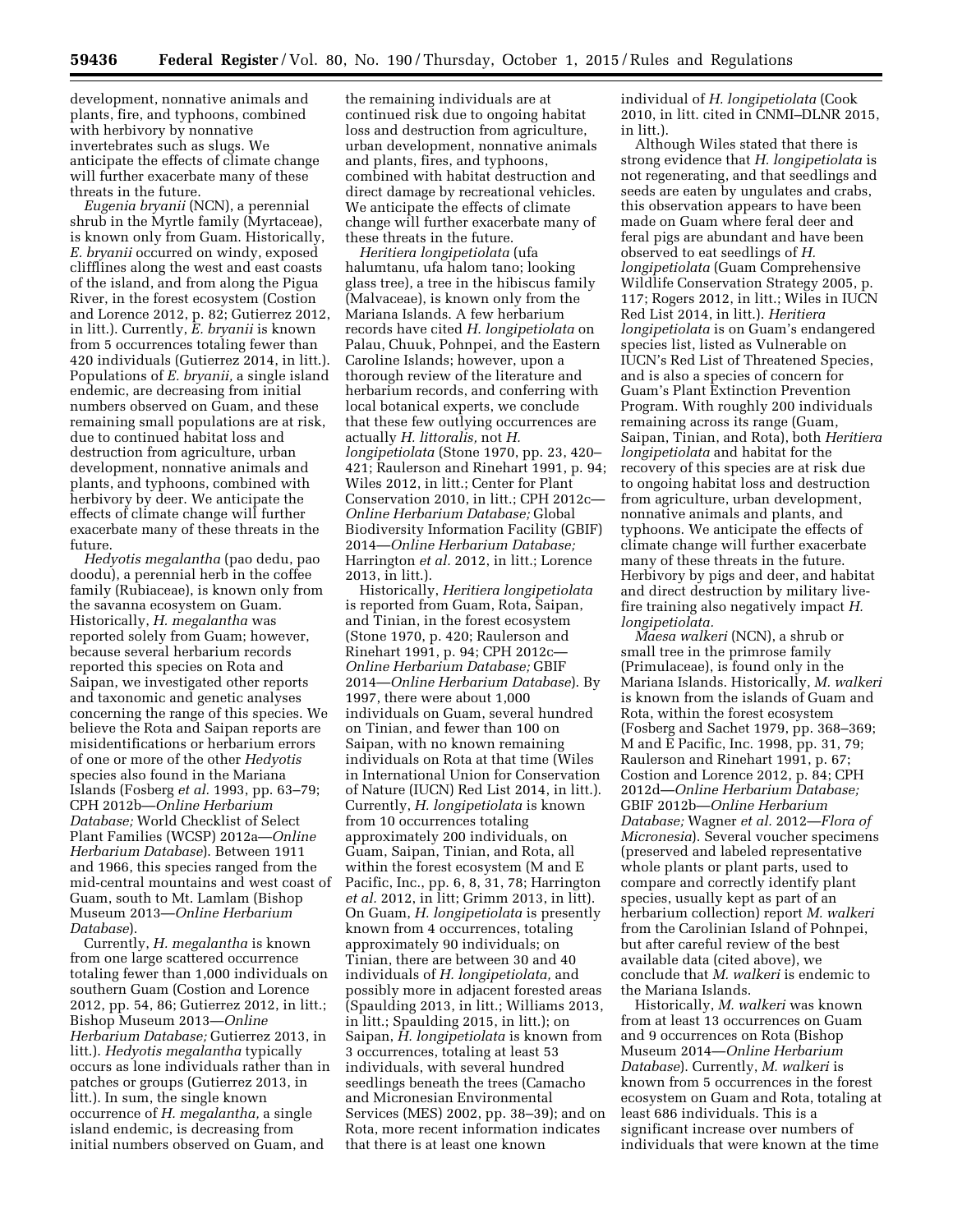development, nonnative animals and plants, fire, and typhoons, combined with herbivory by nonnative invertebrates such as slugs. We anticipate the effects of climate change will further exacerbate many of these threats in the future.

*Eugenia bryanii* (NCN), a perennial shrub in the Myrtle family (Myrtaceae), is known only from Guam. Historically, *E. bryanii* occurred on windy, exposed clifflines along the west and east coasts of the island, and from along the Pigua River, in the forest ecosystem (Costion and Lorence 2012, p. 82; Gutierrez 2012, in litt.). Currently, *E. bryanii* is known from 5 occurrences totaling fewer than 420 individuals (Gutierrez 2014, in litt.). Populations of *E. bryanii,* a single island endemic, are decreasing from initial numbers observed on Guam, and these remaining small populations are at risk, due to continued habitat loss and destruction from agriculture, urban development, nonnative animals and plants, and typhoons, combined with herbivory by deer. We anticipate the effects of climate change will further exacerbate many of these threats in the future.

*Hedyotis megalantha* (pao dedu, pao doodu), a perennial herb in the coffee family (Rubiaceae), is known only from the savanna ecosystem on Guam. Historically, *H. megalantha* was reported solely from Guam; however, because several herbarium records reported this species on Rota and Saipan, we investigated other reports and taxonomic and genetic analyses concerning the range of this species. We believe the Rota and Saipan reports are misidentifications or herbarium errors of one or more of the other *Hedyotis* species also found in the Mariana Islands (Fosberg *et al.* 1993, pp. 63–79; CPH 2012b—*Online Herbarium Database;* World Checklist of Select Plant Families (WCSP) 2012a—*Online Herbarium Database*). Between 1911 and 1966, this species ranged from the mid-central mountains and west coast of Guam, south to Mt. Lamlam (Bishop Museum 2013—*Online Herbarium Database*).

Currently, *H. megalantha* is known from one large scattered occurrence totaling fewer than 1,000 individuals on southern Guam (Costion and Lorence 2012, pp. 54, 86; Gutierrez 2012, in litt.; Bishop Museum 2013—*Online Herbarium Database;* Gutierrez 2013, in litt.). *Hedyotis megalantha* typically occurs as lone individuals rather than in patches or groups (Gutierrez 2013, in litt.). In sum, the single known occurrence of *H. megalantha,* a single island endemic, is decreasing from initial numbers observed on Guam, and the remaining individuals are at continued risk due to ongoing habitat loss and destruction from agriculture, urban development, nonnative animals and plants, fires, and typhoons, combined with habitat destruction and direct damage by recreational vehicles. We anticipate the effects of climate change will further exacerbate many of these threats in the future.

*Heritiera longipetiolata* (ufa halumtanu, ufa halom tano; looking glass tree), a tree in the hibiscus family (Malvaceae), is known only from the Mariana Islands. A few herbarium records have cited *H. longipetiolata* on Palau, Chuuk, Pohnpei, and the Eastern Caroline Islands; however, upon a thorough review of the literature and herbarium records, and conferring with local botanical experts, we conclude that these few outlying occurrences are actually *H. littoralis,* not *H. longipetiolata* (Stone 1970, pp. 23, 420–421; Raulerson and Rinehart 1991, p. 94; Wiles 2012, in litt.; Center for Plant Conservation 2010, in litt.; CPH 2012c—*Online Herbarium Database;* Global Biodiversity Information Facility (GBIF) 2014—*Online Herbarium Database;* Harrington *et al.* 2012, in litt.; Lorence 2013, in litt.).

Historically, *Heritiera longipetiolata* is reported from Guam, Rota, Saipan, and Tinian, in the forest ecosystem (Stone 1970, p. 420; Raulerson and Rinehart 1991, p. 94; CPH 2012c—*Online Herbarium Database;* GBIF 2014—*Online Herbarium Database*). By 1997, there were about 1,000 individuals on Guam, several hundred on Tinian, and fewer than 100 on Saipan, with no known remaining individuals on Rota at that time (Wiles in International Union for Conservation of Nature (IUCN) Red List 2014, in litt.). Currently, *H. longipetiolata* is known from 10 occurrences totaling approximately 200 individuals, on Guam, Saipan, Tinian, and Rota, all within the forest ecosystem (M and E Pacific, Inc., pp. 6, 8, 31, 78; Harrington *et al.* 2012, in litt; Grimm 2013, in litt). On Guam, *H. longipetiolata* is presently known from 4 occurrences, totaling approximately 90 individuals; on Tinian, there are between 30 and 40 individuals of *H. longipetiolata,* and possibly more in adjacent forested areas (Spaulding 2013, in litt.; Williams 2013, in litt.; Spaulding 2015, in litt.); on Saipan, *H. longipetiolata* is known from 3 occurrences, totaling at least 53 individuals, with several hundred seedlings beneath the trees (Camacho and Micronesian Environmental Services (MES) 2002, pp. 38–39); and on Rota, more recent information indicates that there is at least one known individual of *H. longipetiolata* (Cook 2010, in litt. cited in CNMI–DLNR 2015, in litt.).

Although Wiles stated that there is strong evidence that *H. longipetiolata* is not regenerating, and that seedlings and seeds are eaten by ungulates and crabs, this observation appears to have been made on Guam where feral deer and feral pigs are abundant and have been observed to eat seedlings of *H. longipetiolata* (Guam Comprehensive Wildlife Conservation Strategy 2005, p. 117; Rogers 2012, in litt.; Wiles in IUCN Red List 2014, in litt.). *Heritiera longipetiolata* is on Guam's endangered species list, listed as Vulnerable on IUCN's Red List of Threatened Species, and is also a species of concern for Guam's Plant Extinction Prevention Program. With roughly 200 individuals remaining across its range (Guam, Saipan, Tinian, and Rota), both *Heritiera longipetiolata* and habitat for the recovery of this species are at risk due to ongoing habitat loss and destruction from agriculture, urban development, nonnative animals and plants, and typhoons. We anticipate the effects of climate change will further exacerbate many of these threats in the future. Herbivory by pigs and deer, and habitat and direct destruction by military live-fire training also negatively impact *H. longipetiolata.*

*Maesa walkeri* (NCN), a shrub or small tree in the primrose family (Primulaceae), is found only in the Mariana Islands. Historically, *M. walkeri* is known from the islands of Guam and Rota, within the forest ecosystem (Fosberg and Sachet 1979, pp. 368–369; M and E Pacific, Inc. 1998, pp. 31, 79; Raulerson and Rinehart 1991, p. 67; Costion and Lorence 2012, p. 84; CPH 2012d—*Online Herbarium Database;* GBIF 2012b—*Online Herbarium Database;* Wagner *et al.* 2012—*Flora of Micronesia*). Several voucher specimens (preserved and labeled representative whole plants or plant parts, used to compare and correctly identify plant species, usually kept as part of an herbarium collection) report *M. walkeri* from the Carolinian Island of Pohnpei, but after careful review of the best available data (cited above), we conclude that *M. walkeri* is endemic to the Mariana Islands.

Historically, *M. walkeri* was known from at least 13 occurrences on Guam and 9 occurrences on Rota (Bishop Museum 2014—*Online Herbarium Database*). Currently, *M. walkeri* is known from 5 occurrences in the forest ecosystem on Guam and Rota, totaling at least 686 individuals. This is a significant increase over numbers of individuals that were known at the time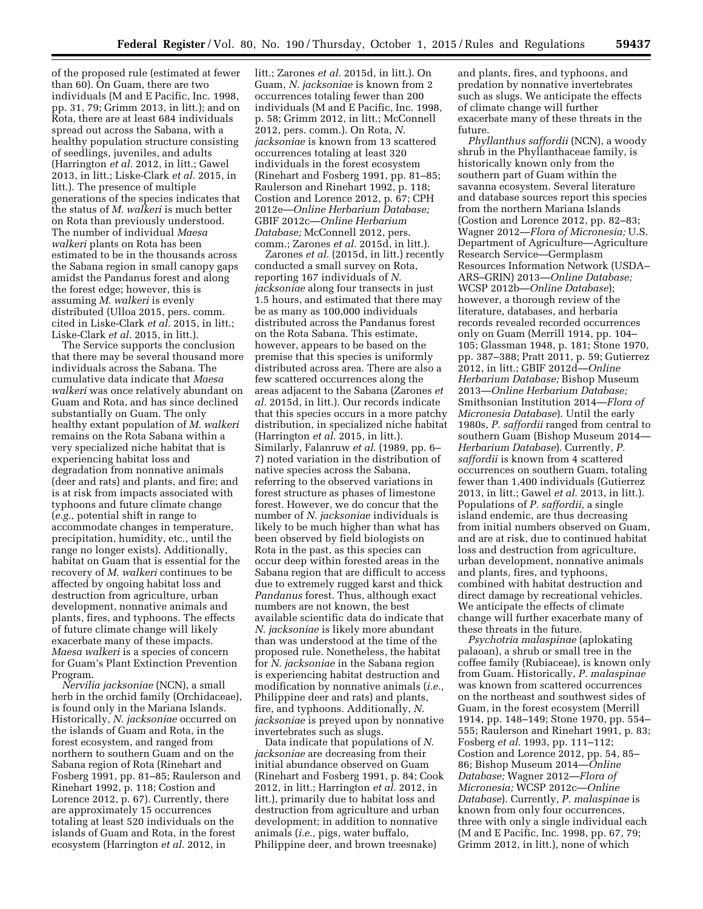of the proposed rule (estimated at fewer than 60). On Guam, there are two individuals (M and E Pacific, Inc. 1998, pp. 31, 79; Grimm 2013, in litt.); and on Rota, there are at least 684 individuals spread out across the Sabana, with a healthy population structure consisting of seedlings, juveniles, and adults (Harrington *et al.* 2012, in litt.; Gawel 2013, in litt.; Liske-Clark *et al.* 2015, in litt.). The presence of multiple generations of the species indicates that the status of *M. walkeri* is much better on Rota than previously understood. The number of individual *Maesa walkeri* plants on Rota has been estimated to be in the thousands across the Sabana region in small canopy gaps amidst the Pandanus forest and along the forest edge; however, this is assuming *M. walkeri* is evenly distributed (Ulloa 2015, pers. comm. cited in Liske-Clark *et al.* 2015, in litt.; Liske-Clark *et al.* 2015, in litt.).

The Service supports the conclusion that there may be several thousand more individuals across the Sabana. The cumulative data indicate that *Maesa walkeri* was once relatively abundant on Guam and Rota, and has since declined substantially on Guam. The only healthy extant population of *M. walkeri* remains on the Rota Sabana within a very specialized niche habitat that is experiencing habitat loss and degradation from nonnative animals (deer and rats) and plants, and fire; and is at risk from impacts associated with typhoons and future climate change (*e.g.,* potential shift in range to accommodate changes in temperature, precipitation, humidity, etc., until the range no longer exists). Additionally, habitat on Guam that is essential for the recovery of *M. walkeri* continues to be affected by ongoing habitat loss and destruction from agriculture, urban development, nonnative animals and plants, fires, and typhoons. The effects of future climate change will likely exacerbate many of these impacts. *Maesa walkeri* is a species of concern for Guam's Plant Extinction Prevention Program.

*Nervilia jacksoniae* (NCN), a small herb in the orchid family (Orchidaceae), is found only in the Mariana Islands. Historically, *N. jacksoniae* occurred on the islands of Guam and Rota, in the forest ecosystem, and ranged from northern to southern Guam and on the Sabana region of Rota (Rinehart and Fosberg 1991, pp. 81–85; Raulerson and Rinehart 1992, p. 118; Costion and Lorence 2012, p. 67). Currently, there are approximately 15 occurrences totaling at least 520 individuals on the islands of Guam and Rota, in the forest ecosystem (Harrington *et al.* 2012, in litt.; Zarones *et al.* 2015d, in litt.). On Guam, *N. jacksoniae* is known from 2 occurrences totaling fewer than 200 individuals (M and E Pacific, Inc. 1998, p. 58; Grimm 2012, in litt.; McConnell 2012, pers. comm.). On Rota, *N. jacksoniae* is known from 13 scattered occurrences totaling at least 320 individuals in the forest ecosystem (Rinehart and Fosberg 1991, pp. 81–85; Raulerson and Rinehart 1992, p. 118; Costion and Lorence 2012, p. 67; CPH 2012e—*Online Herbarium Database;* GBIF 2012c—*Online Herbarium Database;* McConnell 2012, pers. comm.; Zarones *et al.* 2015d, in litt.).

Zarones *et al.* (2015d, in litt.) recently conducted a small survey on Rota, reporting 167 individuals of *N. jacksoniae* along four transects in just 1.5 hours, and estimated that there may be as many as 100,000 individuals distributed across the Pandanus forest on the Rota Sabana. This estimate, however, appears to be based on the premise that this species is uniformly distributed across area. There are also a few scattered occurrences along the areas adjacent to the Sabana (Zarones *et al.* 2015d, in litt.). Our records indicate that this species occurs in a more patchy distribution, in specialized niche habitat (Harrington *et al.* 2015, in litt.). Similarly, Falanruw *et al.* (1989, pp. 6–7) noted variation in the distribution of native species across the Sabana, referring to the observed variations in forest structure as phases of limestone forest. However, we do concur that the number of *N. jacksoniae* individuals is likely to be much higher than what has been observed by field biologists on Rota in the past, as this species can occur deep within forested areas in the Sabana region that are difficult to access due to extremely rugged karst and thick *Pandanus* forest. Thus, although exact numbers are not known, the best available scientific data do indicate that *N. jacksoniae* is likely more abundant than was understood at the time of the proposed rule. Nonetheless, the habitat for *N. jacksoniae* in the Sabana region is experiencing habitat destruction and modification by nonnative animals (*i.e.,* Philippine deer and rats) and plants, fire, and typhoons. Additionally, *N. jacksoniae* is preyed upon by nonnative invertebrates such as slugs.

Data indicate that populations of *N. jacksoniae* are decreasing from their initial abundance observed on Guam (Rinehart and Fosberg 1991, p. 84; Cook 2012, in litt.; Harrington *et al.* 2012, in litt.), primarily due to habitat loss and destruction from agriculture and urban development; in addition to nonnative animals (*i.e.,* pigs, water buffalo, Philippine deer, and brown treesnake) and plants, fires, and typhoons, and predation by nonnative invertebrates such as slugs. We anticipate the effects of climate change will further exacerbate many of these threats in the future.

*Phyllanthus saffordii* (NCN), a woody shrub in the Phyllanthaceae family, is historically known only from the southern part of Guam within the savanna ecosystem. Several literature and database sources report this species from the northern Mariana Islands (Costion and Lorence 2012, pp. 82–83; Wagner 2012—*Flora of Micronesia;* U.S. Department of Agriculture—Agriculture Research Service—Germplasm Resources Information Network (USDA–ARS–GRIN) 2013—*Online Database;* WCSP 2012b—*Online Database*); however, a thorough review of the literature, databases, and herbaria records revealed recorded occurrences only on Guam (Merrill 1914, pp. 104–105; Glassman 1948, p. 181; Stone 1970, pp. 387–388; Pratt 2011, p. 59; Gutierrez 2012, in litt.; GBIF 2012d—*Online Herbarium Database;* Bishop Museum 2013—*Online Herbarium Database;* Smithsonian Institution 2014—*Flora of Micronesia Database*). Until the early 1980s, *P. saffordii* ranged from central to southern Guam (Bishop Museum 2014—*Herbarium Database*). Currently, *P. saffordii* is known from 4 scattered occurrences on southern Guam, totaling fewer than 1,400 individuals (Gutierrez 2013, in litt.; Gawel *et al.* 2013, in litt.). Populations of *P. saffordii,* a single island endemic, are thus decreasing from initial numbers observed on Guam, and are at risk, due to continued habitat loss and destruction from agriculture, urban development, nonnative animals and plants, fires, and typhoons, combined with habitat destruction and direct damage by recreational vehicles. We anticipate the effects of climate change will further exacerbate many of these threats in the future.

*Psychotria malaspinae* (aplokating palaoan), a shrub or small tree in the coffee family (Rubiaceae), is known only from Guam. Historically, *P. malaspinae* was known from scattered occurrences on the northeast and southwest sides of Guam, in the forest ecosystem (Merrill 1914, pp. 148–149; Stone 1970, pp. 554–555; Raulerson and Rinehart 1991, p. 83; Fosberg *et al.* 1993, pp. 111–112; Costion and Lorence 2012, pp. 54, 85–86; Bishop Museum 2014—*Online Database;* Wagner 2012—*Flora of Micronesia;* WCSP 2012c—*Online Database*). Currently, *P. malaspinae* is known from only four occurrences, three with only a single individual each (M and E Pacific, Inc. 1998, pp. 67, 79; Grimm 2012, in litt.), none of which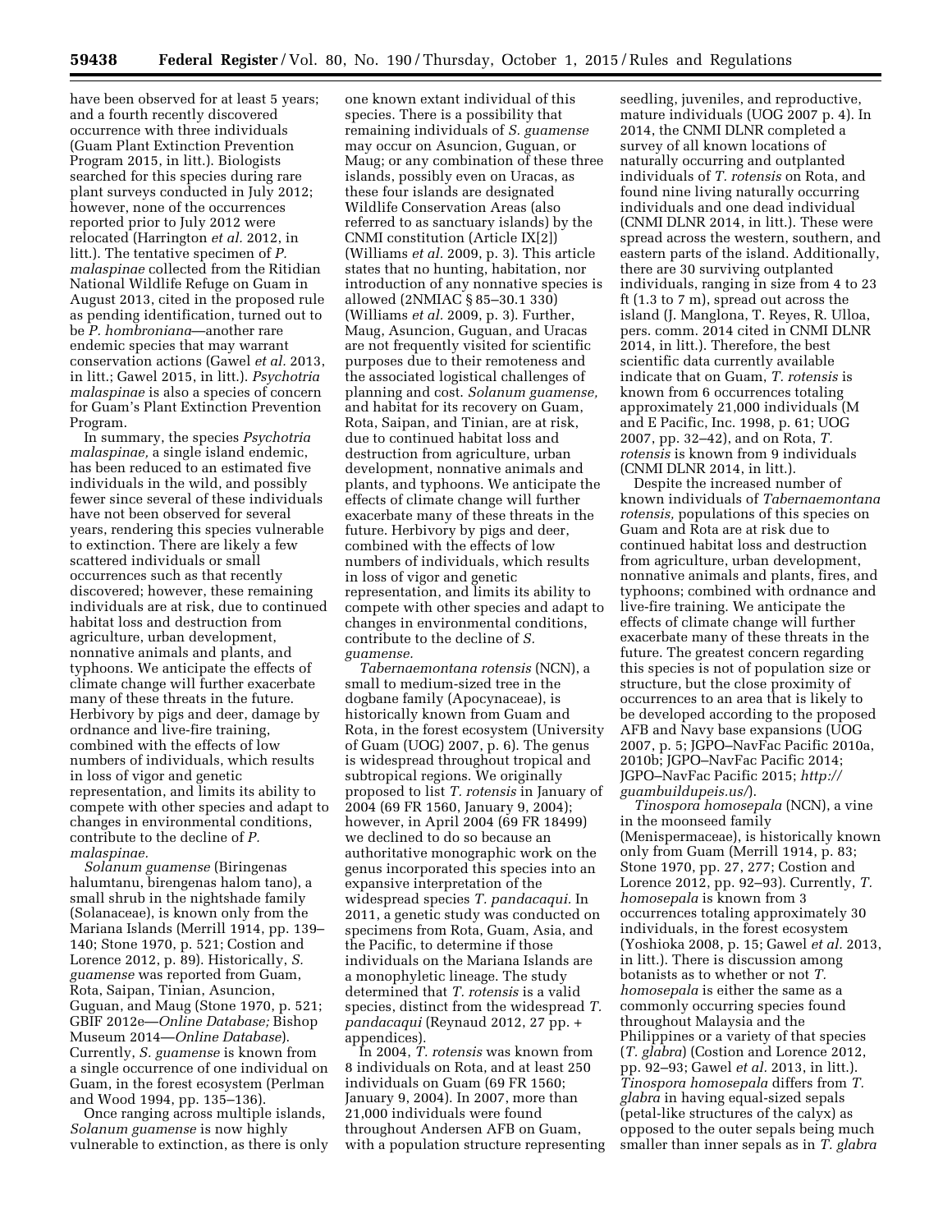have been observed for at least 5 years; and a fourth recently discovered occurrence with three individuals (Guam Plant Extinction Prevention Program 2015, in litt.). Biologists searched for this species during rare plant surveys conducted in July 2012; however, none of the occurrences reported prior to July 2012 were relocated (Harrington *et al.* 2012, in litt.). The tentative specimen of *P. malaspinae* collected from the Ritidian National Wildlife Refuge on Guam in August 2013, cited in the proposed rule as pending identification, turned out to be *P. hombroniana*—another rare endemic species that may warrant conservation actions (Gawel *et al.* 2013, in litt.; Gawel 2015, in litt.). *Psychotria malaspinae* is also a species of concern for Guam's Plant Extinction Prevention Program.

In summary, the species *Psychotria malaspinae,* a single island endemic, has been reduced to an estimated five individuals in the wild, and possibly fewer since several of these individuals have not been observed for several years, rendering this species vulnerable to extinction. There are likely a few scattered individuals or small occurrences such as that recently discovered; however, these remaining individuals are at risk, due to continued habitat loss and destruction from agriculture, urban development, nonnative animals and plants, and typhoons. We anticipate the effects of climate change will further exacerbate many of these threats in the future. Herbivory by pigs and deer, damage by ordnance and live-fire training, combined with the effects of low numbers of individuals, which results in loss of vigor and genetic representation, and limits its ability to compete with other species and adapt to changes in environmental conditions, contribute to the decline of *P. malaspinae.*

*Solanum guamense* (Biringenas halumtanu, birengenas halom tano), a small shrub in the nightshade family (Solanaceae), is known only from the Mariana Islands (Merrill 1914, pp. 139–140; Stone 1970, p. 521; Costion and Lorence 2012, p. 89). Historically, *S. guamense* was reported from Guam, Rota, Saipan, Tinian, Asuncion, Guguan, and Maug (Stone 1970, p. 521; GBIF 2012e—*Online Database;* Bishop Museum 2014—*Online Database*). Currently, *S. guamense* is known from a single occurrence of one individual on Guam, in the forest ecosystem (Perlman and Wood 1994, pp. 135–136).

Once ranging across multiple islands, *Solanum guamense* is now highly vulnerable to extinction, as there is only one known extant individual of this species. There is a possibility that remaining individuals of *S. guamense* may occur on Asuncion, Guguan, or Maug; or any combination of these three islands, possibly even on Uracas, as these four islands are designated Wildlife Conservation Areas (also referred to as sanctuary islands) by the CNMI constitution (Article IX[2]) (Williams *et al.* 2009, p. 3). This article states that no hunting, habitation, nor introduction of any nonnative species is allowed (2NMIAC § 85–30.1 330) (Williams *et al.* 2009, p. 3). Further, Maug, Asuncion, Guguan, and Uracas are not frequently visited for scientific purposes due to their remoteness and the associated logistical challenges of planning and cost. *Solanum guamense,* and habitat for its recovery on Guam, Rota, Saipan, and Tinian, are at risk, due to continued habitat loss and destruction from agriculture, urban development, nonnative animals and plants, and typhoons. We anticipate the effects of climate change will further exacerbate many of these threats in the future. Herbivory by pigs and deer, combined with the effects of low numbers of individuals, which results in loss of vigor and genetic representation, and limits its ability to compete with other species and adapt to changes in environmental conditions, contribute to the decline of *S. guamense.*

*Tabernaemontana rotensis* (NCN), a small to medium-sized tree in the dogbane family (Apocynaceae), is historically known from Guam and Rota, in the forest ecosystem (University of Guam (UOG) 2007, p. 6). The genus is widespread throughout tropical and subtropical regions. We originally proposed to list *T. rotensis* in January of 2004 (69 FR 1560, January 9, 2004); however, in April 2004 (69 FR 18499) we declined to do so because an authoritative monographic work on the genus incorporated this species into an expansive interpretation of the widespread species *T. pandacaqui.* In 2011, a genetic study was conducted on specimens from Rota, Guam, Asia, and the Pacific, to determine if those individuals on the Mariana Islands are a monophyletic lineage. The study determined that *T. rotensis* is a valid species, distinct from the widespread *T. pandacaqui* (Reynaud 2012, 27 pp. + appendices).

In 2004, *T. rotensis* was known from 8 individuals on Rota, and at least 250 individuals on Guam (69 FR 1560; January 9, 2004). In 2007, more than 21,000 individuals were found throughout Andersen AFB on Guam, with a population structure representing seedling, juveniles, and reproductive, mature individuals (UOG 2007 p. 4). In 2014, the CNMI DLNR completed a survey of all known locations of naturally occurring and outplanted individuals of *T. rotensis* on Rota, and found nine living naturally occurring individuals and one dead individual (CNMI DLNR 2014, in litt.). These were spread across the western, southern, and eastern parts of the island. Additionally, there are 30 surviving outplanted individuals, ranging in size from 4 to 23 ft (1.3 to 7 m), spread out across the island (J. Manglona, T. Reyes, R. Ulloa, pers. comm. 2014 cited in CNMI DLNR 2014, in litt.). Therefore, the best scientific data currently available indicate that on Guam, *T. rotensis* is known from 6 occurrences totaling approximately 21,000 individuals (M and E Pacific, Inc. 1998, p. 61; UOG 2007, pp. 32–42), and on Rota, *T. rotensis* is known from 9 individuals (CNMI DLNR 2014, in litt.).

Despite the increased number of known individuals of *Tabernaemontana rotensis,* populations of this species on Guam and Rota are at risk due to continued habitat loss and destruction from agriculture, urban development, nonnative animals and plants, fires, and typhoons; combined with ordnance and live-fire training. We anticipate the effects of climate change will further exacerbate many of these threats in the future. The greatest concern regarding this species is not of population size or structure, but the close proximity of occurrences to an area that is likely to be developed according to the proposed AFB and Navy base expansions (UOG 2007, p. 5; JGPO–NavFac Pacific 2010a, 2010b; JGPO–NavFac Pacific 2014; JGPO–NavFac Pacific 2015; *http://guambuildupeis.us/*).

*Tinospora homosepala* (NCN), a vine in the moonseed family (Menispermaceae), is historically known only from Guam (Merrill 1914, p. 83; Stone 1970, pp. 27, 277; Costion and Lorence 2012, pp. 92–93). Currently, *T. homosepala* is known from 3 occurrences totaling approximately 30 individuals, in the forest ecosystem (Yoshioka 2008, p. 15; Gawel *et al.* 2013, in litt.). There is discussion among botanists as to whether or not *T. homosepala* is either the same as a commonly occurring species found throughout Malaysia and the Philippines or a variety of that species (*T. glabra*) (Costion and Lorence 2012, pp. 92–93; Gawel *et al.* 2013, in litt.). *Tinospora homosepala* differs from *T. glabra* in having equal-sized sepals (petal-like structures of the calyx) as opposed to the outer sepals being much smaller than inner sepals as in *T. glabra*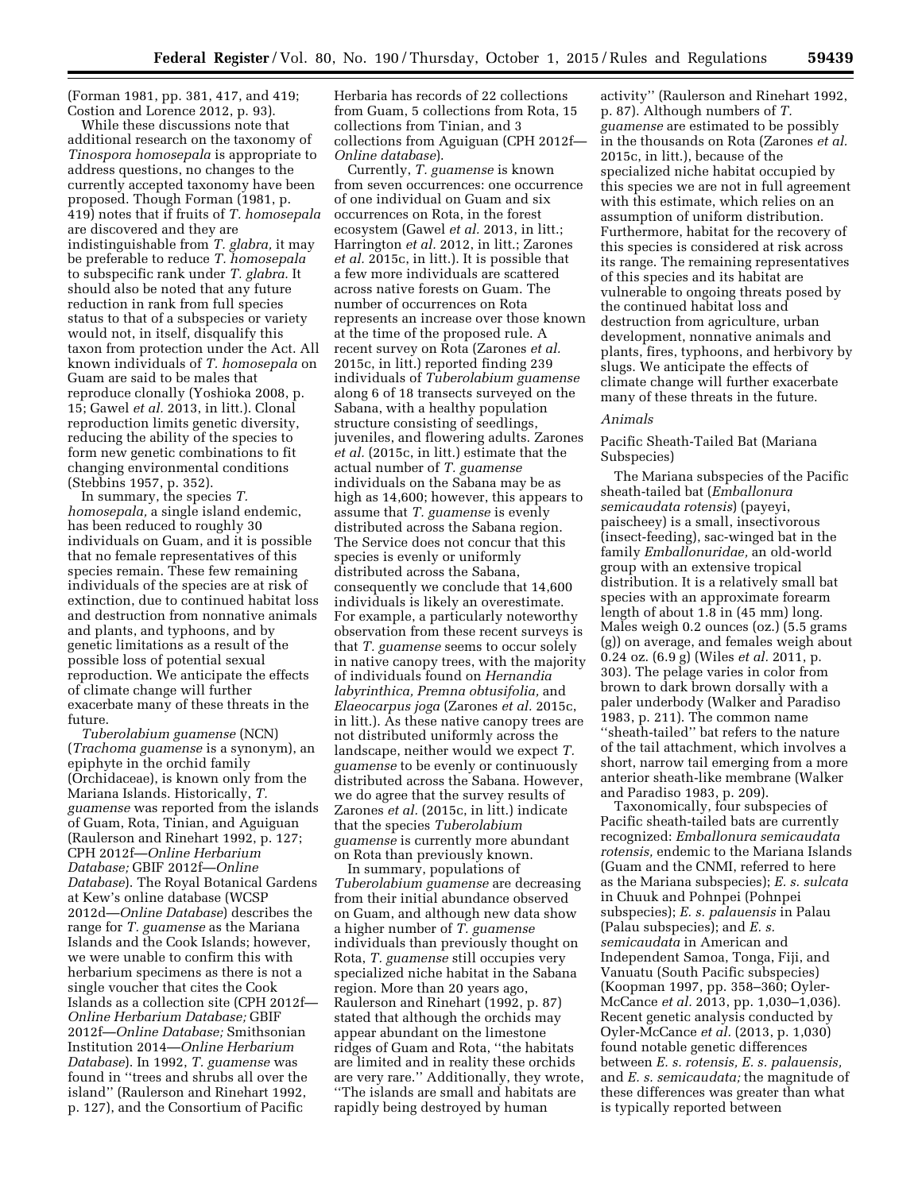(Forman 1981, pp. 381, 417, and 419; Costion and Lorence 2012, p. 93).

While these discussions note that additional research on the taxonomy of *Tinospora homosepala* is appropriate to address questions, no changes to the currently accepted taxonomy have been proposed. Though Forman (1981, p. 419) notes that if fruits of *T. homosepala* are discovered and they are indistinguishable from *T. glabra,* it may be preferable to reduce *T. homosepala* to subspecific rank under *T. glabra.* It should also be noted that any future reduction in rank from full species status to that of a subspecies or variety would not, in itself, disqualify this taxon from protection under the Act. All known individuals of *T. homosepala* on Guam are said to be males that reproduce clonally (Yoshioka 2008, p. 15; Gawel *et al.* 2013, in litt.). Clonal reproduction limits genetic diversity, reducing the ability of the species to form new genetic combinations to fit changing environmental conditions (Stebbins 1957, p. 352).

In summary, the species *T. homosepala,* a single island endemic, has been reduced to roughly 30 individuals on Guam, and it is possible that no female representatives of this species remain. These few remaining individuals of the species are at risk of extinction, due to continued habitat loss and destruction from nonnative animals and plants, and typhoons, and by genetic limitations as a result of the possible loss of potential sexual reproduction. We anticipate the effects of climate change will further exacerbate many of these threats in the future.

*Tuberolabium guamense* (NCN) (*Trachoma guamense* is a synonym), an epiphyte in the orchid family (Orchidaceae), is known only from the Mariana Islands. Historically, *T. guamense* was reported from the islands of Guam, Rota, Tinian, and Aguiguan (Raulerson and Rinehart 1992, p. 127; CPH 2012f—*Online Herbarium Database;* GBIF 2012f—*Online Database*). The Royal Botanical Gardens at Kew's online database (WCSP 2012d—*Online Database*) describes the range for *T. guamense* as the Mariana Islands and the Cook Islands; however, we were unable to confirm this with herbarium specimens as there is not a single voucher that cites the Cook Islands as a collection site (CPH 2012f—*Online Herbarium Database;* GBIF 2012f—*Online Database;* Smithsonian Institution 2014—*Online Herbarium Database*). In 1992, *T. guamense* was found in ''trees and shrubs all over the island'' (Raulerson and Rinehart 1992, p. 127), and the Consortium of Pacific Herbaria has records of 22 collections from Guam, 5 collections from Rota, 15 collections from Tinian, and 3 collections from Aguiguan (CPH 2012f—*Online database*).

Currently, *T. guamense* is known from seven occurrences: one occurrence of one individual on Guam and six occurrences on Rota, in the forest ecosystem (Gawel *et al.* 2013, in litt.; Harrington *et al.* 2012, in litt.; Zarones *et al.* 2015c, in litt.). It is possible that a few more individuals are scattered across native forests on Guam. The number of occurrences on Rota represents an increase over those known at the time of the proposed rule. A recent survey on Rota (Zarones *et al.* 2015c, in litt.) reported finding 239 individuals of *Tuberolabium guamense* along 6 of 18 transects surveyed on the Sabana, with a healthy population structure consisting of seedlings, juveniles, and flowering adults. Zarones *et al.* (2015c, in litt.) estimate that the actual number of *T. guamense* individuals on the Sabana may be as high as 14,600; however, this appears to assume that *T. guamense* is evenly distributed across the Sabana region. The Service does not concur that this species is evenly or uniformly distributed across the Sabana, consequently we conclude that 14,600 individuals is likely an overestimate. For example, a particularly noteworthy observation from these recent surveys is that *T. guamense* seems to occur solely in native canopy trees, with the majority of individuals found on *Hernandia labyrinthica, Premna obtusifolia,* and *Elaeocarpus joga* (Zarones *et al.* 2015c, in litt.). As these native canopy trees are not distributed uniformly across the landscape, neither would we expect *T. guamense* to be evenly or continuously distributed across the Sabana. However, we do agree that the survey results of Zarones *et al.* (2015c, in litt.) indicate that the species *Tuberolabium guamense* is currently more abundant on Rota than previously known.

In summary, populations of *Tuberolabium guamense* are decreasing from their initial abundance observed on Guam, and although new data show a higher number of *T. guamense* individuals than previously thought on Rota, *T. guamense* still occupies very specialized niche habitat in the Sabana region. More than 20 years ago, Raulerson and Rinehart (1992, p. 87) stated that although the orchids may appear abundant on the limestone ridges of Guam and Rota, ''the habitats are limited and in reality these orchids are very rare.'' Additionally, they wrote, ''The islands are small and habitats are rapidly being destroyed by human activity'' (Raulerson and Rinehart 1992, p. 87). Although numbers of *T. guamense* are estimated to be possibly in the thousands on Rota (Zarones *et al.* 2015c, in litt.), because of the specialized niche habitat occupied by this species we are not in full agreement with this estimate, which relies on an assumption of uniform distribution. Furthermore, habitat for the recovery of this species is considered at risk across its range. The remaining representatives of this species and its habitat are vulnerable to ongoing threats posed by the continued habitat loss and destruction from agriculture, urban development, nonnative animals and plants, fires, typhoons, and herbivory by slugs. We anticipate the effects of climate change will further exacerbate many of these threats in the future.

### *Animals*

#### Pacific Sheath-Tailed Bat (Mariana Subspecies)

The Mariana subspecies of the Pacific sheath-tailed bat (*Emballonura semicaudata rotensis*) (payeyi, paischeey) is a small, insectivorous (insect-feeding), sac-winged bat in the family *Emballonuridae,* an old-world group with an extensive tropical distribution. It is a relatively small bat species with an approximate forearm length of about 1.8 in (45 mm) long. Males weigh 0.2 ounces (oz.) (5.5 grams (g)) on average, and females weigh about 0.24 oz. (6.9 g) (Wiles *et al.* 2011, p. 303). The pelage varies in color from brown to dark brown dorsally with a paler underbody (Walker and Paradiso 1983, p. 211). The common name ''sheath-tailed'' bat refers to the nature of the tail attachment, which involves a short, narrow tail emerging from a more anterior sheath-like membrane (Walker and Paradiso 1983, p. 209).

Taxonomically, four subspecies of Pacific sheath-tailed bats are currently recognized: *Emballonura semicaudata rotensis,* endemic to the Mariana Islands (Guam and the CNMI, referred to here as the Mariana subspecies); *E. s. sulcata* in Chuuk and Pohnpei (Pohnpei subspecies); *E. s. palauensis* in Palau (Palau subspecies); and *E. s. semicaudata* in American and Independent Samoa, Tonga, Fiji, and Vanuatu (South Pacific subspecies) (Koopman 1997, pp. 358–360; Oyler-McCance *et al.* 2013, pp. 1,030–1,036). Recent genetic analysis conducted by Oyler-McCance *et al.* (2013, p. 1,030) found notable genetic differences between *E. s. rotensis, E. s. palauensis,* and *E. s. semicaudata;* the magnitude of these differences was greater than what is typically reported between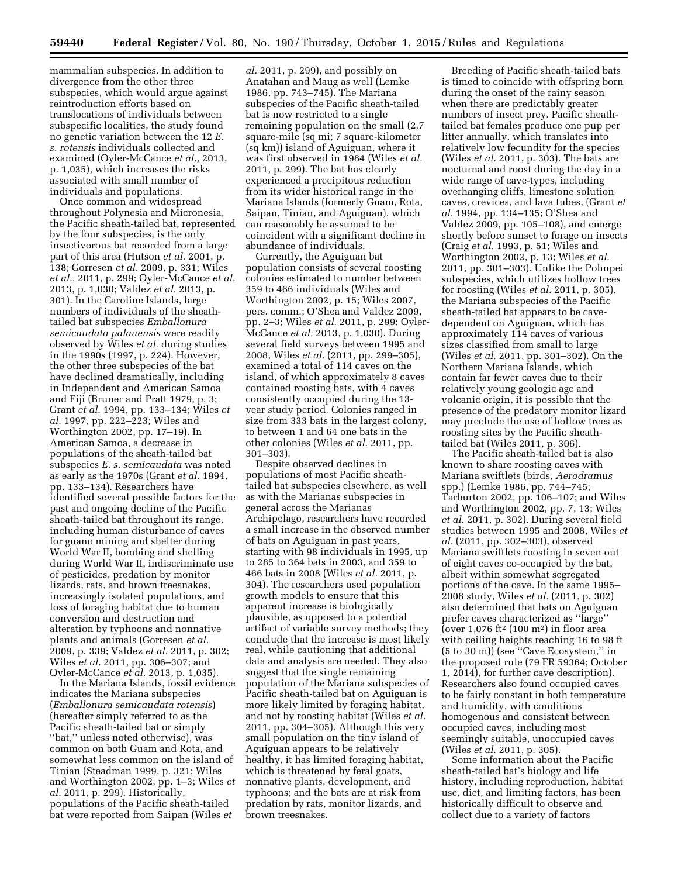mammalian subspecies. In addition to divergence from the other three subspecies, which would argue against reintroduction efforts based on translocations of individuals between subspecific localities, the study found no genetic variation between the 12 *E. s. rotensis* individuals collected and examined (Oyler-McCance *et al.,* 2013, p. 1,035), which increases the risks associated with small number of individuals and populations.

Once common and widespread throughout Polynesia and Micronesia, the Pacific sheath-tailed bat, represented by the four subspecies, is the only insectivorous bat recorded from a large part of this area (Hutson *et al.* 2001, p. 138; Gorresen *et al.* 2009, p. 331; Wiles *et al..* 2011, p. 299; Oyler-McCance *et al.* 2013, p. 1,030; Valdez *et al.* 2013, p. 301). In the Caroline Islands, large numbers of individuals of the sheath-tailed bat subspecies *Emballonura semicaudata palauensis* were readily observed by Wiles *et al.* during studies in the 1990s (1997, p. 224). However, the other three subspecies of the bat have declined dramatically, including in Independent and American Samoa and Fiji (Bruner and Pratt 1979, p. 3; Grant *et al.* 1994, pp. 133–134; Wiles *et al.* 1997, pp. 222–223; Wiles and Worthington 2002, pp. 17–19). In American Samoa, a decrease in populations of the sheath-tailed bat subspecies *E. s. semicaudata* was noted as early as the 1970s (Grant *et al.* 1994, pp. 133–134). Researchers have identified several possible factors for the past and ongoing decline of the Pacific sheath-tailed bat throughout its range, including human disturbance of caves for guano mining and shelter during World War II, bombing and shelling during World War II, indiscriminate use of pesticides, predation by monitor lizards, rats, and brown treesnakes, increasingly isolated populations, and loss of foraging habitat due to human conversion and destruction and alteration by typhoons and nonnative plants and animals (Gorresen *et al.* 2009, p. 339; Valdez *et al.* 2011, p. 302; Wiles *et al.* 2011, pp. 306–307; and Oyler-McCance *et al.* 2013, p. 1,035).

In the Mariana Islands, fossil evidence indicates the Mariana subspecies (*Emballonura semicaudata rotensis*) (hereafter simply referred to as the Pacific sheath-tailed bat or simply ''bat,'' unless noted otherwise), was common on both Guam and Rota, and somewhat less common on the island of Tinian (Steadman 1999, p. 321; Wiles and Worthington 2002, pp. 1–3; Wiles *et al.* 2011, p. 299). Historically, populations of the Pacific sheath-tailed bat were reported from Saipan (Wiles *et al.* 2011, p. 299), and possibly on Anatahan and Maug as well (Lemke 1986, pp. 743–745). The Mariana subspecies of the Pacific sheath-tailed bat is now restricted to a single remaining population on the small (2.7 square-mile (sq mi; 7 square-kilometer (sq km)) island of Aguiguan, where it was first observed in 1984 (Wiles *et al.* 2011, p. 299). The bat has clearly experienced a precipitous reduction from its wider historical range in the Mariana Islands (formerly Guam, Rota, Saipan, Tinian, and Aguiguan), which can reasonably be assumed to be coincident with a significant decline in abundance of individuals.

Currently, the Aguiguan bat population consists of several roosting colonies estimated to number between 359 to 466 individuals (Wiles and Worthington 2002, p. 15; Wiles 2007, pers. comm.; O'Shea and Valdez 2009, pp. 2–3; Wiles *et al.* 2011, p. 299; Oyler-McCance *et al.* 2013, p. 1,030). During several field surveys between 1995 and 2008, Wiles *et al.* (2011, pp. 299–305), examined a total of 114 caves on the island, of which approximately 8 caves contained roosting bats, with 4 caves consistently occupied during the 13-year study period. Colonies ranged in size from 333 bats in the largest colony, to between 1 and 64 one bats in the other colonies (Wiles *et al.* 2011, pp. 301–303).

Despite observed declines in populations of most Pacific sheath-tailed bat subspecies elsewhere, as well as with the Marianas subspecies in general across the Marianas Archipelago, researchers have recorded a small increase in the observed number of bats on Aguiguan in past years, starting with 98 individuals in 1995, up to 285 to 364 bats in 2003, and 359 to 466 bats in 2008 (Wiles *et al.* 2011, p. 304). The researchers used population growth models to ensure that this apparent increase is biologically plausible, as opposed to a potential artifact of variable survey methods; they conclude that the increase is most likely real, while cautioning that additional data and analysis are needed. They also suggest that the single remaining population of the Mariana subspecies of Pacific sheath-tailed bat on Aguiguan is more likely limited by foraging habitat, and not by roosting habitat (Wiles *et al.* 2011, pp. 304–305). Although this very small population on the tiny island of Aguiguan appears to be relatively healthy, it has limited foraging habitat, which is threatened by feral goats, nonnative plants, development, and typhoons; and the bats are at risk from predation by rats, monitor lizards, and brown treesnakes.

Breeding of Pacific sheath-tailed bats is timed to coincide with offspring born during the onset of the rainy season when there are predictably greater numbers of insect prey. Pacific sheath-tailed bat females produce one pup per litter annually, which translates into relatively low fecundity for the species (Wiles *et al.* 2011, p. 303). The bats are nocturnal and roost during the day in a wide range of cave-types, including overhanging cliffs, limestone solution caves, crevices, and lava tubes, (Grant *et al.* 1994, pp. 134–135; O'Shea and Valdez 2009, pp. 105–108), and emerge shortly before sunset to forage on insects (Craig *et al.* 1993, p. 51; Wiles and Worthington 2002, p. 13; Wiles *et al.* 2011, pp. 301–303). Unlike the Pohnpei subspecies, which utilizes hollow trees for roosting (Wiles *et al.* 2011, p. 305), the Mariana subspecies of the Pacific sheath-tailed bat appears to be cave-dependent on Aguiguan, which has approximately 114 caves of various sizes classified from small to large (Wiles *et al.* 2011, pp. 301–302). On the Northern Mariana Islands, which contain far fewer caves due to their relatively young geologic age and volcanic origin, it is possible that the presence of the predatory monitor lizard may preclude the use of hollow trees as roosting sites by the Pacific sheath-tailed bat (Wiles 2011, p. 306).

The Pacific sheath-tailed bat is also known to share roosting caves with Mariana swiftlets (birds, *Aerodramus* spp.) (Lemke 1986, pp. 744–745; Tarburton 2002, pp. 106–107; and Wiles and Worthington 2002, pp. 7, 13; Wiles *et al.* 2011, p. 302). During several field studies between 1995 and 2008, Wiles *et al.* (2011, pp. 302–303), observed Mariana swiftlets roosting in seven out of eight caves co-occupied by the bat, albeit within somewhat segregated portions of the cave. In the same 1995–2008 study, Wiles *et al.* (2011, p. 302) also determined that bats on Aguiguan prefer caves characterized as ''large'' (over 1,076 ft$^2$ (100 m$^2$) in floor area with ceiling heights reaching 16 to 98 ft (5 to 30 m)) (see ''Cave Ecosystem,'' in the proposed rule (79 FR 59364; October 1, 2014), for further cave description). Researchers also found occupied caves to be fairly constant in both temperature and humidity, with conditions homogenous and consistent between occupied caves, including most seemingly suitable, unoccupied caves (Wiles *et al.* 2011, p. 305).

Some information about the Pacific sheath-tailed bat's biology and life history, including reproduction, habitat use, diet, and limiting factors, has been historically difficult to observe and collect due to a variety of factors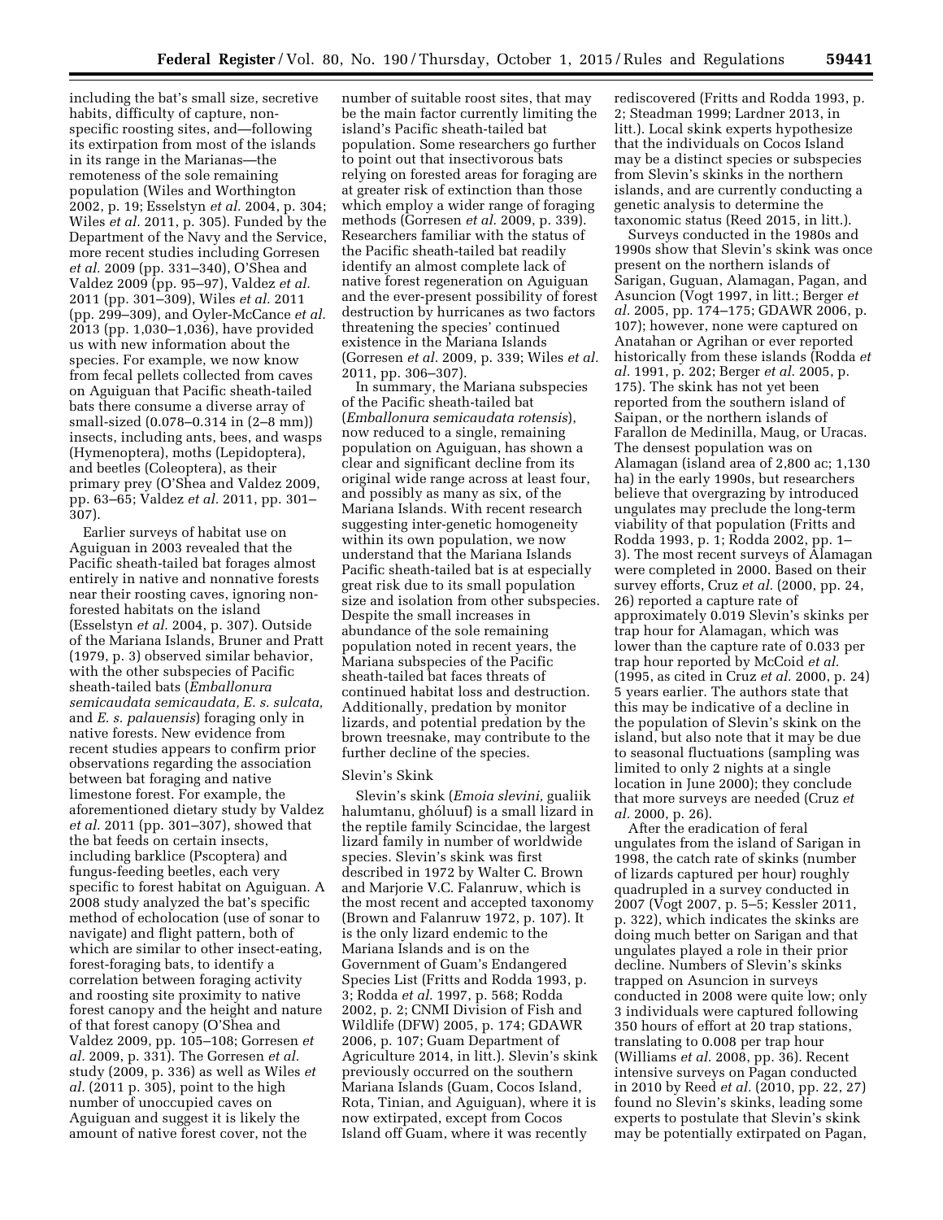including the bat's small size, secretive habits, difficulty of capture, non-specific roosting sites, and—following its extirpation from most of the islands in its range in the Marianas—the remoteness of the sole remaining population (Wiles and Worthington 2002, p. 19; Esselstyn *et al.* 2004, p. 304; Wiles *et al.* 2011, p. 305). Funded by the Department of the Navy and the Service, more recent studies including Gorresen *et al.* 2009 (pp. 331–340), O'Shea and Valdez 2009 (pp. 95–97), Valdez *et al.* 2011 (pp. 301–309), Wiles *et al.* 2011 (pp. 299–309), and Oyler-McCance *et al.* 2013 (pp. 1,030–1,036), have provided us with new information about the species. For example, we now know from fecal pellets collected from caves on Aguiguan that Pacific sheath-tailed bats there consume a diverse array of small-sized (0.078–0.314 in (2–8 mm)) insects, including ants, bees, and wasps (Hymenoptera), moths (Lepidoptera), and beetles (Coleoptera), as their primary prey (O'Shea and Valdez 2009, pp. 63–65; Valdez *et al.* 2011, pp. 301–307).

Earlier surveys of habitat use on Aguiguan in 2003 revealed that the Pacific sheath-tailed bat forages almost entirely in native and nonnative forests near their roosting caves, ignoring non-forested habitats on the island (Esselstyn *et al.* 2004, p. 307). Outside of the Mariana Islands, Bruner and Pratt (1979, p. 3) observed similar behavior, with the other subspecies of Pacific sheath-tailed bats (*Emballonura semicaudata semicaudata, E. s. sulcata,* and *E. s. palauensis*) foraging only in native forests. New evidence from recent studies appears to confirm prior observations regarding the association between bat foraging and native limestone forest. For example, the aforementioned dietary study by Valdez *et al.* 2011 (pp. 301–307), showed that the bat feeds on certain insects, including barklice (Pscoptera) and fungus-feeding beetles, each very specific to forest habitat on Aguiguan. A 2008 study analyzed the bat's specific method of echolocation (use of sonar to navigate) and flight pattern, both of which are similar to other insect-eating, forest-foraging bats, to identify a correlation between foraging activity and roosting site proximity to native forest canopy and the height and nature of that forest canopy (O'Shea and Valdez 2009, pp. 105–108; Gorresen *et al.* 2009, p. 331). The Gorresen *et al.* study (2009, p. 336) as well as Wiles *et al.* (2011 p. 305), point to the high number of unoccupied caves on Aguiguan and suggest it is likely the amount of native forest cover, not the number of suitable roost sites, that may be the main factor currently limiting the island's Pacific sheath-tailed bat population. Some researchers go further to point out that insectivorous bats relying on forested areas for foraging are at greater risk of extinction than those which employ a wider range of foraging methods (Gorresen *et al.* 2009, p. 339). Researchers familiar with the status of the Pacific sheath-tailed bat readily identify an almost complete lack of native forest regeneration on Aguiguan and the ever-present possibility of forest destruction by hurricanes as two factors threatening the species' continued existence in the Mariana Islands (Gorresen *et al.* 2009, p. 339; Wiles *et al.* 2011, pp. 306–307).

In summary, the Mariana subspecies of the Pacific sheath-tailed bat (*Emballonura semicaudata rotensis*), now reduced to a single, remaining population on Aguiguan, has shown a clear and significant decline from its original wide range across at least four, and possibly as many as six, of the Mariana Islands. With recent research suggesting inter-genetic homogeneity within its own population, we now understand that the Mariana Islands Pacific sheath-tailed bat is at especially great risk due to its small population size and isolation from other subspecies. Despite the small increases in abundance of the sole remaining population noted in recent years, the Mariana subspecies of the Pacific sheath-tailed bat faces threats of continued habitat loss and destruction. Additionally, predation by monitor lizards, and potential predation by the brown treesnake, may contribute to the further decline of the species.

### Slevin's Skink

Slevin's skink (*Emoia slevini,* gualiik halumtanu, ghóluuf) is a small lizard in the reptile family Scincidae, the largest lizard family in number of worldwide species. Slevin's skink was first described in 1972 by Walter C. Brown and Marjorie V.C. Falanruw, which is the most recent and accepted taxonomy (Brown and Falanruw 1972, p. 107). It is the only lizard endemic to the Mariana Islands and is on the Government of Guam's Endangered Species List (Fritts and Rodda 1993, p. 3; Rodda *et al.* 1997, p. 568; Rodda 2002, p. 2; CNMI Division of Fish and Wildlife (DFW) 2005, p. 174; GDAWR 2006, p. 107; Guam Department of Agriculture 2014, in litt.). Slevin's skink previously occurred on the southern Mariana Islands (Guam, Cocos Island, Rota, Tinian, and Aguiguan), where it is now extirpated, except from Cocos Island off Guam, where it was recently rediscovered (Fritts and Rodda 1993, p. 2; Steadman 1999; Lardner 2013, in litt.). Local skink experts hypothesize that the individuals on Cocos Island may be a distinct species or subspecies from Slevin's skinks in the northern islands, and are currently conducting a genetic analysis to determine the taxonomic status (Reed 2015, in litt.).

Surveys conducted in the 1980s and 1990s show that Slevin's skink was once present on the northern islands of Sarigan, Guguan, Alamagan, Pagan, and Asuncion (Vogt 1997, in litt.; Berger *et al.* 2005, pp. 174–175; GDAWR 2006, p. 107); however, none were captured on Anatahan or Agrihan or ever reported historically from these islands (Rodda *et al.* 1991, p. 202; Berger *et al.* 2005, p. 175). The skink has not yet been reported from the southern island of Saipan, or the northern islands of Farallon de Medinilla, Maug, or Uracas. The densest population was on Alamagan (island area of 2,800 ac; 1,130 ha) in the early 1990s, but researchers believe that overgrazing by introduced ungulates may preclude the long-term viability of that population (Fritts and Rodda 1993, p. 1; Rodda 2002, pp. 1–3). The most recent surveys of Alamagan were completed in 2000. Based on their survey efforts, Cruz *et al.* (2000, pp. 24, 26) reported a capture rate of approximately 0.019 Slevin's skinks per trap hour for Alamagan, which was lower than the capture rate of 0.033 per trap hour reported by McCoid *et al.* (1995, as cited in Cruz *et al.* 2000, p. 24) 5 years earlier. The authors state that this may be indicative of a decline in the population of Slevin's skink on the island, but also note that it may be due to seasonal fluctuations (sampling was limited to only 2 nights at a single location in June 2000); they conclude that more surveys are needed (Cruz *et al.* 2000, p. 26).

After the eradication of feral ungulates from the island of Sarigan in 1998, the catch rate of skinks (number of lizards captured per hour) roughly quadrupled in a survey conducted in 2007 (Vogt 2007, p. 5–5; Kessler 2011, p. 322), which indicates the skinks are doing much better on Sarigan and that ungulates played a role in their prior decline. Numbers of Slevin's skinks trapped on Asuncion in surveys conducted in 2008 were quite low; only 3 individuals were captured following 350 hours of effort at 20 trap stations, translating to 0.008 per trap hour (Williams *et al.* 2008, pp. 36). Recent intensive surveys on Pagan conducted in 2010 by Reed *et al.* (2010, pp. 22, 27) found no Slevin's skinks, leading some experts to postulate that Slevin's skink may be potentially extirpated on Pagan,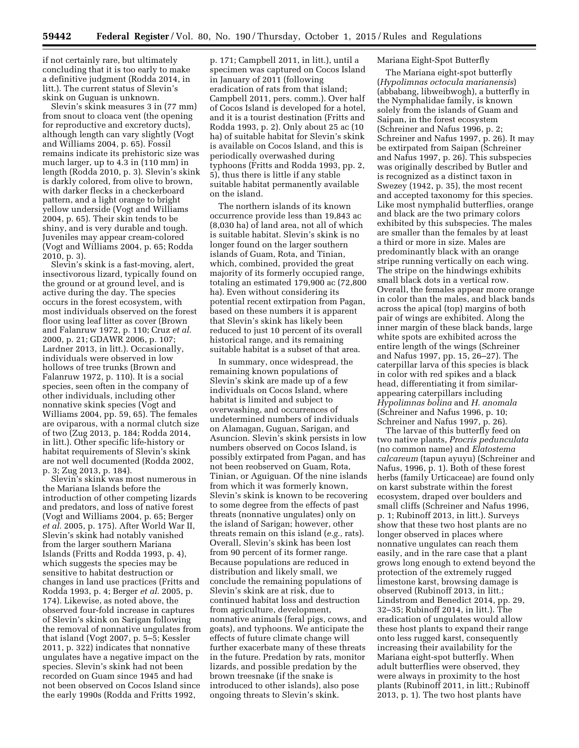if not certainly rare, but ultimately concluding that it is too early to make a definitive judgment (Rodda 2014, in litt.). The current status of Slevin's skink on Guguan is unknown.

Slevin's skink measures 3 in (77 mm) from snout to cloaca vent (the opening for reproductive and excretory ducts), although length can vary slightly (Vogt and Williams 2004, p. 65). Fossil remains indicate its prehistoric size was much larger, up to 4.3 in (110 mm) in length (Rodda 2010, p. 3). Slevin's skink is darkly colored, from olive to brown, with darker flecks in a checkerboard pattern, and a light orange to bright yellow underside (Vogt and Williams 2004, p. 65). Their skin tends to be shiny, and is very durable and tough. Juveniles may appear cream-colored (Vogt and Williams 2004, p. 65; Rodda 2010, p. 3).

Slevin's skink is a fast-moving, alert, insectivorous lizard, typically found on the ground or at ground level, and is active during the day. The species occurs in the forest ecosystem, with most individuals observed on the forest floor using leaf litter as cover (Brown and Falanruw 1972, p. 110; Cruz *et al.* 2000, p. 21; GDAWR 2006, p. 107; Lardner 2013, in litt.). Occasionally, individuals were observed in low hollows of tree trunks (Brown and Falanruw 1972, p. 110). It is a social species, seen often in the company of other individuals, including other nonnative skink species (Vogt and Williams 2004, pp. 59, 65). The females are oviparous, with a normal clutch size of two (Zug 2013, p. 184; Rodda 2014, in litt.). Other specific life-history or habitat requirements of Slevin's skink are not well documented (Rodda 2002, p. 3; Zug 2013, p. 184).

Slevin's skink was most numerous in the Mariana Islands before the introduction of other competing lizards and predators, and loss of native forest (Vogt and Williams 2004, p. 65; Berger *et al.* 2005, p. 175). After World War II, Slevin's skink had notably vanished from the larger southern Mariana Islands (Fritts and Rodda 1993, p. 4), which suggests the species may be sensitive to habitat destruction or changes in land use practices (Fritts and Rodda 1993, p. 4; Berger *et al.* 2005, p. 174). Likewise, as noted above, the observed four-fold increase in captures of Slevin's skink on Sarigan following the removal of nonnative ungulates from that island (Vogt 2007, p. 5–5; Kessler 2011, p. 322) indicates that nonnative ungulates have a negative impact on the species. Slevin's skink had not been recorded on Guam since 1945 and had not been observed on Cocos Island since the early 1990s (Rodda and Fritts 1992, p. 171; Campbell 2011, in litt.), until a specimen was captured on Cocos Island in January of 2011 (following eradication of rats from that island; Campbell 2011, pers. comm.). Over half of Cocos Island is developed for a hotel, and it is a tourist destination (Fritts and Rodda 1993, p. 2). Only about 25 ac (10 ha) of suitable habitat for Slevin's skink is available on Cocos Island, and this is periodically overwashed during typhoons (Fritts and Rodda 1993, pp. 2, 5), thus there is little if any stable suitable habitat permanently available on the island.

The northern islands of its known occurrence provide less than 19,843 ac (8,030 ha) of land area, not all of which is suitable habitat. Slevin's skink is no longer found on the larger southern islands of Guam, Rota, and Tinian, which, combined, provided the great majority of its formerly occupied range, totaling an estimated 179,900 ac (72,800 ha). Even without considering its potential recent extirpation from Pagan, based on these numbers it is apparent that Slevin's skink has likely been reduced to just 10 percent of its overall historical range, and its remaining suitable habitat is a subset of that area.

In summary, once widespread, the remaining known populations of Slevin's skink are made up of a few individuals on Cocos Island, where habitat is limited and subject to overwashing, and occurrences of undetermined numbers of individuals on Alamagan, Guguan, Sarigan, and Asuncion. Slevin's skink persists in low numbers observed on Cocos Island, is possibly extirpated from Pagan, and has not been reobserved on Guam, Rota, Tinian, or Aguiguan. Of the nine islands from which it was formerly known, Slevin's skink is known to be recovering to some degree from the effects of past threats (nonnative ungulates) only on the island of Sarigan; however, other threats remain on this island (*e.g.,* rats). Overall, Slevin's skink has been lost from 90 percent of its former range. Because populations are reduced in distribution and likely small, we conclude the remaining populations of Slevin's skink are at risk, due to continued habitat loss and destruction from agriculture, development, nonnative animals (feral pigs, cows, and goats), and typhoons. We anticipate the effects of future climate change will further exacerbate many of these threats in the future. Predation by rats, monitor lizards, and possible predation by the brown treesnake (if the snake is introduced to other islands), also pose ongoing threats to Slevin's skink.

Mariana Eight-Spot Butterfly

The Mariana eight-spot butterfly (*Hypolimnas octocula marianensis*) (abbabang, libweibwogh), a butterfly in the Nymphalidae family, is known solely from the islands of Guam and Saipan, in the forest ecosystem (Schreiner and Nafus 1996, p. 2; Schreiner and Nafus 1997, p. 26). It may be extirpated from Saipan (Schreiner and Nafus 1997, p. 26). This subspecies was originally described by Butler and is recognized as a distinct taxon in Swezey (1942, p. 35), the most recent and accepted taxonomy for this species. Like most nymphalid butterflies, orange and black are the two primary colors exhibited by this subspecies. The males are smaller than the females by at least a third or more in size. Males are predominantly black with an orange stripe running vertically on each wing. The stripe on the hindwings exhibits small black dots in a vertical row. Overall, the females appear more orange in color than the males, and black bands across the apical (top) margins of both pair of wings are exhibited. Along the inner margin of these black bands, large white spots are exhibited across the entire length of the wings (Schreiner and Nafus 1997, pp. 15, 26–27). The caterpillar larva of this species is black in color with red spikes and a black head, differentiating it from similar-appearing caterpillars including *Hypolimnas bolina* and *H. anomala* (Schreiner and Nafus 1996, p. 10; Schreiner and Nafus 1997, p. 26).

The larvae of this butterfly feed on two native plants, *Procris pedunculata* (no common name) and *Elatostema calcareum* (tapun ayuyu) (Schreiner and Nafus, 1996, p. 1). Both of these forest herbs (family Urticaceae) are found only on karst substrate within the forest ecosystem, draped over boulders and small cliffs (Schreiner and Nafus 1996, p. 1; Rubinoff 2013, in litt.). Surveys show that these two host plants are no longer observed in places where nonnative ungulates can reach them easily, and in the rare case that a plant grows long enough to extend beyond the protection of the extremely rugged limestone karst, browsing damage is observed (Rubinoff 2013, in litt.; Lindstrom and Benedict 2014, pp. 29, 32–35; Rubinoff 2014, in litt.). The eradication of ungulates would allow these host plants to expand their range onto less rugged karst, consequently increasing their availability for the Mariana eight-spot butterfly. When adult butterflies were observed, they were always in proximity to the host plants (Rubinoff 2011, in litt.; Rubinoff 2013, p. 1). The two host plants have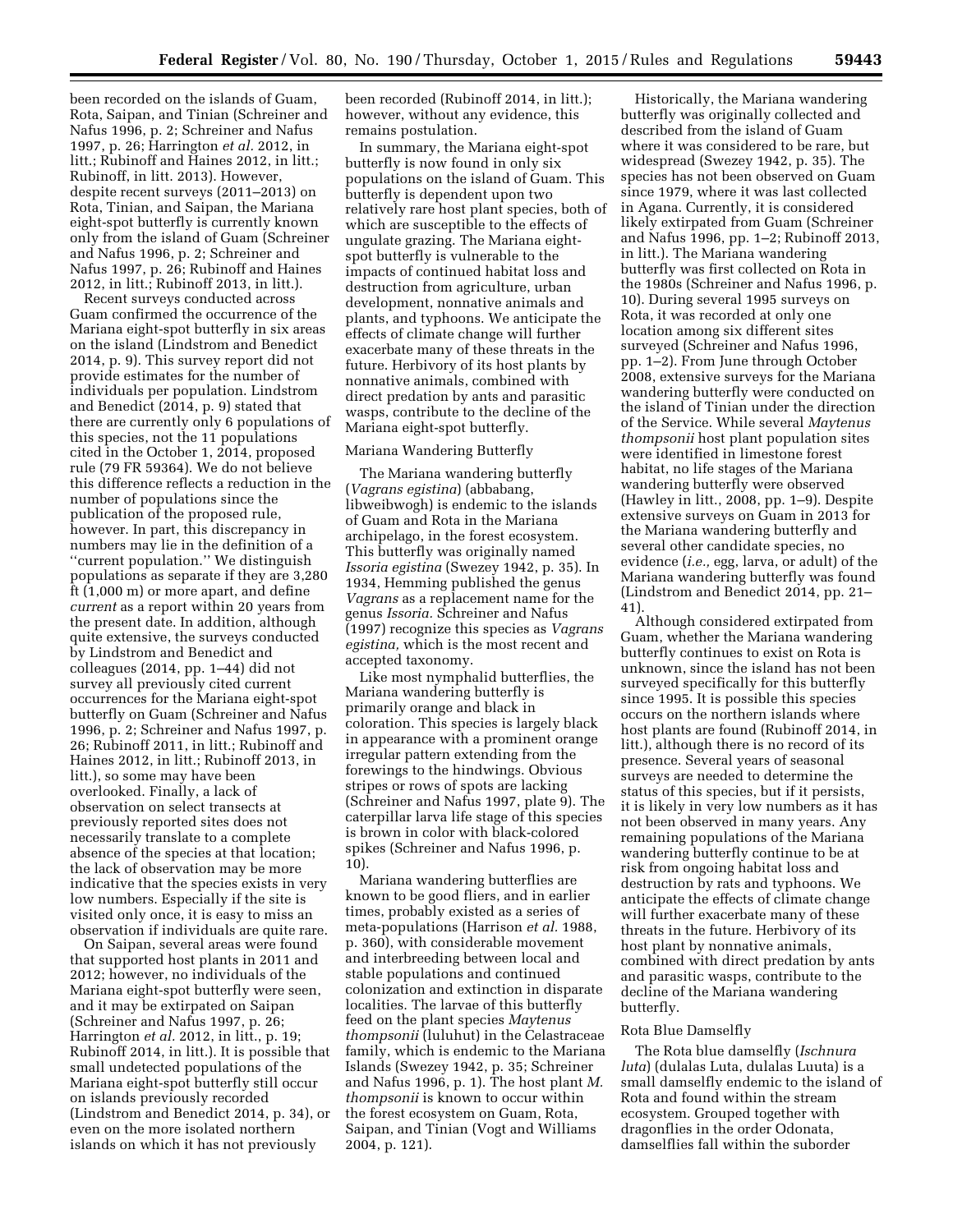been recorded on the islands of Guam, Rota, Saipan, and Tinian (Schreiner and Nafus 1996, p. 2; Schreiner and Nafus 1997, p. 26; Harrington *et al.* 2012, in litt.; Rubinoff and Haines 2012, in litt.; Rubinoff, in litt. 2013). However, despite recent surveys (2011–2013) on Rota, Tinian, and Saipan, the Mariana eight-spot butterfly is currently known only from the island of Guam (Schreiner and Nafus 1996, p. 2; Schreiner and Nafus 1997, p. 26; Rubinoff and Haines 2012, in litt.; Rubinoff 2013, in litt.).

Recent surveys conducted across Guam confirmed the occurrence of the Mariana eight-spot butterfly in six areas on the island (Lindstrom and Benedict 2014, p. 9). This survey report did not provide estimates for the number of individuals per population. Lindstrom and Benedict (2014, p. 9) stated that there are currently only 6 populations of this species, not the 11 populations cited in the October 1, 2014, proposed rule (79 FR 59364). We do not believe this difference reflects a reduction in the number of populations since the publication of the proposed rule, however. In part, this discrepancy in numbers may lie in the definition of a ''current population.'' We distinguish populations as separate if they are 3,280 ft (1,000 m) or more apart, and define *current* as a report within 20 years from the present date. In addition, although quite extensive, the surveys conducted by Lindstrom and Benedict and colleagues (2014, pp. 1–44) did not survey all previously cited current occurrences for the Mariana eight-spot butterfly on Guam (Schreiner and Nafus 1996, p. 2; Schreiner and Nafus 1997, p. 26; Rubinoff 2011, in litt.; Rubinoff and Haines 2012, in litt.; Rubinoff 2013, in litt.), so some may have been overlooked. Finally, a lack of observation on select transects at previously reported sites does not necessarily translate to a complete absence of the species at that location; the lack of observation may be more indicative that the species exists in very low numbers. Especially if the site is visited only once, it is easy to miss an observation if individuals are quite rare.

On Saipan, several areas were found that supported host plants in 2011 and 2012; however, no individuals of the Mariana eight-spot butterfly were seen, and it may be extirpated on Saipan (Schreiner and Nafus 1997, p. 26; Harrington *et al.* 2012, in litt., p. 19; Rubinoff 2014, in litt.). It is possible that small undetected populations of the Mariana eight-spot butterfly still occur on islands previously recorded (Lindstrom and Benedict 2014, p. 34), or even on the more isolated northern islands on which it has not previously been recorded (Rubinoff 2014, in litt.); however, without any evidence, this remains postulation.

In summary, the Mariana eight-spot butterfly is now found in only six populations on the island of Guam. This butterfly is dependent upon two relatively rare host plant species, both of which are susceptible to the effects of ungulate grazing. The Mariana eight-spot butterfly is vulnerable to the impacts of continued habitat loss and destruction from agriculture, urban development, nonnative animals and plants, and typhoons. We anticipate the effects of climate change will further exacerbate many of these threats in the future. Herbivory of its host plants by nonnative animals, combined with direct predation by ants and parasitic wasps, contribute to the decline of the Mariana eight-spot butterfly.

Mariana Wandering Butterfly

The Mariana wandering butterfly (*Vagrans egistina*) (abbabang, libweibwogh) is endemic to the islands of Guam and Rota in the Mariana archipelago, in the forest ecosystem. This butterfly was originally named *Issoria egistina* (Swezey 1942, p. 35). In 1934, Hemming published the genus *Vagrans* as a replacement name for the genus *Issoria.* Schreiner and Nafus (1997) recognize this species as *Vagrans egistina,* which is the most recent and accepted taxonomy.

Like most nymphalid butterflies, the Mariana wandering butterfly is primarily orange and black in coloration. This species is largely black in appearance with a prominent orange irregular pattern extending from the forewings to the hindwings. Obvious stripes or rows of spots are lacking (Schreiner and Nafus 1997, plate 9). The caterpillar larva life stage of this species is brown in color with black-colored spikes (Schreiner and Nafus 1996, p. 10).

Mariana wandering butterflies are known to be good fliers, and in earlier times, probably existed as a series of meta-populations (Harrison *et al.* 1988, p. 360), with considerable movement and interbreeding between local and stable populations and continued colonization and extinction in disparate localities. The larvae of this butterfly feed on the plant species *Maytenus thompsonii* (luluhut) in the Celastraceae family, which is endemic to the Mariana Islands (Swezey 1942, p. 35; Schreiner and Nafus 1996, p. 1). The host plant *M. thompsonii* is known to occur within the forest ecosystem on Guam, Rota, Saipan, and Tinian (Vogt and Williams 2004, p. 121).

Historically, the Mariana wandering butterfly was originally collected and described from the island of Guam where it was considered to be rare, but widespread (Swezey 1942, p. 35). The species has not been observed on Guam since 1979, where it was last collected in Agana. Currently, it is considered likely extirpated from Guam (Schreiner and Nafus 1996, pp. 1–2; Rubinoff 2013, in litt.). The Mariana wandering butterfly was first collected on Rota in the 1980s (Schreiner and Nafus 1996, p. 10). During several 1995 surveys on Rota, it was recorded at only one location among six different sites surveyed (Schreiner and Nafus 1996, pp. 1–2). From June through October 2008, extensive surveys for the Mariana wandering butterfly were conducted on the island of Tinian under the direction of the Service. While several *Maytenus thompsonii* host plant population sites were identified in limestone forest habitat, no life stages of the Mariana wandering butterfly were observed (Hawley in litt., 2008, pp. 1–9). Despite extensive surveys on Guam in 2013 for the Mariana wandering butterfly and several other candidate species, no evidence (*i.e.,* egg, larva, or adult) of the Mariana wandering butterfly was found (Lindstrom and Benedict 2014, pp. 21–41).

Although considered extirpated from Guam, whether the Mariana wandering butterfly continues to exist on Rota is unknown, since the island has not been surveyed specifically for this butterfly since 1995. It is possible this species occurs on the northern islands where host plants are found (Rubinoff 2014, in litt.), although there is no record of its presence. Several years of seasonal surveys are needed to determine the status of this species, but if it persists, it is likely in very low numbers as it has not been observed in many years. Any remaining populations of the Mariana wandering butterfly continue to be at risk from ongoing habitat loss and destruction by rats and typhoons. We anticipate the effects of climate change will further exacerbate many of these threats in the future. Herbivory of its host plant by nonnative animals, combined with direct predation by ants and parasitic wasps, contribute to the decline of the Mariana wandering butterfly.

Rota Blue Damselfly

The Rota blue damselfly (*Ischnura luta*) (dulalas Luta, dulalas Luuta) is a small damselfly endemic to the island of Rota and found within the stream ecosystem. Grouped together with dragonflies in the order Odonata, damselflies fall within the suborder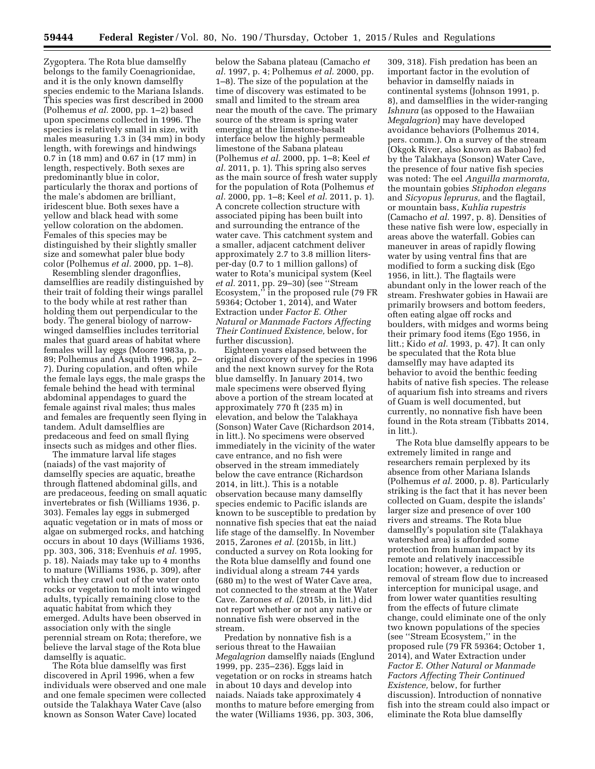Zygoptera. The Rota blue damselfly belongs to the family Coenagrionidae, and it is the only known damselfly species endemic to the Mariana Islands. This species was first described in 2000 (Polhemus *et al.* 2000, pp. 1–2) based upon specimens collected in 1996. The species is relatively small in size, with males measuring 1.3 in (34 mm) in body length, with forewings and hindwings 0.7 in (18 mm) and 0.67 in (17 mm) in length, respectively. Both sexes are predominantly blue in color, particularly the thorax and portions of the male's abdomen are brilliant, iridescent blue. Both sexes have a yellow and black head with some yellow coloration on the abdomen. Females of this species may be distinguished by their slightly smaller size and somewhat paler blue body color (Polhemus *et al.* 2000, pp. 1–8).

Resembling slender dragonflies, damselflies are readily distinguished by their trait of folding their wings parallel to the body while at rest rather than holding them out perpendicular to the body. The general biology of narrow-winged damselflies includes territorial males that guard areas of habitat where females will lay eggs (Moore 1983a, p. 89; Polhemus and Asquith 1996, pp. 2–7). During copulation, and often while the female lays eggs, the male grasps the female behind the head with terminal abdominal appendages to guard the female against rival males; thus males and females are frequently seen flying in tandem. Adult damselflies are predaceous and feed on small flying insects such as midges and other flies.

The immature larval life stages (naiads) of the vast majority of damselfly species are aquatic, breathe through flattened abdominal gills, and are predaceous, feeding on small aquatic invertebrates or fish (Williams 1936, p. 303). Females lay eggs in submerged aquatic vegetation or in mats of moss or algae on submerged rocks, and hatching occurs in about 10 days (Williams 1936, pp. 303, 306, 318; Evenhuis *et al.* 1995, p. 18). Naiads may take up to 4 months to mature (Williams 1936, p. 309), after which they crawl out of the water onto rocks or vegetation to molt into winged adults, typically remaining close to the aquatic habitat from which they emerged. Adults have been observed in association only with the single perennial stream on Rota; therefore, we believe the larval stage of the Rota blue damselfly is aquatic.

The Rota blue damselfly was first discovered in April 1996, when a few individuals were observed and one male and one female specimen were collected outside the Talakhaya Water Cave (also known as Sonson Water Cave) located below the Sabana plateau (Camacho *et al.* 1997, p. 4; Polhemus *et al.* 2000, pp. 1–8). The size of the population at the time of discovery was estimated to be small and limited to the stream area near the mouth of the cave. The primary source of the stream is spring water emerging at the limestone-basalt interface below the highly permeable limestone of the Sabana plateau (Polhemus *et al.* 2000, pp. 1–8; Keel *et al.* 2011, p. 1). This spring also serves as the main source of fresh water supply for the population of Rota (Polhemus *et al.* 2000, pp. 1–8; Keel *et al.* 2011, p. 1). A concrete collection structure with associated piping has been built into and surrounding the entrance of the water cave. This catchment system and a smaller, adjacent catchment deliver approximately 2.7 to 3.8 million liters-per-day (0.7 to 1 million gallons) of water to Rota's municipal system (Keel *et al.* 2011, pp. 29–30) (see "Stream Ecosystem," in the proposed rule (79 FR 59364; October 1, 2014), and Water Extraction under *Factor E. Other Natural or Manmade Factors Affecting Their Continued Existence,* below, for further discussion).

Eighteen years elapsed between the original discovery of the species in 1996 and the next known survey for the Rota blue damselfly. In January 2014, two male specimens were observed flying above a portion of the stream located at approximately 770 ft (235 m) in elevation, and below the Talakhaya (Sonson) Water Cave (Richardson 2014, in litt.). No specimens were observed immediately in the vicinity of the water cave entrance, and no fish were observed in the stream immediately below the cave entrance (Richardson 2014, in litt.). This is a notable observation because many damselfly species endemic to Pacific islands are known to be susceptible to predation by nonnative fish species that eat the naiad life stage of the damselfly. In November 2015, Zarones *et al.* (2015b, in litt.) conducted a survey on Rota looking for the Rota blue damselfly and found one individual along a stream 744 yards (680 m) to the west of Water Cave area, not connected to the stream at the Water Cave. Zarones *et al.* (2015b, in litt.) did not report whether or not any native or nonnative fish were observed in the stream.

Predation by nonnative fish is a serious threat to the Hawaiian *Megalagrion* damselfly naiads (Englund 1999, pp. 235–236). Eggs laid in vegetation or on rocks in streams hatch in about 10 days and develop into naiads. Naiads take approximately 4 months to mature before emerging from the water (Williams 1936, pp. 303, 306, 309, 318). Fish predation has been an important factor in the evolution of behavior in damselfly naiads in continental systems (Johnson 1991, p. 8), and damselflies in the wider-ranging *Ishnura* (as opposed to the Hawaiian *Megalagrion*) may have developed avoidance behaviors (Polhemus 2014, pers. comm.). On a survey of the stream (Okgok River, also known as Babao) fed by the Talakhaya (Sonson) Water Cave, the presence of four native fish species was noted: The eel *Anguilla marmorata,* the mountain gobies *Stiphodon elegans* and *Sicyopus leprurus,* and the flagtail, or mountain bass, *Kuhlia rupestris* (Camacho *et al.* 1997, p. 8). Densities of these native fish were low, especially in areas above the waterfall. Gobies can maneuver in areas of rapidly flowing water by using ventral fins that are modified to form a sucking disk (Ego 1956, in litt.). The flagtails were abundant only in the lower reach of the stream. Freshwater gobies in Hawaii are primarily browsers and bottom feeders, often eating algae off rocks and boulders, with midges and worms being their primary food items (Ego 1956, in litt.; Kido *et al.* 1993, p. 47). It can only be speculated that the Rota blue damselfly may have adapted its behavior to avoid the benthic feeding habits of native fish species. The release of aquarium fish into streams and rivers of Guam is well documented, but currently, no nonnative fish have been found in the Rota stream (Tibbatts 2014, in litt.).

The Rota blue damselfly appears to be extremely limited in range and researchers remain perplexed by its absence from other Mariana Islands (Polhemus *et al.* 2000, p. 8). Particularly striking is the fact that it has never been collected on Guam, despite the islands' larger size and presence of over 100 rivers and streams. The Rota blue damselfly's population site (Talakhaya watershed area) is afforded some protection from human impact by its remote and relatively inaccessible location; however, a reduction or removal of stream flow due to increased interception for municipal usage, and from lower water quantities resulting from the effects of future climate change, could eliminate one of the only two known populations of the species (see "Stream Ecosystem," in the proposed rule (79 FR 59364; October 1, 2014), and Water Extraction under *Factor E. Other Natural or Manmade Factors Affecting Their Continued Existence,* below, for further discussion). Introduction of nonnative fish into the stream could also impact or eliminate the Rota blue damselfly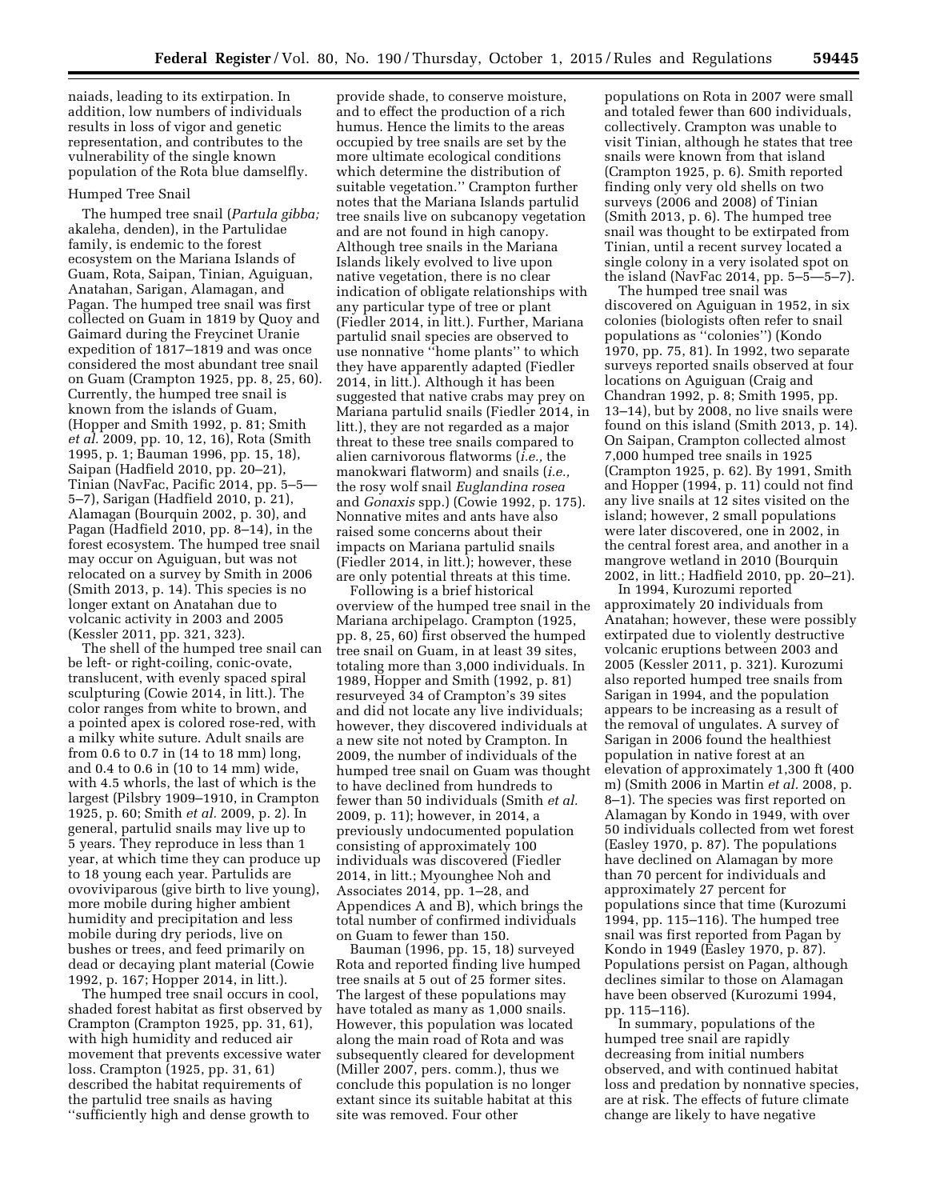naiads, leading to its extirpation. In addition, low numbers of individuals results in loss of vigor and genetic representation, and contributes to the vulnerability of the single known population of the Rota blue damselfly.

Humped Tree Snail

The humped tree snail (*Partula gibba;* akaleha, denden), in the Partulidae family, is endemic to the forest ecosystem on the Mariana Islands of Guam, Rota, Saipan, Tinian, Aguiguan, Anatahan, Sarigan, Alamagan, and Pagan. The humped tree snail was first collected on Guam in 1819 by Quoy and Gaimard during the Freycinet Uranie expedition of 1817–1819 and was once considered the most abundant tree snail on Guam (Crampton 1925, pp. 8, 25, 60). Currently, the humped tree snail is known from the islands of Guam, (Hopper and Smith 1992, p. 81; Smith *et al.* 2009, pp. 10, 12, 16), Rota (Smith 1995, p. 1; Bauman 1996, pp. 15, 18), Saipan (Hadfield 2010, pp. 20–21), Tinian (NavFac, Pacific 2014, pp. 5–5—5–7), Sarigan (Hadfield 2010, p. 21), Alamagan (Bourquin 2002, p. 30), and Pagan (Hadfield 2010, pp. 8–14), in the forest ecosystem. The humped tree snail may occur on Aguiguan, but was not relocated on a survey by Smith in 2006 (Smith 2013, p. 14). This species is no longer extant on Anatahan due to volcanic activity in 2003 and 2005 (Kessler 2011, pp. 321, 323).

The shell of the humped tree snail can be left- or right-coiling, conic-ovate, translucent, with evenly spaced spiral sculpturing (Cowie 2014, in litt.). The color ranges from white to brown, and a pointed apex is colored rose-red, with a milky white suture. Adult snails are from 0.6 to 0.7 in (14 to 18 mm) long, and 0.4 to 0.6 in (10 to 14 mm) wide, with 4.5 whorls, the last of which is the largest (Pilsbry 1909–1910, in Crampton 1925, p. 60; Smith *et al.* 2009, p. 2). In general, partulid snails may live up to 5 years. They reproduce in less than 1 year, at which time they can produce up to 18 young each year. Partulids are ovoviviparous (give birth to live young), more mobile during higher ambient humidity and precipitation and less mobile during dry periods, live on bushes or trees, and feed primarily on dead or decaying plant material (Cowie 1992, p. 167; Hopper 2014, in litt.).

The humped tree snail occurs in cool, shaded forest habitat as first observed by Crampton (Crampton 1925, pp. 31, 61), with high humidity and reduced air movement that prevents excessive water loss. Crampton (1925, pp. 31, 61) described the habitat requirements of the partulid tree snails as having "sufficiently high and dense growth to provide shade, to conserve moisture, and to effect the production of a rich humus. Hence the limits to the areas occupied by tree snails are set by the more ultimate ecological conditions which determine the distribution of suitable vegetation." Crampton further notes that the Mariana Islands partulid tree snails live on subcanopy vegetation and are not found in high canopy. Although tree snails in the Mariana Islands likely evolved to live upon native vegetation, there is no clear indication of obligate relationships with any particular type of tree or plant (Fiedler 2014, in litt.). Further, Mariana partulid snail species are observed to use nonnative "home plants" to which they have apparently adapted (Fiedler 2014, in litt.). Although it has been suggested that native crabs may prey on Mariana partulid snails (Fiedler 2014, in litt.), they are not regarded as a major threat to these tree snails compared to alien carnivorous flatworms (*i.e.,* the manokwari flatworm) and snails (*i.e.,* the rosy wolf snail *Euglandina rosea* and *Gonaxis* spp.) (Cowie 1992, p. 175). Nonnative mites and ants have also raised some concerns about their impacts on Mariana partulid snails (Fiedler 2014, in litt.); however, these are only potential threats at this time.

Following is a brief historical overview of the humped tree snail in the Mariana archipelago. Crampton (1925, pp. 8, 25, 60) first observed the humped tree snail on Guam, in at least 39 sites, totaling more than 3,000 individuals. In 1989, Hopper and Smith (1992, p. 81) resurveyed 34 of Crampton's 39 sites and did not locate any live individuals; however, they discovered individuals at a new site not noted by Crampton. In 2009, the number of individuals of the humped tree snail on Guam was thought to have declined from hundreds to fewer than 50 individuals (Smith *et al.* 2009, p. 11); however, in 2014, a previously undocumented population consisting of approximately 100 individuals was discovered (Fiedler 2014, in litt.; Myounghee Noh and Associates 2014, pp. 1–28, and Appendices A and B), which brings the total number of confirmed individuals on Guam to fewer than 150.

Bauman (1996, pp. 15, 18) surveyed Rota and reported finding live humped tree snails at 5 out of 25 former sites. The largest of these populations may have totaled as many as 1,000 snails. However, this population was located along the main road of Rota and was subsequently cleared for development (Miller 2007, pers. comm.), thus we conclude this population is no longer extant since its suitable habitat at this site was removed. Four other populations on Rota in 2007 were small and totaled fewer than 600 individuals, collectively. Crampton was unable to visit Tinian, although he states that tree snails were known from that island (Crampton 1925, p. 6). Smith reported finding only very old shells on two surveys (2006 and 2008) of Tinian (Smith 2013, p. 6). The humped tree snail was thought to be extirpated from Tinian, until a recent survey located a single colony in a very isolated spot on the island (NavFac 2014, pp. 5–5—5–7).

The humped tree snail was discovered on Aguiguan in 1952, in six colonies (biologists often refer to snail populations as "colonies") (Kondo 1970, pp. 75, 81). In 1992, two separate surveys reported snails observed at four locations on Aguiguan (Craig and Chandran 1992, p. 8; Smith 1995, pp. 13–14), but by 2008, no live snails were found on this island (Smith 2013, p. 14). On Saipan, Crampton collected almost 7,000 humped tree snails in 1925 (Crampton 1925, p. 62). By 1991, Smith and Hopper (1994, p. 11) could not find any live snails at 12 sites visited on the island; however, 2 small populations were later discovered, one in 2002, in the central forest area, and another in a mangrove wetland in 2010 (Bourquin 2002, in litt.; Hadfield 2010, pp. 20–21).

In 1994, Kurozumi reported approximately 20 individuals from Anatahan; however, these were possibly extirpated due to violently destructive volcanic eruptions between 2003 and 2005 (Kessler 2011, p. 321). Kurozumi also reported humped tree snails from Sarigan in 1994, and the population appears to be increasing as a result of the removal of ungulates. A survey of Sarigan in 2006 found the healthiest population in native forest at an elevation of approximately 1,300 ft (400 m) (Smith 2006 in Martin *et al.* 2008, p. 8–1). The species was first reported on Alamagan by Kondo in 1949, with over 50 individuals collected from wet forest (Easley 1970, p. 87). The populations have declined on Alamagan by more than 70 percent for individuals and approximately 27 percent for populations since that time (Kurozumi 1994, pp. 115–116). The humped tree snail was first reported from Pagan by Kondo in 1949 (Easley 1970, p. 87). Populations persist on Pagan, although declines similar to those on Alamagan have been observed (Kurozumi 1994, pp. 115–116).

In summary, populations of the humped tree snail are rapidly decreasing from initial numbers observed, and with continued habitat loss and predation by nonnative species, are at risk. The effects of future climate change are likely to have negative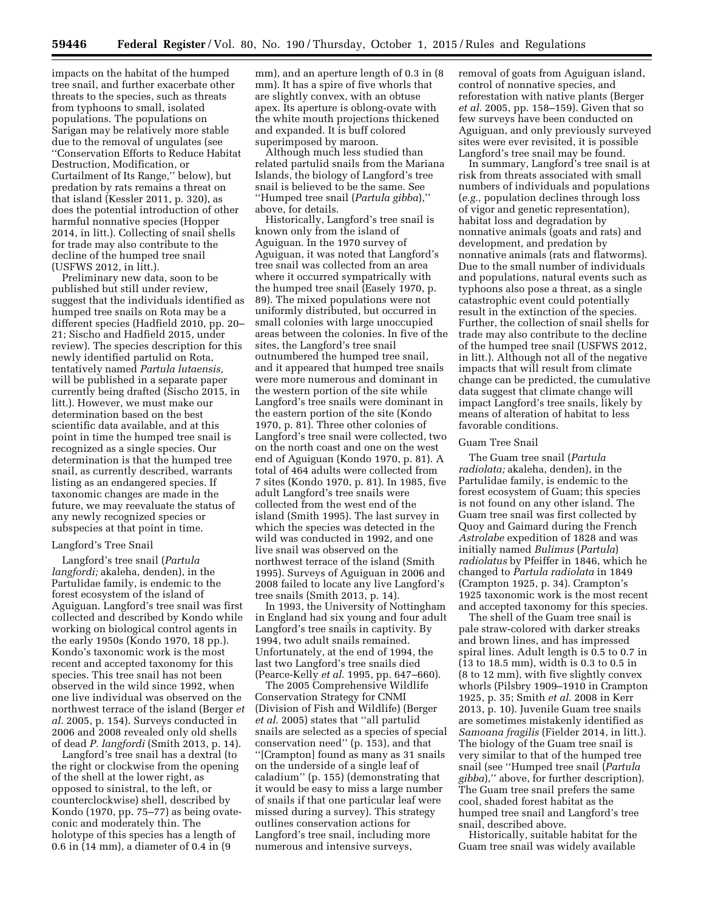impacts on the habitat of the humped tree snail, and further exacerbate other threats to the species, such as threats from typhoons to small, isolated populations. The populations on Sarigan may be relatively more stable due to the removal of ungulates (see ''Conservation Efforts to Reduce Habitat Destruction, Modification, or Curtailment of Its Range,'' below), but predation by rats remains a threat on that island (Kessler 2011, p. 320), as does the potential introduction of other harmful nonnative species (Hopper 2014, in litt.). Collecting of snail shells for trade may also contribute to the decline of the humped tree snail (USFWS 2012, in litt.).

Preliminary new data, soon to be published but still under review, suggest that the individuals identified as humped tree snails on Rota may be a different species (Hadfield 2010, pp. 20–21; Sischo and Hadfield 2015, under review). The species description for this newly identified partulid on Rota, tentatively named *Partula lutaensis,* will be published in a separate paper currently being drafted (Sischo 2015, in litt.). However, we must make our determination based on the best scientific data available, and at this point in time the humped tree snail is recognized as a single species. Our determination is that the humped tree snail, as currently described, warrants listing as an endangered species. If taxonomic changes are made in the future, we may reevaluate the status of any newly recognized species or subspecies at that point in time.

Langford's Tree Snail

Langford's tree snail (*Partula langfordi;* akaleha, denden), in the Partulidae family, is endemic to the forest ecosystem of the island of Aguiguan. Langford's tree snail was first collected and described by Kondo while working on biological control agents in the early 1950s (Kondo 1970, 18 pp.). Kondo's taxonomic work is the most recent and accepted taxonomy for this species. This tree snail has not been observed in the wild since 1992, when one live individual was observed on the northwest terrace of the island (Berger *et al.* 2005, p. 154). Surveys conducted in 2006 and 2008 revealed only old shells of dead *P. langfordi* (Smith 2013, p. 14).

Langford's tree snail has a dextral (to the right or clockwise from the opening of the shell at the lower right, as opposed to sinistral, to the left, or counterclockwise) shell, described by Kondo (1970, pp. 75–77) as being ovate-conic and moderately thin. The holotype of this species has a length of 0.6 in (14 mm), a diameter of 0.4 in (9 mm), and an aperture length of 0.3 in (8 mm). It has a spire of five whorls that are slightly convex, with an obtuse apex. Its aperture is oblong-ovate with the white mouth projections thickened and expanded. It is buff colored superimposed by maroon.

Although much less studied than related partulid snails from the Mariana Islands, the biology of Langford's tree snail is believed to be the same. See ''Humped tree snail (*Partula gibba*),'' above, for details.

Historically, Langford's tree snail is known only from the island of Aguiguan. In the 1970 survey of Aguiguan, it was noted that Langford's tree snail was collected from an area where it occurred sympatrically with the humped tree snail (Easely 1970, p. 89). The mixed populations were not uniformly distributed, but occurred in small colonies with large unoccupied areas between the colonies. In five of the sites, the Langford's tree snail outnumbered the humped tree snail, and it appeared that humped tree snails were more numerous and dominant in the western portion of the site while Langford's tree snails were dominant in the eastern portion of the site (Kondo 1970, p. 81). Three other colonies of Langford's tree snail were collected, two on the north coast and one on the west end of Aguiguan (Kondo 1970, p. 81). A total of 464 adults were collected from 7 sites (Kondo 1970, p. 81). In 1985, five adult Langford's tree snails were collected from the west end of the island (Smith 1995). The last survey in which the species was detected in the wild was conducted in 1992, and one live snail was observed on the northwest terrace of the island (Smith 1995). Surveys of Aguiguan in 2006 and 2008 failed to locate any live Langford's tree snails (Smith 2013, p. 14).

In 1993, the University of Nottingham in England had six young and four adult Langford's tree snails in captivity. By 1994, two adult snails remained. Unfortunately, at the end of 1994, the last two Langford's tree snails died (Pearce-Kelly *et al.* 1995, pp. 647–660).

The 2005 Comprehensive Wildlife Conservation Strategy for CNMI (Division of Fish and Wildlife) (Berger *et al.* 2005) states that ''all partulid snails are selected as a species of special conservation need'' (p. 153), and that ''[Crampton] found as many as 31 snails on the underside of a single leaf of caladium'' (p. 155) (demonstrating that it would be easy to miss a large number of snails if that one particular leaf were missed during a survey). This strategy outlines conservation actions for Langford's tree snail, including more numerous and intensive surveys, removal of goats from Aguiguan island, control of nonnative species, and reforestation with native plants (Berger *et al.* 2005, pp. 158–159). Given that so few surveys have been conducted on Aguiguan, and only previously surveyed sites were ever revisited, it is possible Langford's tree snail may be found.

In summary, Langford's tree snail is at risk from threats associated with small numbers of individuals and populations (*e.g.,* population declines through loss of vigor and genetic representation), habitat loss and degradation by nonnative animals (goats and rats) and development, and predation by nonnative animals (rats and flatworms). Due to the small number of individuals and populations, natural events such as typhoons also pose a threat, as a single catastrophic event could potentially result in the extinction of the species. Further, the collection of snail shells for trade may also contribute to the decline of the humped tree snail (USFWS 2012, in litt.). Although not all of the negative impacts that will result from climate change can be predicted, the cumulative data suggest that climate change will impact Langford's tree snails, likely by means of alteration of habitat to less favorable conditions.

Guam Tree Snail

The Guam tree snail (*Partula radiolata;* akaleha, denden), in the Partulidae family, is endemic to the forest ecosystem of Guam; this species is not found on any other island. The Guam tree snail was first collected by Quoy and Gaimard during the French *Astrolabe* expedition of 1828 and was initially named *Bulimus* (*Partula*) *radiolatus* by Pfeiffer in 1846, which he changed to *Partula radiolata* in 1849 (Crampton 1925, p. 34). Crampton's 1925 taxonomic work is the most recent and accepted taxonomy for this species.

The shell of the Guam tree snail is pale straw-colored with darker streaks and brown lines, and has impressed spiral lines. Adult length is 0.5 to 0.7 in (13 to 18.5 mm), width is 0.3 to 0.5 in (8 to 12 mm), with five slightly convex whorls (Pilsbry 1909–1910 in Crampton 1925, p. 35; Smith *et al.* 2008 in Kerr 2013, p. 10). Juvenile Guam tree snails are sometimes mistakenly identified as *Samoana fragilis* (Fiedler 2014, in litt.). The biology of the Guam tree snail is very similar to that of the humped tree snail (see ''Humped tree snail (*Partula gibba*),'' above, for further description). The Guam tree snail prefers the same cool, shaded forest habitat as the humped tree snail and Langford's tree snail, described above.

Historically, suitable habitat for the Guam tree snail was widely available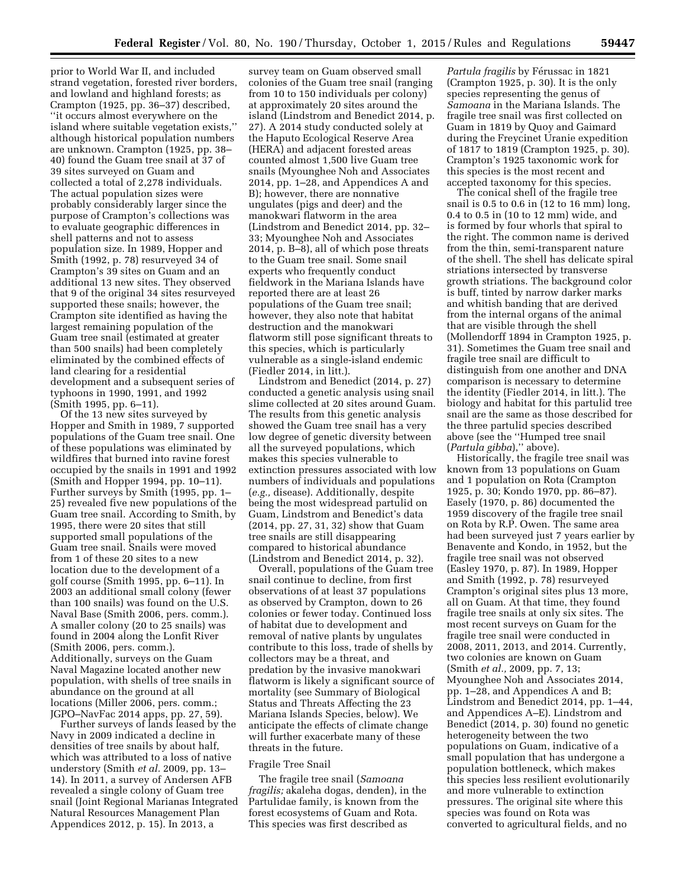prior to World War II, and included strand vegetation, forested river borders, and lowland and highland forests; as Crampton (1925, pp. 36–37) described, ''it occurs almost everywhere on the island where suitable vegetation exists,'' although historical population numbers are unknown. Crampton (1925, pp. 38–40) found the Guam tree snail at 37 of 39 sites surveyed on Guam and collected a total of 2,278 individuals. The actual population sizes were probably considerably larger since the purpose of Crampton's collections was to evaluate geographic differences in shell patterns and not to assess population size. In 1989, Hopper and Smith (1992, p. 78) resurveyed 34 of Crampton's 39 sites on Guam and an additional 13 new sites. They observed that 9 of the original 34 sites resurveyed supported these snails; however, the Crampton site identified as having the largest remaining population of the Guam tree snail (estimated at greater than 500 snails) had been completely eliminated by the combined effects of land clearing for a residential development and a subsequent series of typhoons in 1990, 1991, and 1992 (Smith 1995, pp. 6–11).

Of the 13 new sites surveyed by Hopper and Smith in 1989, 7 supported populations of the Guam tree snail. One of these populations was eliminated by wildfires that burned into ravine forest occupied by the snails in 1991 and 1992 (Smith and Hopper 1994, pp. 10–11). Further surveys by Smith (1995, pp. 1–25) revealed five new populations of the Guam tree snail. According to Smith, by 1995, there were 20 sites that still supported small populations of the Guam tree snail. Snails were moved from 1 of these 20 sites to a new location due to the development of a golf course (Smith 1995, pp. 6–11). In 2003 an additional small colony (fewer than 100 snails) was found on the U.S. Naval Base (Smith 2006, pers. comm.). A smaller colony (20 to 25 snails) was found in 2004 along the Lonfit River (Smith 2006, pers. comm.). Additionally, surveys on the Guam Naval Magazine located another new population, with shells of tree snails in abundance on the ground at all locations (Miller 2006, pers. comm.; JGPO–NavFac 2014 apps, pp. 27, 59).

Further surveys of lands leased by the Navy in 2009 indicated a decline in densities of tree snails by about half, which was attributed to a loss of native understory (Smith *et al.* 2009, pp. 13–14). In 2011, a survey of Andersen AFB revealed a single colony of Guam tree snail (Joint Regional Marianas Integrated Natural Resources Management Plan Appendices 2012, p. 15). In 2013, a survey team on Guam observed small colonies of the Guam tree snail (ranging from 10 to 150 individuals per colony) at approximately 20 sites around the island (Lindstrom and Benedict 2014, p. 27). A 2014 study conducted solely at the Haputo Ecological Reserve Area (HERA) and adjacent forested areas counted almost 1,500 live Guam tree snails (Myounghee Noh and Associates 2014, pp. 1–28, and Appendices A and B); however, there are nonnative ungulates (pigs and deer) and the manokwari flatworm in the area (Lindstrom and Benedict 2014, pp. 32–33; Myounghee Noh and Associates 2014, p. B–8), all of which pose threats to the Guam tree snail. Some snail experts who frequently conduct fieldwork in the Mariana Islands have reported there are at least 26 populations of the Guam tree snail; however, they also note that habitat destruction and the manokwari flatworm still pose significant threats to this species, which is particularly vulnerable as a single-island endemic (Fiedler 2014, in litt.).

Lindstrom and Benedict (2014, p. 27) conducted a genetic analysis using snail slime collected at 20 sites around Guam. The results from this genetic analysis showed the Guam tree snail has a very low degree of genetic diversity between all the surveyed populations, which makes this species vulnerable to extinction pressures associated with low numbers of individuals and populations (*e.g.,* disease). Additionally, despite being the most widespread partulid on Guam, Lindstrom and Benedict's data (2014, pp. 27, 31, 32) show that Guam tree snails are still disappearing compared to historical abundance (Lindstrom and Benedict 2014, p. 32).

Overall, populations of the Guam tree snail continue to decline, from first observations of at least 37 populations as observed by Crampton, down to 26 colonies or fewer today. Continued loss of habitat due to development and removal of native plants by ungulates contribute to this loss, trade of shells by collectors may be a threat, and predation by the invasive manokwari flatworm is likely a significant source of mortality (see Summary of Biological Status and Threats Affecting the 23 Mariana Islands Species, below). We anticipate the effects of climate change will further exacerbate many of these threats in the future.

### Fragile Tree Snail

The fragile tree snail (*Samoana fragilis;* akaleha dogas, denden), in the Partulidae family, is known from the forest ecosystems of Guam and Rota. This species was first described as *Partula fragilis* by Férussac in 1821 (Crampton 1925, p. 30). It is the only species representing the genus of *Samoana* in the Mariana Islands. The fragile tree snail was first collected on Guam in 1819 by Quoy and Gaimard during the Freycinet Uranie expedition of 1817 to 1819 (Crampton 1925, p. 30). Crampton's 1925 taxonomic work for this species is the most recent and accepted taxonomy for this species.

The conical shell of the fragile tree snail is 0.5 to 0.6 in (12 to 16 mm) long, 0.4 to 0.5 in (10 to 12 mm) wide, and is formed by four whorls that spiral to the right. The common name is derived from the thin, semi-transparent nature of the shell. The shell has delicate spiral striations intersected by transverse growth striations. The background color is buff, tinted by narrow darker marks and whitish banding that are derived from the internal organs of the animal that are visible through the shell (Mollendorff 1894 in Crampton 1925, p. 31). Sometimes the Guam tree snail and fragile tree snail are difficult to distinguish from one another and DNA comparison is necessary to determine the identity (Fiedler 2014, in litt.). The biology and habitat for this partulid tree snail are the same as those described for the three partulid species described above (see the ''Humped tree snail (*Partula gibba*),'' above).

Historically, the fragile tree snail was known from 13 populations on Guam and 1 population on Rota (Crampton 1925, p. 30; Kondo 1970, pp. 86–87). Easely (1970, p. 86) documented the 1959 discovery of the fragile tree snail on Rota by R.P. Owen. The same area had been surveyed just 7 years earlier by Benavente and Kondo, in 1952, but the fragile tree snail was not observed (Easley 1970, p. 87). In 1989, Hopper and Smith (1992, p. 78) resurveyed Crampton's original sites plus 13 more, all on Guam. At that time, they found fragile tree snails at only six sites. The most recent surveys on Guam for the fragile tree snail were conducted in 2008, 2011, 2013, and 2014. Currently, two colonies are known on Guam (Smith *et al.,* 2009, pp. 7, 13; Myounghee Noh and Associates 2014, pp. 1–28, and Appendices A and B; Lindstrom and Benedict 2014, pp. 1–44, and Appendices A–E). Lindstrom and Benedict (2014, p. 30) found no genetic heterogeneity between the two populations on Guam, indicative of a small population that has undergone a population bottleneck, which makes this species less resilient evolutionarily and more vulnerable to extinction pressures. The original site where this species was found on Rota was converted to agricultural fields, and no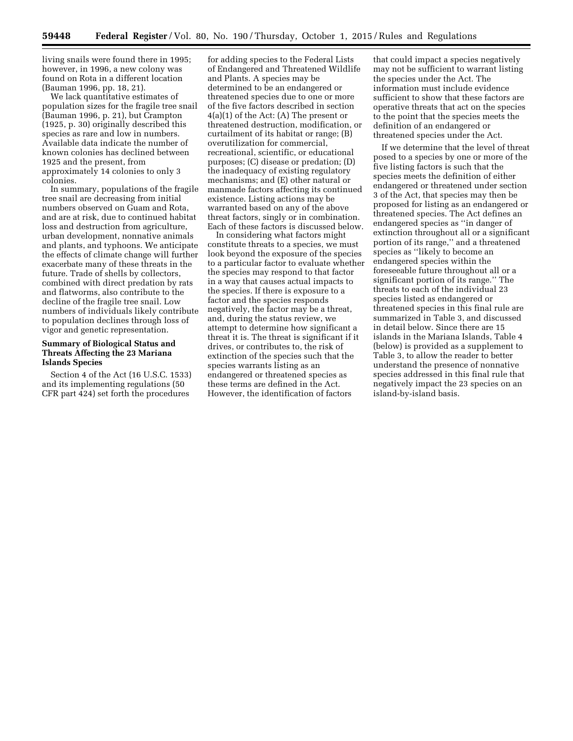living snails were found there in 1995; however, in 1996, a new colony was found on Rota in a different location (Bauman 1996, pp. 18, 21).

We lack quantitative estimates of population sizes for the fragile tree snail (Bauman 1996, p. 21), but Crampton (1925, p. 30) originally described this species as rare and low in numbers. Available data indicate the number of known colonies has declined between 1925 and the present, from approximately 14 colonies to only 3 colonies.

In summary, populations of the fragile tree snail are decreasing from initial numbers observed on Guam and Rota, and are at risk, due to continued habitat loss and destruction from agriculture, urban development, nonnative animals and plants, and typhoons. We anticipate the effects of climate change will further exacerbate many of these threats in the future. Trade of shells by collectors, combined with direct predation by rats and flatworms, also contribute to the decline of the fragile tree snail. Low numbers of individuals likely contribute to population declines through loss of vigor and genetic representation.

## Summary of Biological Status and Threats Affecting the 23 Mariana Islands Species

Section 4 of the Act (16 U.S.C. 1533) and its implementing regulations (50 CFR part 424) set forth the procedures for adding species to the Federal Lists of Endangered and Threatened Wildlife and Plants. A species may be determined to be an endangered or threatened species due to one or more of the five factors described in section 4(a)(1) of the Act: (A) The present or threatened destruction, modification, or curtailment of its habitat or range; (B) overutilization for commercial, recreational, scientific, or educational purposes; (C) disease or predation; (D) the inadequacy of existing regulatory mechanisms; and (E) other natural or manmade factors affecting its continued existence. Listing actions may be warranted based on any of the above threat factors, singly or in combination. Each of these factors is discussed below.

In considering what factors might constitute threats to a species, we must look beyond the exposure of the species to a particular factor to evaluate whether the species may respond to that factor in a way that causes actual impacts to the species. If there is exposure to a factor and the species responds negatively, the factor may be a threat, and, during the status review, we attempt to determine how significant a threat it is. The threat is significant if it drives, or contributes to, the risk of extinction of the species such that the species warrants listing as an endangered or threatened species as these terms are defined in the Act. However, the identification of factors that could impact a species negatively may not be sufficient to warrant listing the species under the Act. The information must include evidence sufficient to show that these factors are operative threats that act on the species to the point that the species meets the definition of an endangered or threatened species under the Act.

If we determine that the level of threat posed to a species by one or more of the five listing factors is such that the species meets the definition of either endangered or threatened under section 3 of the Act, that species may then be proposed for listing as an endangered or threatened species. The Act defines an endangered species as ''in danger of extinction throughout all or a significant portion of its range,'' and a threatened species as ''likely to become an endangered species within the foreseeable future throughout all or a significant portion of its range.'' The threats to each of the individual 23 species listed as endangered or threatened species in this final rule are summarized in Table 3, and discussed in detail below. Since there are 15 islands in the Mariana Islands, Table 4 (below) is provided as a supplement to Table 3, to allow the reader to better understand the presence of nonnative species addressed in this final rule that negatively impact the 23 species on an island-by-island basis.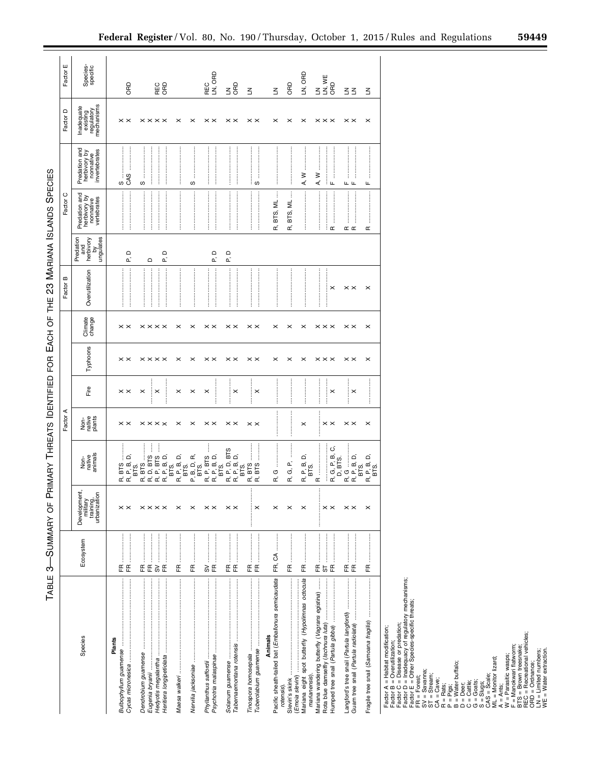TABLE 3—SUMMARY OF PRIMARY THREATS IDENTIFIED FOR EACH OF THE 23 MARIANA ISLANDS SPECIES

| Species | Ecosystem | Factor A | | | | | | Factor B | Factor C | | | Factor D | Factor E |
|---|---|---|---|---|---|---|---|---|---|---|---|---|---|
| | | Development, military training, urbanization | Non-native animals | Non-native plants | Fire | Typhoons | Climate change | Overutilization | Predation and herbivory by ungulates | Predation and herbivory by nonnative vertebrates | Predation and herbivory by nonnative invertebrates | Inadequate existing regulatory mechanisms | Species-specific |
| **Plants** | | | | | | | | | | | | | |
| *Bulbophyllum guamense* | FR | X | R, BTS | X | X | X | X | | | | S | X | |
| *Cycas micronesica* | FR | X | R, P, B, D, BTS. | X | X | X | X | | P, D | | CAS | X | ORD |
| *Dendrobium guamense* | FR | X | R, BTS | X | X | X | X | | | | S | X | |
| *Eugenia bryanii* | FR | X | R, D, BTS | X | | X | X | | D | | | X | |
| *Hedyotis megalantha* | SV | X | R, P, BTS | X | X | X | X | | | | | X | REC |
| *Heritiera longipetiolata* | FR | X | R, P, B, D, BTS. | X | | X | X | | P, D | | | X | ORD |
| *Maesa walkeri* | FR | X | R, P, B, D, BTS. | X | X | X | X | | | | | X | |
| *Nervilia jacksoniae* | FR | X | P, B, D, R, BTS. | X | X | X | X | | | | S | X | |
| *Phyllanthus saffordii* | SV | X | R, P, BTS | X | X | X | X | | | | | X | REC |
| *Psychotria malaspinae* | FR | X | R, P, B, D, BTS. | X | | X | X | | P, D | | | X | LN, ORD |
| *Solanum guamense* | FR | X | R, P, D, BTS | X | | X | X | | | | | X | LN |
| *Tabernaemontana rotensis* | FR | X | R, P, B, D, BTS. | X | X | X | X | | P, D | | | X | ORD |
| *Tinospora homosepala* | FR | | R, BTS | X | | X | X | | | | | X | LN |
| *Tuberolabium guamense* | FR | X | R, BTS | X | X | X | X | | | | S | X | |
| **Animals** | | | | | | | | | | | | | |
| Pacific sheath-tailed bat (*Emballonura semicaudata rotensis*). | FR, CA | X | R, G | | | X | X | | | R, BTS, ML | | X | LN |
| Slevin's skink (*Emoia slevini*) | FR | X | R, G, P. | | | X | X | | | R, BTS, ML | | X | ORD |
| Mariana eight spot butterfly (*Hypolimnas octocula marianensis*). | FR | X | R, P, B, D, BTS. | X | | X | X | | | | A, W | X | LN, ORD |
| Mariana wandering butterfly (*Vagrans egistina*) | FR | | R | | | X | X | | | | A, W | X | LN |
| Rota blue damselfly (*Ischnura luta*) | ST | X | | X | | X | X | | | | | X | LN, WE |
| Humped tree snail (*Partula gibba*) | FR | X | R, G, P, B, C, D, BTS. | X | X | X | X | X | | R | F | X | ORD |
| Langford's tree snail (*Partula langfordi*) | FR | X | R, G | X | | X | X | X | | R | F | X | LN |
| Guam tree snail (*Partula radiolata*) | FR | X | R, P, B, D, BTS. | X | X | X | X | X | | R | F | X | LN |
| Fragile tree snail (*Samoana fragilis*) | FR | X | R, P, B, D, BTS. | X | | X | X | X | | R | F | X | LN |

Factor A = Habitat modification;
Factor B = Overutilization;
Factor C = Disease or predation;
Factor D = Inadequacy of regulatory mechanisms;
Factor E = Other Species-specific threats;
FR = Forest;
SV = Savanna;
ST = Stream;
CA = Cave;
R = Rats;
P = Pigs;
B = Water buffalo;
D = Deer;
C = Cattle;
G = Goats;
S = Slugs;
CAS = Scale;
ML = Monitor lizard;
A = Ants;
W = Parasitic wasps;
F = Manokwari flatworm;
BTS = Brown treesnake;
REC = Recreational vehicles;
ORD = Ordnance;
LN = Limited numbers;
WE = Water extraction.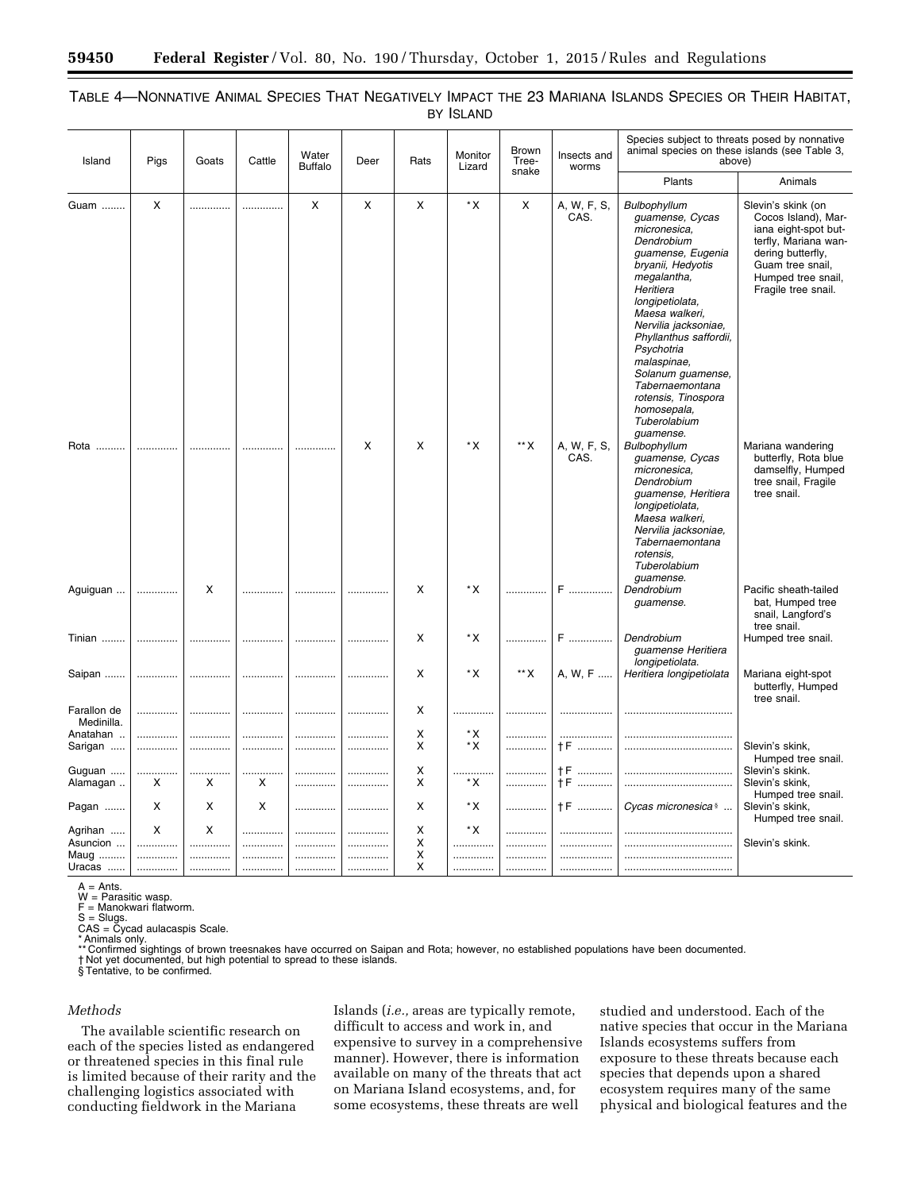TABLE 4—NONNATIVE ANIMAL SPECIES THAT NEGATIVELY IMPACT THE 23 MARIANA ISLANDS SPECIES OR THEIR HABITAT, BY ISLAND

| Island | Pigs | Goats | Cattle | Water Buffalo | Deer | Rats | Monitor Lizard | Brown Tree-snake | Insects and worms | Species subject to threats posed by nonnative animal species on these islands (see Table 3, above) | |
|---|---|---|---|---|---|---|---|---|---|---|---|
| | | | | | | | | | | Plants | Animals |
| Guam | X | | | X | X | X | *X | X | A, W, F, S, CAS. | *Bulbophyllum guamense, Cycas micronesica, Dendrobium guamense, Eugenia bryanii, Hedyotis megalantha, Heritiera longipetiolata, Maesa walkeri, Nervilia jacksoniae, Phyllanthus saffordii, Psychotria malaspinae, Solanum guamense, Tabernaemontana rotensis, Tinospora homosepala, Tuberolabium guamense.* | Slevin's skink (on Cocos Island), Mariana eight-spot butterfly, Mariana wandering butterfly, Guam tree snail, Humped tree snail, Fragile tree snail. |
| Rota | | | | | X | X | *X | **X | A, W, F, S, CAS. | *Bulbophyllum guamense, Cycas micronesica, Dendrobium guamense, Heritiera longipetiolata, Maesa walkeri, Nervilia jacksoniae, Tabernaemontana rotensis, Tuberolabium guamense.* | Mariana wandering butterfly, Rota blue damselfly, Humped tree snail, Fragile tree snail. |
| Aguiguan | | X | | | | X | *X | | F | *Dendrobium guamense.* | Pacific sheath-tailed bat, Humped tree snail, Langford's tree snail. |
| Tinian | | | | | | X | *X | | F | *Dendrobium guamense Heritiera longipetiolata.* | Humped tree snail. |
| Saipan | | | | | | X | *X | **X | A, W, F | *Heritiera longipetiolata* | Mariana eight-spot butterfly, Humped tree snail. |
| Farallon de Medinilla. | | | | | | X | | | | | |
| Anatahan | | | | | | X | *X | | | | |
| Sarigan | | | | | | X | *X | | †F | | Slevin's skink, Humped tree snail. |
| Guguan | | | | | | X | | | †F | | Slevin's skink. |
| Alamagan | X | X | X | | | X | *X | | †F | | Slevin's skink, Humped tree snail. |
| Pagan | X | X | X | | | X | *X | | †F | *Cycas micronesica* § | Slevin's skink, Humped tree snail. |
| Agrihan | X | X | | | | X | *X | | | | |
| Asuncion | | | | | | X | | | | | Slevin's skink. |
| Maug | | | | | | X | | | | | |
| Uracas | | | | | | X | | | | | |

A = Ants.
W = Parasitic wasp.
F = Manokwari flatworm.
S = Slugs.
CAS = Cycad aulacaspis Scale.
* Animals only.
** Confirmed sightings of brown treesnakes have occurred on Saipan and Rota; however, no established populations have been documented.
† Not yet documented, but high potential to spread to these islands.
§ Tentative, to be confirmed.

*Methods*

The available scientific research on each of the species listed as endangered or threatened species in this final rule is limited because of their rarity and the challenging logistics associated with conducting fieldwork in the Mariana Islands (*i.e.,* areas are typically remote, difficult to access and work in, and expensive to survey in a comprehensive manner). However, there is information available on many of the threats that act on Mariana Island ecosystems, and, for some ecosystems, these threats are well studied and understood. Each of the native species that occur in the Mariana Islands ecosystems suffers from exposure to these threats because each species that depends upon a shared ecosystem requires many of the same physical and biological features and the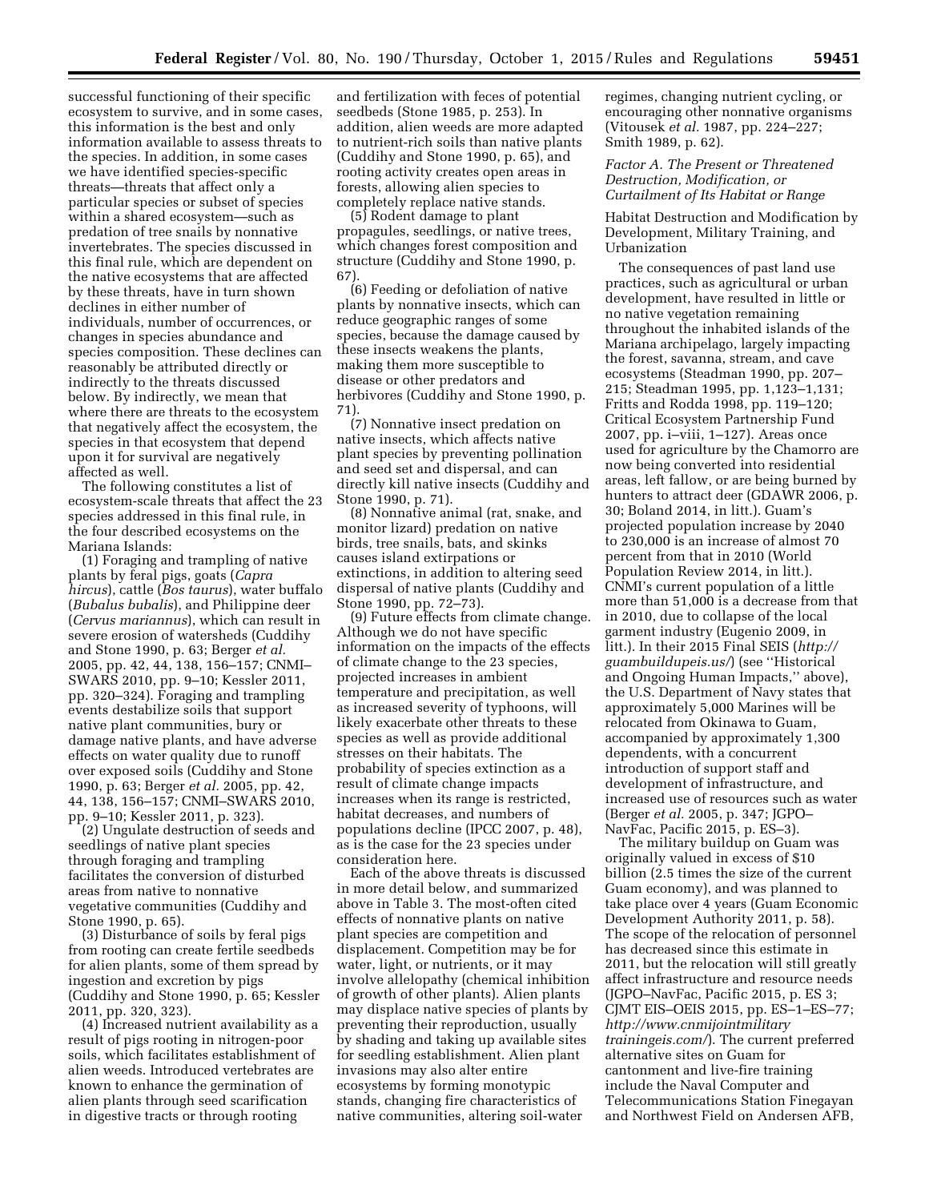successful functioning of their specific ecosystem to survive, and in some cases, this information is the best and only information available to assess threats to the species. In addition, in some cases we have identified species-specific threats—threats that affect only a particular species or subset of species within a shared ecosystem—such as predation of tree snails by nonnative invertebrates. The species discussed in this final rule, which are dependent on the native ecosystems that are affected by these threats, have in turn shown declines in either number of individuals, number of occurrences, or changes in species abundance and species composition. These declines can reasonably be attributed directly or indirectly to the threats discussed below. By indirectly, we mean that where there are threats to the ecosystem that negatively affect the ecosystem, the species in that ecosystem that depend upon it for survival are negatively affected as well.

The following constitutes a list of ecosystem-scale threats that affect the 23 species addressed in this final rule, in the four described ecosystems on the Mariana Islands:

(1) Foraging and trampling of native plants by feral pigs, goats (*Capra hircus*), cattle (*Bos taurus*), water buffalo (*Bubalus bubalis*), and Philippine deer (*Cervus mariannus*), which can result in severe erosion of watersheds (Cuddihy and Stone 1990, p. 63; Berger *et al.* 2005, pp. 42, 44, 138, 156–157; CNMI–SWARS 2010, pp. 9–10; Kessler 2011, pp. 320–324). Foraging and trampling events destabilize soils that support native plant communities, bury or damage native plants, and have adverse effects on water quality due to runoff over exposed soils (Cuddihy and Stone 1990, p. 63; Berger *et al.* 2005, pp. 42, 44, 138, 156–157; CNMI–SWARS 2010, pp. 9–10; Kessler 2011, p. 323).

(2) Ungulate destruction of seeds and seedlings of native plant species through foraging and trampling facilitates the conversion of disturbed areas from native to nonnative vegetative communities (Cuddihy and Stone 1990, p. 65).

(3) Disturbance of soils by feral pigs from rooting can create fertile seedbeds for alien plants, some of them spread by ingestion and excretion by pigs (Cuddihy and Stone 1990, p. 65; Kessler 2011, pp. 320, 323).

(4) Increased nutrient availability as a result of pigs rooting in nitrogen-poor soils, which facilitates establishment of alien weeds. Introduced vertebrates are known to enhance the germination of alien plants through seed scarification in digestive tracts or through rooting and fertilization with feces of potential seedbeds (Stone 1985, p. 253). In addition, alien weeds are more adapted to nutrient-rich soils than native plants (Cuddihy and Stone 1990, p. 65), and rooting activity creates open areas in forests, allowing alien species to completely replace native stands.

(5) Rodent damage to plant propagules, seedlings, or native trees, which changes forest composition and structure (Cuddihy and Stone 1990, p. 67).

(6) Feeding or defoliation of native plants by nonnative insects, which can reduce geographic ranges of some species, because the damage caused by these insects weakens the plants, making them more susceptible to disease or other predators and herbivores (Cuddihy and Stone 1990, p. 71).

(7) Nonnative insect predation on native insects, which affects native plant species by preventing pollination and seed set and dispersal, and can directly kill native insects (Cuddihy and Stone 1990, p. 71).

(8) Nonnative animal (rat, snake, and monitor lizard) predation on native birds, tree snails, bats, and skinks causes island extirpations or extinctions, in addition to altering seed dispersal of native plants (Cuddihy and Stone 1990, pp. 72–73).

(9) Future effects from climate change. Although we do not have specific information on the impacts of the effects of climate change to the 23 species, projected increases in ambient temperature and precipitation, as well as increased severity of typhoons, will likely exacerbate other threats to these species as well as provide additional stresses on their habitats. The probability of species extinction as a result of climate change impacts increases when its range is restricted, habitat decreases, and numbers of populations decline (IPCC 2007, p. 48), as is the case for the 23 species under consideration here.

Each of the above threats is discussed in more detail below, and summarized above in Table 3. The most-often cited effects of nonnative plants on native plant species are competition and displacement. Competition may be for water, light, or nutrients, or it may involve allelopathy (chemical inhibition of growth of other plants). Alien plants may displace native species of plants by preventing their reproduction, usually by shading and taking up available sites for seedling establishment. Alien plant invasions may also alter entire ecosystems by forming monotypic stands, changing fire characteristics of native communities, altering soil-water regimes, changing nutrient cycling, or encouraging other nonnative organisms (Vitousek *et al.* 1987, pp. 224–227; Smith 1989, p. 62).

### *Factor A. The Present or Threatened Destruction, Modification, or Curtailment of Its Habitat or Range*

#### Habitat Destruction and Modification by Development, Military Training, and Urbanization

The consequences of past land use practices, such as agricultural or urban development, have resulted in little or no native vegetation remaining throughout the inhabited islands of the Mariana archipelago, largely impacting the forest, savanna, stream, and cave ecosystems (Steadman 1990, pp. 207–215; Steadman 1995, pp. 1,123–1,131; Fritts and Rodda 1998, pp. 119–120; Critical Ecosystem Partnership Fund 2007, pp. i–viii, 1–127). Areas once used for agriculture by the Chamorro are now being converted into residential areas, left fallow, or are being burned by hunters to attract deer (GDAWR 2006, p. 30; Boland 2014, in litt.). Guam's projected population increase by 2040 to 230,000 is an increase of almost 70 percent from that in 2010 (World Population Review 2014, in litt.). CNMI's current population of a little more than 51,000 is a decrease from that in 2010, due to collapse of the local garment industry (Eugenio 2009, in litt.). In their 2015 Final SEIS (*http://guambuildupeis.us/*) (see ''Historical and Ongoing Human Impacts,'' above), the U.S. Department of Navy states that approximately 5,000 Marines will be relocated from Okinawa to Guam, accompanied by approximately 1,300 dependents, with a concurrent introduction of support staff and development of infrastructure, and increased use of resources such as water (Berger *et al.* 2005, p. 347; JGPO–NavFac, Pacific 2015, p. ES–3).

The military buildup on Guam was originally valued in excess of $10 billion (2.5 times the size of the current Guam economy), and was planned to take place over 4 years (Guam Economic Development Authority 2011, p. 58). The scope of the relocation of personnel has decreased since this estimate in 2011, but the relocation will still greatly affect infrastructure and resource needs (JGPO–NavFac, Pacific 2015, p. ES 3; CJMT EIS–OEIS 2015, pp. ES–1–ES–77; *http://www.cnmijointmilitarytraininageis.com/*). The current preferred alternative sites on Guam for cantonment and live-fire training include the Naval Computer and Telecommunications Station Finegayan and Northwest Field on Andersen AFB,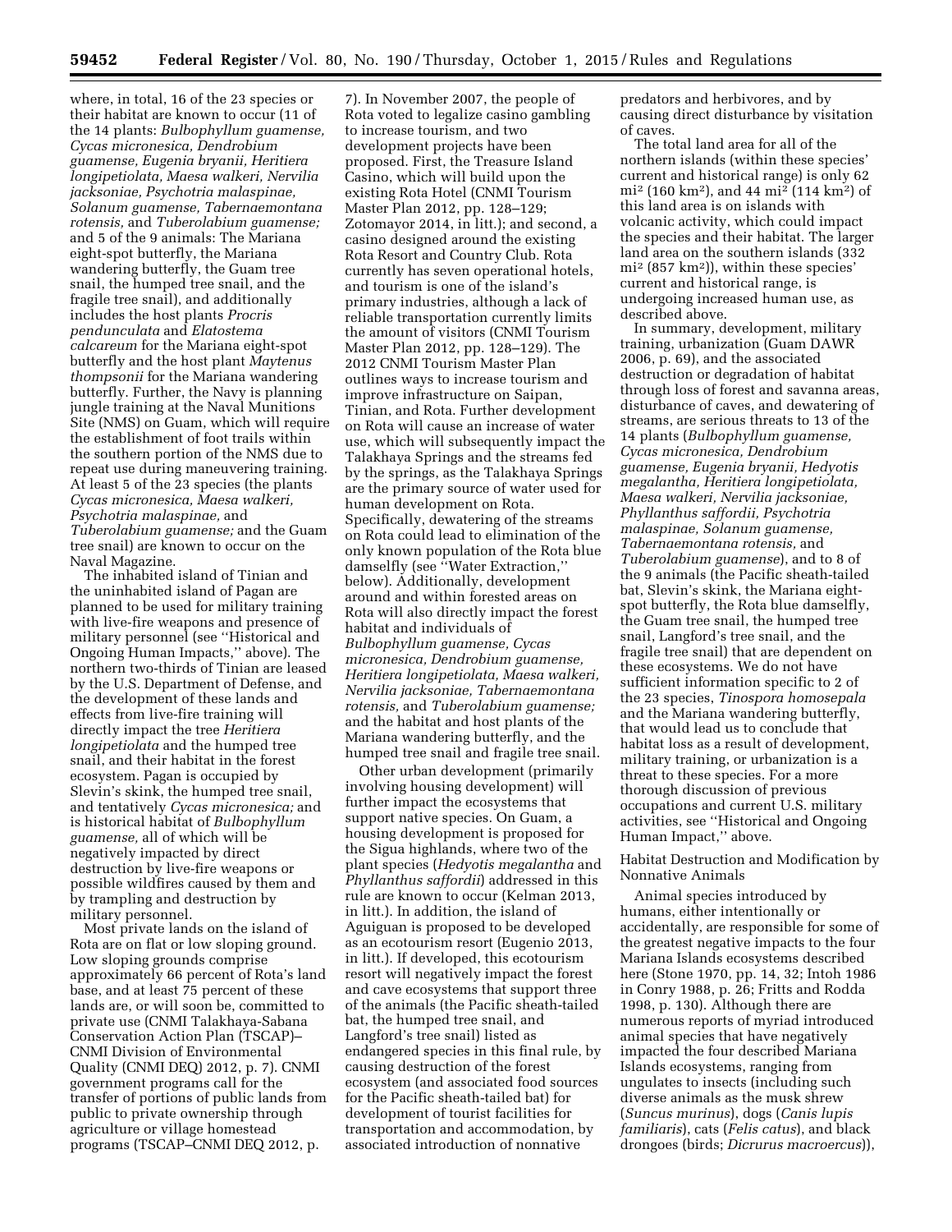where, in total, 16 of the 23 species or their habitat are known to occur (11 of the 14 plants: *Bulbophyllum guamense, Cycas micronesica, Dendrobium guamense, Eugenia bryanii, Heritiera longipetiolata, Maesa walkeri, Nervilia jacksoniae, Psychotria malaspinae, Solanum guamense, Tabernaemontana rotensis,* and *Tuberolabium guamense;* and 5 of the 9 animals: The Mariana eight-spot butterfly, the Mariana wandering butterfly, the Guam tree snail, the humped tree snail, and the fragile tree snail), and additionally includes the host plants *Procris pendunculata* and *Elatostema calcareum* for the Mariana eight-spot butterfly and the host plant *Maytenus thompsonii* for the Mariana wandering butterfly. Further, the Navy is planning jungle training at the Naval Munitions Site (NMS) on Guam, which will require the establishment of foot trails within the southern portion of the NMS due to repeat use during maneuvering training. At least 5 of the 23 species (the plants *Cycas micronesica, Maesa walkeri, Psychotria malaspinae,* and *Tuberolabium guamense;* and the Guam tree snail) are known to occur on the Naval Magazine.

The inhabited island of Tinian and the uninhabited island of Pagan are planned to be used for military training with live-fire weapons and presence of military personnel (see ''Historical and Ongoing Human Impacts,'' above). The northern two-thirds of Tinian are leased by the U.S. Department of Defense, and the development of these lands and effects from live-fire training will directly impact the tree *Heritiera longipetiolata* and the humped tree snail, and their habitat in the forest ecosystem. Pagan is occupied by Slevin's skink, the humped tree snail, and tentatively *Cycas micronesica;* and is historical habitat of *Bulbophyllum guamense,* all of which will be negatively impacted by direct destruction by live-fire weapons or possible wildfires caused by them and by trampling and destruction by military personnel.

Most private lands on the island of Rota are on flat or low sloping ground. Low sloping grounds comprise approximately 66 percent of Rota's land base, and at least 75 percent of these lands are, or will soon be, committed to private use (CNMI Talakhaya-Sabana Conservation Action Plan (TSCAP)– CNMI Division of Environmental Quality (CNMI DEQ) 2012, p. 7). CNMI government programs call for the transfer of portions of public lands from public to private ownership through agriculture or village homestead programs (TSCAP–CNMI DEQ 2012, p. 7). In November 2007, the people of Rota voted to legalize casino gambling to increase tourism, and two development projects have been proposed. First, the Treasure Island Casino, which will build upon the existing Rota Hotel (CNMI Tourism Master Plan 2012, pp. 128–129; Zotomayor 2014, in litt.); and second, a casino designed around the existing Rota Resort and Country Club. Rota currently has seven operational hotels, and tourism is one of the island's primary industries, although a lack of reliable transportation currently limits the amount of visitors (CNMI Tourism Master Plan 2012, pp. 128–129). The 2012 CNMI Tourism Master Plan outlines ways to increase tourism and improve infrastructure on Saipan, Tinian, and Rota. Further development on Rota will cause an increase of water use, which will subsequently impact the Talakhaya Springs and the streams fed by the springs, as the Talakhaya Springs are the primary source of water used for human development on Rota. Specifically, dewatering of the streams on Rota could lead to elimination of the only known population of the Rota blue damselfly (see ''Water Extraction,'' below). Additionally, development around and within forested areas on Rota will also directly impact the forest habitat and individuals of *Bulbophyllum guamense, Cycas micronesica, Dendrobium guamense, Heritiera longipetiolata, Maesa walkeri, Nervilia jacksoniae, Tabernaemontana rotensis,* and *Tuberolabium guamense;* and the habitat and host plants of the Mariana wandering butterfly, and the humped tree snail and fragile tree snail.

Other urban development (primarily involving housing development) will further impact the ecosystems that support native species. On Guam, a housing development is proposed for the Sigua highlands, where two of the plant species (*Hedyotis megalantha* and *Phyllanthus saffordii*) addressed in this rule are known to occur (Kelman 2013, in litt.). In addition, the island of Aguiguan is proposed to be developed as an ecotourism resort (Eugenio 2013, in litt.). If developed, this ecotourism resort will negatively impact the forest and cave ecosystems that support three of the animals (the Pacific sheath-tailed bat, the humped tree snail, and Langford's tree snail) listed as endangered species in this final rule, by causing destruction of the forest ecosystem (and associated food sources for the Pacific sheath-tailed bat) for development of tourist facilities for transportation and accommodation, by associated introduction of nonnative predators and herbivores, and by causing direct disturbance by visitation of caves.

The total land area for all of the northern islands (within these species' current and historical range) is only 62 mi² (160 km²), and 44 mi² (114 km²) of this land area is on islands with volcanic activity, which could impact the species and their habitat. The larger land area on the southern islands (332 mi² (857 km²)), within these species' current and historical range, is undergoing increased human use, as described above.

In summary, development, military training, urbanization (Guam DAWR 2006, p. 69), and the associated destruction or degradation of habitat through loss of forest and savanna areas, disturbance of caves, and dewatering of streams, are serious threats to 13 of the 14 plants (*Bulbophyllum guamense, Cycas micronesica, Dendrobium guamense, Eugenia bryanii, Hedyotis megalantha, Heritiera longipetiolata, Maesa walkeri, Nervilia jacksoniae, Phyllanthus saffordii, Psychotria malaspinae, Solanum guamense, Tabernaemontana rotensis,* and *Tuberolabium guamense*), and to 8 of the 9 animals (the Pacific sheath-tailed bat, Slevin's skink, the Mariana eight-spot butterfly, the Rota blue damselfly, the Guam tree snail, the humped tree snail, Langford's tree snail, and the fragile tree snail) that are dependent on these ecosystems. We do not have sufficient information specific to 2 of the 23 species, *Tinospora homosepala* and the Mariana wandering butterfly, that would lead us to conclude that habitat loss as a result of development, military training, or urbanization is a threat to these species. For a more thorough discussion of previous occupations and current U.S. military activities, see ''Historical and Ongoing Human Impact,'' above.

Habitat Destruction and Modification by Nonnative Animals

Animal species introduced by humans, either intentionally or accidentally, are responsible for some of the greatest negative impacts to the four Mariana Islands ecosystems described here (Stone 1970, pp. 14, 32; Intoh 1986 in Conry 1988, p. 26; Fritts and Rodda 1998, p. 130). Although there are numerous reports of myriad introduced animal species that have negatively impacted the four described Mariana Islands ecosystems, ranging from ungulates to insects (including such diverse animals as the musk shrew (*Suncus murinus*), dogs (*Canis lupis familiaris*), cats (*Felis catus*), and black drongoes (birds; *Dicrurus macroercus*)),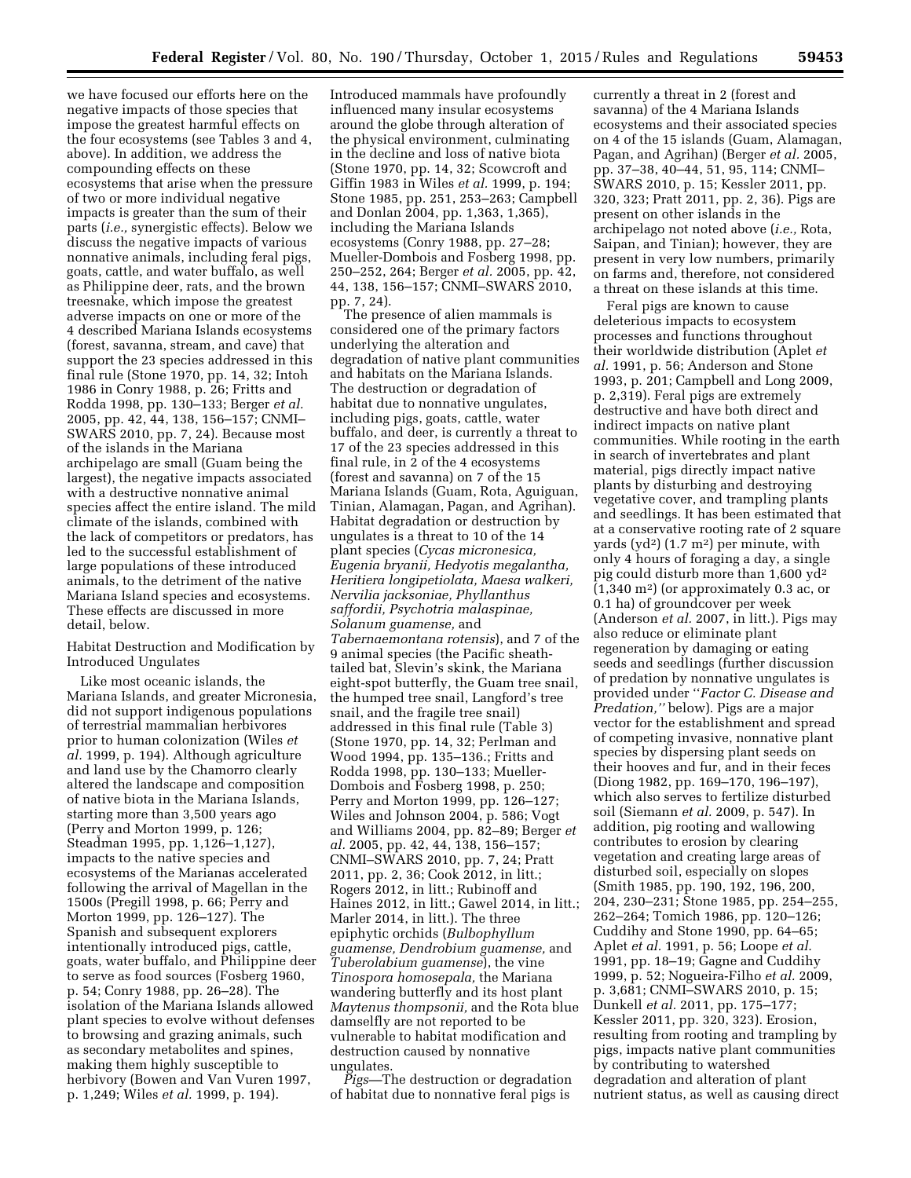we have focused our efforts here on the negative impacts of those species that impose the greatest harmful effects on the four ecosystems (see Tables 3 and 4, above). In addition, we address the compounding effects on these ecosystems that arise when the pressure of two or more individual negative impacts is greater than the sum of their parts (*i.e.,* synergistic effects). Below we discuss the negative impacts of various nonnative animals, including feral pigs, goats, cattle, and water buffalo, as well as Philippine deer, rats, and the brown treesnake, which impose the greatest adverse impacts on one or more of the 4 described Mariana Islands ecosystems (forest, savanna, stream, and cave) that support the 23 species addressed in this final rule (Stone 1970, pp. 14, 32; Intoh 1986 in Conry 1988, p. 26; Fritts and Rodda 1998, pp. 130–133; Berger *et al.* 2005, pp. 42, 44, 138, 156–157; CNMI–SWARS 2010, pp. 7, 24). Because most of the islands in the Mariana archipelago are small (Guam being the largest), the negative impacts associated with a destructive nonnative animal species affect the entire island. The mild climate of the islands, combined with the lack of competitors or predators, has led to the successful establishment of large populations of these introduced animals, to the detriment of the native Mariana Island species and ecosystems. These effects are discussed in more detail, below.

Habitat Destruction and Modification by Introduced Ungulates

Like most oceanic islands, the Mariana Islands, and greater Micronesia, did not support indigenous populations of terrestrial mammalian herbivores prior to human colonization (Wiles *et al.* 1999, p. 194). Although agriculture and land use by the Chamorro clearly altered the landscape and composition of native biota in the Mariana Islands, starting more than 3,500 years ago (Perry and Morton 1999, p. 126; Steadman 1995, pp. 1,126–1,127), impacts to the native species and ecosystems of the Marianas accelerated following the arrival of Magellan in the 1500s (Pregill 1998, p. 66; Perry and Morton 1999, pp. 126–127). The Spanish and subsequent explorers intentionally introduced pigs, cattle, goats, water buffalo, and Philippine deer to serve as food sources (Fosberg 1960, p. 54; Conry 1988, pp. 26–28). The isolation of the Mariana Islands allowed plant species to evolve without defenses to browsing and grazing animals, such as secondary metabolites and spines, making them highly susceptible to herbivory (Bowen and Van Vuren 1997, p. 1,249; Wiles *et al.* 1999, p. 194). Introduced mammals have profoundly influenced many insular ecosystems around the globe through alteration of the physical environment, culminating in the decline and loss of native biota (Stone 1970, pp. 14, 32; Scowcroft and Giffin 1983 in Wiles *et al.* 1999, p. 194; Stone 1985, pp. 251, 253–263; Campbell and Donlan 2004, pp. 1,363, 1,365), including the Mariana Islands ecosystems (Conry 1988, pp. 27–28; Mueller-Dombois and Fosberg 1998, pp. 250–252, 264; Berger *et al.* 2005, pp. 42, 44, 138, 156–157; CNMI–SWARS 2010, pp. 7, 24).

The presence of alien mammals is considered one of the primary factors underlying the alteration and degradation of native plant communities and habitats on the Mariana Islands. The destruction or degradation of habitat due to nonnative ungulates, including pigs, goats, cattle, water buffalo, and deer, is currently a threat to 17 of the 23 species addressed in this final rule, in 2 of the 4 ecosystems (forest and savanna) on 7 of the 15 Mariana Islands (Guam, Rota, Aguiguan, Tinian, Alamagan, Pagan, and Agrihan). Habitat degradation or destruction by ungulates is a threat to 10 of the 14 plant species (*Cycas micronesica, Eugenia bryanii, Hedyotis megalantha, Heritiera longipetiolata, Maesa walkeri, Nervilia jacksoniae, Phyllanthus saffordii, Psychotria malaspinae, Solanum guamense,* and *Tabernaemontana rotensis*), and 7 of the 9 animal species (the Pacific sheath-tailed bat, Slevin's skink, the Mariana eight-spot butterfly, the Guam tree snail, the humped tree snail, Langford's tree snail, and the fragile tree snail) addressed in this final rule (Table 3) (Stone 1970, pp. 14, 32; Perlman and Wood 1994, pp. 135–136.; Fritts and Rodda 1998, pp. 130–133; Mueller-Dombois and Fosberg 1998, p. 250; Perry and Morton 1999, pp. 126–127; Wiles and Johnson 2004, p. 586; Vogt and Williams 2004, pp. 82–89; Berger *et al.* 2005, pp. 42, 44, 138, 156–157; CNMI–SWARS 2010, pp. 7, 24; Pratt 2011, pp. 2, 36; Cook 2012, in litt.; Rogers 2012, in litt.; Rubinoff and Haines 2012, in litt.; Gawel 2014, in litt.; Marler 2014, in litt.). The three epiphytic orchids (*Bulbophyllum guamense, Dendrobium guamense,* and *Tuberolabium guamense*), the vine *Tinospora homosepala,* the Mariana wandering butterfly and its host plant *Maytenus thompsonii,* and the Rota blue damselfly are not reported to be vulnerable to habitat modification and destruction caused by nonnative ungulates.

*Pigs*—The destruction or degradation of habitat due to nonnative feral pigs is currently a threat in 2 (forest and savanna) of the 4 Mariana Islands ecosystems and their associated species on 4 of the 15 islands (Guam, Alamagan, Pagan, and Agrihan) (Berger *et al.* 2005, pp. 37–38, 40–44, 51, 95, 114; CNMI–SWARS 2010, p. 15; Kessler 2011, pp. 320, 323; Pratt 2011, pp. 2, 36). Pigs are present on other islands in the archipelago not noted above (*i.e.,* Rota, Saipan, and Tinian); however, they are present in very low numbers, primarily on farms and, therefore, not considered a threat on these islands at this time.

Feral pigs are known to cause deleterious impacts to ecosystem processes and functions throughout their worldwide distribution (Aplet *et al.* 1991, p. 56; Anderson and Stone 1993, p. 201; Campbell and Long 2009, p. 2,319). Feral pigs are extremely destructive and have both direct and indirect impacts on native plant communities. While rooting in the earth in search of invertebrates and plant material, pigs directly impact native plants by disturbing and destroying vegetative cover, and trampling plants and seedlings. It has been estimated that at a conservative rooting rate of 2 square yards ($yd^2$) (1.7 $m^2$) per minute, with only 4 hours of foraging a day, a single pig could disturb more than 1,600 $yd^2$ (1,340 $m^2$) (or approximately 0.3 ac, or 0.1 ha) of groundcover per week (Anderson *et al.* 2007, in litt.). Pigs may also reduce or eliminate plant regeneration by damaging or eating seeds and seedlings (further discussion of predation by nonnative ungulates is provided under "*Factor C. Disease and Predation,"* below). Pigs are a major vector for the establishment and spread of competing invasive, nonnative plant species by dispersing plant seeds on their hooves and fur, and in their feces (Diong 1982, pp. 169–170, 196–197), which also serves to fertilize disturbed soil (Siemann *et al.* 2009, p. 547). In addition, pig rooting and wallowing contributes to erosion by clearing vegetation and creating large areas of disturbed soil, especially on slopes (Smith 1985, pp. 190, 192, 196, 200, 204, 230–231; Stone 1985, pp. 254–255, 262–264; Tomich 1986, pp. 120–126; Cuddihy and Stone 1990, pp. 64–65; Aplet *et al.* 1991, p. 56; Loope *et al.* 1991, pp. 18–19; Gagne and Cuddihy 1999, p. 52; Nogueira-Filho *et al.* 2009, p. 3,681; CNMI–SWARS 2010, p. 15; Dunkell *et al.* 2011, pp. 175–177; Kessler 2011, pp. 320, 323). Erosion, resulting from rooting and trampling by pigs, impacts native plant communities by contributing to watershed degradation and alteration of plant nutrient status, as well as causing direct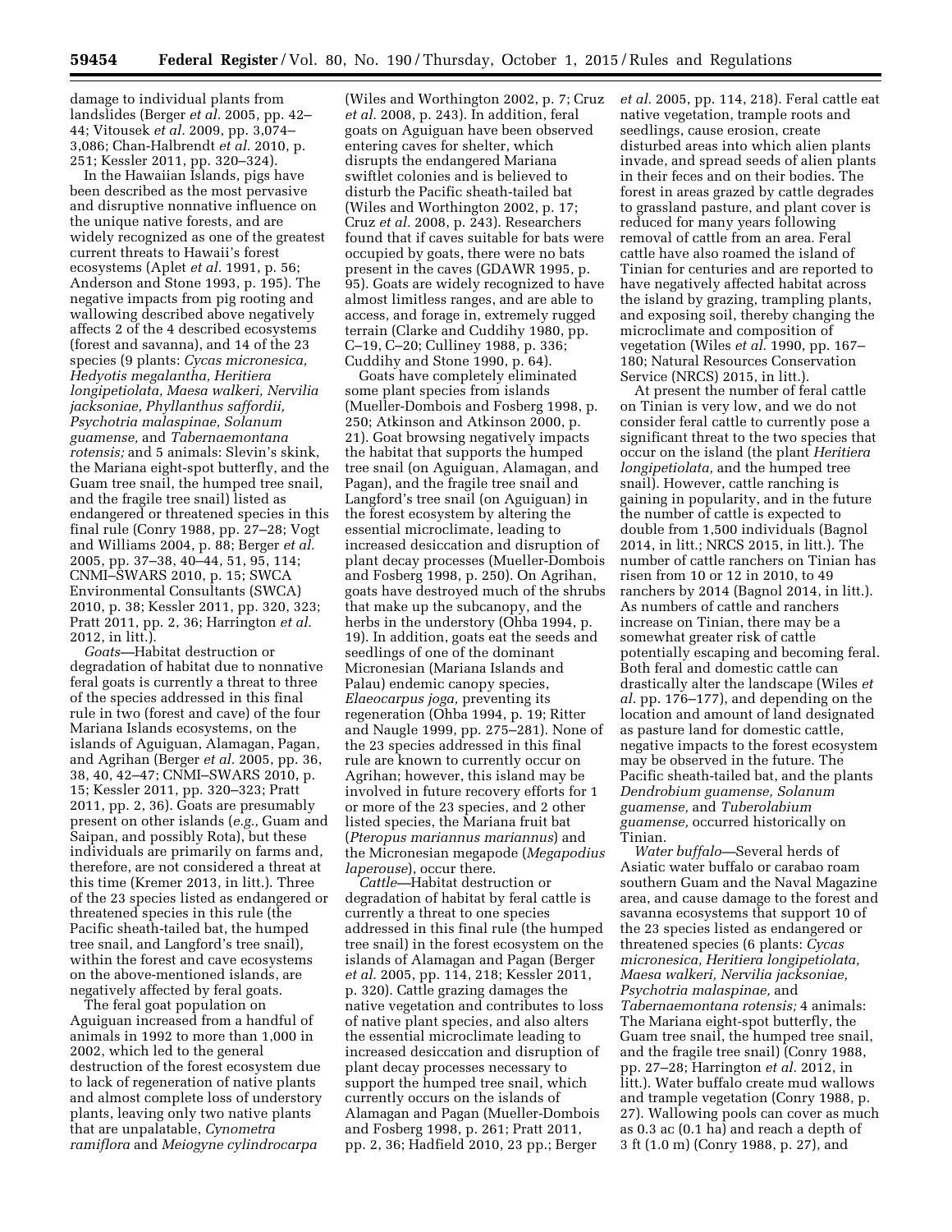damage to individual plants from landslides (Berger *et al.* 2005, pp. 42–44; Vitousek *et al.* 2009, pp. 3,074–3,086; Chan-Halbrendt *et al.* 2010, p. 251; Kessler 2011, pp. 320–324).

In the Hawaiian Islands, pigs have been described as the most pervasive and disruptive nonnative influence on the unique native forests, and are widely recognized as one of the greatest current threats to Hawaii's forest ecosystems (Aplet *et al.* 1991, p. 56; Anderson and Stone 1993, p. 195). The negative impacts from pig rooting and wallowing described above negatively affects 2 of the 4 described ecosystems (forest and savanna), and 14 of the 23 species (9 plants: *Cycas micronesica, Hedyotis megalantha, Heritiera longipetiolata, Maesa walkeri, Nervilia jacksoniae, Phyllanthus saffordii, Psychotria malaspinae, Solanum guamense,* and *Tabernaemontana rotensis;* and 5 animals: Slevin's skink, the Mariana eight-spot butterfly, and the Guam tree snail, the humped tree snail, and the fragile tree snail) listed as endangered or threatened species in this final rule (Conry 1988, pp. 27–28; Vogt and Williams 2004, p. 88; Berger *et al.* 2005, pp. 37–38, 40–44, 51, 95, 114; CNMI–SWARS 2010, p. 15; SWCA Environmental Consultants (SWCA) 2010, p. 38; Kessler 2011, pp. 320, 323; Pratt 2011, pp. 2, 36; Harrington *et al.* 2012, in litt.).

*Goats*—Habitat destruction or degradation of habitat due to nonnative feral goats is currently a threat to three of the species addressed in this final rule in two (forest and cave) of the four Mariana Islands ecosystems, on the islands of Aguiguan, Alamagan, Pagan, and Agrihan (Berger *et al.* 2005, pp. 36, 38, 40, 42–47; CNMI–SWARS 2010, p. 15; Kessler 2011, pp. 320–323; Pratt 2011, pp. 2, 36). Goats are presumably present on other islands (*e.g.,* Guam and Saipan, and possibly Rota), but these individuals are primarily on farms and, therefore, are not considered a threat at this time (Kremer 2013, in litt.). Three of the 23 species listed as endangered or threatened species in this rule (the Pacific sheath-tailed bat, the humped tree snail, and Langford's tree snail), within the forest and cave ecosystems on the above-mentioned islands, are negatively affected by feral goats.

The feral goat population on Aguiguan increased from a handful of animals in 1992 to more than 1,000 in 2002, which led to the general destruction of the forest ecosystem due to lack of regeneration of native plants and almost complete loss of understory plants, leaving only two native plants that are unpalatable, *Cynometra ramiflora* and *Meiogyne cylindrocarpa* (Wiles and Worthington 2002, p. 7; Cruz *et al.* 2008, p. 243). In addition, feral goats on Aguiguan have been observed entering caves for shelter, which disrupts the endangered Mariana swiftlet colonies and is believed to disturb the Pacific sheath-tailed bat (Wiles and Worthington 2002, p. 17; Cruz *et al.* 2008, p. 243). Researchers found that if caves suitable for bats were occupied by goats, there were no bats present in the caves (GDAWR 1995, p. 95). Goats are widely recognized to have almost limitless ranges, and are able to access, and forage in, extremely rugged terrain (Clarke and Cuddihy 1980, pp. C–19, C–20; Culliney 1988, p. 336; Cuddihy and Stone 1990, p. 64).

Goats have completely eliminated some plant species from islands (Mueller-Dombois and Fosberg 1998, p. 250; Atkinson and Atkinson 2000, p. 21). Goat browsing negatively impacts the habitat that supports the humped tree snail (on Aguiguan, Alamagan, and Pagan), and the fragile tree snail and Langford's tree snail (on Aguiguan) in the forest ecosystem by altering the essential microclimate, leading to increased desiccation and disruption of plant decay processes (Mueller-Dombois and Fosberg 1998, p. 250). On Agrihan, goats have destroyed much of the shrubs that make up the subcanopy, and the herbs in the understory (Ohba 1994, p. 19). In addition, goats eat the seeds and seedlings of one of the dominant Micronesian (Mariana Islands and Palau) endemic canopy species, *Elaeocarpus joga,* preventing its regeneration (Ohba 1994, p. 19; Ritter and Naugle 1999, pp. 275–281). None of the 23 species addressed in this final rule are known to currently occur on Agrihan; however, this island may be involved in future recovery efforts for 1 or more of the 23 species, and 2 other listed species, the Mariana fruit bat (*Pteropus mariannus mariannus*) and the Micronesian megapode (*Megapodius laperouse*), occur there.

*Cattle*—Habitat destruction or degradation of habitat by feral cattle is currently a threat to one species addressed in this final rule (the humped tree snail) in the forest ecosystem on the islands of Alamagan and Pagan (Berger *et al.* 2005, pp. 114, 218; Kessler 2011, p. 320). Cattle grazing damages the native vegetation and contributes to loss of native plant species, and also alters the essential microclimate leading to increased desiccation and disruption of plant decay processes necessary to support the humped tree snail, which currently occurs on the islands of Alamagan and Pagan (Mueller-Dombois and Fosberg 1998, p. 261; Pratt 2011, pp. 2, 36; Hadfield 2010, 23 pp.; Berger *et al.* 2005, pp. 114, 218). Feral cattle eat native vegetation, trample roots and seedlings, cause erosion, create disturbed areas into which alien plants invade, and spread seeds of alien plants in their feces and on their bodies. The forest in areas grazed by cattle degrades to grassland pasture, and plant cover is reduced for many years following removal of cattle from an area. Feral cattle have also roamed the island of Tinian for centuries and are reported to have negatively affected habitat across the island by grazing, trampling plants, and exposing soil, thereby changing the microclimate and composition of vegetation (Wiles *et al.* 1990, pp. 167–180; Natural Resources Conservation Service (NRCS) 2015, in litt.).

At present the number of feral cattle on Tinian is very low, and we do not consider feral cattle to currently pose a significant threat to the two species that occur on the island (the plant *Heritiera longipetiolata,* and the humped tree snail). However, cattle ranching is gaining in popularity, and in the future the number of cattle is expected to double from 1,500 individuals (Bagnol 2014, in litt.; NRCS 2015, in litt.). The number of cattle ranchers on Tinian has risen from 10 or 12 in 2010, to 49 ranchers by 2014 (Bagnol 2014, in litt.). As numbers of cattle and ranchers increase on Tinian, there may be a somewhat greater risk of cattle potentially escaping and becoming feral. Both feral and domestic cattle can drastically alter the landscape (Wiles *et al.* pp. 176–177), and depending on the location and amount of land designated as pasture land for domestic cattle, negative impacts to the forest ecosystem may be observed in the future. The Pacific sheath-tailed bat, and the plants *Dendrobium guamense, Solanum guamense,* and *Tuberolabium guamense,* occurred historically on Tinian.

*Water buffalo*—Several herds of Asiatic water buffalo or carabao roam southern Guam and the Naval Magazine area, and cause damage to the forest and savanna ecosystems that support 10 of the 23 species listed as endangered or threatened species (6 plants: *Cycas micronesica, Heritiera longipetiolata, Maesa walkeri, Nervilia jacksoniae, Psychotria malaspinae,* and *Tabernaemontana rotensis;* 4 animals: The Mariana eight-spot butterfly, the Guam tree snail, the humped tree snail, and the fragile tree snail) (Conry 1988, pp. 27–28; Harrington *et al.* 2012, in litt.). Water buffalo create mud wallows and trample vegetation (Conry 1988, p. 27). Wallowing pools can cover as much as 0.3 ac (0.1 ha) and reach a depth of 3 ft (1.0 m) (Conry 1988, p. 27), and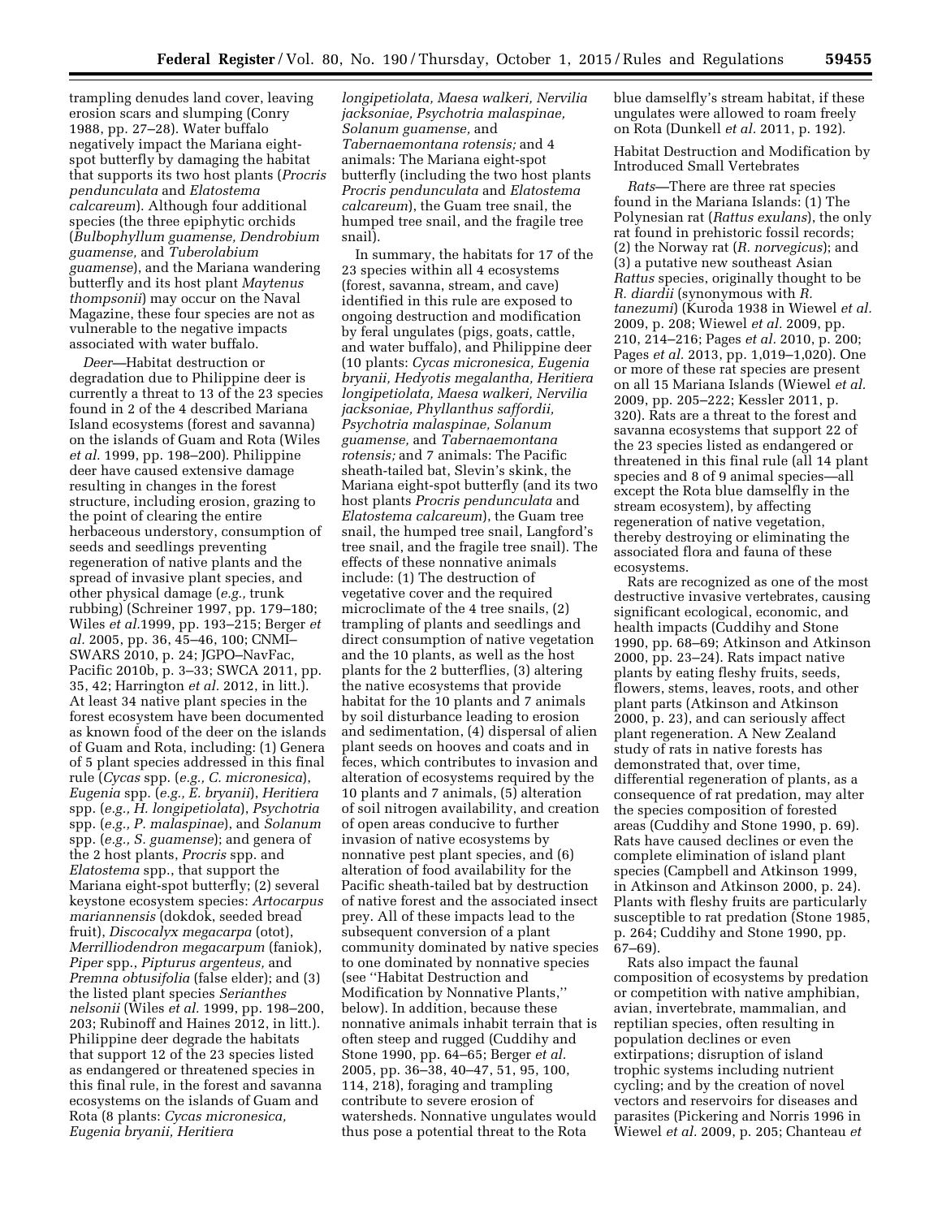trampling denudes land cover, leaving erosion scars and slumping (Conry 1988, pp. 27–28). Water buffalo negatively impact the Mariana eight-spot butterfly by damaging the habitat that supports its two host plants (*Procris pendunculata* and *Elatostema calcareum*). Although four additional species (the three epiphytic orchids (*Bulbophyllum guamense, Dendrobium guamense,* and *Tuberolabium guamense*) and the Mariana wandering butterfly and its host plant *Maytenus thompsonii*) may occur on the Naval Magazine, these four species are not as vulnerable to the negative impacts associated with water buffalo.

*Deer*—Habitat destruction or degradation due to Philippine deer is currently a threat to 13 of the 23 species found in 2 of the 4 described Mariana Island ecosystems (forest and savanna) on the islands of Guam and Rota (Wiles *et al.* 1999, pp. 198–200). Philippine deer have caused extensive damage resulting in changes in the forest structure, including erosion, grazing to the point of clearing the entire herbaceous understory, consumption of seeds and seedlings preventing regeneration of native plants and the spread of invasive plant species, and other physical damage (*e.g.,* trunk rubbing) (Schreiner 1997, pp. 179–180; Wiles *et al.*1999, pp. 193–215; Berger *et al.* 2005, pp. 36, 45–46, 100; CNMI–SWARS 2010, p. 24; JGPO–NavFac, Pacific 2010b, p. 3–33; SWCA 2011, pp. 35, 42; Harrington *et al.* 2012, in litt.). At least 34 native plant species in the forest ecosystem have been documented as known food of the deer on the islands of Guam and Rota, including: (1) Genera of 5 plant species addressed in this final rule (*Cycas* spp. (*e.g., C. micronesica*), *Eugenia* spp. (*e.g., E. bryanii*), *Heritiera* spp. (*e.g., H. longipetiolata*), *Psychotria* spp. (*e.g., P. malaspinae*), and *Solanum* spp. (*e.g., S. guamense*); and genera of the 2 host plants, *Procris* spp. and *Elatostema* spp., that support the Mariana eight-spot butterfly; (2) several keystone ecosystem species: *Artocarpus mariannensis* (dokdok, seeded bread fruit), *Discocalyx megacarpa* (otot), *Merrilliodendron megacarpum* (faniok), *Piper* spp., *Pipturus argenteus,* and *Premna obtusifolia* (false elder); and (3) the listed plant species *Serianthes nelsonii* (Wiles *et al.* 1999, pp. 198–200, 203; Rubinoff and Haines 2012, in litt.). Philippine deer degrade the habitats that support 12 of the 23 species listed as endangered or threatened species in this final rule, in the forest and savanna ecosystems on the islands of Guam and Rota (8 plants: *Cycas micronesica, Eugenia bryanii, Heritiera longipetiolata, Maesa walkeri, Nervilia jacksoniae, Psychotria malaspinae, Solanum guamense,* and *Tabernaemontana rotensis;* and 4 animals: The Mariana eight-spot butterfly (including the two host plants *Procris pendunculata* and *Elatostema calcareum*), the Guam tree snail, the humped tree snail, and the fragile tree snail).

In summary, the habitats for 17 of the 23 species within all 4 ecosystems (forest, savanna, stream, and cave) identified in this rule are exposed to ongoing destruction and modification by feral ungulates (pigs, goats, cattle, and water buffalo), and Philippine deer (10 plants: *Cycas micronesica, Eugenia bryanii, Hedyotis megalantha, Heritiera longipetiolata, Maesa walkeri, Nervilia jacksoniae, Phyllanthus saffordii, Psychotria malaspinae, Solanum guamense,* and *Tabernaemontana rotensis;* and 7 animals: The Pacific sheath-tailed bat, Slevin's skink, the Mariana eight-spot butterfly (and its two host plants *Procris pendunculata* and *Elatostema calcareum*), the Guam tree snail, the humped tree snail, Langford's tree snail, and the fragile tree snail). The effects of these nonnative animals include: (1) The destruction of vegetative cover and the required microclimate of the 4 tree snails, (2) trampling of plants and seedlings and direct consumption of native vegetation and the 10 plants, as well as the host plants for the 2 butterflies, (3) altering the native ecosystems that provide habitat for the 10 plants and 7 animals by soil disturbance leading to erosion and sedimentation, (4) dispersal of alien plant seeds on hooves and coats and in feces, which contributes to invasion and alteration of ecosystems required by the 10 plants and 7 animals, (5) alteration of soil nitrogen availability, and creation of open areas conducive to further invasion of native ecosystems by nonnative pest plant species, and (6) alteration of food availability for the Pacific sheath-tailed bat by destruction of native forest and the associated insect prey. All of these impacts lead to the subsequent conversion of a plant community dominated by native species to one dominated by nonnative species (see ''Habitat Destruction and Modification by Nonnative Plants,'' below). In addition, because these nonnative animals inhabit terrain that is often steep and rugged (Cuddihy and Stone 1990, pp. 64–65; Berger *et al.* 2005, pp. 36–38, 40–47, 51, 95, 100, 114, 218), foraging and trampling contribute to severe erosion of watersheds. Nonnative ungulates would thus pose a potential threat to the Rota blue damselfly's stream habitat, if these ungulates were allowed to roam freely on Rota (Dunkell *et al.* 2011, p. 192).

Habitat Destruction and Modification by Introduced Small Vertebrates

*Rats*—There are three rat species found in the Mariana Islands: (1) The Polynesian rat (*Rattus exulans*), the only rat found in prehistoric fossil records; (2) the Norway rat (*R. norvegicus*); and (3) a putative new southeast Asian *Rattus* species, originally thought to be *R. diardii* (synonymous with *R. tanezumi*) (Kuroda 1938 in Wiewel *et al.* 2009, p. 208; Wiewel *et al.* 2009, pp. 210, 214–216; Pages *et al.* 2010, p. 200; Pages *et al.* 2013, pp. 1,019–1,020). One or more of these rat species are present on all 15 Mariana Islands (Wiewel *et al.* 2009, pp. 205–222; Kessler 2011, p. 320). Rats are a threat to the forest and savanna ecosystems that support 22 of the 23 species listed as endangered or threatened in this final rule (all 14 plant species and 8 of 9 animal species—all except the Rota blue damselfly in the stream ecosystem), by affecting regeneration of native vegetation, thereby destroying or eliminating the associated flora and fauna of these ecosystems.

Rats are recognized as one of the most destructive invasive vertebrates, causing significant ecological, economic, and health impacts (Cuddihy and Stone 1990, pp. 68–69; Atkinson and Atkinson 2000, pp. 23–24). Rats impact native plants by eating fleshy fruits, seeds, flowers, stems, leaves, roots, and other plant parts (Atkinson and Atkinson 2000, p. 23), and can seriously affect plant regeneration. A New Zealand study of rats in native forests has demonstrated that, over time, differential regeneration of plants, as a consequence of rat predation, may alter the species composition of forested areas (Cuddihy and Stone 1990, p. 69). Rats have caused declines or even the complete elimination of island plant species (Campbell and Atkinson 1999, in Atkinson and Atkinson 2000, p. 24). Plants with fleshy fruits are particularly susceptible to rat predation (Stone 1985, p. 264; Cuddihy and Stone 1990, pp. 67–69).

Rats also impact the faunal composition of ecosystems by predation or competition with native amphibian, avian, invertebrate, mammalian, and reptilian species, often resulting in population declines or even extirpations; disruption of island trophic systems including nutrient cycling; and by the creation of novel vectors and reservoirs for diseases and parasites (Pickering and Norris 1996 in Wiewel *et al.* 2009, p. 205; Chanteau *et*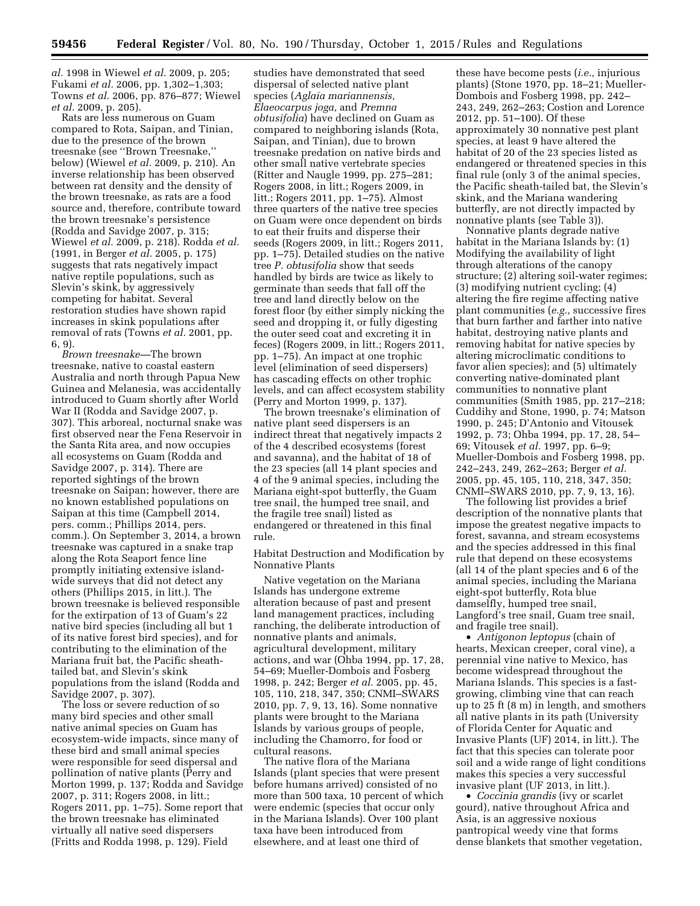*al.* 1998 in Wiewel *et al.* 2009, p. 205; Fukami *et al.* 2006, pp. 1,302–1,303; Towns *et al.* 2006, pp. 876–877; Wiewel *et al.* 2009, p. 205).

Rats are less numerous on Guam compared to Rota, Saipan, and Tinian, due to the presence of the brown treesnake (see ''Brown Treesnake,'' below) (Wiewel *et al.* 2009, p. 210). An inverse relationship has been observed between rat density and the density of the brown treesnake, as rats are a food source and, therefore, contribute toward the brown treesnake's persistence (Rodda and Savidge 2007, p. 315; Wiewel *et al.* 2009, p. 218). Rodda *et al.* (1991, in Berger *et al.* 2005, p. 175) suggests that rats negatively impact native reptile populations, such as Slevin's skink, by aggressively competing for habitat. Several restoration studies have shown rapid increases in skink populations after removal of rats (Towns *et al.* 2001, pp. 6, 9).

*Brown treesnake*—The brown treesnake, native to coastal eastern Australia and north through Papua New Guinea and Melanesia, was accidentally introduced to Guam shortly after World War II (Rodda and Savidge 2007, p. 307). This arboreal, nocturnal snake was first observed near the Fena Reservoir in the Santa Rita area, and now occupies all ecosystems on Guam (Rodda and Savidge 2007, p. 314). There are reported sightings of the brown treesnake on Saipan; however, there are no known established populations on Saipan at this time (Campbell 2014, pers. comm.; Phillips 2014, pers. comm.). On September 3, 2014, a brown treesnake was captured in a snake trap along the Rota Seaport fence line promptly initiating extensive island-wide surveys that did not detect any others (Phillips 2015, in litt.). The brown treesnake is believed responsible for the extirpation of 13 of Guam's 22 native bird species (including all but 1 of its native forest bird species), and for contributing to the elimination of the Mariana fruit bat, the Pacific sheath-tailed bat, and Slevin's skink populations from the island (Rodda and Savidge 2007, p. 307).

The loss or severe reduction of so many bird species and other small native animal species on Guam has ecosystem-wide impacts, since many of these bird and small animal species were responsible for seed dispersal and pollination of native plants (Perry and Morton 1999, p. 137; Rodda and Savidge 2007, p. 311; Rogers 2008, in litt.; Rogers 2011, pp. 1–75). Some report that the brown treesnake has eliminated virtually all native seed dispersers (Fritts and Rodda 1998, p. 129). Field studies have demonstrated that seed dispersal of selected native plant species (*Aglaia mariannensis, Elaeocarpus joga,* and *Premna obtusifolia*) have declined on Guam as compared to neighboring islands (Rota, Saipan, and Tinian), due to brown treesnake predation on native birds and other small native vertebrate species (Ritter and Naugle 1999, pp. 275–281; Rogers 2008, in litt.; Rogers 2009, in litt.; Rogers 2011, pp. 1–75). Almost three quarters of the native tree species on Guam were once dependent on birds to eat their fruits and disperse their seeds (Rogers 2009, in litt.; Rogers 2011, pp. 1–75). Detailed studies on the native tree *P. obtusifolia* show that seeds handled by birds are twice as likely to germinate than seeds that fall off the tree and land directly below on the forest floor (by either simply nicking the seed and dropping it, or fully digesting the outer seed coat and excreting it in feces) (Rogers 2009, in litt.; Rogers 2011, pp. 1–75). An impact at one trophic level (elimination of seed dispersers) has cascading effects on other trophic levels, and can affect ecosystem stability (Perry and Morton 1999, p. 137).

The brown treesnake's elimination of native plant seed dispersers is an indirect threat that negatively impacts 2 of the 4 described ecosystems (forest and savanna), and the habitat of 18 of the 23 species (all 14 plant species and 4 of the 9 animal species, including the Mariana eight-spot butterfly, the Guam tree snail, the humped tree snail, and the fragile tree snail) listed as endangered or threatened in this final rule.

Habitat Destruction and Modification by Nonnative Plants

Native vegetation on the Mariana Islands has undergone extreme alteration because of past and present land management practices, including ranching, the deliberate introduction of nonnative plants and animals, agricultural development, military actions, and war (Ohba 1994, pp. 17, 28, 54–69; Mueller-Dombois and Fosberg 1998, p. 242; Berger *et al.* 2005, pp. 45, 105, 110, 218, 347, 350; CNMI–SWARS 2010, pp. 7, 9, 13, 16). Some nonnative plants were brought to the Mariana Islands by various groups of people, including the Chamorro, for food or cultural reasons.

The native flora of the Mariana Islands (plant species that were present before humans arrived) consisted of no more than 500 taxa, 10 percent of which were endemic (species that occur only in the Mariana Islands). Over 100 plant taxa have been introduced from elsewhere, and at least one third of these have become pests (*i.e.,* injurious plants) (Stone 1970, pp. 18–21; Mueller-Dombois and Fosberg 1998, pp. 242–243, 249, 262–263; Costion and Lorence 2012, pp. 51–100). Of these approximately 30 nonnative pest plant species, at least 9 have altered the habitat of 20 of the 23 species listed as endangered or threatened species in this final rule (only 3 of the animal species, the Pacific sheath-tailed bat, the Slevin's skink, and the Mariana wandering butterfly, are not directly impacted by nonnative plants (see Table 3)).

Nonnative plants degrade native habitat in the Mariana Islands by: (1) Modifying the availability of light through alterations of the canopy structure; (2) altering soil-water regimes; (3) modifying nutrient cycling; (4) altering the fire regime affecting native plant communities (*e.g.,* successive fires that burn farther and farther into native habitat, destroying native plants and removing habitat for native species by altering microclimatic conditions to favor alien species); and (5) ultimately converting native-dominated plant communities to nonnative plant communities (Smith 1985, pp. 217–218; Cuddihy and Stone, 1990, p. 74; Matson 1990, p. 245; D'Antonio and Vitousek 1992, p. 73; Ohba 1994, pp. 17, 28, 54–69; Vitousek *et al.* 1997, pp. 6–9; Mueller-Dombois and Fosberg 1998, pp. 242–243, 249, 262–263; Berger *et al.* 2005, pp. 45, 105, 110, 218, 347, 350; CNMI–SWARS 2010, pp. 7, 9, 13, 16).

The following list provides a brief description of the nonnative plants that impose the greatest negative impacts to forest, savanna, and stream ecosystems and the species addressed in this final rule that depend on these ecosystems (all 14 of the plant species and 6 of the animal species, including the Mariana eight-spot butterfly, Rota blue damselfly, humped tree snail, Langford's tree snail, Guam tree snail, and fragile tree snail).

- *Antigonon leptopus* (chain of hearts, Mexican creeper, coral vine), a perennial vine native to Mexico, has become widespread throughout the Mariana Islands. This species is a fast-growing, climbing vine that can reach up to 25 ft (8 m) in length, and smothers all native plants in its path (University of Florida Center for Aquatic and Invasive Plants (UF) 2014, in litt.). The fact that this species can tolerate poor soil and a wide range of light conditions makes this species a very successful invasive plant (UF 2013, in litt.).
- *Coccinia grandis* (ivy or scarlet gourd), native throughout Africa and Asia, is an aggressive noxious pantropical weedy vine that forms dense blankets that smother vegetation,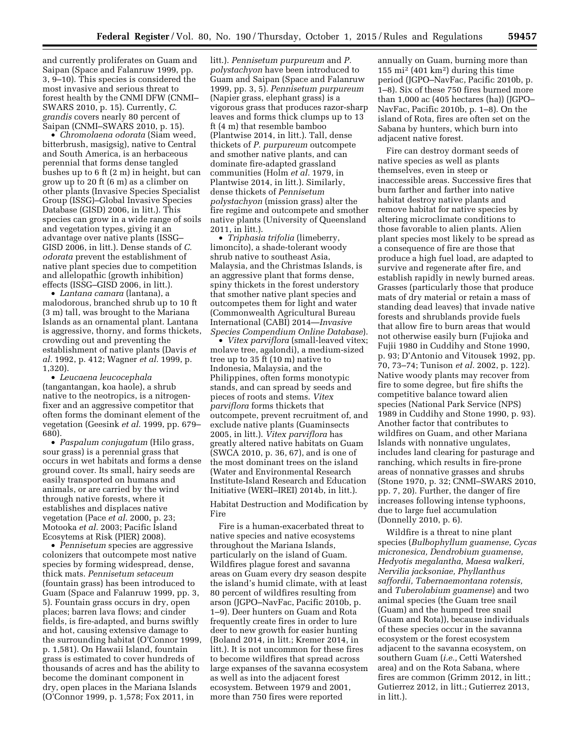and currently proliferates on Guam and Saipan (Space and Falanruw 1999, pp. 3, 9–10). This species is considered the most invasive and serious threat to forest health by the CNMI DFW (CNMI–SWARS 2010, p. 15). Currently, *C. grandis* covers nearly 80 percent of Saipan (CNMI–SWARS 2010, p. 15).

- *Chromolaena odorata* (Siam weed, bitterbrush, masigsig), native to Central and South America, is an herbaceous perennial that forms dense tangled bushes up to 6 ft (2 m) in height, but can grow up to 20 ft (6 m) as a climber on other plants (Invasive Species Specialist Group (ISSG)–Global Invasive Species Database (GISD) 2006, in litt.). This species can grow in a wide range of soils and vegetation types, giving it an advantage over native plants (ISSG–GISD 2006, in litt.). Dense stands of *C. odorata* prevent the establishment of native plant species due to competition and allelopathic (growth inhibition) effects (ISSG–GISD 2006, in litt.).
- *Lantana camara* (lantana), a malodorous, branched shrub up to 10 ft (3 m) tall, was brought to the Mariana Islands as an ornamental plant. Lantana is aggressive, thorny, and forms thickets, crowding out and preventing the establishment of native plants (Davis *et al.* 1992, p. 412; Wagner *et al.* 1999, p. 1,320).
- *Leucaena leucocephala* (tangantangan, koa haole), a shrub native to the neotropics, is a nitrogen-fixer and an aggressive competitor that often forms the dominant element of the vegetation (Geesink *et al.* 1999, pp. 679–680).
- *Paspalum conjugatum* (Hilo grass, sour grass) is a perennial grass that occurs in wet habitats and forms a dense ground cover. Its small, hairy seeds are easily transported on humans and animals, or are carried by the wind through native forests, where it establishes and displaces native vegetation (Pace *et al.* 2000, p. 23; Motooka *et al.* 2003; Pacific Island Ecosytems at Risk (PIER) 2008).
- *Pennisetum* species are aggressive colonizers that outcompete most native species by forming widespread, dense, thick mats. *Pennisetum setaceum* (fountain grass) has been introduced to Guam (Space and Falanruw 1999, pp. 3, 5). Fountain grass occurs in dry, open places; barren lava flows; and cinder fields, is fire-adapted, and burns swiftly and hot, causing extensive damage to the surrounding habitat (O'Connor 1999, p. 1,581). On Hawaii Island, fountain grass is estimated to cover hundreds of thousands of acres and has the ability to become the dominant component in dry, open places in the Mariana Islands (O'Connor 1999, p. 1,578; Fox 2011, in litt.). *Pennisetum purpureum* and *P. polystachyon* have been introduced to Guam and Saipan (Space and Falanruw 1999, pp. 3, 5). *Pennisetum purpureum* (Napier grass, elephant grass) is a vigorous grass that produces razor-sharp leaves and forms thick clumps up to 13 ft (4 m) that resemble bamboo (Plantwise 2014, in litt.). Tall, dense thickets of *P. purpureum* outcompete and smother native plants, and can dominate fire-adapted grassland communities (Holm *et al.* 1979, in Plantwise 2014, in litt.). Similarly, dense thickets of *Pennisetum polystachyon* (mission grass) alter the fire regime and outcompete and smother native plants (University of Queensland 2011, in litt.).
- *Triphasia trifolia* (limeberry, limoncito), a shade-tolerant woody shrub native to southeast Asia, Malaysia, and the Christmas Islands, is an aggressive plant that forms dense, spiny thickets in the forest understory that smother native plant species and outcompetes them for light and water (Commonwealth Agricultural Bureau International (CABI) 2014—*Invasive Species Compendium Online Database*).
- *Vitex parviflora* (small-leaved vitex; molave tree, agalondi), a medium-sized tree up to 35 ft (10 m) native to Indonesia, Malaysia, and the Philippines, often forms monotypic stands, and can spread by seeds and pieces of roots and stems. *Vitex parviflora* forms thickets that outcompete, prevent recruitment of, and exclude native plants (Guaminsects 2005, in litt.). *Vitex parviflora* has greatly altered native habitats on Guam (SWCA 2010, p. 36, 67), and is one of the most dominant trees on the island (Water and Environmental Research Institute-Island Research and Education Initiative (WERI–IREI) 2014b, in litt.).

Habitat Destruction and Modification by Fire

Fire is a human-exacerbated threat to native species and native ecosystems throughout the Mariana Islands, particularly on the island of Guam. Wildfires plague forest and savanna areas on Guam every dry season despite the island's humid climate, with at least 80 percent of wildfires resulting from arson (JGPO–NavFac, Pacific 2010b, p. 1–9). Deer hunters on Guam and Rota frequently create fires in order to lure deer to new growth for easier hunting (Boland 2014, in litt.; Kremer 2014, in litt.). It is not uncommon for these fires to become wildfires that spread across large expanses of the savanna ecosystem as well as into the adjacent forest ecosystem. Between 1979 and 2001, more than 750 fires were reported annually on Guam, burning more than 155 mi² (401 km²) during this time period (JGPO–NavFac, Pacific 2010b, p. 1–8). Six of these 750 fires burned more than 1,000 ac (405 hectares (ha)) (JGPO–NavFac, Pacific 2010b, p. 1–8). On the island of Rota, fires are often set on the Sabana by hunters, which burn into adjacent native forest.

Fire can destroy dormant seeds of native species as well as plants themselves, even in steep or inaccessible areas. Successive fires that burn farther and farther into native habitat destroy native plants and remove habitat for native species by altering microclimate conditions to those favorable to alien plants. Alien plant species most likely to be spread as a consequence of fire are those that produce a high fuel load, are adapted to survive and regenerate after fire, and establish rapidly in newly burned areas. Grasses (particularly those that produce mats of dry material or retain a mass of standing dead leaves) that invade native forests and shrublands provide fuels that allow fire to burn areas that would not otherwise easily burn (Fujioka and Fujii 1980 in Cuddihy and Stone 1990, p. 93; D'Antonio and Vitousek 1992, pp. 70, 73–74; Tunison *et al.* 2002, p. 122). Native woody plants may recover from fire to some degree, but fire shifts the competitive balance toward alien species (National Park Service (NPS) 1989 in Cuddihy and Stone 1990, p. 93). Another factor that contributes to wildfires on Guam, and other Mariana Islands with nonnative ungulates, includes land clearing for pasturage and ranching, which results in fire-prone areas of nonnative grasses and shrubs (Stone 1970, p. 32; CNMI–SWARS 2010, pp. 7, 20). Further, the danger of fire increases following intense typhoons, due to large fuel accumulation (Donnelly 2010, p. 6).

Wildfire is a threat to nine plant species (*Bulbophyllum guamense, Cycas micronesica, Dendrobium guamense, Hedyotis megalantha, Maesa walkeri, Nervilia jacksoniae, Phyllanthus saffordii, Tabernaemontana rotensis,* and *Tuberolabium guamense*) and two animal species (the Guam tree snail (Guam) and the humped tree snail (Guam and Rota)), because individuals of these species occur in the savanna ecosystem or the forest ecosystem adjacent to the savanna ecosystem, on southern Guam (*i.e.,* Cetti Watershed area) and on the Rota Sabana, where fires are common (Grimm 2012, in litt.; Gutierrez 2012, in litt.; Gutierrez 2013, in litt.).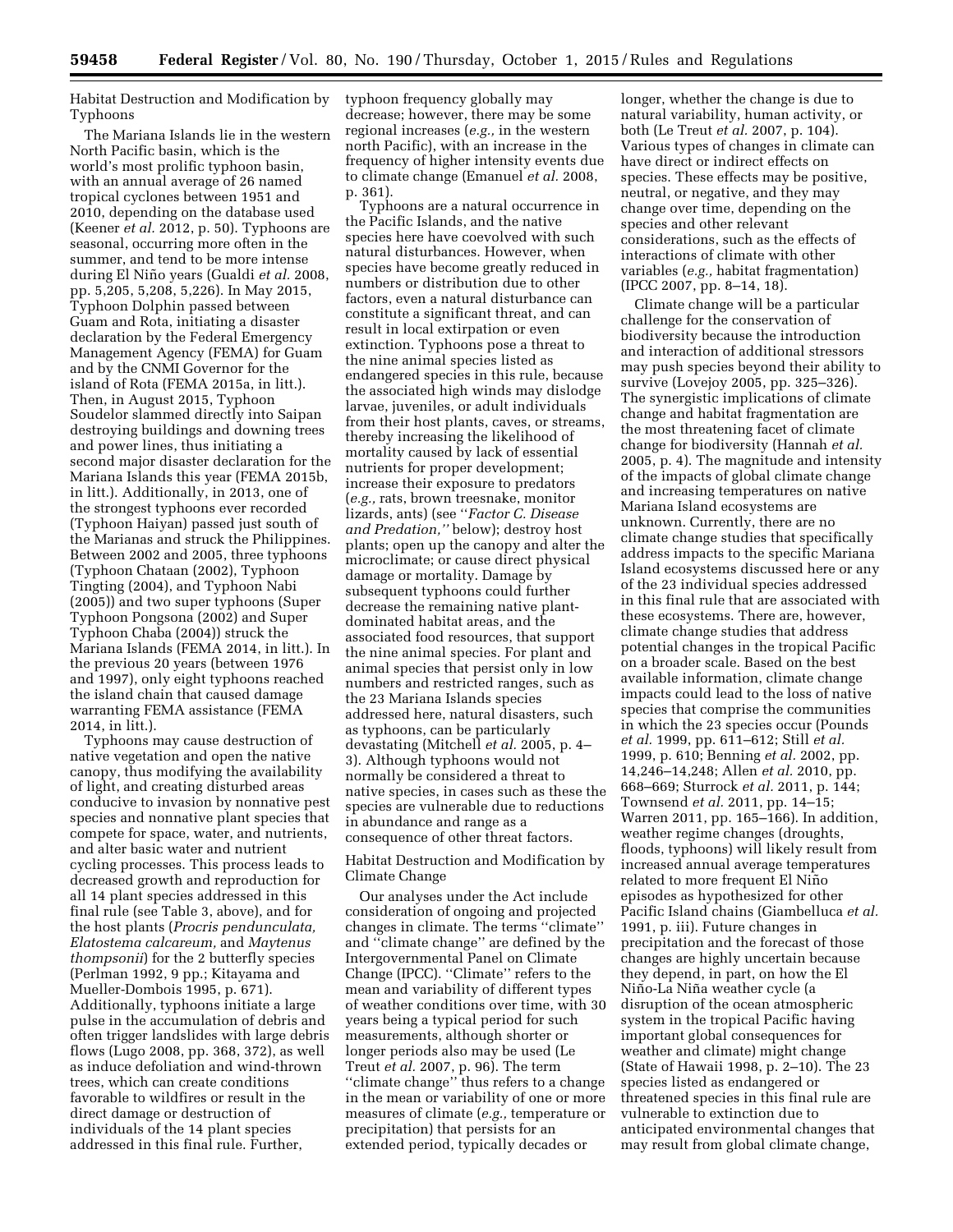Habitat Destruction and Modification by Typhoons

The Mariana Islands lie in the western North Pacific basin, which is the world's most prolific typhoon basin, with an annual average of 26 named tropical cyclones between 1951 and 2010, depending on the database used (Keener *et al.* 2012, p. 50). Typhoons are seasonal, occurring more often in the summer, and tend to be more intense during El Niño years (Gualdi *et al.* 2008, pp. 5,205, 5,208, 5,226). In May 2015, Typhoon Dolphin passed between Guam and Rota, initiating a disaster declaration by the Federal Emergency Management Agency (FEMA) for Guam and by the CNMI Governor for the island of Rota (FEMA 2015a, in litt.). Then, in August 2015, Typhoon Soudelor slammed directly into Saipan destroying buildings and downing trees and power lines, thus initiating a second major disaster declaration for the Mariana Islands this year (FEMA 2015b, in litt.). Additionally, in 2013, one of the strongest typhoons ever recorded (Typhoon Haiyan) passed just south of the Marianas and struck the Philippines. Between 2002 and 2005, three typhoons (Typhoon Chataan (2002), Typhoon Tingting (2004), and Typhoon Nabi (2005)) and two super typhoons (Super Typhoon Pongsona (2002) and Super Typhoon Chaba (2004)) struck the Mariana Islands (FEMA 2014, in litt.). In the previous 20 years (between 1976 and 1997), only eight typhoons reached the island chain that caused damage warranting FEMA assistance (FEMA 2014, in litt.).

Typhoons may cause destruction of native vegetation and open the native canopy, thus modifying the availability of light, and creating disturbed areas conducive to invasion by nonnative pest species and nonnative plant species that compete for space, water, and nutrients, and alter basic water and nutrient cycling processes. This process leads to decreased growth and reproduction for all 14 plant species addressed in this final rule (see Table 3, above), and for the host plants (*Procris pendunculata, Elatostema calcareum,* and *Maytenus thompsonii*) for the 2 butterfly species (Perlman 1992, 9 pp.; Kitayama and Mueller-Dombois 1995, p. 671). Additionally, typhoons initiate a large pulse in the accumulation of debris and often trigger landslides with large debris flows (Lugo 2008, pp. 368, 372), as well as induce defoliation and wind-thrown trees, which can create conditions favorable to wildfires or result in the direct damage or destruction of individuals of the 14 plant species addressed in this final rule. Further, typhoon frequency globally may decrease; however, there may be some regional increases (*e.g.,* in the western north Pacific), with an increase in the frequency of higher intensity events due to climate change (Emanuel *et al.* 2008, p. 361).

Typhoons are a natural occurrence in the Pacific Islands, and the native species here have coevolved with such natural disturbances. However, when species have become greatly reduced in numbers or distribution due to other factors, even a natural disturbance can constitute a significant threat, and can result in local extirpation or even extinction. Typhoons pose a threat to the nine animal species listed as endangered species in this rule, because the associated high winds may dislodge larvae, juveniles, or adult individuals from their host plants, caves, or streams, thereby increasing the likelihood of mortality caused by lack of essential nutrients for proper development; increase their exposure to predators (*e.g.,* rats, brown treesnake, monitor lizards, ants) (see "*Factor C. Disease and Predation,*" below); destroy host plants; open up the canopy and alter the microclimate; or cause direct physical damage or mortality. Damage by subsequent typhoons could further decrease the remaining native plant-dominated habitat areas, and the associated food resources, that support the nine animal species. For plant and animal species that persist only in low numbers and restricted ranges, such as the 23 Mariana Islands species addressed here, natural disasters, such as typhoons, can be particularly devastating (Mitchell *et al.* 2005, p. 4–3). Although typhoons would not normally be considered a threat to native species, in cases such as these the species are vulnerable due to reductions in abundance and range as a consequence of other threat factors.

Habitat Destruction and Modification by Climate Change

Our analyses under the Act include consideration of ongoing and projected changes in climate. The terms "climate" and "climate change" are defined by the Intergovernmental Panel on Climate Change (IPCC). "Climate" refers to the mean and variability of different types of weather conditions over time, with 30 years being a typical period for such measurements, although shorter or longer periods also may be used (Le Treut *et al.* 2007, p. 96). The term "climate change" thus refers to a change in the mean or variability of one or more measures of climate (*e.g.,* temperature or precipitation) that persists for an extended period, typically decades or longer, whether the change is due to natural variability, human activity, or both (Le Treut *et al.* 2007, p. 104). Various types of changes in climate can have direct or indirect effects on species. These effects may be positive, neutral, or negative, and they may change over time, depending on the species and other relevant considerations, such as the effects of interactions of climate with other variables (*e.g.,* habitat fragmentation) (IPCC 2007, pp. 8–14, 18).

Climate change will be a particular challenge for the conservation of biodiversity because the introduction and interaction of additional stressors may push species beyond their ability to survive (Lovejoy 2005, pp. 325–326). The synergistic implications of climate change and habitat fragmentation are the most threatening facet of climate change for biodiversity (Hannah *et al.* 2005, p. 4). The magnitude and intensity of the impacts of global climate change and increasing temperatures on native Mariana Island ecosystems are unknown. Currently, there are no climate change studies that specifically address impacts to the specific Mariana Island ecosystems discussed here or any of the 23 individual species addressed in this final rule that are associated with these ecosystems. There are, however, climate change studies that address potential changes in the tropical Pacific on a broader scale. Based on the best available information, climate change impacts could lead to the loss of native species that comprise the communities in which the 23 species occur (Pounds *et al.* 1999, pp. 611–612; Still *et al.* 1999, p. 610; Benning *et al.* 2002, pp. 14,246–14,248; Allen *et al.* 2010, pp. 668–669; Sturrock *et al.* 2011, p. 144; Townsend *et al.* 2011, pp. 14–15; Warren 2011, pp. 165–166). In addition, weather regime changes (droughts, floods, typhoons) will likely result from increased annual average temperatures related to more frequent El Niño episodes as hypothesized for other Pacific Island chains (Giambelluca *et al.* 1991, p. iii). Future changes in precipitation and the forecast of those changes are highly uncertain because they depend, in part, on how the El Niño-La Niña weather cycle (a disruption of the ocean atmospheric system in the tropical Pacific having important global consequences for weather and climate) might change (State of Hawaii 1998, p. 2–10). The 23 species listed as endangered or threatened species in this final rule are vulnerable to extinction due to anticipated environmental changes that may result from global climate change,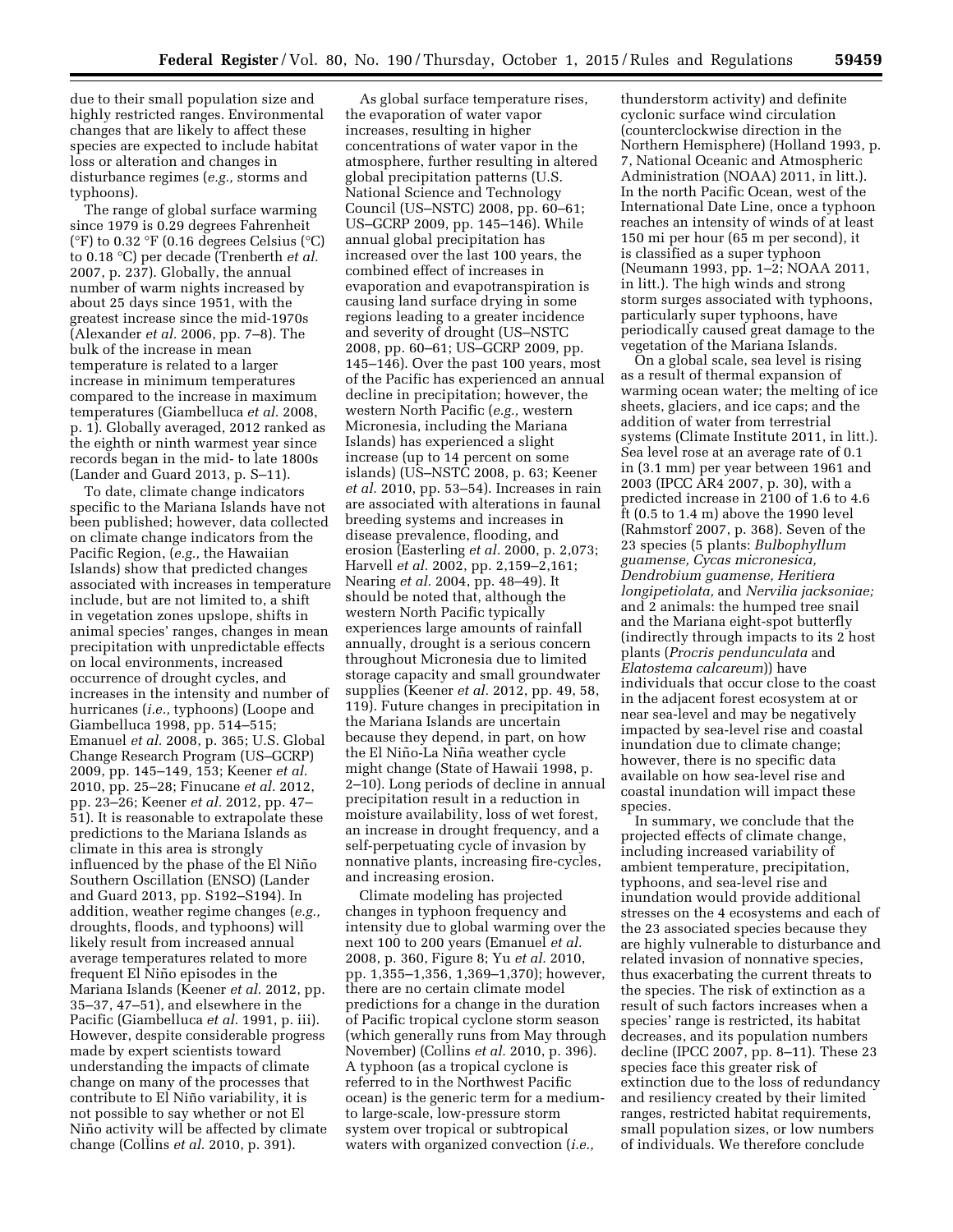due to their small population size and highly restricted ranges. Environmental changes that are likely to affect these species are expected to include habitat loss or alteration and changes in disturbance regimes (*e.g.,* storms and typhoons).

The range of global surface warming since 1979 is 0.29 degrees Fahrenheit (°F) to 0.32 °F (0.16 degrees Celsius (°C) to 0.18 °C) per decade (Trenberth *et al.* 2007, p. 237). Globally, the annual number of warm nights increased by about 25 days since 1951, with the greatest increase since the mid-1970s (Alexander *et al.* 2006, pp. 7–8). The bulk of the increase in mean temperature is related to a larger increase in minimum temperatures compared to the increase in maximum temperatures (Giambelluca *et al.* 2008, p. 1). Globally averaged, 2012 ranked as the eighth or ninth warmest year since records began in the mid- to late 1800s (Lander and Guard 2013, p. S–11).

To date, climate change indicators specific to the Mariana Islands have not been published; however, data collected on climate change indicators from the Pacific Region, (*e.g.,* the Hawaiian Islands) show that predicted changes associated with increases in temperature include, but are not limited to, a shift in vegetation zones upslope, shifts in animal species' ranges, changes in mean precipitation with unpredictable effects on local environments, increased occurrence of drought cycles, and increases in the intensity and number of hurricanes (*i.e.,* typhoons) (Loope and Giambelluca 1998, pp. 514–515; Emanuel *et al.* 2008, p. 365; U.S. Global Change Research Program (US–GCRP) 2009, pp. 145–149, 153; Keener *et al.* 2010, pp. 25–28; Finucane *et al.* 2012, pp. 23–26; Keener *et al.* 2012, pp. 47–51). It is reasonable to extrapolate these predictions to the Mariana Islands as climate in this area is strongly influenced by the phase of the El Niño Southern Oscillation (ENSO) (Lander and Guard 2013, pp. S192–S194). In addition, weather regime changes (*e.g.,* droughts, floods, and typhoons) will likely result from increased annual average temperatures related to more frequent El Niño episodes in the Mariana Islands (Keener *et al.* 2012, pp. 35–37, 47–51), and elsewhere in the Pacific (Giambelluca *et al.* 1991, p. iii). However, despite considerable progress made by expert scientists toward understanding the impacts of climate change on many of the processes that contribute to El Niño variability, it is not possible to say whether or not El Niño activity will be affected by climate change (Collins *et al.* 2010, p. 391).

As global surface temperature rises, the evaporation of water vapor increases, resulting in higher concentrations of water vapor in the atmosphere, further resulting in altered global precipitation patterns (U.S. National Science and Technology Council (US–NSTC) 2008, pp. 60–61; US–GCRP 2009, pp. 145–146). While annual global precipitation has increased over the last 100 years, the combined effect of increases in evaporation and evapotranspiration is causing land surface drying in some regions leading to a greater incidence and severity of drought (US–NSTC 2008, pp. 60–61; US–GCRP 2009, pp. 145–146). Over the past 100 years, most of the Pacific has experienced an annual decline in precipitation; however, the western North Pacific (*e.g.,* western Micronesia, including the Mariana Islands) has experienced a slight increase (up to 14 percent on some islands) (US–NSTC 2008, p. 63; Keener *et al.* 2010, pp. 53–54). Increases in rain are associated with alterations in faunal breeding systems and increases in disease prevalence, flooding, and erosion (Easterling *et al.* 2000, p. 2,073; Harvell *et al.* 2002, pp. 2,159–2,161; Nearing *et al.* 2004, pp. 48–49). It should be noted that, although the western North Pacific typically experiences large amounts of rainfall annually, drought is a serious concern throughout Micronesia due to limited storage capacity and small groundwater supplies (Keener *et al.* 2012, pp. 49, 58, 119). Future changes in precipitation in the Mariana Islands are uncertain because they depend, in part, on how the El Niño-La Niña weather cycle might change (State of Hawaii 1998, p. 2–10). Long periods of decline in annual precipitation result in a reduction in moisture availability, loss of wet forest, an increase in drought frequency, and a self-perpetuating cycle of invasion by nonnative plants, increasing fire-cycles, and increasing erosion.

Climate modeling has projected changes in typhoon frequency and intensity due to global warming over the next 100 to 200 years (Emanuel *et al.* 2008, p. 360, Figure 8; Yu *et al.* 2010, pp. 1,355–1,356, 1,369–1,370); however, there are no certain climate model predictions for a change in the duration of Pacific tropical cyclone storm season (which generally runs from May through November) (Collins *et al.* 2010, p. 396). A typhoon (as a tropical cyclone is referred to in the Northwest Pacific ocean) is the generic term for a medium- to large-scale, low-pressure storm system over tropical or subtropical waters with organized convection (*i.e.,* thunderstorm activity) and definite cyclonic surface wind circulation (counterclockwise direction in the Northern Hemisphere) (Holland 1993, p. 7, National Oceanic and Atmospheric Administration (NOAA) 2011, in litt.). In the north Pacific Ocean, west of the International Date Line, once a typhoon reaches an intensity of winds of at least 150 mi per hour (65 m per second), it is classified as a super typhoon (Neumann 1993, pp. 1–2; NOAA 2011, in litt.). The high winds and strong storm surges associated with typhoons, particularly super typhoons, have periodically caused great damage to the vegetation of the Mariana Islands.

On a global scale, sea level is rising as a result of thermal expansion of warming ocean water; the melting of ice sheets, glaciers, and ice caps; and the addition of water from terrestrial systems (Climate Institute 2011, in litt.). Sea level rose at an average rate of 0.1 in (3.1 mm) per year between 1961 and 2003 (IPCC AR4 2007, p. 30), with a predicted increase in 2100 of 1.6 to 4.6 ft (0.5 to 1.4 m) above the 1990 level (Rahmstorf 2007, p. 368). Seven of the 23 species (5 plants: *Bulbophyllum guamense, Cycas micronesica, Dendrobium guamense, Heritiera longipetiolata,* and *Nervilia jacksoniae;* and 2 animals: the humped tree snail and the Mariana eight-spot butterfly (indirectly through impacts to its 2 host plants (*Procris pendunculata* and *Elatostema calcareum*)) have individuals that occur close to the coast in the adjacent forest ecosystem at or near sea-level and may be negatively impacted by sea-level rise and coastal inundation due to climate change; however, there is no specific data available on how sea-level rise and coastal inundation will impact these species.

In summary, we conclude that the projected effects of climate change, including increased variability of ambient temperature, precipitation, typhoons, and sea-level rise and inundation would provide additional stresses on the 4 ecosystems and each of the 23 associated species because they are highly vulnerable to disturbance and related invasion of nonnative species, thus exacerbating the current threats to the species. The risk of extinction as a result of such factors increases when a species' range is restricted, its habitat decreases, and its population numbers decline (IPCC 2007, pp. 8–11). These 23 species face this greater risk of extinction due to the loss of redundancy and resiliency created by their limited ranges, restricted habitat requirements, small population sizes, or low numbers of individuals. We therefore conclude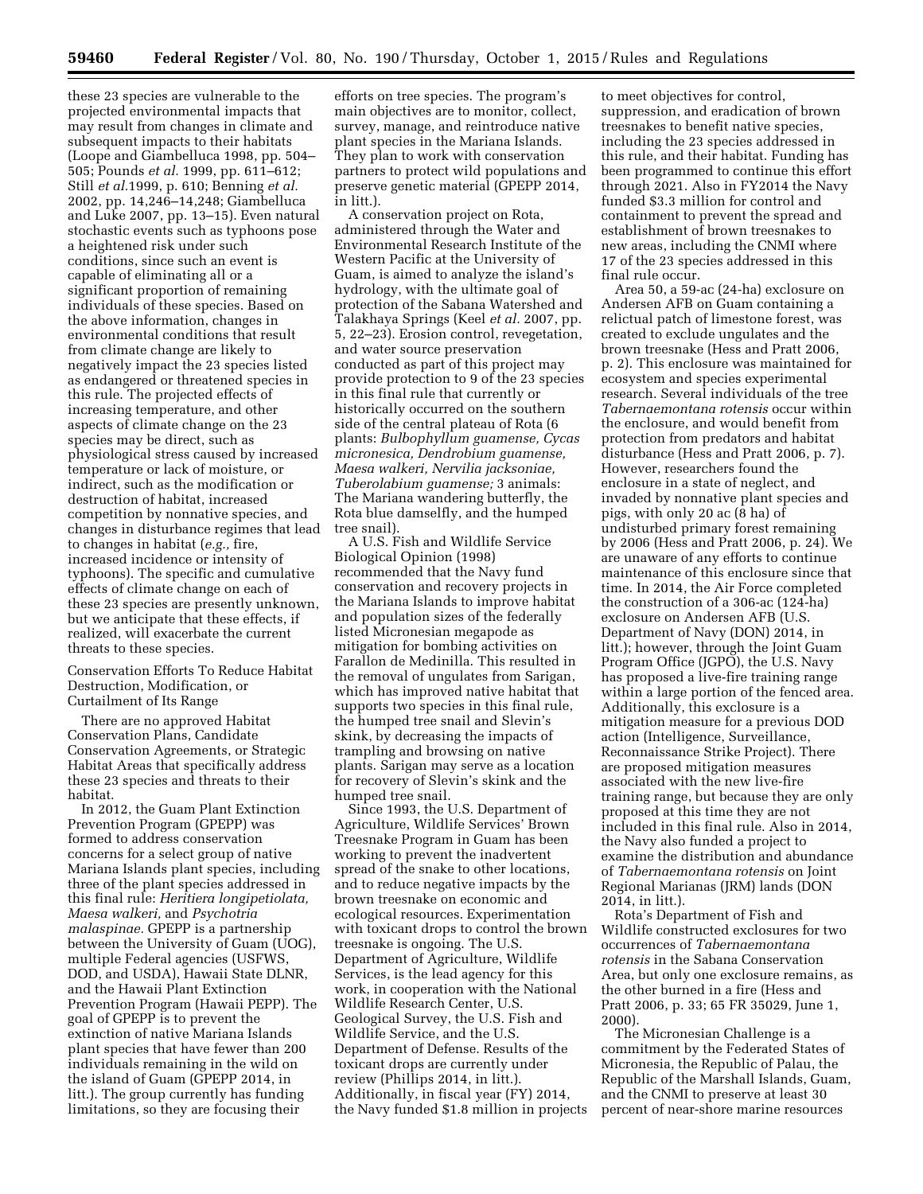these 23 species are vulnerable to the projected environmental impacts that may result from changes in climate and subsequent impacts to their habitats (Loope and Giambelluca 1998, pp. 504–505; Pounds *et al.* 1999, pp. 611–612; Still *et al.*1999, p. 610; Benning *et al.* 2002, pp. 14,246–14,248; Giambelluca and Luke 2007, pp. 13–15). Even natural stochastic events such as typhoons pose a heightened risk under such conditions, since such an event is capable of eliminating all or a significant proportion of remaining individuals of these species. Based on the above information, changes in environmental conditions that result from climate change are likely to negatively impact the 23 species listed as endangered or threatened species in this rule. The projected effects of increasing temperature, and other aspects of climate change on the 23 species may be direct, such as physiological stress caused by increased temperature or lack of moisture, or indirect, such as the modification or destruction of habitat, increased competition by nonnative species, and changes in disturbance regimes that lead to changes in habitat (*e.g.,* fire, increased incidence or intensity of typhoons). The specific and cumulative effects of climate change on each of these 23 species are presently unknown, but we anticipate that these effects, if realized, will exacerbate the current threats to these species.

Conservation Efforts To Reduce Habitat Destruction, Modification, or Curtailment of Its Range

There are no approved Habitat Conservation Plans, Candidate Conservation Agreements, or Strategic Habitat Areas that specifically address these 23 species and threats to their habitat.

In 2012, the Guam Plant Extinction Prevention Program (GPEPP) was formed to address conservation concerns for a select group of native Mariana Islands plant species, including three of the plant species addressed in this final rule: *Heritiera longipetiolata, Maesa walkeri,* and *Psychotria malaspinae.* GPEPP is a partnership between the University of Guam (UOG), multiple Federal agencies (USFWS, DOD, and USDA), Hawaii State DLNR, and the Hawaii Plant Extinction Prevention Program (Hawaii PEPP). The goal of GPEPP is to prevent the extinction of native Mariana Islands plant species that have fewer than 200 individuals remaining in the wild on the island of Guam (GPEPP 2014, in litt.). The group currently has funding limitations, so they are focusing their efforts on tree species. The program's main objectives are to monitor, collect, survey, manage, and reintroduce native plant species in the Mariana Islands. They plan to work with conservation partners to protect wild populations and preserve genetic material (GPEPP 2014, in litt.).

A conservation project on Rota, administered through the Water and Environmental Research Institute of the Western Pacific at the University of Guam, is aimed to analyze the island's hydrology, with the ultimate goal of protection of the Sabana Watershed and Talakhaya Springs (Keel *et al.* 2007, pp. 5, 22–23). Erosion control, revegetation, and water source preservation conducted as part of this project may provide protection to 9 of the 23 species in this final rule that currently or historically occurred on the southern side of the central plateau of Rota (6 plants: *Bulbophyllum guamense, Cycas micronesica, Dendrobium guamense, Maesa walkeri, Nervilia jacksoniae, Tuberolabium guamense;* 3 animals: The Mariana wandering butterfly, the Rota blue damselfly, and the humped tree snail).

A U.S. Fish and Wildlife Service Biological Opinion (1998) recommended that the Navy fund conservation and recovery projects in the Mariana Islands to improve habitat and population sizes of the federally listed Micronesian megapode as mitigation for bombing activities on Farallon de Medinilla. This resulted in the removal of ungulates from Sarigan, which has improved native habitat that supports two species in this final rule, the humped tree snail and Slevin's skink, by decreasing the impacts of trampling and browsing on native plants. Sarigan may serve as a location for recovery of Slevin's skink and the humped tree snail.

Since 1993, the U.S. Department of Agriculture, Wildlife Services' Brown Treesnake Program in Guam has been working to prevent the inadvertent spread of the snake to other locations, and to reduce negative impacts by the brown treesnake on economic and ecological resources. Experimentation with toxicant drops to control the brown treesnake is ongoing. The U.S. Department of Agriculture, Wildlife Services, is the lead agency for this work, in cooperation with the National Wildlife Research Center, U.S. Geological Survey, the U.S. Fish and Wildlife Service, and the U.S. Department of Defense. Results of the toxicant drops are currently under review (Phillips 2014, in litt.). Additionally, in fiscal year (FY) 2014, the Navy funded $1.8 million in projects to meet objectives for control, suppression, and eradication of brown treesnakes to benefit native species, including the 23 species addressed in this rule, and their habitat. Funding has been programmed to continue this effort through 2021. Also in FY2014 the Navy funded $3.3 million for control and containment to prevent the spread and establishment of brown treesnakes to new areas, including the CNMI where 17 of the 23 species addressed in this final rule occur.

Area 50, a 59-ac (24-ha) exclosure on Andersen AFB on Guam containing a relictual patch of limestone forest, was created to exclude ungulates and the brown treesnake (Hess and Pratt 2006, p. 2). This enclosure was maintained for ecosystem and species experimental research. Several individuals of the tree *Tabernaemontana rotensis* occur within the enclosure, and would benefit from protection from predators and habitat disturbance (Hess and Pratt 2006, p. 7). However, researchers found the enclosure in a state of neglect, and invaded by nonnative plant species and pigs, with only 20 ac (8 ha) of undisturbed primary forest remaining by 2006 (Hess and Pratt 2006, p. 24). We are unaware of any efforts to continue maintenance of this enclosure since that time. In 2014, the Air Force completed the construction of a 306-ac (124-ha) exclosure on Andersen AFB (U.S. Department of Navy (DON) 2014, in litt.); however, through the Joint Guam Program Office (JGPO), the U.S. Navy has proposed a live-fire training range within a large portion of the fenced area. Additionally, this exclosure is a mitigation measure for a previous DOD action (Intelligence, Surveillance, Reconnaissance Strike Project). There are proposed mitigation measures associated with the new live-fire training range, but because they are only proposed at this time they are not included in this final rule. Also in 2014, the Navy also funded a project to examine the distribution and abundance of *Tabernaemontana rotensis* on Joint Regional Marianas (JRM) lands (DON 2014, in litt.).

Rota's Department of Fish and Wildlife constructed exclosures for two occurrences of *Tabernaemontana rotensis* in the Sabana Conservation Area, but only one exclosure remains, as the other burned in a fire (Hess and Pratt 2006, p. 33; 65 FR 35029, June 1, 2000).

The Micronesian Challenge is a commitment by the Federated States of Micronesia, the Republic of Palau, the Republic of the Marshall Islands, Guam, and the CNMI to preserve at least 30 percent of near-shore marine resources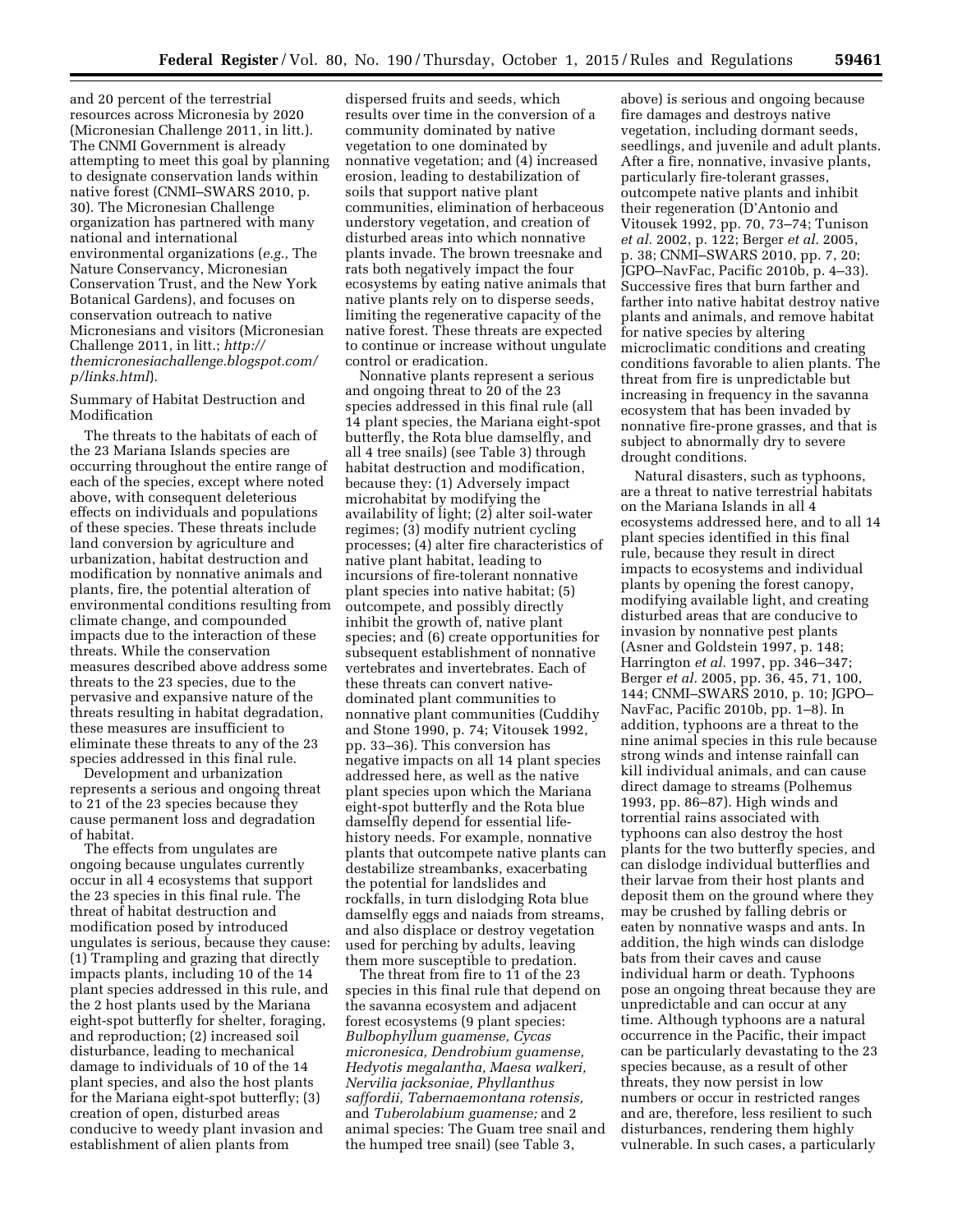and 20 percent of the terrestrial resources across Micronesia by 2020 (Micronesian Challenge 2011, in litt.). The CNMI Government is already attempting to meet this goal by planning to designate conservation lands within native forest (CNMI–SWARS 2010, p. 30). The Micronesian Challenge organization has partnered with many national and international environmental organizations (*e.g.,* The Nature Conservancy, Micronesian Conservation Trust, and the New York Botanical Gardens), and focuses on conservation outreach to native Micronesians and visitors (Micronesian Challenge 2011, in litt.; *http://themicronesiachallenge.blogspot.com/p/links.html*).

Summary of Habitat Destruction and Modification

The threats to the habitats of each of the 23 Mariana Islands species are occurring throughout the entire range of each of the species, except where noted above, with consequent deleterious effects on individuals and populations of these species. These threats include land conversion by agriculture and urbanization, habitat destruction and modification by nonnative animals and plants, fire, the potential alteration of environmental conditions resulting from climate change, and compounded impacts due to the interaction of these threats. While the conservation measures described above address some threats to the 23 species, due to the pervasive and expansive nature of the threats resulting in habitat degradation, these measures are insufficient to eliminate these threats to any of the 23 species addressed in this final rule.

Development and urbanization represents a serious and ongoing threat to 21 of the 23 species because they cause permanent loss and degradation of habitat.

The effects from ungulates are ongoing because ungulates currently occur in all 4 ecosystems that support the 23 species in this final rule. The threat of habitat destruction and modification posed by introduced ungulates is serious, because they cause: (1) Trampling and grazing that directly impacts plants, including 10 of the 14 plant species addressed in this rule, and the 2 host plants used by the Mariana eight-spot butterfly for shelter, foraging, and reproduction; (2) increased soil disturbance, leading to mechanical damage to individuals of 10 of the 14 plant species, and also the host plants for the Mariana eight-spot butterfly; (3) creation of open, disturbed areas conducive to weedy plant invasion and establishment of alien plants from dispersed fruits and seeds, which results over time in the conversion of a community dominated by native vegetation to one dominated by nonnative vegetation; and (4) increased erosion, leading to destabilization of soils that support native plant communities, elimination of herbaceous understory vegetation, and creation of disturbed areas into which nonnative plants invade. The brown treesnake and rats both negatively impact the four ecosystems by eating native animals that native plants rely on to disperse seeds, limiting the regenerative capacity of the native forest. These threats are expected to continue or increase without ungulate control or eradication.

Nonnative plants represent a serious and ongoing threat to 20 of the 23 species addressed in this final rule (all 14 plant species, the Mariana eight-spot butterfly, the Rota blue damselfly, and all 4 tree snails) (see Table 3) through habitat destruction and modification, because they: (1) Adversely impact microhabitat by modifying the availability of light; (2) alter soil-water regimes; (3) modify nutrient cycling processes; (4) alter fire characteristics of native plant habitat, leading to incursions of fire-tolerant nonnative plant species into native habitat; (5) outcompete, and possibly directly inhibit the growth of, native plant species; and (6) create opportunities for subsequent establishment of nonnative vertebrates and invertebrates. Each of these threats can convert native-dominated plant communities to nonnative plant communities (Cuddihy and Stone 1990, p. 74; Vitousek 1992, pp. 33–36). This conversion has negative impacts on all 14 plant species addressed here, as well as the native plant species upon which the Mariana eight-spot butterfly and the Rota blue damselfly depend for essential life-history needs. For example, nonnative plants that outcompete native plants can destabilize streambanks, exacerbating the potential for landslides and rockfalls, in turn dislodging Rota blue damselfly eggs and naiads from streams, and also displace or destroy vegetation used for perching by adults, leaving them more susceptible to predation.

The threat from fire to 11 of the 23 species in this final rule that depend on the savanna ecosystem and adjacent forest ecosystems (9 plant species: *Bulbophyllum guamense, Cycas micronesica, Dendrobium guamense, Hedyotis megalantha, Maesa walkeri, Nervilia jacksoniae, Phyllanthus saffordii, Tabernaemontana rotensis,* and *Tuberolabium guamense;* and 2 animal species: The Guam tree snail and the humped tree snail) (see Table 3, above) is serious and ongoing because fire damages and destroys native vegetation, including dormant seeds, seedlings, and juvenile and adult plants. After a fire, nonnative, invasive plants, particularly fire-tolerant grasses, outcompete native plants and inhibit their regeneration (D'Antonio and Vitousek 1992, pp. 70, 73–74; Tunison *et al.* 2002, p. 122; Berger *et al.* 2005, p. 38; CNMI–SWARS 2010, pp. 7, 20; JGPO–NavFac, Pacific 2010b, p. 4–33). Successive fires that burn farther and farther into native habitat destroy native plants and animals, and remove habitat for native species by altering microclimatic conditions and creating conditions favorable to alien plants. The threat from fire is unpredictable but increasing in frequency in the savanna ecosystem that has been invaded by nonnative fire-prone grasses, and that is subject to abnormally dry to severe drought conditions.

Natural disasters, such as typhoons, are a threat to native terrestrial habitats on the Mariana Islands in all 4 ecosystems addressed here, and to all 14 plant species identified in this final rule, because they result in direct impacts to ecosystems and individual plants by opening the forest canopy, modifying available light, and creating disturbed areas that are conducive to invasion by nonnative pest plants (Asner and Goldstein 1997, p. 148; Harrington *et al.* 1997, pp. 346–347; Berger *et al.* 2005, pp. 36, 45, 71, 100, 144; CNMI–SWARS 2010, p. 10; JGPO–NavFac, Pacific 2010b, pp. 1–8). In addition, typhoons are a threat to the nine animal species in this rule because strong winds and intense rainfall can kill individual animals, and can cause direct damage to streams (Polhemus 1993, pp. 86–87). High winds and torrential rains associated with typhoons can also destroy the host plants for the two butterfly species, and can dislodge individual butterflies and their larvae from their host plants and deposit them on the ground where they may be crushed by falling debris or eaten by nonnative wasps and ants. In addition, the high winds can dislodge bats from their caves and cause individual harm or death. Typhoons pose an ongoing threat because they are unpredictable and can occur at any time. Although typhoons are a natural occurrence in the Pacific, their impact can be particularly devastating to the 23 species because, as a result of other threats, they now persist in low numbers or occur in restricted ranges and are, therefore, less resilient to such disturbances, rendering them highly vulnerable. In such cases, a particularly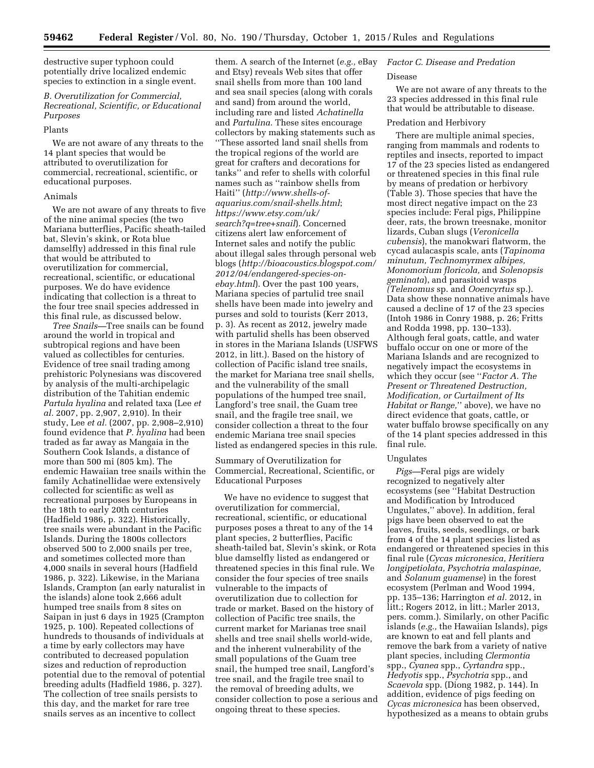destructive super typhoon could potentially drive localized endemic species to extinction in a single event.

### *B. Overutilization for Commercial, Recreational, Scientific, or Educational Purposes*

#### Plants

We are not aware of any threats to the 14 plant species that would be attributed to overutilization for commercial, recreational, scientific, or educational purposes.

#### Animals

We are not aware of any threats to five of the nine animal species (the two Mariana butterflies, Pacific sheath-tailed bat, Slevin's skink, or Rota blue damselfly) addressed in this final rule that would be attributed to overutilization for commercial, recreational, scientific, or educational purposes. We do have evidence indicating that collection is a threat to the four tree snail species addressed in this final rule, as discussed below.

*Tree Snails*—Tree snails can be found around the world in tropical and subtropical regions and have been valued as collectibles for centuries. Evidence of tree snail trading among prehistoric Polynesians was discovered by analysis of the multi-archipelagic distribution of the Tahitian endemic *Partula hyalina* and related taxa (Lee *et al.* 2007, pp. 2,907, 2,910). In their study, Lee *et al.* (2007, pp. 2,908–2,910) found evidence that *P. hyalina* had been traded as far away as Mangaia in the Southern Cook Islands, a distance of more than 500 mi (805 km). The endemic Hawaiian tree snails within the family Achatinellidae were extensively collected for scientific as well as recreational purposes by Europeans in the 18th to early 20th centuries (Hadfield 1986, p. 322). Historically, tree snails were abundant in the Pacific Islands. During the 1800s collectors observed 500 to 2,000 snails per tree, and sometimes collected more than 4,000 snails in several hours (Hadfield 1986, p. 322). Likewise, in the Mariana Islands, Crampton (an early naturalist in the islands) alone took 2,666 adult humped tree snails from 8 sites on Saipan in just 6 days in 1925 (Crampton 1925, p. 100). Repeated collections of hundreds to thousands of individuals at a time by early collectors may have contributed to decreased population sizes and reduction of reproduction potential due to the removal of potential breeding adults (Hadfield 1986, p. 327). The collection of tree snails persists to this day, and the market for rare tree snails serves as an incentive to collect them. A search of the Internet (*e.g.,* eBay and Etsy) reveals Web sites that offer snail shells from more than 100 land and sea snail species (along with corals and sand) from around the world, including rare and listed *Achatinella* and *Partulina*. These sites encourage collectors by making statements such as ''These assorted land snail shells from the tropical regions of the world are great for crafters and decorations for tanks'' and refer to shells with colorful names such as ''rainbow shells from Haiti'' (*http://www.shells-of-aquarius.com/snail-shells.html*; *https://www.etsy.com/uk/search?q=tree+snail*). Concerned citizens alert law enforcement of Internet sales and notify the public about illegal sales through personal web blogs (*http://bioacoustics.blogspot.com/2012/04/endangered-species-on-ebay.html*). Over the past 100 years, Mariana species of partulid tree snail shells have been made into jewelry and purses and sold to tourists (Kerr 2013, p. 3). As recent as 2012, jewelry made with partulid shells has been observed in stores in the Mariana Islands (USFWS 2012, in litt.). Based on the history of collection of Pacific island tree snails, the market for Mariana tree snail shells, and the vulnerability of the small populations of the humped tree snail, Langford's tree snail, the Guam tree snail, and the fragile tree snail, we consider collection a threat to the four endemic Mariana tree snail species listed as endangered species in this rule.

#### Summary of Overutilization for Commercial, Recreational, Scientific, or Educational Purposes

We have no evidence to suggest that overutilization for commercial, recreational, scientific, or educational purposes poses a threat to any of the 14 plant species, 2 butterflies, Pacific sheath-tailed bat, Slevin's skink, or Rota blue damselfly listed as endangered or threatened species in this final rule. We consider the four species of tree snails vulnerable to the impacts of overutilization due to collection for trade or market. Based on the history of collection of Pacific tree snails, the current market for Marianas tree snail shells and tree snail shells world-wide, and the inherent vulnerability of the small populations of the Guam tree snail, the humped tree snail, Langford's tree snail, and the fragile tree snail to the removal of breeding adults, we consider collection to pose a serious and ongoing threat to these species.

### *Factor C. Disease and Predation*

#### Disease

We are not aware of any threats to the 23 species addressed in this final rule that would be attributable to disease.

#### Predation and Herbivory

There are multiple animal species, ranging from mammals and rodents to reptiles and insects, reported to impact 17 of the 23 species listed as endangered or threatened species in this final rule by means of predation or herbivory (Table 3). Those species that have the most direct negative impact on the 23 species include: Feral pigs, Philippine deer, rats, the brown treesnake, monitor lizards, Cuban slugs (*Veronicella cubensis*), the manokwari flatworm, the cycad aulacaspis scale, ants (*Tapinoma minutum, Technomyrmex albipes, Monomorium floricola,* and *Solenopsis geminata*), and parasitoid wasps (*Telenomus* sp. and *Ooencyrtus* sp.). Data show these nonnative animals have caused a decline of 17 of the 23 species (Intoh 1986 in Conry 1988, p. 26; Fritts and Rodda 1998, pp. 130–133). Although feral goats, cattle, and water buffalo occur on one or more of the Mariana Islands and are recognized to negatively impact the ecosystems in which they occur (see ''*Factor A. The Present or Threatened Destruction, Modification, or Curtailment of Its Habitat or Range,*'' above), we have no direct evidence that goats, cattle, or water buffalo browse specifically on any of the 14 plant species addressed in this final rule.

#### Ungulates

*Pigs*—Feral pigs are widely recognized to negatively alter ecosystems (see ''Habitat Destruction and Modification by Introduced Ungulates,'' above). In addition, feral pigs have been observed to eat the leaves, fruits, seeds, seedlings, or bark from 4 of the 14 plant species listed as endangered or threatened species in this final rule (*Cycas micronesica, Heritiera longipetiolata, Psychotria malaspinae,* and *Solanum guamense*) in the forest ecosystem (Perlman and Wood 1994, pp. 135–136; Harrington *et al.* 2012, in litt.; Rogers 2012, in litt.; Marler 2013, pers. comm.). Similarly, on other Pacific islands (*e.g.,* the Hawaiian Islands), pigs are known to eat and fell plants and remove the bark from a variety of native plant species, including *Clermontia* spp., *Cyanea* spp., *Cyrtandra* spp., *Hedyotis* spp., *Psychotria* spp., and *Scaevola* spp. (Diong 1982, p. 144). In addition, evidence of pigs feeding on *Cycas micronesica* has been observed, hypothesized as a means to obtain grubs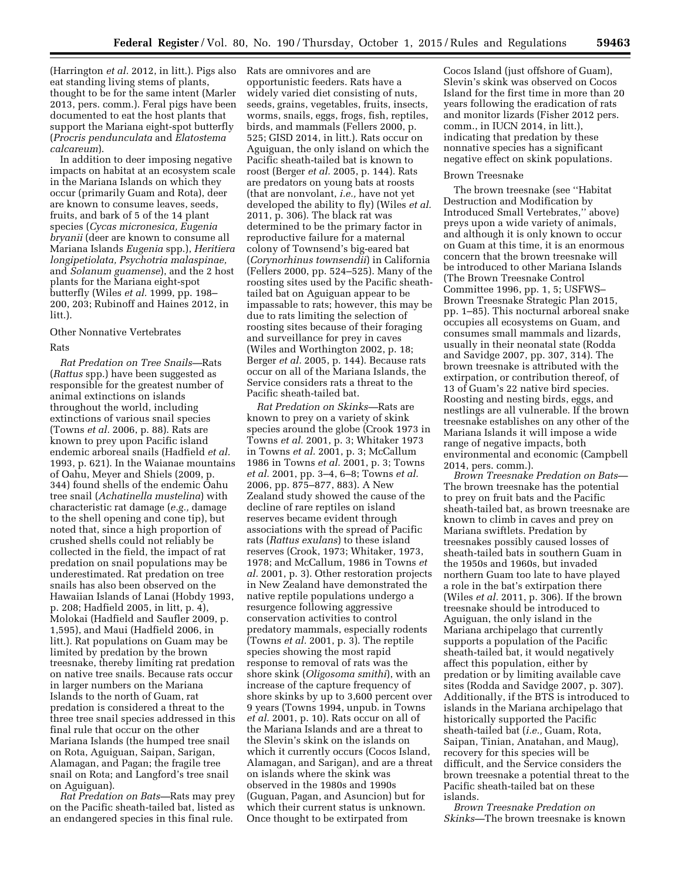(Harrington *et al.* 2012, in litt.). Pigs also eat standing living stems of plants, thought to be for the same intent (Marler 2013, pers. comm.). Feral pigs have been documented to eat the host plants that support the Mariana eight-spot butterfly (*Procris pendunculata* and *Elatostema calcareum*).

In addition to deer imposing negative impacts on habitat at an ecosystem scale in the Mariana Islands on which they occur (primarily Guam and Rota), deer are known to consume leaves, seeds, fruits, and bark of 5 of the 14 plant species (*Cycas micronesica, Eugenia bryanii* (deer are known to consume all Mariana Islands *Eugenia* spp.), *Heritiera longipetiolata, Psychotria malaspinae,* and *Solanum guamense*), and the 2 host plants for the Mariana eight-spot butterfly (Wiles *et al.* 1999, pp. 198–200, 203; Rubinoff and Haines 2012, in litt.).

Other Nonnative Vertebrates

Rats

*Rat Predation on Tree Snails*—Rats (*Rattus* spp.) have been suggested as responsible for the greatest number of animal extinctions on islands throughout the world, including extinctions of various snail species (Towns *et al.* 2006, p. 88). Rats are known to prey upon Pacific island endemic arboreal snails (Hadfield *et al.* 1993, p. 621). In the Waianae mountains of Oahu, Meyer and Shiels (2009, p. 344) found shells of the endemic Oahu tree snail (*Achatinella mustelina*) with characteristic rat damage (*e.g.,* damage to the shell opening and cone tip), but noted that, since a high proportion of crushed shells could not reliably be collected in the field, the impact of rat predation on snail populations may be underestimated. Rat predation on tree snails has also been observed on the Hawaiian Islands of Lanai (Hobdy 1993, p. 208; Hadfield 2005, in litt, p. 4), Molokai (Hadfield and Saufler 2009, p. 1,595), and Maui (Hadfield 2006, in litt.). Rat populations on Guam may be limited by predation by the brown treesnake, thereby limiting rat predation on native tree snails. Because rats occur in larger numbers on the Mariana Islands to the north of Guam, rat predation is considered a threat to the three tree snail species addressed in this final rule that occur on the other Mariana Islands (the humped tree snail on Rota, Aguiguan, Saipan, Sarigan, Alamagan, and Pagan; the fragile tree snail on Rota; and Langford's tree snail on Aguiguan).

*Rat Predation on Bats*—Rats may prey on the Pacific sheath-tailed bat, listed as an endangered species in this final rule. Rats are omnivores and are opportunistic feeders. Rats have a widely varied diet consisting of nuts, seeds, grains, vegetables, fruits, insects, worms, snails, eggs, frogs, fish, reptiles, birds, and mammals (Fellers 2000, p. 525; GISD 2014, in litt.). Rats occur on Aguiguan, the only island on which the Pacific sheath-tailed bat is known to roost (Berger *et al.* 2005, p. 144). Rats are predators on young bats at roosts (that are nonvolant, *i.e.,* have not yet developed the ability to fly) (Wiles *et al.* 2011, p. 306). The black rat was determined to be the primary factor in reproductive failure for a maternal colony of Townsend's big-eared bat (*Corynorhinus townsendii*) in California (Fellers 2000, pp. 524–525). Many of the roosting sites used by the Pacific sheath-tailed bat on Aguiguan appear to be impassable to rats; however, this may be due to rats limiting the selection of roosting sites because of their foraging and surveillance for prey in caves (Wiles and Worthington 2002, p. 18; Berger *et al.* 2005, p. 144). Because rats occur on all of the Mariana Islands, the Service considers rats a threat to the Pacific sheath-tailed bat.

*Rat Predation on Skinks*—Rats are known to prey on a variety of skink species around the globe (Crook 1973 in Towns *et al.* 2001, p. 3; Whitaker 1973 in Towns *et al.* 2001, p. 3; McCallum 1986 in Towns *et al.* 2001, p. 3; Towns *et al.* 2001, pp. 3–4, 6–8; Towns *et al.* 2006, pp. 875–877, 883). A New Zealand study showed the cause of the decline of rare reptiles on island reserves became evident through associations with the spread of Pacific rats (*Rattus exulans*) to these island reserves (Crook, 1973; Whitaker, 1973, 1978; and McCallum, 1986 in Towns *et al.* 2001, p. 3). Other restoration projects in New Zealand have demonstrated the native reptile populations undergo a resurgence following aggressive conservation activities to control predatory mammals, especially rodents (Towns *et al.* 2001, p. 3). The reptile species showing the most rapid response to removal of rats was the shore skink (*Oligosoma smithi*), with an increase of the capture frequency of shore skinks by up to 3,600 percent over 9 years (Towns 1994, unpub. in Towns *et al.* 2001, p. 10). Rats occur on all of the Mariana Islands and are a threat to the Slevin's skink on the islands on which it currently occurs (Cocos Island, Alamagan, and Sarigan), and are a threat on islands where the skink was observed in the 1980s and 1990s (Guguan, Pagan, and Asuncion) but for which their current status is unknown. Once thought to be extirpated from Cocos Island (just offshore of Guam), Slevin's skink was observed on Cocos Island for the first time in more than 20 years following the eradication of rats and monitor lizards (Fisher 2012 pers. comm., in IUCN 2014, in litt.), indicating that predation by these nonnative species has a significant negative effect on skink populations.

Brown Treesnake

The brown treesnake (see ''Habitat Destruction and Modification by Introduced Small Vertebrates,'' above) preys upon a wide variety of animals, and although it is only known to occur on Guam at this time, it is an enormous concern that the brown treesnake will be introduced to other Mariana Islands (The Brown Treesnake Control Committee 1996, pp. 1, 5; USFWS–Brown Treesnake Strategic Plan 2015, pp. 1–85). This nocturnal arboreal snake occupies all ecosystems on Guam, and consumes small mammals and lizards, usually in their neonatal state (Rodda and Savidge 2007, pp. 307, 314). The brown treesnake is attributed with the extirpation, or contribution thereof, of 13 of Guam's 22 native bird species. Roosting and nesting birds, eggs, and nestlings are all vulnerable. If the brown treesnake establishes on any other of the Mariana Islands it will impose a wide range of negative impacts, both environmental and economic (Campbell 2014, pers. comm.).

*Brown Treesnake Predation on Bats*—The brown treesnake has the potential to prey on fruit bats and the Pacific sheath-tailed bat, as brown treesnake are known to climb in caves and prey on Mariana swiftlets. Predation by treesnakes possibly caused losses of sheath-tailed bats in southern Guam in the 1950s and 1960s, but invaded northern Guam too late to have played a role in the bat's extirpation there (Wiles *et al.* 2011, p. 306). If the brown treesnake should be introduced to Aguiguan, the only island in the Mariana archipelago that currently supports a population of the Pacific sheath-tailed bat, it would negatively affect this population, either by predation or by limiting available cave sites (Rodda and Savidge 2007, p. 307). Additionally, if the BTS is introduced to islands in the Mariana archipelago that historically supported the Pacific sheath-tailed bat (*i.e.,* Guam, Rota, Saipan, Tinian, Anatahan, and Maug), recovery for this species will be difficult, and the Service considers the brown treesnake a potential threat to the Pacific sheath-tailed bat on these islands.

*Brown Treesnake Predation on Skinks*—The brown treesnake is known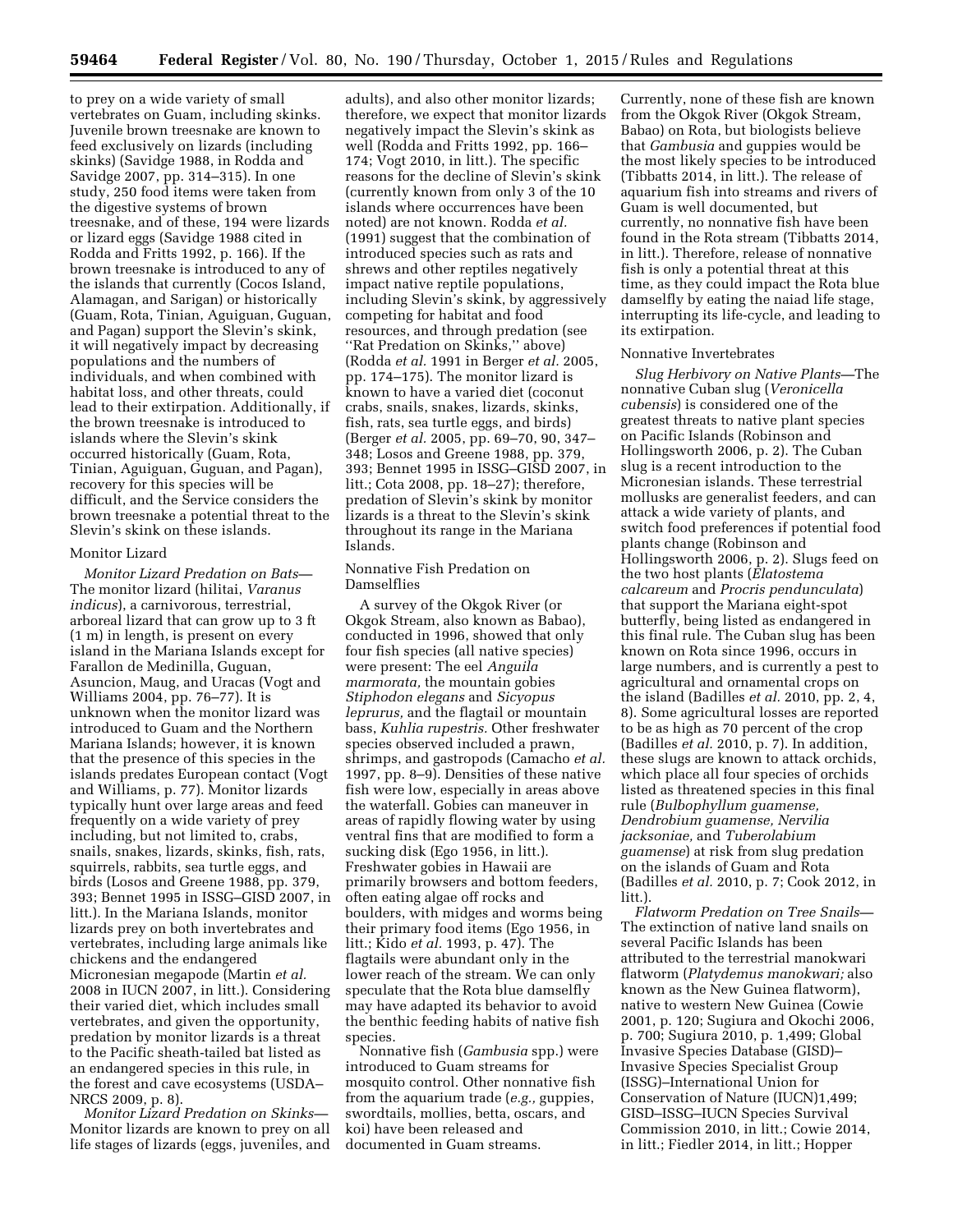to prey on a wide variety of small vertebrates on Guam, including skinks. Juvenile brown treesnake are known to feed exclusively on lizards (including skinks) (Savidge 1988, in Rodda and Savidge 2007, pp. 314–315). In one study, 250 food items were taken from the digestive systems of brown treesnake, and of these, 194 were lizards or lizard eggs (Savidge 1988 cited in Rodda and Fritts 1992, p. 166). If the brown treesnake is introduced to any of the islands that currently (Cocos Island, Alamagan, and Sarigan) or historically (Guam, Rota, Tinian, Aguiguan, Guguan, and Pagan) support the Slevin's skink, it will negatively impact by decreasing populations and the numbers of individuals, and when combined with habitat loss, and other threats, could lead to their extirpation. Additionally, if the brown treesnake is introduced to islands where the Slevin's skink occurred historically (Guam, Rota, Tinian, Aguiguan, Guguan, and Pagan), recovery for this species will be difficult, and the Service considers the brown treesnake a potential threat to the Slevin's skink on these islands.

Monitor Lizard

*Monitor Lizard Predation on Bats*—The monitor lizard (hilitai, *Varanus indicus*), a carnivorous, terrestrial, arboreal lizard that can grow up to 3 ft (1 m) in length, is present on every island in the Mariana Islands except for Farallon de Medinilla, Guguan, Asuncion, Maug, and Uracas (Vogt and Williams 2004, pp. 76–77). It is unknown when the monitor lizard was introduced to Guam and the Northern Mariana Islands; however, it is known that the presence of this species in the islands predates European contact (Vogt and Williams, p. 77). Monitor lizards typically hunt over large areas and feed frequently on a wide variety of prey including, but not limited to, crabs, snails, snakes, lizards, skinks, fish, rats, squirrels, rabbits, sea turtle eggs, and birds (Losos and Greene 1988, pp. 379, 393; Bennet 1995 in ISSG–GISD 2007, in litt.). In the Mariana Islands, monitor lizards prey on both invertebrates and vertebrates, including large animals like chickens and the endangered Micronesian megapode (Martin *et al.* 2008 in IUCN 2007, in litt.). Considering their varied diet, which includes small vertebrates, and given the opportunity, predation by monitor lizards is a threat to the Pacific sheath-tailed bat listed as an endangered species in this rule, in the forest and cave ecosystems (USDA–NRCS 2009, p. 8).

*Monitor Lizard Predation on Skinks*—Monitor lizards are known to prey on all life stages of lizards (eggs, juveniles, and adults), and also other monitor lizards; therefore, we expect that monitor lizards negatively impact the Slevin's skink as well (Rodda and Fritts 1992, pp. 166–174; Vogt 2010, in litt.). The specific reasons for the decline of Slevin's skink (currently known from only 3 of the 10 islands where occurrences have been noted) are not known. Rodda *et al.* (1991) suggest that the combination of introduced species such as rats and shrews and other reptiles negatively impact native reptile populations, including Slevin's skink, by aggressively competing for habitat and food resources, and through predation (see ''Rat Predation on Skinks,'' above) (Rodda *et al.* 1991 in Berger *et al.* 2005, pp. 174–175). The monitor lizard is known to have a varied diet (coconut crabs, snails, snakes, lizards, skinks, fish, rats, sea turtle eggs, and birds) (Berger *et al.* 2005, pp. 69–70, 90, 347–348; Losos and Greene 1988, pp. 379, 393; Bennet 1995 in ISSG–GISD 2007, in litt.; Cota 2008, pp. 18–27); therefore, predation of Slevin's skink by monitor lizards is a threat to the Slevin's skink throughout its range in the Mariana Islands.

Nonnative Fish Predation on Damselflies

A survey of the Okgok River (or Okgok Stream, also known as Babao), conducted in 1996, showed that only four fish species (all native species) were present: The eel *Anguila marmorata,* the mountain gobies *Stiphodon elegans* and *Sicyopus leprurus,* and the flagtail or mountain bass, *Kuhlia rupestris.* Other freshwater species observed included a prawn, shrimps, and gastropods (Camacho *et al.* 1997, pp. 8–9). Densities of these native fish were low, especially in areas above the waterfall. Gobies can maneuver in areas of rapidly flowing water by using ventral fins that are modified to form a sucking disk (Ego 1956, in litt.). Freshwater gobies in Hawaii are primarily browsers and bottom feeders, often eating algae off rocks and boulders, with midges and worms being their primary food items (Ego 1956, in litt.; Kido *et al.* 1993, p. 47). The flagtails were abundant only in the lower reach of the stream. We can only speculate that the Rota blue damselfly may have adapted its behavior to avoid the benthic feeding habits of native fish species.

Nonnative fish (*Gambusia* spp.) were introduced to Guam streams for mosquito control. Other nonnative fish from the aquarium trade (*e.g.,* guppies, swordtails, mollies, betta, oscars, and koi) have been released and documented in Guam streams. Currently, none of these fish are known from the Okgok River (Okgok Stream, Babao) on Rota, but biologists believe that *Gambusia* and guppies would be the most likely species to be introduced (Tibbatts 2014, in litt.). The release of aquarium fish into streams and rivers of Guam is well documented, but currently, no nonnative fish have been found in the Rota stream (Tibbatts 2014, in litt.). Therefore, release of nonnative fish is only a potential threat at this time, as they could impact the Rota blue damselfly by eating the naiad life stage, interrupting its life-cycle, and leading to its extirpation.

Nonnative Invertebrates

*Slug Herbivory on Native Plants*—The nonnative Cuban slug (*Veronicella cubensis*) is considered one of the greatest threats to native plant species on Pacific Islands (Robinson and Hollingsworth 2006, p. 2). The Cuban slug is a recent introduction to the Micronesian islands. These terrestrial mollusks are generalist feeders, and can attack a wide variety of plants, and switch food preferences if potential food plants change (Robinson and Hollingsworth 2006, p. 2). Slugs feed on the two host plants (*Elatostema calcareum* and *Procris pendunculata*) that support the Mariana eight-spot butterfly, being listed as endangered in this final rule. The Cuban slug has been known on Rota since 1996, occurs in large numbers, and is currently a pest to agricultural and ornamental crops on the island (Badilles *et al.* 2010, pp. 2, 4, 8). Some agricultural losses are reported to be as high as 70 percent of the crop (Badilles *et al.* 2010, p. 7). In addition, these slugs are known to attack orchids, which place all four species of orchids listed as threatened species in this final rule (*Bulbophyllum guamense, Dendrobium guamense, Nervilia jacksoniae,* and *Tuberolabium guamense*) at risk from slug predation on the islands of Guam and Rota (Badilles *et al.* 2010, p. 7; Cook 2012, in litt.).

*Flatworm Predation on Tree Snails*—The extinction of native land snails on several Pacific Islands has been attributed to the terrestrial manokwari flatworm (*Platydemus manokwari;* also known as the New Guinea flatworm), native to western New Guinea (Cowie 2001, p. 120; Sugiura and Okochi 2006, p. 700; Sugiura 2010, p. 1,499; Global Invasive Species Database (GISD)–Invasive Species Specialist Group (ISSG)–International Union for Conservation of Nature (IUCN)1,499; GISD–ISSG–IUCN Species Survival Commission 2010, in litt.; Cowie 2014, in litt.; Fiedler 2014, in litt.; Hopper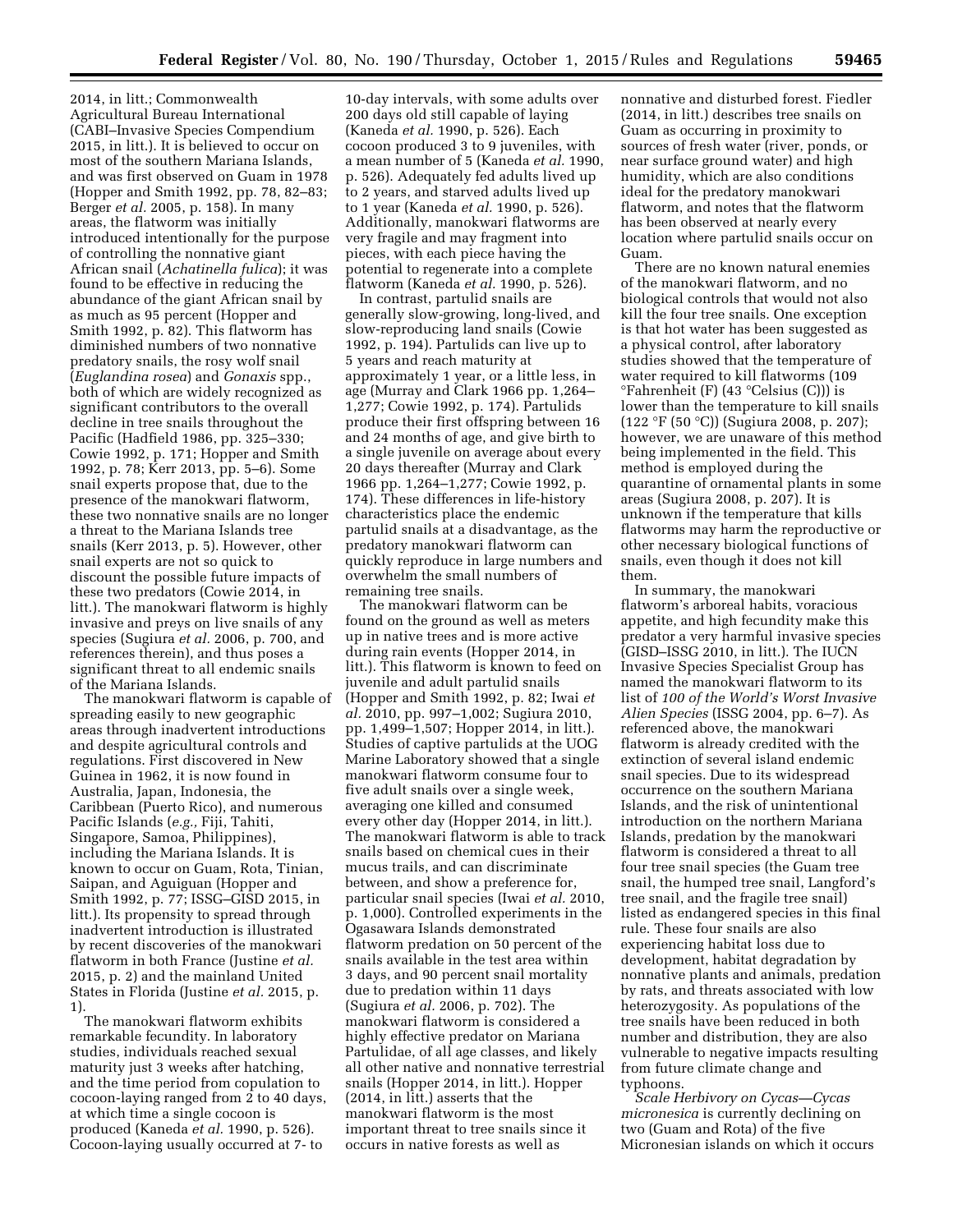2014, in litt.; Commonwealth Agricultural Bureau International (CABI–Invasive Species Compendium 2015, in litt.). It is believed to occur on most of the southern Mariana Islands, and was first observed on Guam in 1978 (Hopper and Smith 1992, pp. 78, 82–83; Berger *et al.* 2005, p. 158). In many areas, the flatworm was initially introduced intentionally for the purpose of controlling the nonnative giant African snail (*Achatinella fulica*); it was found to be effective in reducing the abundance of the giant African snail by as much as 95 percent (Hopper and Smith 1992, p. 82). This flatworm has diminished numbers of two nonnative predatory snails, the rosy wolf snail (*Euglandina rosea*) and *Gonaxis* spp., both of which are widely recognized as significant contributors to the overall decline in tree snails throughout the Pacific (Hadfield 1986, pp. 325–330; Cowie 1992, p. 171; Hopper and Smith 1992, p. 78; Kerr 2013, pp. 5–6). Some snail experts propose that, due to the presence of the manokwari flatworm, these two nonnative snails are no longer a threat to the Mariana Islands tree snails (Kerr 2013, p. 5). However, other snail experts are not so quick to discount the possible future impacts of these two predators (Cowie 2014, in litt.). The manokwari flatworm is highly invasive and preys on live snails of any species (Sugiura *et al.* 2006, p. 700, and references therein), and thus poses a significant threat to all endemic snails of the Mariana Islands.

The manokwari flatworm is capable of spreading easily to new geographic areas through inadvertent introductions and despite agricultural controls and regulations. First discovered in New Guinea in 1962, it is now found in Australia, Japan, Indonesia, the Caribbean (Puerto Rico), and numerous Pacific Islands (*e.g.,* Fiji, Tahiti, Singapore, Samoa, Philippines), including the Mariana Islands. It is known to occur on Guam, Rota, Tinian, Saipan, and Aguiguan (Hopper and Smith 1992, p. 77; ISSG–GISD 2015, in litt.). Its propensity to spread through inadvertent introduction is illustrated by recent discoveries of the manokwari flatworm in both France (Justine *et al.* 2015, p. 2) and the mainland United States in Florida (Justine *et al.* 2015, p. 1).

The manokwari flatworm exhibits remarkable fecundity. In laboratory studies, individuals reached sexual maturity just 3 weeks after hatching, and the time period from copulation to cocoon-laying ranged from 2 to 40 days, at which time a single cocoon is produced (Kaneda *et al.* 1990, p. 526). Cocoon-laying usually occurred at 7- to 10-day intervals, with some adults over 200 days old still capable of laying (Kaneda *et al.* 1990, p. 526). Each cocoon produced 3 to 9 juveniles, with a mean number of 5 (Kaneda *et al.* 1990, p. 526). Adequately fed adults lived up to 2 years, and starved adults lived up to 1 year (Kaneda *et al.* 1990, p. 526). Additionally, manokwari flatworms are very fragile and may fragment into pieces, with each piece having the potential to regenerate into a complete flatworm (Kaneda *et al.* 1990, p. 526).

In contrast, partulid snails are generally slow-growing, long-lived, and slow-reproducing land snails (Cowie 1992, p. 194). Partulids can live up to 5 years and reach maturity at approximately 1 year, or a little less, in age (Murray and Clark 1966 pp. 1,264–1,277; Cowie 1992, p. 174). Partulids produce their first offspring between 16 and 24 months of age, and give birth to a single juvenile on average about every 20 days thereafter (Murray and Clark 1966 pp. 1,264–1,277; Cowie 1992, p. 174). These differences in life-history characteristics place the endemic partulid snails at a disadvantage, as the predatory manokwari flatworm can quickly reproduce in large numbers and overwhelm the small numbers of remaining tree snails.

The manokwari flatworm can be found on the ground as well as meters up in native trees and is more active during rain events (Hopper 2014, in litt.). This flatworm is known to feed on juvenile and adult partulid snails (Hopper and Smith 1992, p. 82; Iwai *et al.* 2010, pp. 997–1,002; Sugiura 2010, pp. 1,499–1,507; Hopper 2014, in litt.). Studies of captive partulids at the UOG Marine Laboratory showed that a single manokwari flatworm consume four to five adult snails over a single week, averaging one killed and consumed every other day (Hopper 2014, in litt.). The manokwari flatworm is able to track snails based on chemical cues in their mucus trails, and can discriminate between, and show a preference for, particular snail species (Iwai *et al.* 2010, p. 1,000). Controlled experiments in the Ogasawara Islands demonstrated flatworm predation on 50 percent of the snails available in the test area within 3 days, and 90 percent snail mortality due to predation within 11 days (Sugiura *et al.* 2006, p. 702). The manokwari flatworm is considered a highly effective predator on Mariana Partulidae, of all age classes, and likely all other native and nonnative terrestrial snails (Hopper 2014, in litt.). Hopper (2014, in litt.) asserts that the manokwari flatworm is the most important threat to tree snails since it occurs in native forests as well as nonnative and disturbed forest. Fiedler (2014, in litt.) describes tree snails on Guam as occurring in proximity to sources of fresh water (river, ponds, or near surface ground water) and high humidity, which are also conditions ideal for the predatory manokwari flatworm, and notes that the flatworm has been observed at nearly every location where partulid snails occur on Guam.

There are no known natural enemies of the manokwari flatworm, and no biological controls that would not also kill the four tree snails. One exception is that hot water has been suggested as a physical control, after laboratory studies showed that the temperature of water required to kill flatworms (109 °Fahrenheit (F) (43 °Celsius (C))) is lower than the temperature to kill snails (122 °F (50 °C)) (Sugiura 2008, p. 207); however, we are unaware of this method being implemented in the field. This method is employed during the quarantine of ornamental plants in some areas (Sugiura 2008, p. 207). It is unknown if the temperature that kills flatworms may harm the reproductive or other necessary biological functions of snails, even though it does not kill them.

In summary, the manokwari flatworm's arboreal habits, voracious appetite, and high fecundity make this predator a very harmful invasive species (GISD–ISSG 2010, in litt.). The IUCN Invasive Species Specialist Group has named the manokwari flatworm to its list of *100 of the World's Worst Invasive Alien Species* (ISSG 2004, pp. 6–7). As referenced above, the manokwari flatworm is already credited with the extinction of several island endemic snail species. Due to its widespread occurrence on the southern Mariana Islands, and the risk of unintentional introduction on the northern Mariana Islands, predation by the manokwari flatworm is considered a threat to all four tree snail species (the Guam tree snail, the humped tree snail, Langford's tree snail, and the fragile tree snail) listed as endangered species in this final rule. These four snails are also experiencing habitat loss due to development, habitat degradation by nonnative plants and animals, predation by rats, and threats associated with low heterozygosity. As populations of the tree snails have been reduced in both number and distribution, they are also vulnerable to negative impacts resulting from future climate change and typhoons.

*Scale Herbivory on Cycas—Cycas micronesica* is currently declining on two (Guam and Rota) of the five Micronesian islands on which it occurs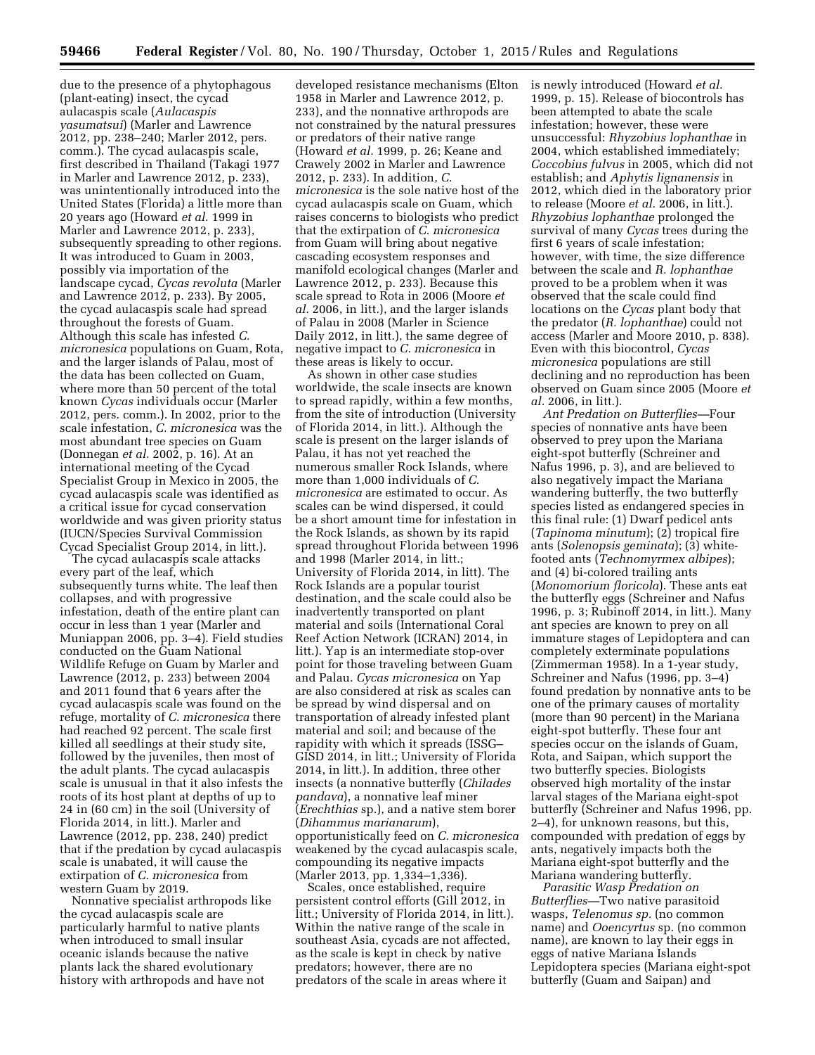due to the presence of a phytophagous (plant-eating) insect, the cycad aulacaspis scale (*Aulacaspis yasumatsui*) (Marler and Lawrence 2012, pp. 238–240; Marler 2012, pers. comm.). The cycad aulacaspis scale, first described in Thailand (Takagi 1977 in Marler and Lawrence 2012, p. 233), was unintentionally introduced into the United States (Florida) a little more than 20 years ago (Howard *et al.* 1999 in Marler and Lawrence 2012, p. 233), subsequently spreading to other regions. It was introduced to Guam in 2003, possibly via importation of the landscape cycad, *Cycas revoluta* (Marler and Lawrence 2012, p. 233). By 2005, the cycad aulacaspis scale had spread throughout the forests of Guam. Although this scale has infested *C. micronesica* populations on Guam, Rota, and the larger islands of Palau, most of the data has been collected on Guam, where more than 50 percent of the total known *Cycas* individuals occur (Marler 2012, pers. comm.). In 2002, prior to the scale infestation, *C. micronesica* was the most abundant tree species on Guam (Donnegan *et al.* 2002, p. 16). At an international meeting of the Cycad Specialist Group in Mexico in 2005, the cycad aulacaspis scale was identified as a critical issue for cycad conservation worldwide and was given priority status (IUCN/Species Survival Commission Cycad Specialist Group 2014, in litt.).

The cycad aulacaspis scale attacks every part of the leaf, which subsequently turns white. The leaf then collapses, and with progressive infestation, death of the entire plant can occur in less than 1 year (Marler and Muniappan 2006, pp. 3–4). Field studies conducted on the Guam National Wildlife Refuge on Guam by Marler and Lawrence (2012, p. 233) between 2004 and 2011 found that 6 years after the cycad aulacaspis scale was found on the refuge, mortality of *C. micronesica* there had reached 92 percent. The scale first killed all seedlings at their study site, followed by the juveniles, then most of the adult plants. The cycad aulacaspis scale is unusual in that it also infests the roots of its host plant at depths of up to 24 in (60 cm) in the soil (University of Florida 2014, in litt.). Marler and Lawrence (2012, pp. 238, 240) predict that if the predation by cycad aulacaspis scale is unabated, it will cause the extirpation of *C. micronesica* from western Guam by 2019.

Nonnative specialist arthropods like the cycad aulacaspis scale are particularly harmful to native plants when introduced to small insular oceanic islands because the native plants lack the shared evolutionary history with arthropods and have not developed resistance mechanisms (Elton 1958 in Marler and Lawrence 2012, p. 233), and the nonnative arthropods are not constrained by the natural pressures or predators of their native range (Howard *et al.* 1999, p. 26; Keane and Crawely 2002 in Marler and Lawrence 2012, p. 233). In addition, *C. micronesica* is the sole native host of the cycad aulacaspis scale on Guam, which raises concerns to biologists who predict that the extirpation of *C. micronesica* from Guam will bring about negative cascading ecosystem responses and manifold ecological changes (Marler and Lawrence 2012, p. 233). Because this scale spread to Rota in 2006 (Moore *et al.* 2006, in litt.), and the larger islands of Palau in 2008 (Marler in Science Daily 2012, in litt.), the same degree of negative impact to *C. micronesica* in these areas is likely to occur.

As shown in other case studies worldwide, the scale insects are known to spread rapidly, within a few months, from the site of introduction (University of Florida 2014, in litt.). Although the scale is present on the larger islands of Palau, it has not yet reached the numerous smaller Rock Islands, where more than 1,000 individuals of *C. micronesica* are estimated to occur. As scales can be wind dispersed, it could be a short amount time for infestation in the Rock Islands, as shown by its rapid spread throughout Florida between 1996 and 1998 (Marler 2014, in litt.; University of Florida 2014, in litt). The Rock Islands are a popular tourist destination, and the scale could also be inadvertently transported on plant material and soils (International Coral Reef Action Network (ICRAN) 2014, in litt.). Yap is an intermediate stop-over point for those traveling between Guam and Palau. *Cycas micronesica* on Yap are also considered at risk as scales can be spread by wind dispersal and on transportation of already infested plant material and soil; and because of the rapidity with which it spreads (ISSG–GISD 2014, in litt.; University of Florida 2014, in litt.). In addition, three other insects (a nonnative butterfly (*Chilades pandava*), a nonnative leaf miner (*Erechthias* sp.), and a native stem borer (*Dihammus marianarum*), opportunistically feed on *C. micronesica* weakened by the cycad aulacaspis scale, compounding its negative impacts (Marler 2013, pp. 1,334–1,336).

Scales, once established, require persistent control efforts (Gill 2012, in litt.; University of Florida 2014, in litt.). Within the native range of the scale in southeast Asia, cycads are not affected, as the scale is kept in check by native predators; however, there are no predators of the scale in areas where it is newly introduced (Howard *et al.* 1999, p. 15). Release of biocontrols has been attempted to abate the scale infestation; however, these were unsuccessful: *Rhyzobius lophanthae* in 2004, which established immediately; *Coccobius fulvus* in 2005, which did not establish; and *Aphytis lignanensis* in 2012, which died in the laboratory prior to release (Moore *et al.* 2006, in litt.). *Rhyzobius lophanthae* prolonged the survival of many *Cycas* trees during the first 6 years of scale infestation; however, with time, the size difference between the scale and *R. lophanthae* proved to be a problem when it was observed that the scale could find locations on the *Cycas* plant body that the predator (*R. lophanthae*) could not access (Marler and Moore 2010, p. 838). Even with this biocontrol, *Cycas micronesica* populations are still declining and no reproduction has been observed on Guam since 2005 (Moore *et al.* 2006, in litt.).

*Ant Predation on Butterflies*—Four species of nonnative ants have been observed to prey upon the Mariana eight-spot butterfly (Schreiner and Nafus 1996, p. 3), and are believed to also negatively impact the Mariana wandering butterfly, the two butterfly species listed as endangered species in this final rule: (1) Dwarf pedicel ants (*Tapinoma minutum*); (2) tropical fire ants (*Solenopsis geminata*); (3) white-footed ants (*Technomyrmex albipes*); and (4) bi-colored trailing ants (*Monomorium floricola*). These ants eat the butterfly eggs (Schreiner and Nafus 1996, p. 3; Rubinoff 2014, in litt.). Many ant species are known to prey on all immature stages of Lepidoptera and can completely exterminate populations (Zimmerman 1958). In a 1-year study, Schreiner and Nafus (1996, pp. 3–4) found predation by nonnative ants to be one of the primary causes of mortality (more than 90 percent) in the Mariana eight-spot butterfly. These four ant species occur on the islands of Guam, Rota, and Saipan, which support the two butterfly species. Biologists observed high mortality of the instar larval stages of the Mariana eight-spot butterfly (Schreiner and Nafus 1996, pp. 2–4), for unknown reasons, but this, compounded with predation of eggs by ants, negatively impacts both the Mariana eight-spot butterfly and the Mariana wandering butterfly.

*Parasitic Wasp Predation on Butterflies*—Two native parasitoid wasps, *Telenomus sp.* (no common name) and *Ooencyrtus* sp. (no common name), are known to lay their eggs in eggs of native Mariana Islands Lepidoptera species (Mariana eight-spot butterfly (Guam and Saipan) and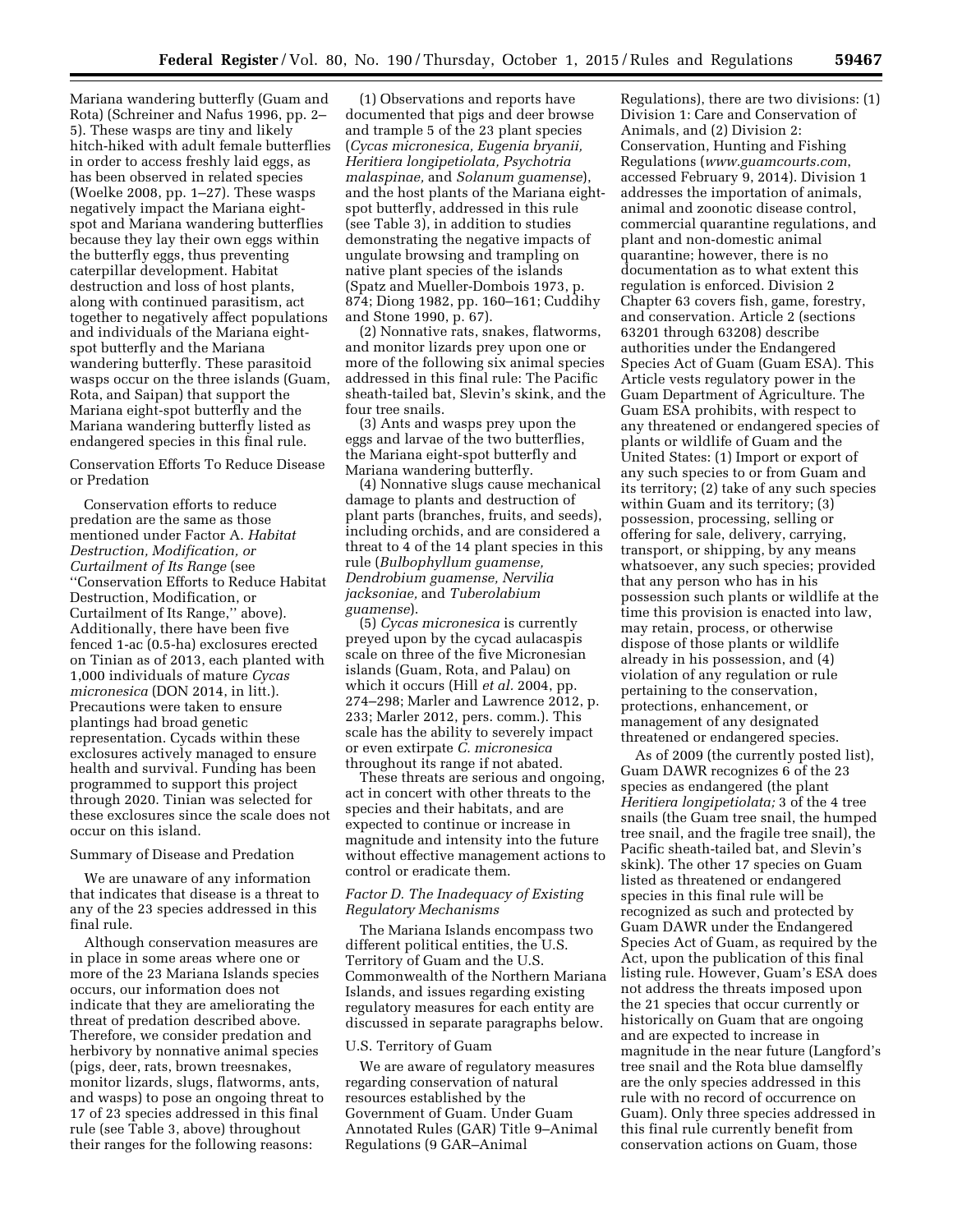Mariana wandering butterfly (Guam and Rota) (Schreiner and Nafus 1996, pp. 2–5). These wasps are tiny and likely hitch-hiked with adult female butterflies in order to access freshly laid eggs, as has been observed in related species (Woelke 2008, pp. 1–27). These wasps negatively impact the Mariana eight-spot and Mariana wandering butterflies because they lay their own eggs within the butterfly eggs, thus preventing caterpillar development. Habitat destruction and loss of host plants, along with continued parasitism, act together to negatively affect populations and individuals of the Mariana eight-spot butterfly and the Mariana wandering butterfly. These parasitoid wasps occur on the three islands (Guam, Rota, and Saipan) that support the Mariana eight-spot butterfly and the Mariana wandering butterfly listed as endangered species in this final rule.

Conservation Efforts To Reduce Disease or Predation

Conservation efforts to reduce predation are the same as those mentioned under Factor A. *Habitat Destruction, Modification, or Curtailment of Its Range* (see ''Conservation Efforts to Reduce Habitat Destruction, Modification, or Curtailment of Its Range,'' above). Additionally, there have been five fenced 1-ac (0.5-ha) exclosures erected on Tinian as of 2013, each planted with 1,000 individuals of mature *Cycas micronesica* (DON 2014, in litt.). Precautions were taken to ensure plantings had broad genetic representation. Cycads within these exclosures actively managed to ensure health and survival. Funding has been programmed to support this project through 2020. Tinian was selected for these exclosures since the scale does not occur on this island.

Summary of Disease and Predation

We are unaware of any information that indicates that disease is a threat to any of the 23 species addressed in this final rule.

Although conservation measures are in place in some areas where one or more of the 23 Mariana Islands species occurs, our information does not indicate that they are ameliorating the threat of predation described above. Therefore, we consider predation and herbivory by nonnative animal species (pigs, deer, rats, brown treesnakes, monitor lizards, slugs, flatworms, ants, and wasps) to pose an ongoing threat to 17 of 23 species addressed in this final rule (see Table 3, above) throughout their ranges for the following reasons:

(1) Observations and reports have documented that pigs and deer browse and trample 5 of the 23 plant species (*Cycas micronesica, Eugenia bryanii, Heritiera longipetiolata, Psychotria malaspinae,* and *Solanum guamense*), and the host plants of the Mariana eight-spot butterfly, addressed in this rule (see Table 3), in addition to studies demonstrating the negative impacts of ungulate browsing and trampling on native plant species of the islands (Spatz and Mueller-Dombois 1973, p. 874; Diong 1982, pp. 160–161; Cuddihy and Stone 1990, p. 67).

(2) Nonnative rats, snakes, flatworms, and monitor lizards prey upon one or more of the following six animal species addressed in this final rule: The Pacific sheath-tailed bat, Slevin's skink, and the four tree snails.

(3) Ants and wasps prey upon the eggs and larvae of the two butterflies, the Mariana eight-spot butterfly and Mariana wandering butterfly.

(4) Nonnative slugs cause mechanical damage to plants and destruction of plant parts (branches, fruits, and seeds), including orchids, and are considered a threat to 4 of the 14 plant species in this rule (*Bulbophyllum guamense, Dendrobium guamense, Nervilia jacksoniae,* and *Tuberolabium guamense*).

(5) *Cycas micronesica* is currently preyed upon by the cycad aulacaspis scale on three of the five Micronesian islands (Guam, Rota, and Palau) on which it occurs (Hill *et al.* 2004, pp. 274–298; Marler and Lawrence 2012, p. 233; Marler 2012, pers. comm.). This scale has the ability to severely impact or even extirpate *C. micronesica* throughout its range if not abated.

These threats are serious and ongoing, act in concert with other threats to the species and their habitats, and are expected to continue or increase in magnitude and intensity into the future without effective management actions to control or eradicate them.

### *Factor D. The Inadequacy of Existing Regulatory Mechanisms*

The Mariana Islands encompass two different political entities, the U.S. Territory of Guam and the U.S. Commonwealth of the Northern Mariana Islands, and issues regarding existing regulatory measures for each entity are discussed in separate paragraphs below.

U.S. Territory of Guam

We are aware of regulatory measures regarding conservation of natural resources established by the Government of Guam. Under Guam Annotated Rules (GAR) Title 9–Animal Regulations (9 GAR–Animal Regulations), there are two divisions: (1) Division 1: Care and Conservation of Animals, and (2) Division 2: Conservation, Hunting and Fishing Regulations (*www.guamcourts.com*, accessed February 9, 2014). Division 1 addresses the importation of animals, animal and zoonotic disease control, commercial quarantine regulations, and plant and non-domestic animal quarantine; however, there is no documentation as to what extent this regulation is enforced. Division 2 Chapter 63 covers fish, game, forestry, and conservation. Article 2 (sections 63201 through 63208) describe authorities under the Endangered Species Act of Guam (Guam ESA). This Article vests regulatory power in the Guam Department of Agriculture. The Guam ESA prohibits, with respect to any threatened or endangered species of plants or wildlife of Guam and the United States: (1) Import or export of any such species to or from Guam and its territory; (2) take of any such species within Guam and its territory; (3) possession, processing, selling or offering for sale, delivery, carrying, transport, or shipping, by any means whatsoever, any such species; provided that any person who has in his possession such plants or wildlife at the time this provision is enacted into law, may retain, process, or otherwise dispose of those plants or wildlife already in his possession, and (4) violation of any regulation or rule pertaining to the conservation, protections, enhancement, or management of any designated threatened or endangered species.

As of 2009 (the currently posted list), Guam DAWR recognizes 6 of the 23 species as endangered (the plant *Heritiera longipetiolata;* 3 of the 4 tree snails (the Guam tree snail, the humped tree snail, and the fragile tree snail), the Pacific sheath-tailed bat, and Slevin's skink). The other 17 species on Guam listed as threatened or endangered species in this final rule will be recognized as such and protected by Guam DAWR under the Endangered Species Act of Guam, as required by the Act, upon the publication of this final listing rule. However, Guam's ESA does not address the threats imposed upon the 21 species that occur currently or historically on Guam that are ongoing and are expected to increase in magnitude in the near future (Langford's tree snail and the Rota blue damselfly are the only species addressed in this rule with no record of occurrence on Guam). Only three species addressed in this final rule currently benefit from conservation actions on Guam, those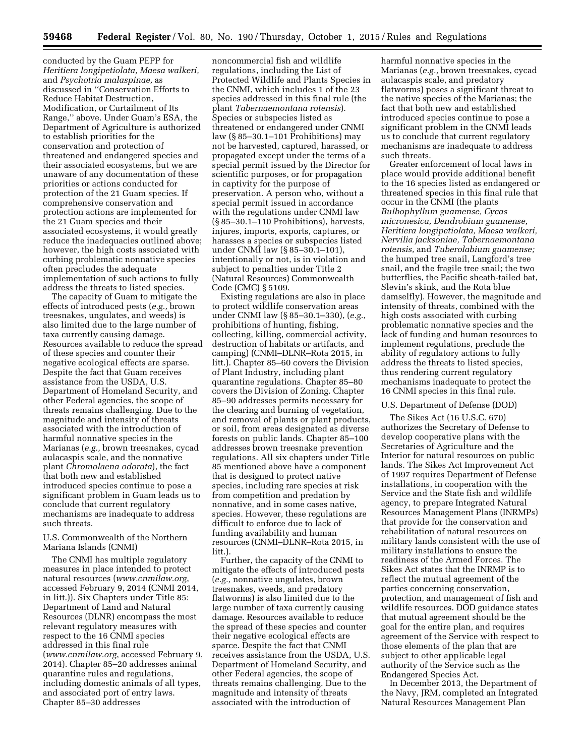conducted by the Guam PEPP for *Heritiera longipetiolata, Maesa walkeri,* and *Psychotria malaspinae,* as discussed in ''Conservation Efforts to Reduce Habitat Destruction, Modification, or Curtailment of Its Range,'' above. Under Guam's ESA, the Department of Agriculture is authorized to establish priorities for the conservation and protection of threatened and endangered species and their associated ecosystems, but we are unaware of any documentation of these priorities or actions conducted for protection of the 21 Guam species. If comprehensive conservation and protection actions are implemented for the 21 Guam species and their associated ecosystems, it would greatly reduce the inadequacies outlined above; however, the high costs associated with curbing problematic nonnative species often precludes the adequate implementation of such actions to fully address the threats to listed species.

The capacity of Guam to mitigate the effects of introduced pests (*e.g.,* brown treesnakes, ungulates, and weeds) is also limited due to the large number of taxa currently causing damage. Resources available to reduce the spread of these species and counter their negative ecological effects are sparse. Despite the fact that Guam receives assistance from the USDA, U.S. Department of Homeland Security, and other Federal agencies, the scope of threats remains challenging. Due to the magnitude and intensity of threats associated with the introduction of harmful nonnative species in the Marianas (*e.g.,* brown treesnakes, cycad aulacaspis scale, and the nonnative plant *Chromolaena odorata*), the fact that both new and established introduced species continue to pose a significant problem in Guam leads us to conclude that current regulatory mechanisms are inadequate to address such threats.

U.S. Commonwealth of the Northern Mariana Islands (CNMI)

The CNMI has multiple regulatory measures in place intended to protect natural resources (*www.cnmilaw.org*, accessed February 9, 2014 (CNMI 2014, in litt.)). Six Chapters under Title 85: Department of Land and Natural Resources (DLNR) encompass the most relevant regulatory measures with respect to the 16 CNMI species addressed in this final rule (*www.cnmilaw.org*, accessed February 9, 2014). Chapter 85–20 addresses animal quarantine rules and regulations, including domestic animals of all types, and associated port of entry laws. Chapter 85–30 addresses noncommercial fish and wildlife regulations, including the List of Protected Wildlife and Plants Species in the CNMI, which includes 1 of the 23 species addressed in this final rule (the plant *Tabernaemontana rotensis*). Species or subspecies listed as threatened or endangered under CNMI law (§ 85–30.1–101 Prohibitions) may not be harvested, captured, harassed, or propagated except under the terms of a special permit issued by the Director for scientific purposes, or for propagation in captivity for the purpose of preservation. A person who, without a special permit issued in accordance with the regulations under CNMI law (§ 85–30.1–110 Prohibitions), harvests, injures, imports, exports, captures, or harasses a species or subspecies listed under CNMI law (§ 85–30.1–101), intentionally or not, is in violation and subject to penalties under Title 2 (Natural Resources) Commonwealth Code (CMC) § 5109.

Existing regulations are also in place to protect wildlife conservation areas under CNMI law (§ 85–30.1–330), (*e.g.,* prohibitions of hunting, fishing, collecting, killing, commercial activity, destruction of habitats or artifacts, and camping) (CNMI–DLNR–Rota 2015, in litt.). Chapter 85–60 covers the Division of Plant Industry, including plant quarantine regulations. Chapter 85–80 covers the Division of Zoning. Chapter 85–90 addresses permits necessary for the clearing and burning of vegetation, and removal of plants or plant products, or soil, from areas designated as diverse forests on public lands. Chapter 85–100 addresses brown treesnake prevention regulations. All six chapters under Title 85 mentioned above have a component that is designed to protect native species, including rare species at risk from competition and predation by nonnative, and in some cases native, species. However, these regulations are difficult to enforce due to lack of funding availability and human resources (CNMI–DLNR–Rota 2015, in litt.).

Further, the capacity of the CNMI to mitigate the effects of introduced pests (*e.g.,* nonnative ungulates, brown treesnakes, weeds, and predatory flatworms) is also limited due to the large number of taxa currently causing damage. Resources available to reduce the spread of these species and counter their negative ecological effects are sparce. Despite the fact that CNMI receives assistance from the USDA, U.S. Department of Homeland Security, and other Federal agencies, the scope of threats remains challenging. Due to the magnitude and intensity of threats associated with the introduction of harmful nonnative species in the Marianas (*e.g.,* brown treesnakes, cycad aulacaspis scale, and predatory flatworms) poses a significant threat to the native species of the Marianas; the fact that both new and established introduced species continue to pose a significant problem in the CNMI leads us to conclude that current regulatory mechanisms are inadequate to address such threats.

Greater enforcement of local laws in place would provide additional benefit to the 16 species listed as endangered or threatened species in this final rule that occur in the CNMI (the plants *Bulbophyllum guamense, Cycas micronesica, Dendrobium guamense, Heritiera longipetiolata, Maesa walkeri, Nervilia jacksoniae, Tabernaemontana rotensis,* and *Tuberolabium guamense;* the humped tree snail, Langford's tree snail, and the fragile tree snail; the two butterflies, the Pacific sheath-tailed bat, Slevin's skink, and the Rota blue damselfly). However, the magnitude and intensity of threats, combined with the high costs associated with curbing problematic nonnative species and the lack of funding and human resources to implement regulations, preclude the ability of regulatory actions to fully address the threats to listed species, thus rendering current regulatory mechanisms inadequate to protect the 16 CNMI species in this final rule.

U.S. Department of Defense (DOD)

The Sikes Act (16 U.S.C. 670) authorizes the Secretary of Defense to develop cooperative plans with the Secretaries of Agriculture and the Interior for natural resources on public lands. The Sikes Act Improvement Act of 1997 requires Department of Defense installations, in cooperation with the Service and the State fish and wildlife agency, to prepare Integrated Natural Resources Management Plans (INRMPs) that provide for the conservation and rehabilitation of natural resources on military lands consistent with the use of military installations to ensure the readiness of the Armed Forces. The Sikes Act states that the INRMP is to reflect the mutual agreement of the parties concerning conservation, protection, and management of fish and wildlife resources. DOD guidance states that mutual agreement should be the goal for the entire plan, and requires agreement of the Service with respect to those elements of the plan that are subject to other applicable legal authority of the Service such as the Endangered Species Act.

In December 2013, the Department of the Navy, JRM, completed an Integrated Natural Resources Management Plan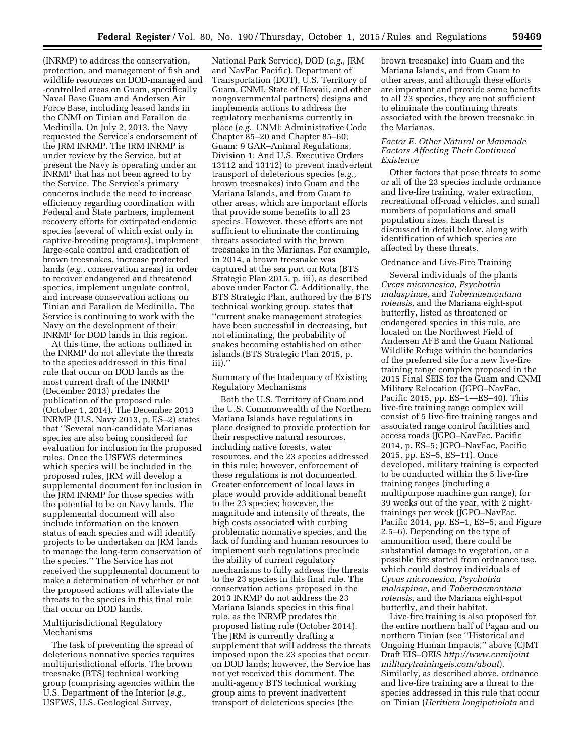(INRMP) to address the conservation, protection, and management of fish and wildlife resources on DOD-managed and -controlled areas on Guam, specifically Naval Base Guam and Andersen Air Force Base, including leased lands in the CNMI on Tinian and Farallon de Medinilla. On July 2, 2013, the Navy requested the Service's endorsement of the JRM INRMP. The JRM INRMP is under review by the Service, but at present the Navy is operating under an INRMP that has not been agreed to by the Service. The Service's primary concerns include the need to increase efficiency regarding coordination with Federal and State partners, implement recovery efforts for extirpated endemic species (several of which exist only in captive-breeding programs), implement large-scale control and eradication of brown treesnakes, increase protected lands (*e.g.,* conservation areas) in order to recover endangered and threatened species, implement ungulate control, and increase conservation actions on Tinian and Farallon de Medinilla. The Service is continuing to work with the Navy on the development of their INRMP for DOD lands in this region.

At this time, the actions outlined in the INRMP do not alleviate the threats to the species addressed in this final rule that occur on DOD lands as the most current draft of the INRMP (December 2013) predates the publication of the proposed rule (October 1, 2014). The December 2013 INRMP (U.S. Navy 2013, p. ES–2) states that ''Several non-candidate Marianas species are also being considered for evaluation for inclusion in the proposed rules. Once the USFWS determines which species will be included in the proposed rules, JRM will develop a supplemental document for inclusion in the JRM INRMP for those species with the potential to be on Navy lands. The supplemental document will also include information on the known status of each species and will identify projects to be undertaken on JRM lands to manage the long-term conservation of the species.'' The Service has not received the supplemental document to make a determination of whether or not the proposed actions will alleviate the threats to the species in this final rule that occur on DOD lands.

Multijurisdictional Regulatory Mechanisms

The task of preventing the spread of deleterious nonnative species requires multijurisdictional efforts. The brown treesnake (BTS) technical working group (comprising agencies within the U.S. Department of the Interior (*e.g.,* USFWS, U.S. Geological Survey, National Park Service), DOD (*e.g.,* JRM and NavFac Pacific), Department of Transportation (DOT), U.S. Territory of Guam, CNMI, State of Hawaii, and other nongovernmental partners) designs and implements actions to address the regulatory mechanisms currently in place (*e.g.,* CNMI: Administrative Code Chapter 85–20 and Chapter 85–60; Guam: 9 GAR–Animal Regulations, Division 1: And U.S. Executive Orders 13112 and 13112) to prevent inadvertent transport of deleterious species (*e.g.,* brown treesnakes) into Guam and the Mariana Islands, and from Guam to other areas, which are important efforts that provide some benefits to all 23 species. However, these efforts are not sufficient to eliminate the continuing threats associated with the brown treesnake in the Marianas. For example, in 2014, a brown treesnake was captured at the sea port on Rota (BTS Strategic Plan 2015, p. iii), as described above under Factor C. Additionally, the BTS Strategic Plan, authored by the BTS technical working group, states that ''current snake management strategies have been successful in decreasing, but not eliminating, the probability of snakes becoming established on other islands (BTS Strategic Plan 2015, p. iii).''

Summary of the Inadequacy of Existing Regulatory Mechanisms

Both the U.S. Territory of Guam and the U.S. Commonwealth of the Northern Mariana Islands have regulations in place designed to provide protection for their respective natural resources, including native forests, water resources, and the 23 species addressed in this rule; however, enforcement of these regulations is not documented. Greater enforcement of local laws in place would provide additional benefit to the 23 species; however, the magnitude and intensity of threats, the high costs associated with curbing problematic nonnative species, and the lack of funding and human resources to implement such regulations preclude the ability of current regulatory mechanisms to fully address the threats to the 23 species in this final rule. The conservation actions proposed in the 2013 INRMP do not address the 23 Mariana Islands species in this final rule, as the INRMP predates the proposed listing rule (October 2014). The JRM is currently drafting a supplement that will address the threats imposed upon the 23 species that occur on DOD lands; however, the Service has not yet received this document. The multi-agency BTS technical working group aims to prevent inadvertent transport of deleterious species (the brown treesnake) into Guam and the Mariana Islands, and from Guam to other areas, and although these efforts are important and provide some benefits to all 23 species, they are not sufficient to eliminate the continuing threats associated with the brown treesnake in the Marianas.

### *Factor E. Other Natural or Manmade Factors Affecting Their Continued Existence*

Other factors that pose threats to some or all of the 23 species include ordnance and live-fire training, water extraction, recreational off-road vehicles, and small numbers of populations and small population sizes. Each threat is discussed in detail below, along with identification of which species are affected by these threats.

Ordnance and Live-Fire Training

Several individuals of the plants *Cycas micronesica, Psychotria malaspinae,* and *Tabernaemontana rotensis,* and the Mariana eight-spot butterfly, listed as threatened or endangered species in this rule, are located on the Northwest Field of Andersen AFB and the Guam National Wildlife Refuge within the boundaries of the preferred site for a new live-fire training range complex proposed in the 2015 Final SEIS for the Guam and CNMI Military Relocation (JGPO–NavFac, Pacific 2015, pp. ES–1—ES–40). This live-fire training range complex will consist of 5 live-fire training ranges and associated range control facilities and access roads (JGPO–NavFac, Pacific 2014, p. ES–5; JGPO–NavFac, Pacific 2015, pp. ES–5, ES–11). Once developed, military training is expected to be conducted within the 5 live-fire training ranges (including a multipurpose machine gun range), for 39 weeks out of the year, with 2 night-trainings per week (JGPO–NavFac, Pacific 2014, pp. ES–1, ES–5, and Figure 2.5–6). Depending on the type of ammunition used, there could be substantial damage to vegetation, or a possible fire started from ordnance use, which could destroy individuals of *Cycas micronesica, Psychotria malaspinae,* and *Tabernaemontana rotensis,* and the Mariana eight-spot butterfly, and their habitat.

Live-fire training is also proposed for the entire northern half of Pagan and on northern Tinian (see ''Historical and Ongoing Human Impacts,'' above (CJMT Draft EIS–OEIS *http://www.cnmijoint militarytrainingeis.com/about*). Similarly, as described above, ordnance and live-fire training are a threat to the species addressed in this rule that occur on Tinian (*Heritiera longipetiolata* and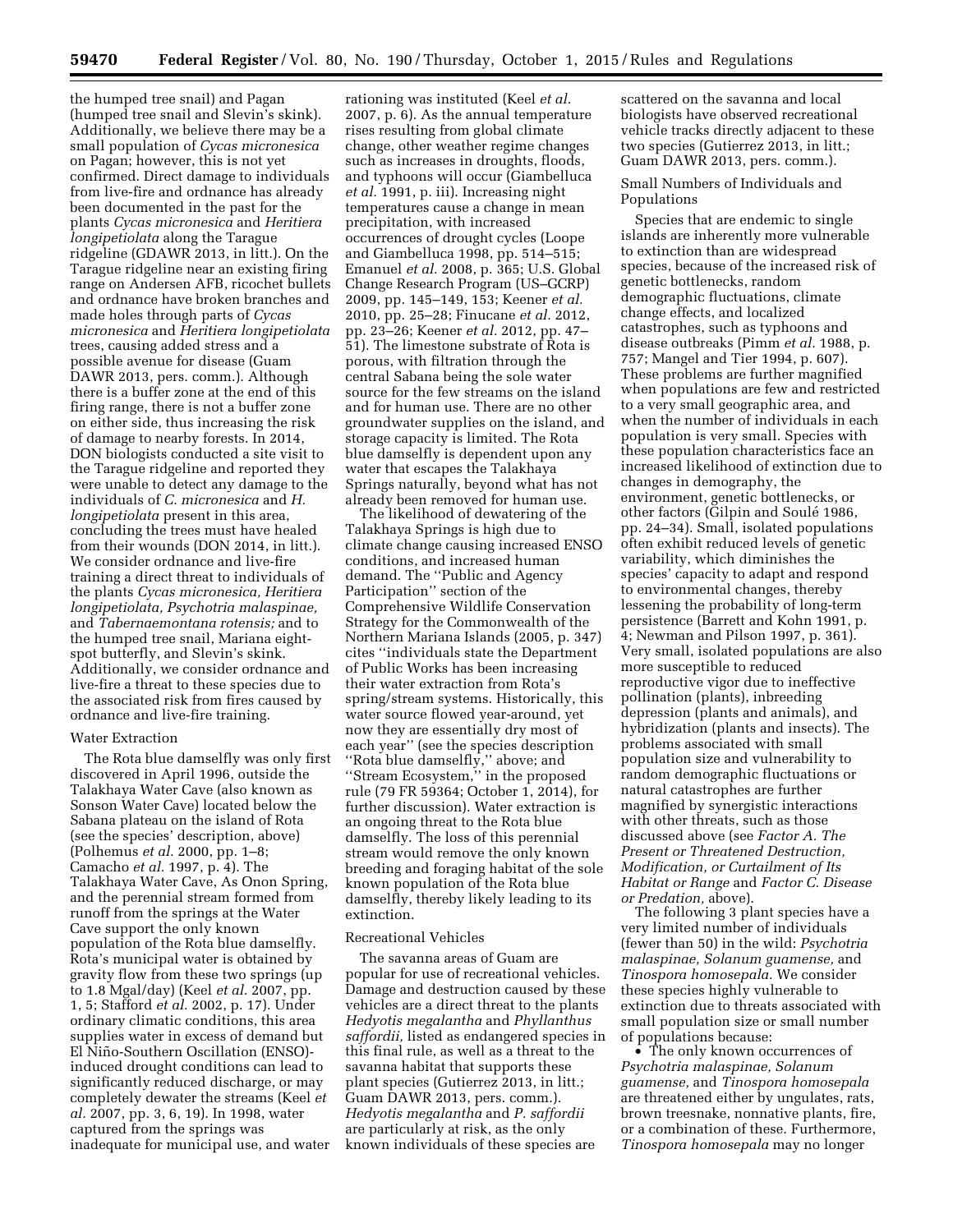the humped tree snail) and Pagan (humped tree snail and Slevin's skink). Additionally, we believe there may be a small population of *Cycas micronesica* on Pagan; however, this is not yet confirmed. Direct damage to individuals from live-fire and ordnance has already been documented in the past for the plants *Cycas micronesica* and *Heritiera longipetiolata* along the Tarague ridgeline (GDAWR 2013, in litt.). On the Tarague ridgeline near an existing firing range on Andersen AFB, ricochet bullets and ordnance have broken branches and made holes through parts of *Cycas micronesica* and *Heritiera longipetiolata* trees, causing added stress and a possible avenue for disease (Guam DAWR 2013, pers. comm.). Although there is a buffer zone at the end of this firing range, there is not a buffer zone on either side, thus increasing the risk of damage to nearby forests. In 2014, DON biologists conducted a site visit to the Tarague ridgeline and reported they were unable to detect any damage to the individuals of *C. micronesica* and *H. longipetiolata* present in this area, concluding the trees must have healed from their wounds (DON 2014, in litt.). We consider ordnance and live-fire training a direct threat to individuals of the plants *Cycas micronesica, Heritiera longipetiolata, Psychotria malaspinae,* and *Tabernaemontana rotensis;* and to the humped tree snail, Mariana eight-spot butterfly, and Slevin's skink. Additionally, we consider ordnance and live-fire a threat to these species due to the associated risk from fires caused by ordnance and live-fire training.

Water Extraction

The Rota blue damselfly was only first discovered in April 1996, outside the Talakhaya Water Cave (also known as Sonson Water Cave) located below the Sabana plateau on the island of Rota (see the species' description, above) (Polhemus *et al.* 2000, pp. 1–8; Camacho *et al.* 1997, p. 4). The Talakhaya Water Cave, As Onon Spring, and the perennial stream formed from runoff from the springs at the Water Cave support the only known population of the Rota blue damselfly. Rota's municipal water is obtained by gravity flow from these two springs (up to 1.8 Mgal/day) (Keel *et al.* 2007, pp. 1, 5; Stafford *et al.* 2002, p. 17). Under ordinary climatic conditions, this area supplies water in excess of demand but El Niño-Southern Oscillation (ENSO)-induced drought conditions can lead to significantly reduced discharge, or may completely dewater the streams (Keel *et al.* 2007, pp. 3, 6, 19). In 1998, water captured from the springs was inadequate for municipal use, and water rationing was instituted (Keel *et al.* 2007, p. 6). As the annual temperature rises resulting from global climate change, other weather regime changes such as increases in droughts, floods, and typhoons will occur (Giambelluca *et al.* 1991, p. iii). Increasing night temperatures cause a change in mean precipitation, with increased occurrences of drought cycles (Loope and Giambelluca 1998, pp. 514–515; Emanuel *et al.* 2008, p. 365; U.S. Global Change Research Program (US–GCRP) 2009, pp. 145–149, 153; Keener *et al.* 2010, pp. 25–28; Finucane *et al.* 2012, pp. 23–26; Keener *et al.* 2012, pp. 47–51). The limestone substrate of Rota is porous, with filtration through the central Sabana being the sole water source for the few streams on the island and for human use. There are no other groundwater supplies on the island, and storage capacity is limited. The Rota blue damselfly is dependent upon any water that escapes the Talakhaya Springs naturally, beyond what has not already been removed for human use.

The likelihood of dewatering of the Talakhaya Springs is high due to climate change causing increased ENSO conditions, and increased human demand. The ''Public and Agency Participation'' section of the Comprehensive Wildlife Conservation Strategy for the Commonwealth of the Northern Mariana Islands (2005, p. 347) cites ''individuals state the Department of Public Works has been increasing their water extraction from Rota's spring/stream systems. Historically, this water source flowed year-around, yet now they are essentially dry most of each year'' (see the species description ''Rota blue damselfly,'' above; and ''Stream Ecosystem,'' in the proposed rule (79 FR 59364; October 1, 2014), for further discussion). Water extraction is an ongoing threat to the Rota blue damselfly. The loss of this perennial stream would remove the only known breeding and foraging habitat of the sole known population of the Rota blue damselfly, thereby likely leading to its extinction.

Recreational Vehicles

The savanna areas of Guam are popular for use of recreational vehicles. Damage and destruction caused by these vehicles are a direct threat to the plants *Hedyotis megalantha* and *Phyllanthus saffordii,* listed as endangered species in this final rule, as well as a threat to the savanna habitat that supports these plant species (Gutierrez 2013, in litt.; Guam DAWR 2013, pers. comm.). *Hedyotis megalantha* and *P. saffordii* are particularly at risk, as the only known individuals of these species are scattered on the savanna and local biologists have observed recreational vehicle tracks directly adjacent to these two species (Gutierrez 2013, in litt.; Guam DAWR 2013, pers. comm.).

Small Numbers of Individuals and Populations

Species that are endemic to single islands are inherently more vulnerable to extinction than are widespread species, because of the increased risk of genetic bottlenecks, random demographic fluctuations, climate change effects, and localized catastrophes, such as typhoons and disease outbreaks (Pimm *et al.* 1988, p. 757; Mangel and Tier 1994, p. 607). These problems are further magnified when populations are few and restricted to a very small geographic area, and when the number of individuals in each population is very small. Species with these population characteristics face an increased likelihood of extinction due to changes in demography, the environment, genetic bottlenecks, or other factors (Gilpin and Soulé 1986, pp. 24–34). Small, isolated populations often exhibit reduced levels of genetic variability, which diminishes the species' capacity to adapt and respond to environmental changes, thereby lessening the probability of long-term persistence (Barrett and Kohn 1991, p. 4; Newman and Pilson 1997, p. 361). Very small, isolated populations are also more susceptible to reduced reproductive vigor due to ineffective pollination (plants), inbreeding depression (plants and animals), and hybridization (plants and insects). The problems associated with small population size and vulnerability to random demographic fluctuations or natural catastrophes are further magnified by synergistic interactions with other threats, such as those discussed above (see *Factor A. The Present or Threatened Destruction, Modification, or Curtailment of Its Habitat or Range* and *Factor C. Disease or Predation,* above).

The following 3 plant species have a very limited number of individuals (fewer than 50) in the wild: *Psychotria malaspinae, Solanum guamense,* and *Tinospora homosepala.* We consider these species highly vulnerable to extinction due to threats associated with small population size or small number of populations because:

- The only known occurrences of *Psychotria malaspinae, Solanum guamense,* and *Tinospora homosepala* are threatened either by ungulates, rats, brown treesnake, nonnative plants, fire, or a combination of these. Furthermore, *Tinospora homosepala* may no longer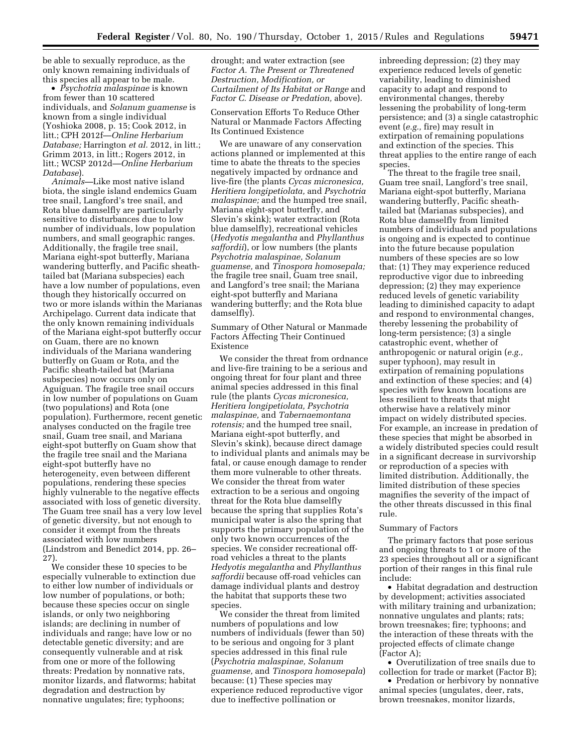be able to sexually reproduce, as the only known remaining individuals of this species all appear to be male.

• *Psychotria malaspinae* is known from fewer than 10 scattered individuals, and *Solanum guamense* is known from a single individual (Yoshioka 2008, p. 15; Cook 2012, in litt.; CPH 2012f—*Online Herbarium Database;* Harrington *et al.* 2012, in litt.; Grimm 2013, in litt.; Rogers 2012, in litt.; WCSP 2012d—*Online Herbarium Database*).

*Animals*—Like most native island biota, the single island endemics Guam tree snail, Langford's tree snail, and Rota blue damselfly are particularly sensitive to disturbances due to low number of individuals, low population numbers, and small geographic ranges. Additionally, the fragile tree snail, Mariana eight-spot butterfly, Mariana wandering butterfly, and Pacific sheath-tailed bat (Mariana subspecies) each have a low number of populations, even though they historically occurred on two or more islands within the Marianas Archipelago. Current data indicate that the only known remaining individuals of the Mariana eight-spot butterfly occur on Guam, there are no known individuals of the Mariana wandering butterfly on Guam or Rota, and the Pacific sheath-tailed bat (Mariana subspecies) now occurs only on Aguiguan. The fragile tree snail occurs in low number of populations on Guam (two populations) and Rota (one population). Furthermore, recent genetic analyses conducted on the fragile tree snail, Guam tree snail, and Mariana eight-spot butterfly on Guam show that the fragile tree snail and the Mariana eight-spot butterfly have no heterogeneity, even between different populations, rendering these species highly vulnerable to the negative effects associated with loss of genetic diversity. The Guam tree snail has a very low level of genetic diversity, but not enough to consider it exempt from the threats associated with low numbers (Lindstrom and Benedict 2014, pp. 26–27).

We consider these 10 species to be especially vulnerable to extinction due to either low number of individuals or low number of populations, or both; because these species occur on single islands, or only two neighboring islands; are declining in number of individuals and range; have low or no detectable genetic diversity; and are consequently vulnerable and at risk from one or more of the following threats: Predation by nonnative rats, monitor lizards, and flatworms; habitat degradation and destruction by nonnative ungulates; fire; typhoons; drought; and water extraction (see *Factor A. The Present or Threatened Destruction, Modification, or Curtailment of Its Habitat or Range* and *Factor C. Disease or Predation,* above).

Conservation Efforts To Reduce Other Natural or Manmade Factors Affecting Its Continued Existence

We are unaware of any conservation actions planned or implemented at this time to abate the threats to the species negatively impacted by ordnance and live-fire (the plants *Cycas micronesica, Heritiera longipetiolata,* and *Psychotria malaspinae;* and the humped tree snail, Mariana eight-spot butterfly, and Slevin's skink); water extraction (Rota blue damselfly), recreational vehicles (*Hedyotis megalantha* and *Phyllanthus saffordii*), or low numbers (the plants *Psychotria malaspinae, Solanum guamense,* and *Tinospora homosepala;* the fragile tree snail, Guam tree snail, and Langford's tree snail; the Mariana eight-spot butterfly and Mariana wandering butterfly; and the Rota blue damselfly).

Summary of Other Natural or Manmade Factors Affecting Their Continued Existence

We consider the threat from ordnance and live-fire training to be a serious and ongoing threat for four plant and three animal species addressed in this final rule (the plants *Cycas micronesica, Heritiera longipetiolata, Psychotria malaspinae,* and *Tabernaemontana rotensis;* and the humped tree snail, Mariana eight-spot butterfly, and Slevin's skink), because direct damage to individual plants and animals may be fatal, or cause enough damage to render them more vulnerable to other threats. We consider the threat from water extraction to be a serious and ongoing threat for the Rota blue damselfly because the spring that supplies Rota's municipal water is also the spring that supports the primary population of the only two known occurrences of the species. We consider recreational off-road vehicles a threat to the plants *Hedyotis megalantha* and *Phyllanthus saffordii* because off-road vehicles can damage individual plants and destroy the habitat that supports these two species.

We consider the threat from limited numbers of populations and low numbers of individuals (fewer than 50) to be serious and ongoing for 3 plant species addressed in this final rule (*Psychotria malaspinae, Solanum guamense,* and *Tinospora homosepala*) because: (1) These species may experience reduced reproductive vigor due to ineffective pollination or inbreeding depression; (2) they may experience reduced levels of genetic variability, leading to diminished capacity to adapt and respond to environmental changes, thereby lessening the probability of long-term persistence; and (3) a single catastrophic event (*e.g.,* fire) may result in extirpation of remaining populations and extinction of the species. This threat applies to the entire range of each species.

The threat to the fragile tree snail, Guam tree snail, Langford's tree snail, Mariana eight-spot butterfly, Mariana wandering butterfly, Pacific sheath-tailed bat (Marianas subspecies), and Rota blue damselfly from limited numbers of individuals and populations is ongoing and is expected to continue into the future because population numbers of these species are so low that: (1) They may experience reduced reproductive vigor due to inbreeding depression; (2) they may experience reduced levels of genetic variability leading to diminished capacity to adapt and respond to environmental changes, thereby lessening the probability of long-term persistence; (3) a single catastrophic event, whether of anthropogenic or natural origin (*e.g.,* super typhoon), may result in extirpation of remaining populations and extinction of these species; and (4) species with few known locations are less resilient to threats that might otherwise have a relatively minor impact on widely distributed species. For example, an increase in predation of these species that might be absorbed in a widely distributed species could result in a significant decrease in survivorship or reproduction of a species with limited distribution. Additionally, the limited distribution of these species magnifies the severity of the impact of the other threats discussed in this final rule.

Summary of Factors

The primary factors that pose serious and ongoing threats to 1 or more of the 23 species throughout all or a significant portion of their ranges in this final rule include:

• Habitat degradation and destruction by development; activities associated with military training and urbanization; nonnative ungulates and plants; rats; brown treesnakes; fire; typhoons; and the interaction of these threats with the projected effects of climate change (Factor A);

• Overutilization of tree snails due to collection for trade or market (Factor B);

• Predation or herbivory by nonnative animal species (ungulates, deer, rats, brown treesnakes, monitor lizards,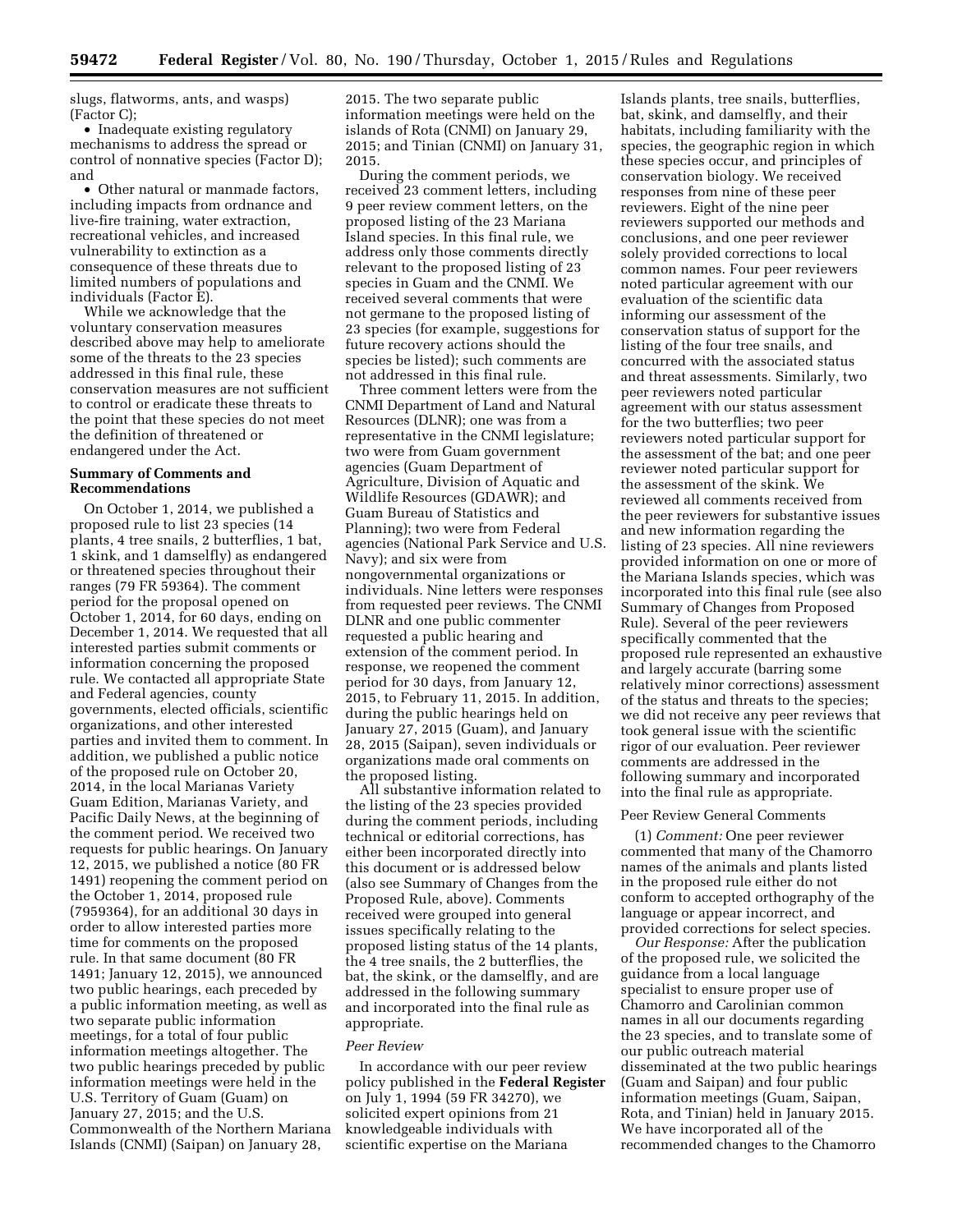slugs, flatworms, ants, and wasps) (Factor C);

- Inadequate existing regulatory mechanisms to address the spread or control of nonnative species (Factor D); and
- Other natural or manmade factors, including impacts from ordnance and live-fire training, water extraction, recreational vehicles, and increased vulnerability to extinction as a consequence of these threats due to limited numbers of populations and individuals (Factor E).

While we acknowledge that the voluntary conservation measures described above may help to ameliorate some of the threats to the 23 species addressed in this final rule, these conservation measures are not sufficient to control or eradicate these threats to the point that these species do not meet the definition of threatened or endangered under the Act.

## Summary of Comments and Recommendations

On October 1, 2014, we published a proposed rule to list 23 species (14 plants, 4 tree snails, 2 butterflies, 1 bat, 1 skink, and 1 damselfly) as endangered or threatened species throughout their ranges (79 FR 59364). The comment period for the proposal opened on October 1, 2014, for 60 days, ending on December 1, 2014. We requested that all interested parties submit comments or information concerning the proposed rule. We contacted all appropriate State and Federal agencies, county governments, elected officials, scientific organizations, and other interested parties and invited them to comment. In addition, we published a public notice of the proposed rule on October 20, 2014, in the local Marianas Variety Guam Edition, Marianas Variety, and Pacific Daily News, at the beginning of the comment period. We received two requests for public hearings. On January 12, 2015, we published a notice (80 FR 1491) reopening the comment period on the October 1, 2014, proposed rule (7959364), for an additional 30 days in order to allow interested parties more time for comments on the proposed rule. In that same document (80 FR 1491; January 12, 2015), we announced two public hearings, each preceded by a public information meeting, as well as two separate public information meetings, for a total of four public information meetings altogether. The two public hearings preceded by public information meetings were held in the U.S. Territory of Guam (Guam) on January 27, 2015; and the U.S. Commonwealth of the Northern Mariana Islands (CNMI) (Saipan) on January 28, 2015. The two separate public information meetings were held on the islands of Rota (CNMI) on January 29, 2015; and Tinian (CNMI) on January 31, 2015.

During the comment periods, we received 23 comment letters, including 9 peer review comment letters, on the proposed listing of the 23 Mariana Island species. In this final rule, we address only those comments directly relevant to the proposed listing of 23 species in Guam and the CNMI. We received several comments that were not germane to the proposed listing of 23 species (for example, suggestions for future recovery actions should the species be listed); such comments are not addressed in this final rule.

Three comment letters were from the CNMI Department of Land and Natural Resources (DLNR); one was from a representative in the CNMI legislature; two were from Guam government agencies (Guam Department of Agriculture, Division of Aquatic and Wildlife Resources (GDAWR); and Guam Bureau of Statistics and Planning); two were from Federal agencies (National Park Service and U.S. Navy); and six were from nongovernmental organizations or individuals. Nine letters were responses from requested peer reviews. The CNMI DLNR and one public commenter requested a public hearing and extension of the comment period. In response, we reopened the comment period for 30 days, from January 12, 2015, to February 11, 2015. In addition, during the public hearings held on January 27, 2015 (Guam), and January 28, 2015 (Saipan), seven individuals or organizations made oral comments on the proposed listing.

All substantive information related to the listing of the 23 species provided during the comment periods, including technical or editorial corrections, has either been incorporated directly into this document or is addressed below (also see Summary of Changes from the Proposed Rule, above). Comments received were grouped into general issues specifically relating to the proposed listing status of the 14 plants, the 4 tree snails, the 2 butterflies, the bat, the skink, or the damselfly, and are addressed in the following summary and incorporated into the final rule as appropriate.

### *Peer Review*

In accordance with our peer review policy published in the **Federal Register** on July 1, 1994 (59 FR 34270), we solicited expert opinions from 21 knowledgeable individuals with scientific expertise on the Mariana Islands plants, tree snails, butterflies, bat, skink, and damselfly, and their habitats, including familiarity with the species, the geographic region in which these species occur, and principles of conservation biology. We received responses from nine of these peer reviewers. Eight of the nine peer reviewers supported our methods and conclusions, and one peer reviewer solely provided corrections to local common names. Four peer reviewers noted particular agreement with our evaluation of the scientific data informing our assessment of the conservation status of support for the listing of the four tree snails, and concurred with the associated status and threat assessments. Similarly, two peer reviewers noted particular agreement with our status assessment for the two butterflies; two peer reviewers noted particular support for the assessment of the bat; and one peer reviewer noted particular support for the assessment of the skink. We reviewed all comments received from the peer reviewers for substantive issues and new information regarding the listing of 23 species. All nine reviewers provided information on one or more of the Mariana Islands species, which was incorporated into this final rule (see also Summary of Changes from Proposed Rule). Several of the peer reviewers specifically commented that the proposed rule represented an exhaustive and largely accurate (barring some relatively minor corrections) assessment of the status and threats to the species; we did not receive any peer reviews that took general issue with the scientific rigor of our evaluation. Peer reviewer comments are addressed in the following summary and incorporated into the final rule as appropriate.

#### Peer Review General Comments

(1) *Comment:* One peer reviewer commented that many of the Chamorro names of the animals and plants listed in the proposed rule either do not conform to accepted orthography of the language or appear incorrect, and provided corrections for select species.

*Our Response:* After the publication of the proposed rule, we solicited the guidance from a local language specialist to ensure proper use of Chamorro and Carolinian common names in all our documents regarding the 23 species, and to translate some of our public outreach material disseminated at the two public hearings (Guam and Saipan) and four public information meetings (Guam, Saipan, Rota, and Tinian) held in January 2015. We have incorporated all of the recommended changes to the Chamorro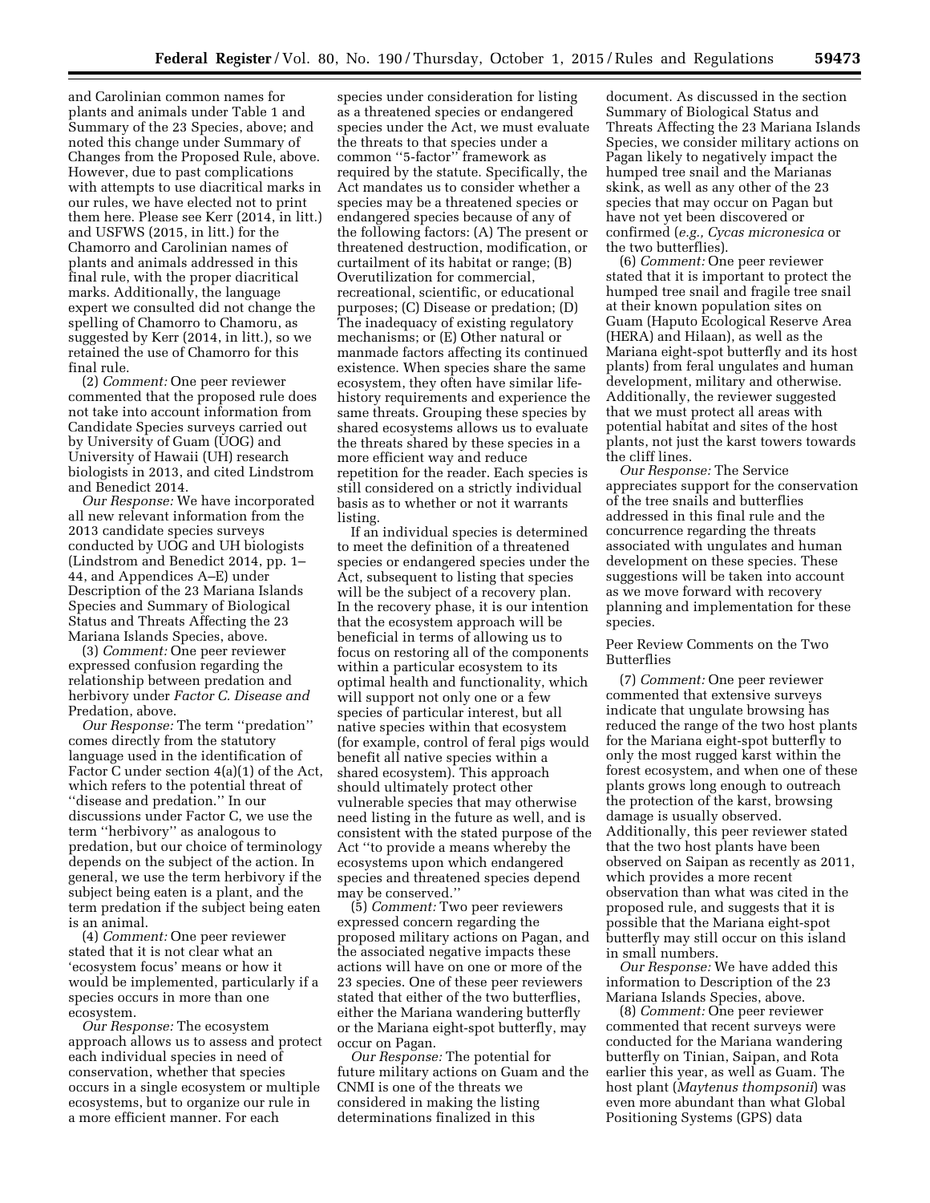and Carolinian common names for plants and animals under Table 1 and Summary of the 23 Species, above; and noted this change under Summary of Changes from the Proposed Rule, above. However, due to past complications with attempts to use diacritical marks in our rules, we have elected not to print them here. Please see Kerr (2014, in litt.) and USFWS (2015, in litt.) for the Chamorro and Carolinian names of plants and animals addressed in this final rule, with the proper diacritical marks. Additionally, the language expert we consulted did not change the spelling of Chamorro to Chamoru, as suggested by Kerr (2014, in litt.), so we retained the use of Chamorro for this final rule.

(2) *Comment:* One peer reviewer commented that the proposed rule does not take into account information from Candidate Species surveys carried out by University of Guam (UOG) and University of Hawaii (UH) research biologists in 2013, and cited Lindstrom and Benedict 2014.

*Our Response:* We have incorporated all new relevant information from the 2013 candidate species surveys conducted by UOG and UH biologists (Lindstrom and Benedict 2014, pp. 1–44, and Appendices A–E) under Description of the 23 Mariana Islands Species and Summary of Biological Status and Threats Affecting the 23 Mariana Islands Species, above.

(3) *Comment:* One peer reviewer expressed confusion regarding the relationship between predation and herbivory under *Factor C. Disease and* Predation, above.

*Our Response:* The term ''predation'' comes directly from the statutory language used in the identification of Factor C under section 4(a)(1) of the Act, which refers to the potential threat of ''disease and predation.'' In our discussions under Factor C, we use the term ''herbivory'' as analogous to predation, but our choice of terminology depends on the subject of the action. In general, we use the term herbivory if the subject being eaten is a plant, and the term predation if the subject being eaten is an animal.

(4) *Comment:* One peer reviewer stated that it is not clear what an 'ecosystem focus' means or how it would be implemented, particularly if a species occurs in more than one ecosystem.

*Our Response:* The ecosystem approach allows us to assess and protect each individual species in need of conservation, whether that species occurs in a single ecosystem or multiple ecosystems, but to organize our rule in a more efficient manner. For each species under consideration for listing as a threatened species or endangered species under the Act, we must evaluate the threats to that species under a common ''5-factor'' framework as required by the statute. Specifically, the Act mandates us to consider whether a species may be a threatened species or endangered species because of any of the following factors: (A) The present or threatened destruction, modification, or curtailment of its habitat or range; (B) Overutilization for commercial, recreational, scientific, or educational purposes; (C) Disease or predation; (D) The inadequacy of existing regulatory mechanisms; or (E) Other natural or manmade factors affecting its continued existence. When species share the same ecosystem, they often have similar life-history requirements and experience the same threats. Grouping these species by shared ecosystems allows us to evaluate the threats shared by these species in a more efficient way and reduce repetition for the reader. Each species is still considered on a strictly individual basis as to whether or not it warrants listing.

If an individual species is determined to meet the definition of a threatened species or endangered species under the Act, subsequent to listing that species will be the subject of a recovery plan. In the recovery phase, it is our intention that the ecosystem approach will be beneficial in terms of allowing us to focus on restoring all of the components within a particular ecosystem to its optimal health and functionality, which will support not only one or a few species of particular interest, but all native species within that ecosystem (for example, control of feral pigs would benefit all native species within a shared ecosystem). This approach should ultimately protect other vulnerable species that may otherwise need listing in the future as well, and is consistent with the stated purpose of the Act ''to provide a means whereby the ecosystems upon which endangered species and threatened species depend may be conserved.''

(5) *Comment:* Two peer reviewers expressed concern regarding the proposed military actions on Pagan, and the associated negative impacts these actions will have on one or more of the 23 species. One of these peer reviewers stated that either of the two butterflies, either the Mariana wandering butterfly or the Mariana eight-spot butterfly, may occur on Pagan.

*Our Response:* The potential for future military actions on Guam and the CNMI is one of the threats we considered in making the listing determinations finalized in this document. As discussed in the section Summary of Biological Status and Threats Affecting the 23 Mariana Islands Species, we consider military actions on Pagan likely to negatively impact the humped tree snail and the Marianas skink, as well as any other of the 23 species that may occur on Pagan but have not yet been discovered or confirmed (*e.g., Cycas micronesica* or the two butterflies).

(6) *Comment:* One peer reviewer stated that it is important to protect the humped tree snail and fragile tree snail at their known population sites on Guam (Haputo Ecological Reserve Area (HERA) and Hilaan), as well as the Mariana eight-spot butterfly and its host plants) from feral ungulates and human development, military and otherwise. Additionally, the reviewer suggested that we must protect all areas with potential habitat and sites of the host plants, not just the karst towers towards the cliff lines.

*Our Response:* The Service appreciates support for the conservation of the tree snails and butterflies addressed in this final rule and the concurrence regarding the threats associated with ungulates and human development on these species. These suggestions will be taken into account as we move forward with recovery planning and implementation for these species.

Peer Review Comments on the Two Butterflies

(7) *Comment:* One peer reviewer commented that extensive surveys indicate that ungulate browsing has reduced the range of the two host plants for the Mariana eight-spot butterfly to only the most rugged karst within the forest ecosystem, and when one of these plants grows long enough to outreach the protection of the karst, browsing damage is usually observed. Additionally, this peer reviewer stated that the two host plants have been observed on Saipan as recently as 2011, which provides a more recent observation than what was cited in the proposed rule, and suggests that it is possible that the Mariana eight-spot butterfly may still occur on this island in small numbers.

*Our Response:* We have added this information to Description of the 23 Mariana Islands Species, above.

(8) *Comment:* One peer reviewer commented that recent surveys were conducted for the Mariana wandering butterfly on Tinian, Saipan, and Rota earlier this year, as well as Guam. The host plant (*Maytenus thompsonii*) was even more abundant than what Global Positioning Systems (GPS) data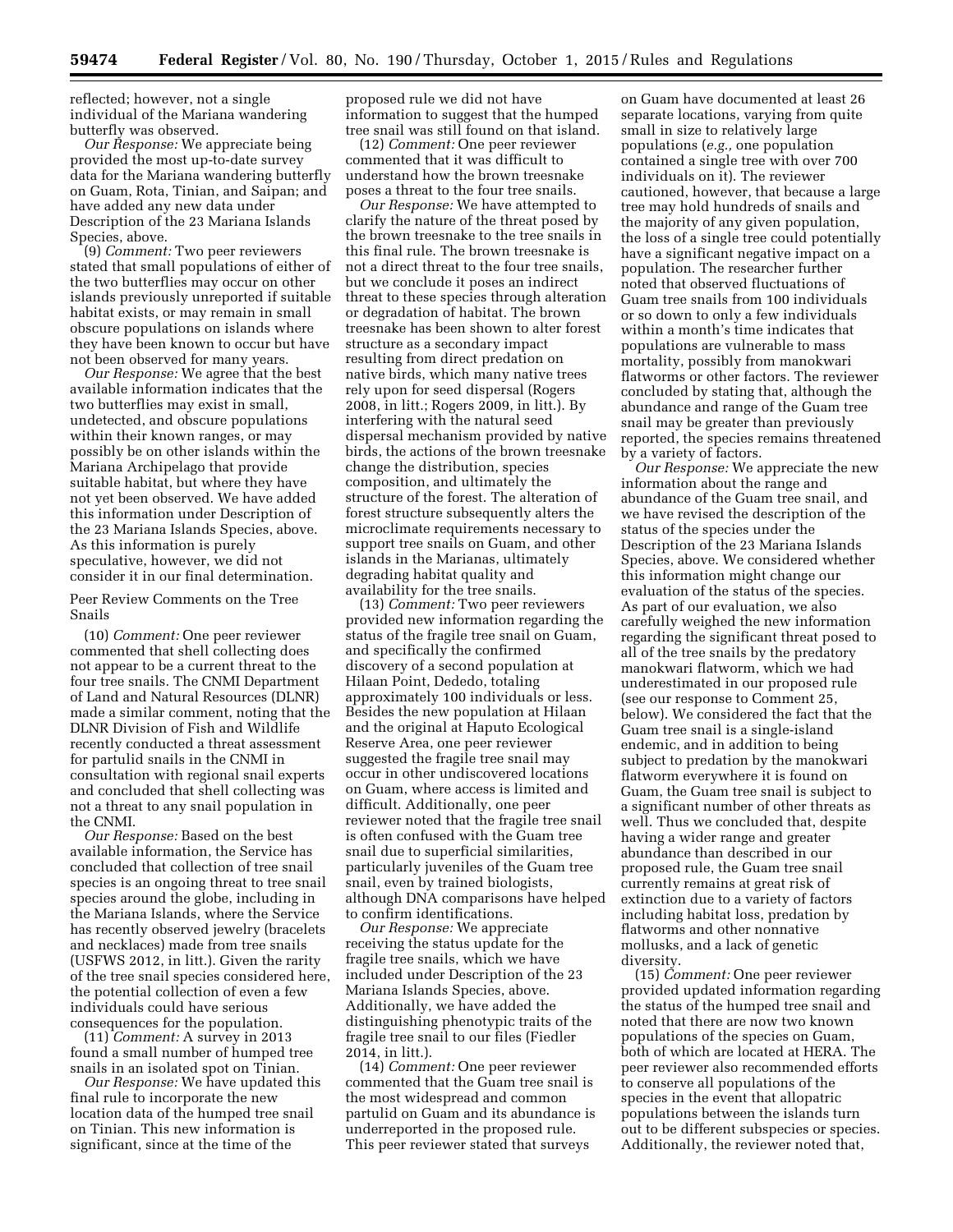reflected; however, not a single individual of the Mariana wandering butterfly was observed.

*Our Response:* We appreciate being provided the most up-to-date survey data for the Mariana wandering butterfly on Guam, Rota, Tinian, and Saipan; and have added any new data under Description of the 23 Mariana Islands Species, above.

(9) *Comment:* Two peer reviewers stated that small populations of either of the two butterflies may occur on other islands previously unreported if suitable habitat exists, or may remain in small obscure populations on islands where they have been known to occur but have not been observed for many years.

*Our Response:* We agree that the best available information indicates that the two butterflies may exist in small, undetected, and obscure populations within their known ranges, or may possibly be on other islands within the Mariana Archipelago that provide suitable habitat, but where they have not yet been observed. We have added this information under Description of the 23 Mariana Islands Species, above. As this information is purely speculative, however, we did not consider it in our final determination.

Peer Review Comments on the Tree Snails

(10) *Comment:* One peer reviewer commented that shell collecting does not appear to be a current threat to the four tree snails. The CNMI Department of Land and Natural Resources (DLNR) made a similar comment, noting that the DLNR Division of Fish and Wildlife recently conducted a threat assessment for partulid snails in the CNMI in consultation with regional snail experts and concluded that shell collecting was not a threat to any snail population in the CNMI.

*Our Response:* Based on the best available information, the Service has concluded that collection of tree snail species is an ongoing threat to tree snail species around the globe, including in the Mariana Islands, where the Service has recently observed jewelry (bracelets and necklaces) made from tree snails (USFWS 2012, in litt.). Given the rarity of the tree snail species considered here, the potential collection of even a few individuals could have serious consequences for the population.

(11) *Comment:* A survey in 2013 found a small number of humped tree snails in an isolated spot on Tinian.

*Our Response:* We have updated this final rule to incorporate the new location data of the humped tree snail on Tinian. This new information is significant, since at the time of the proposed rule we did not have information to suggest that the humped tree snail was still found on that island.

(12) *Comment:* One peer reviewer commented that it was difficult to understand how the brown treesnake poses a threat to the four tree snails.

*Our Response:* We have attempted to clarify the nature of the threat posed by the brown treesnake to the tree snails in this final rule. The brown treesnake is not a direct threat to the four tree snails, but we conclude it poses an indirect threat to these species through alteration or degradation of habitat. The brown treesnake has been shown to alter forest structure as a secondary impact resulting from direct predation on native birds, which many native trees rely upon for seed dispersal (Rogers 2008, in litt.; Rogers 2009, in litt.). By interfering with the natural seed dispersal mechanism provided by native birds, the actions of the brown treesnake change the distribution, species composition, and ultimately the structure of the forest. The alteration of forest structure subsequently alters the microclimate requirements necessary to support tree snails on Guam, and other islands in the Marianas, ultimately degrading habitat quality and availability for the tree snails.

(13) *Comment:* Two peer reviewers provided new information regarding the status of the fragile tree snail on Guam, and specifically the confirmed discovery of a second population at Hilaan Point, Dededo, totaling approximately 100 individuals or less. Besides the new population at Hilaan and the original at Haputo Ecological Reserve Area, one peer reviewer suggested the fragile tree snail may occur in other undiscovered locations on Guam, where access is limited and difficult. Additionally, one peer reviewer noted that the fragile tree snail is often confused with the Guam tree snail due to superficial similarities, particularly juveniles of the Guam tree snail, even by trained biologists, although DNA comparisons have helped to confirm identifications.

*Our Response:* We appreciate receiving the status update for the fragile tree snails, which we have included under Description of the 23 Mariana Islands Species, above. Additionally, we have added the distinguishing phenotypic traits of the fragile tree snail to our files (Fiedler 2014, in litt.).

(14) *Comment:* One peer reviewer commented that the Guam tree snail is the most widespread and common partulid on Guam and its abundance is underreported in the proposed rule. This peer reviewer stated that surveys on Guam have documented at least 26 separate locations, varying from quite small in size to relatively large populations (*e.g.,* one population contained a single tree with over 700 individuals on it). The reviewer cautioned, however, that because a large tree may hold hundreds of snails and the majority of any given population, the loss of a single tree could potentially have a significant negative impact on a population. The researcher further noted that observed fluctuations of Guam tree snails from 100 individuals or so down to only a few individuals within a month's time indicates that populations are vulnerable to mass mortality, possibly from manokwari flatworms or other factors. The reviewer concluded by stating that, although the abundance and range of the Guam tree snail may be greater than previously reported, the species remains threatened by a variety of factors.

*Our Response:* We appreciate the new information about the range and abundance of the Guam tree snail, and we have revised the description of the status of the species under the Description of the 23 Mariana Islands Species, above. We considered whether this information might change our evaluation of the status of the species. As part of our evaluation, we also carefully weighed the new information regarding the significant threat posed to all of the tree snails by the predatory manokwari flatworm, which we had underestimated in our proposed rule (see our response to Comment 25, below). We considered the fact that the Guam tree snail is a single-island endemic, and in addition to being subject to predation by the manokwari flatworm everywhere it is found on Guam, the Guam tree snail is subject to a significant number of other threats as well. Thus we concluded that, despite having a wider range and greater abundance than described in our proposed rule, the Guam tree snail currently remains at great risk of extinction due to a variety of factors including habitat loss, predation by flatworms and other nonnative mollusks, and a lack of genetic diversity.

(15) *Comment:* One peer reviewer provided updated information regarding the status of the humped tree snail and noted that there are now two known populations of the species on Guam, both of which are located at HERA. The peer reviewer also recommended efforts to conserve all populations of the species in the event that allopatric populations between the islands turn out to be different subspecies or species. Additionally, the reviewer noted that,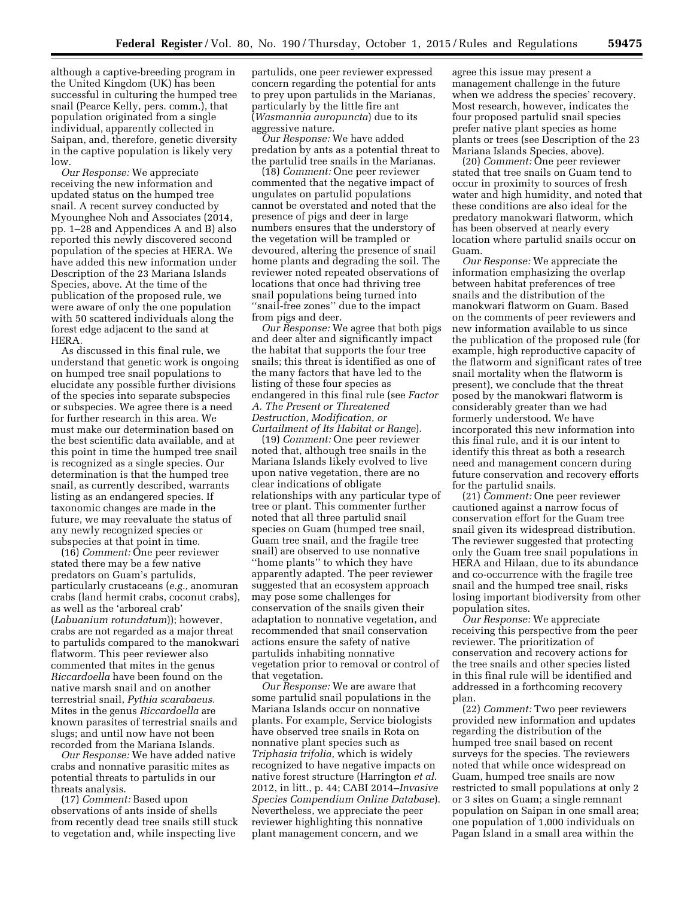although a captive-breeding program in the United Kingdom (UK) has been successful in culturing the humped tree snail (Pearce Kelly, pers. comm.), that population originated from a single individual, apparently collected in Saipan, and, therefore, genetic diversity in the captive population is likely very low.

*Our Response:* We appreciate receiving the new information and updated status on the humped tree snail. A recent survey conducted by Myounghee Noh and Associates (2014, pp. 1–28 and Appendices A and B) also reported this newly discovered second population of the species at HERA. We have added this new information under Description of the 23 Mariana Islands Species, above. At the time of the publication of the proposed rule, we were aware of only the one population with 50 scattered individuals along the forest edge adjacent to the sand at HERA.

As discussed in this final rule, we understand that genetic work is ongoing on humped tree snail populations to elucidate any possible further divisions of the species into separate subspecies or subspecies. We agree there is a need for further research in this area. We must make our determination based on the best scientific data available, and at this point in time the humped tree snail is recognized as a single species. Our determination is that the humped tree snail, as currently described, warrants listing as an endangered species. If taxonomic changes are made in the future, we may reevaluate the status of any newly recognized species or subspecies at that point in time.

(16) *Comment:* One peer reviewer stated there may be a few native predators on Guam's partulids, particularly crustaceans (*e.g.,* anomuran crabs (land hermit crabs, coconut crabs), as well as the 'arboreal crab' (*Labuanium rotundatum*)); however, crabs are not regarded as a major threat to partulids compared to the manokwari flatworm. This peer reviewer also commented that mites in the genus *Riccardoella* have been found on the native marsh snail and on another terrestrial snail, *Pythia scarabaeus.* Mites in the genus *Riccardoella* are known parasites of terrestrial snails and slugs; and until now have not been recorded from the Mariana Islands.

*Our Response:* We have added native crabs and nonnative parasitic mites as potential threats to partulids in our threats analysis.

(17) *Comment:* Based upon observations of ants inside of shells from recently dead tree snails still stuck to vegetation and, while inspecting live partulids, one peer reviewer expressed concern regarding the potential for ants to prey upon partulids in the Marianas, particularly by the little fire ant (*Wasmannia auropuncta*) due to its aggressive nature.

*Our Response:* We have added predation by ants as a potential threat to the partulid tree snails in the Marianas.

(18) *Comment:* One peer reviewer commented that the negative impact of ungulates on partulid populations cannot be overstated and noted that the presence of pigs and deer in large numbers ensures that the understory of the vegetation will be trampled or devoured, altering the presence of snail home plants and degrading the soil. The reviewer noted repeated observations of locations that once had thriving tree snail populations being turned into ''snail-free zones'' due to the impact from pigs and deer.

*Our Response:* We agree that both pigs and deer alter and significantly impact the habitat that supports the four tree snails; this threat is identified as one of the many factors that have led to the listing of these four species as endangered in this final rule (see *Factor A. The Present or Threatened Destruction, Modification, or Curtailment of Its Habitat or Range*).

(19) *Comment:* One peer reviewer noted that, although tree snails in the Mariana Islands likely evolved to live upon native vegetation, there are no clear indications of obligate relationships with any particular type of tree or plant. This commenter further noted that all three partulid snail species on Guam (humped tree snail, Guam tree snail, and the fragile tree snail) are observed to use nonnative ''home plants'' to which they have apparently adapted. The peer reviewer suggested that an ecosystem approach may pose some challenges for conservation of the snails given their adaptation to nonnative vegetation, and recommended that snail conservation actions ensure the safety of native partulids inhabiting nonnative vegetation prior to removal or control of that vegetation.

*Our Response:* We are aware that some partulid snail populations in the Mariana Islands occur on nonnative plants. For example, Service biologists have observed tree snails in Rota on nonnative plant species such as *Triphasia trifolia,* which is widely recognized to have negative impacts on native forest structure (Harrington *et al.* 2012, in litt., p. 44; CABI 2014–*Invasive Species Compendium Online Database*). Nevertheless, we appreciate the peer reviewer highlighting this nonnative plant management concern, and we agree this issue may present a management challenge in the future when we address the species' recovery. Most research, however, indicates the four proposed partulid snail species prefer native plant species as home plants or trees (see Description of the 23 Mariana Islands Species, above).

(20) *Comment:* One peer reviewer stated that tree snails on Guam tend to occur in proximity to sources of fresh water and high humidity, and noted that these conditions are also ideal for the predatory manokwari flatworm, which has been observed at nearly every location where partulid snails occur on Guam.

*Our Response:* We appreciate the information emphasizing the overlap between habitat preferences of tree snails and the distribution of the manokwari flatworm on Guam. Based on the comments of peer reviewers and new information available to us since the publication of the proposed rule (for example, high reproductive capacity of the flatworm and significant rates of tree snail mortality when the flatworm is present), we conclude that the threat posed by the manokwari flatworm is considerably greater than we had formerly understood. We have incorporated this new information into this final rule, and it is our intent to identify this threat as both a research need and management concern during future conservation and recovery efforts for the partulid snails.

(21) *Comment:* One peer reviewer cautioned against a narrow focus of conservation effort for the Guam tree snail given its widespread distribution. The reviewer suggested that protecting only the Guam tree snail populations in HERA and Hilaan, due to its abundance and co-occurrence with the fragile tree snail and the humped tree snail, risks losing important biodiversity from other population sites.

*Our Response:* We appreciate receiving this perspective from the peer reviewer. The prioritization of conservation and recovery actions for the tree snails and other species listed in this final rule will be identified and addressed in a forthcoming recovery plan.

(22) *Comment:* Two peer reviewers provided new information and updates regarding the distribution of the humped tree snail based on recent surveys for the species. The reviewers noted that while once widespread on Guam, humped tree snails are now restricted to small populations at only 2 or 3 sites on Guam; a single remnant population on Saipan in one small area; one population of 1,000 individuals on Pagan Island in a small area within the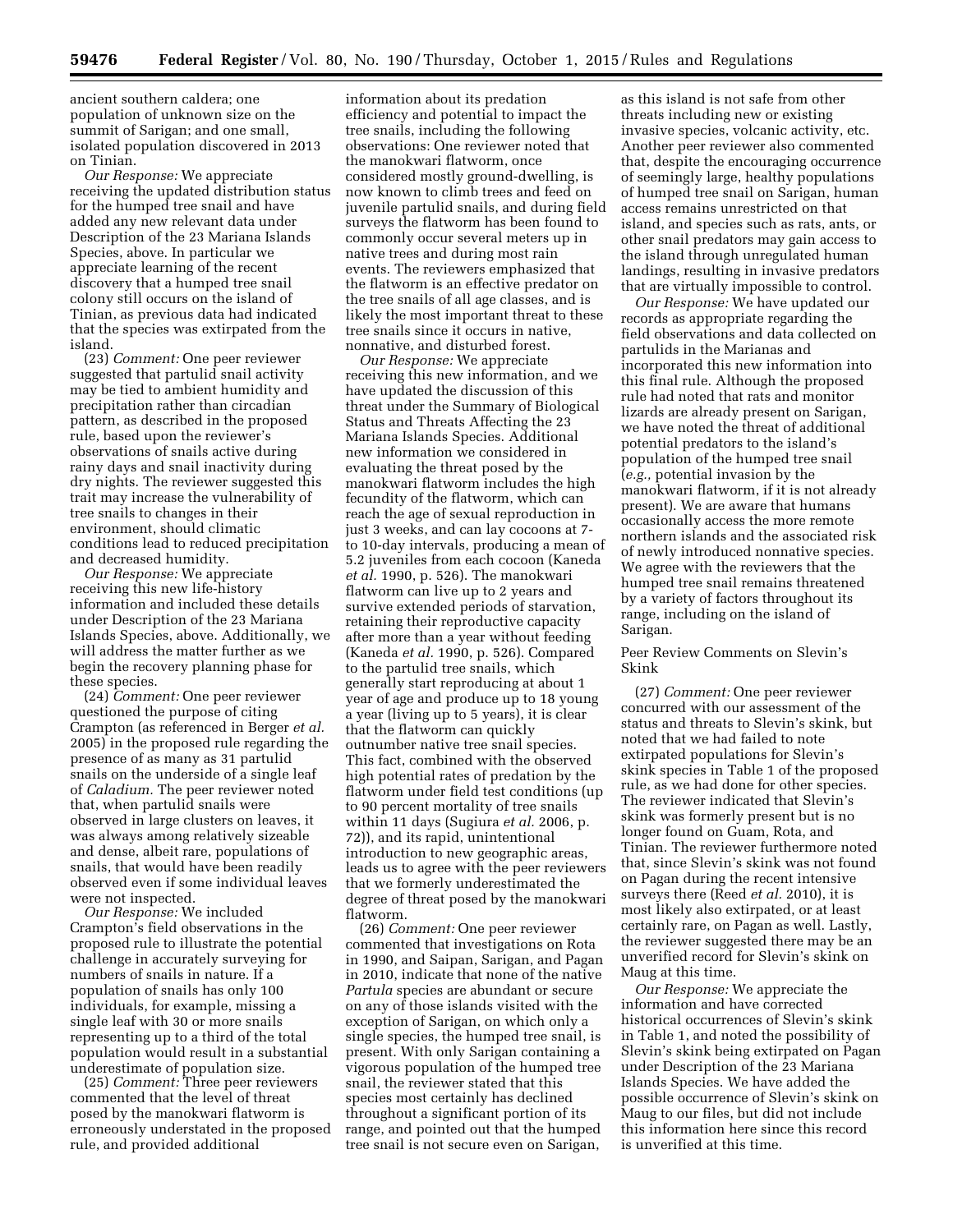ancient southern caldera; one population of unknown size on the summit of Sarigan; and one small, isolated population discovered in 2013 on Tinian.

*Our Response:* We appreciate receiving the updated distribution status for the humped tree snail and have added any new relevant data under Description of the 23 Mariana Islands Species, above. In particular we appreciate learning of the recent discovery that a humped tree snail colony still occurs on the island of Tinian, as previous data had indicated that the species was extirpated from the island.

(23) *Comment:* One peer reviewer suggested that partulid snail activity may be tied to ambient humidity and precipitation rather than circadian pattern, as described in the proposed rule, based upon the reviewer's observations of snails active during rainy days and snail inactivity during dry nights. The reviewer suggested this trait may increase the vulnerability of tree snails to changes in their environment, should climatic conditions lead to reduced precipitation and decreased humidity.

*Our Response:* We appreciate receiving this new life-history information and included these details under Description of the 23 Mariana Islands Species, above. Additionally, we will address the matter further as we begin the recovery planning phase for these species.

(24) *Comment:* One peer reviewer questioned the purpose of citing Crampton (as referenced in Berger *et al.* 2005) in the proposed rule regarding the presence of as many as 31 partulid snails on the underside of a single leaf of *Caladium.* The peer reviewer noted that, when partulid snails were observed in large clusters on leaves, it was always among relatively sizeable and dense, albeit rare, populations of snails, that would have been readily observed even if some individual leaves were not inspected.

*Our Response:* We included Crampton's field observations in the proposed rule to illustrate the potential challenge in accurately surveying for numbers of snails in nature. If a population of snails has only 100 individuals, for example, missing a single leaf with 30 or more snails representing up to a third of the total population would result in a substantial underestimate of population size.

(25) *Comment:* Three peer reviewers commented that the level of threat posed by the manokwari flatworm is erroneously understated in the proposed rule, and provided additional information about its predation efficiency and potential to impact the tree snails, including the following observations: One reviewer noted that the manokwari flatworm, once considered mostly ground-dwelling, is now known to climb trees and feed on juvenile partulid snails, and during field surveys the flatworm has been found to commonly occur several meters up in native trees and during most rain events. The reviewers emphasized that the flatworm is an effective predator on the tree snails of all age classes, and is likely the most important threat to these tree snails since it occurs in native, nonnative, and disturbed forest.

*Our Response:* We appreciate receiving this new information, and we have updated the discussion of this threat under the Summary of Biological Status and Threats Affecting the 23 Mariana Islands Species. Additional new information we considered in evaluating the threat posed by the manokwari flatworm includes the high fecundity of the flatworm, which can reach the age of sexual reproduction in just 3 weeks, and can lay cocoons at 7- to 10-day intervals, producing a mean of 5.2 juveniles from each cocoon (Kaneda *et al.* 1990, p. 526). The manokwari flatworm can live up to 2 years and survive extended periods of starvation, retaining their reproductive capacity after more than a year without feeding (Kaneda *et al.* 1990, p. 526). Compared to the partulid tree snails, which generally start reproducing at about 1 year of age and produce up to 18 young a year (living up to 5 years), it is clear that the flatworm can quickly outnumber native tree snail species. This fact, combined with the observed high potential rates of predation by the flatworm under field test conditions (up to 90 percent mortality of tree snails within 11 days (Sugiura *et al.* 2006, p. 72)), and its rapid, unintentional introduction to new geographic areas, leads us to agree with the peer reviewers that we formerly underestimated the degree of threat posed by the manokwari flatworm.

(26) *Comment:* One peer reviewer commented that investigations on Rota in 1990, and Saipan, Sarigan, and Pagan in 2010, indicate that none of the native *Partula* species are abundant or secure on any of those islands visited with the exception of Sarigan, on which only a single species, the humped tree snail, is present. With only Sarigan containing a vigorous population of the humped tree snail, the reviewer stated that this species most certainly has declined throughout a significant portion of its range, and pointed out that the humped tree snail is not secure even on Sarigan, as this island is not safe from other threats including new or existing invasive species, volcanic activity, etc. Another peer reviewer also commented that, despite the encouraging occurrence of seemingly large, healthy populations of humped tree snail on Sarigan, human access remains unrestricted on that island, and species such as rats, ants, or other snail predators may gain access to the island through unregulated human landings, resulting in invasive predators that are virtually impossible to control.

*Our Response:* We have updated our records as appropriate regarding the field observations and data collected on partulids in the Marianas and incorporated this new information into this final rule. Although the proposed rule had noted that rats and monitor lizards are already present on Sarigan, we have noted the threat of additional potential predators to the island's population of the humped tree snail (*e.g.,* potential invasion by the manokwari flatworm, if it is not already present). We are aware that humans occasionally access the more remote northern islands and the associated risk of newly introduced nonnative species. We agree with the reviewers that the humped tree snail remains threatened by a variety of factors throughout its range, including on the island of Sarigan.

Peer Review Comments on Slevin's Skink

(27) *Comment:* One peer reviewer concurred with our assessment of the status and threats to Slevin's skink, but noted that we had failed to note extirpated populations for Slevin's skink species in Table 1 of the proposed rule, as we had done for other species. The reviewer indicated that Slevin's skink was formerly present but is no longer found on Guam, Rota, and Tinian. The reviewer furthermore noted that, since Slevin's skink was not found on Pagan during the recent intensive surveys there (Reed *et al.* 2010), it is most likely also extirpated, or at least certainly rare, on Pagan as well. Lastly, the reviewer suggested there may be an unverified record for Slevin's skink on Maug at this time.

*Our Response:* We appreciate the information and have corrected historical occurrences of Slevin's skink in Table 1, and noted the possibility of Slevin's skink being extirpated on Pagan under Description of the 23 Mariana Islands Species. We have added the possible occurrence of Slevin's skink on Maug to our files, but did not include this information here since this record is unverified at this time.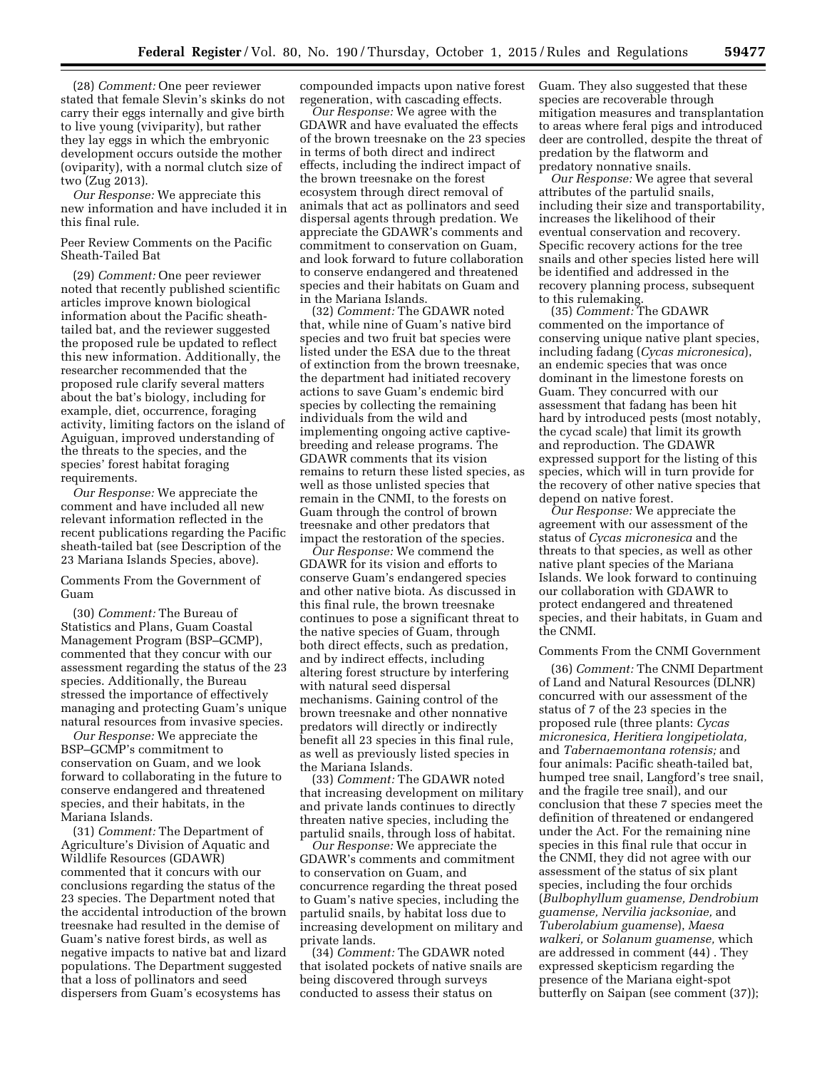(28) *Comment:* One peer reviewer stated that female Slevin's skinks do not carry their eggs internally and give birth to live young (viviparity), but rather they lay eggs in which the embryonic development occurs outside the mother (oviparity), with a normal clutch size of two (Zug 2013).

*Our Response:* We appreciate this new information and have included it in this final rule.

Peer Review Comments on the Pacific Sheath-Tailed Bat

(29) *Comment:* One peer reviewer noted that recently published scientific articles improve known biological information about the Pacific sheath-tailed bat, and the reviewer suggested the proposed rule be updated to reflect this new information. Additionally, the researcher recommended that the proposed rule clarify several matters about the bat's biology, including for example, diet, occurrence, foraging activity, limiting factors on the island of Aguiguan, improved understanding of the threats to the species, and the species' forest habitat foraging requirements.

*Our Response:* We appreciate the comment and have included all new relevant information reflected in the recent publications regarding the Pacific sheath-tailed bat (see Description of the 23 Mariana Islands Species, above).

Comments From the Government of Guam

(30) *Comment:* The Bureau of Statistics and Plans, Guam Coastal Management Program (BSP–GCMP), commented that they concur with our assessment regarding the status of the 23 species. Additionally, the Bureau stressed the importance of effectively managing and protecting Guam's unique natural resources from invasive species.

*Our Response:* We appreciate the BSP–GCMP's commitment to conservation on Guam, and we look forward to collaborating in the future to conserve endangered and threatened species, and their habitats, in the Mariana Islands.

(31) *Comment:* The Department of Agriculture's Division of Aquatic and Wildlife Resources (GDAWR) commented that it concurs with our conclusions regarding the status of the 23 species. The Department noted that the accidental introduction of the brown treesnake had resulted in the demise of Guam's native forest birds, as well as negative impacts to native bat and lizard populations. The Department suggested that a loss of pollinators and seed dispersers from Guam's ecosystems has compounded impacts upon native forest regeneration, with cascading effects.

*Our Response:* We agree with the GDAWR and have evaluated the effects of the brown treesnake on the 23 species in terms of both direct and indirect effects, including the indirect impact of the brown treesnake on the forest ecosystem through direct removal of animals that act as pollinators and seed dispersal agents through predation. We appreciate the GDAWR's comments and commitment to conservation on Guam, and look forward to future collaboration to conserve endangered and threatened species and their habitats on Guam and in the Mariana Islands.

(32) *Comment:* The GDAWR noted that, while nine of Guam's native bird species and two fruit bat species were listed under the ESA due to the threat of extinction from the brown treesnake, the department had initiated recovery actions to save Guam's endemic bird species by collecting the remaining individuals from the wild and implementing ongoing active captive-breeding and release programs. The GDAWR comments that its vision remains to return these listed species, as well as those unlisted species that remain in the CNMI, to the forests on Guam through the control of brown treesnake and other predators that impact the restoration of the species.

*Our Response:* We commend the GDAWR for its vision and efforts to conserve Guam's endangered species and other native biota. As discussed in this final rule, the brown treesnake continues to pose a significant threat to the native species of Guam, through both direct effects, such as predation, and by indirect effects, including altering forest structure by interfering with natural seed dispersal mechanisms. Gaining control of the brown treesnake and other nonnative predators will directly or indirectly benefit all 23 species in this final rule, as well as previously listed species in the Mariana Islands.

(33) *Comment:* The GDAWR noted that increasing development on military and private lands continues to directly threaten native species, including the partulid snails, through loss of habitat.

*Our Response:* We appreciate the GDAWR's comments and commitment to conservation on Guam, and concurrence regarding the threat posed to Guam's native species, including the partulid snails, by habitat loss due to increasing development on military and private lands.

(34) *Comment:* The GDAWR noted that isolated pockets of native snails are being discovered through surveys conducted to assess their status on Guam. They also suggested that these species are recoverable through mitigation measures and transplantation to areas where feral pigs and introduced deer are controlled, despite the threat of predation by the flatworm and predatory nonnative snails.

*Our Response:* We agree that several attributes of the partulid snails, including their size and transportability, increases the likelihood of their eventual conservation and recovery. Specific recovery actions for the tree snails and other species listed here will be identified and addressed in the recovery planning process, subsequent to this rulemaking.

(35) *Comment:* The GDAWR commented on the importance of conserving unique native plant species, including fadang (*Cycas micronesica*), an endemic species that was once dominant in the limestone forests on Guam. They concurred with our assessment that fadang has been hit hard by introduced pests (most notably, the cycad scale) that limit its growth and reproduction. The GDAWR expressed support for the listing of this species, which will in turn provide for the recovery of other native species that depend on native forest.

*Our Response:* We appreciate the agreement with our assessment of the status of *Cycas micronesica* and the threats to that species, as well as other native plant species of the Mariana Islands. We look forward to continuing our collaboration with GDAWR to protect endangered and threatened species, and their habitats, in Guam and the CNMI.

Comments From the CNMI Government

(36) *Comment:* The CNMI Department of Land and Natural Resources (DLNR) concurred with our assessment of the status of 7 of the 23 species in the proposed rule (three plants: *Cycas micronesica, Heritiera longipetiolata,* and *Tabernaemontana rotensis;* and four animals: Pacific sheath-tailed bat, humped tree snail, Langford's tree snail, and the fragile tree snail), and our conclusion that these 7 species meet the definition of threatened or endangered under the Act. For the remaining nine species in this final rule that occur in the CNMI, they did not agree with our assessment of the status of six plant species, including the four orchids (*Bulbophyllum guamense, Dendrobium guamense, Nervilia jacksoniae,* and *Tuberolabium guamense*), *Maesa walkeri,* or *Solanum guamense,* which are addressed in comment (44) . They expressed skepticism regarding the presence of the Mariana eight-spot butterfly on Saipan (see comment (37));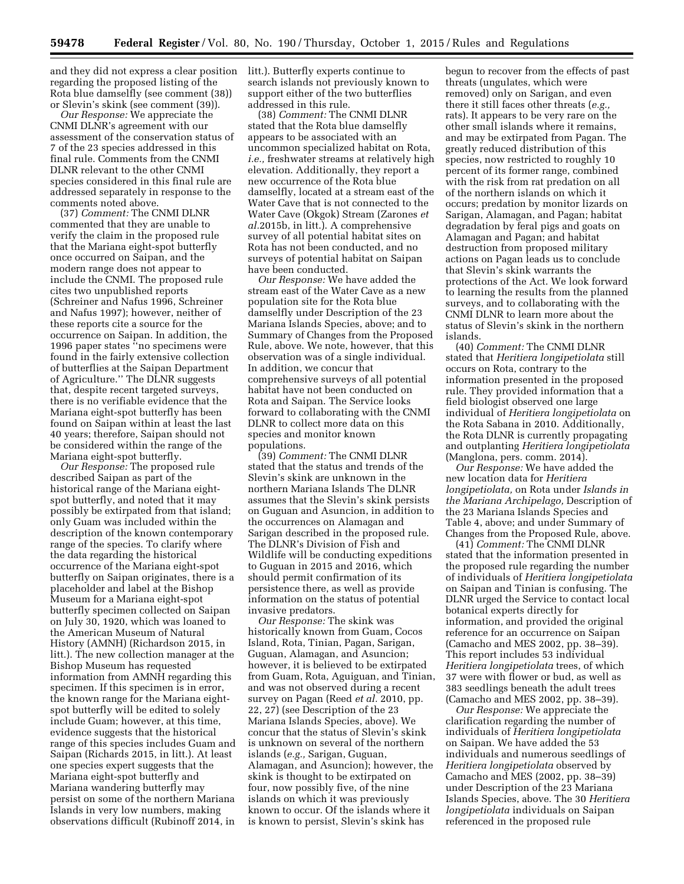and they did not express a clear position regarding the proposed listing of the Rota blue damselfly (see comment (38)) or Slevin's skink (see comment (39)).

*Our Response:* We appreciate the CNMI DLNR's agreement with our assessment of the conservation status of 7 of the 23 species addressed in this final rule. Comments from the CNMI DLNR relevant to the other CNMI species considered in this final rule are addressed separately in response to the comments noted above.

(37) *Comment:* The CNMI DLNR commented that they are unable to verify the claim in the proposed rule that the Mariana eight-spot butterfly once occurred on Saipan, and the modern range does not appear to include the CNMI. The proposed rule cites two unpublished reports (Schreiner and Nafus 1996, Schreiner and Nafus 1997); however, neither of these reports cite a source for the occurrence on Saipan. In addition, the 1996 paper states ''no specimens were found in the fairly extensive collection of butterflies at the Saipan Department of Agriculture.'' The DLNR suggests that, despite recent targeted surveys, there is no verifiable evidence that the Mariana eight-spot butterfly has been found on Saipan within at least the last 40 years; therefore, Saipan should not be considered within the range of the Mariana eight-spot butterfly.

*Our Response:* The proposed rule described Saipan as part of the historical range of the Mariana eight-spot butterfly, and noted that it may possibly be extirpated from that island; only Guam was included within the description of the known contemporary range of the species. To clarify where the data regarding the historical occurrence of the Mariana eight-spot butterfly on Saipan originates, there is a placeholder and label at the Bishop Museum for a Mariana eight-spot butterfly specimen collected on Saipan on July 30, 1920, which was loaned to the American Museum of Natural History (AMNH) (Richardson 2015, in litt.). The new collection manager at the Bishop Museum has requested information from AMNH regarding this specimen. If this specimen is in error, the known range for the Mariana eight-spot butterfly will be edited to solely include Guam; however, at this time, evidence suggests that the historical range of this species includes Guam and Saipan (Richards 2015, in litt.). At least one species expert suggests that the Mariana eight-spot butterfly and Mariana wandering butterfly may persist on some of the northern Mariana Islands in very low numbers, making observations difficult (Rubinoff 2014, in litt.). Butterfly experts continue to search islands not previously known to support either of the two butterflies addressed in this rule.

(38) *Comment:* The CNMI DLNR stated that the Rota blue damselfly appears to be associated with an uncommon specialized habitat on Rota, *i.e.,* freshwater streams at relatively high elevation. Additionally, they report a new occurrence of the Rota blue damselfly, located at a stream east of the Water Cave that is not connected to the Water Cave (Okgok) Stream (Zarones *et al.*2015b, in litt.). A comprehensive survey of all potential habitat sites on Rota has not been conducted, and no surveys of potential habitat on Saipan have been conducted.

*Our Response:* We have added the stream east of the Water Cave as a new population site for the Rota blue damselfly under Description of the 23 Mariana Islands Species, above; and to Summary of Changes from the Proposed Rule, above. We note, however, that this observation was of a single individual. In addition, we concur that comprehensive surveys of all potential habitat have not been conducted on Rota and Saipan. The Service looks forward to collaborating with the CNMI DLNR to collect more data on this species and monitor known populations.

(39) *Comment:* The CNMI DLNR stated that the status and trends of the Slevin's skink are unknown in the northern Mariana Islands The DLNR assumes that the Slevin's skink persists on Guguan and Asuncion, in addition to the occurrences on Alamagan and Sarigan described in the proposed rule. The DLNR's Division of Fish and Wildlife will be conducting expeditions to Guguan in 2015 and 2016, which should permit confirmation of its persistence there, as well as provide information on the status of potential invasive predators.

*Our Response:* The skink was historically known from Guam, Cocos Island, Rota, Tinian, Pagan, Sarigan, Guguan, Alamagan, and Asuncion; however, it is believed to be extirpated from Guam, Rota, Aguiguan, and Tinian, and was not observed during a recent survey on Pagan (Reed *et al.* 2010, pp. 22, 27) (see Description of the 23 Mariana Islands Species, above). We concur that the status of Slevin's skink is unknown on several of the northern islands (*e.g.,* Sarigan, Guguan, Alamagan, and Asuncion); however, the skink is thought to be extirpated on four, now possibly five, of the nine islands on which it was previously known to occur. Of the islands where it is known to persist, Slevin's skink has begun to recover from the effects of past threats (ungulates, which were removed) only on Sarigan, and even there it still faces other threats (*e.g.,* rats). It appears to be very rare on the other small islands where it remains, and may be extirpated from Pagan. The greatly reduced distribution of this species, now restricted to roughly 10 percent of its former range, combined with the risk from rat predation on all of the northern islands on which it occurs; predation by monitor lizards on Sarigan, Alamagan, and Pagan; habitat degradation by feral pigs and goats on Alamagan and Pagan; and habitat destruction from proposed military actions on Pagan leads us to conclude that Slevin's skink warrants the protections of the Act. We look forward to learning the results from the planned surveys, and to collaborating with the CNMI DLNR to learn more about the status of Slevin's skink in the northern islands.

(40) *Comment:* The CNMI DLNR stated that *Heritiera longipetiolata* still occurs on Rota, contrary to the information presented in the proposed rule. They provided information that a field biologist observed one large individual of *Heritiera longipetiolata* on the Rota Sabana in 2010. Additionally, the Rota DLNR is currently propagating and outplanting *Heritiera longipetiolata* (Manglona, pers. comm. 2014).

*Our Response:* We have added the new location data for *Heritiera longipetiolata,* on Rota under *Islands in the Mariana Archipelago,* Description of the 23 Mariana Islands Species and Table 4, above; and under Summary of Changes from the Proposed Rule, above.

(41) *Comment:* The CNMI DLNR stated that the information presented in the proposed rule regarding the number of individuals of *Heritiera longipetiolata* on Saipan and Tinian is confusing. The DLNR urged the Service to contact local botanical experts directly for information, and provided the original reference for an occurrence on Saipan (Camacho and MES 2002, pp. 38–39). This report includes 53 individual *Heritiera longipetiolata* trees, of which 37 were with flower or bud, as well as 383 seedlings beneath the adult trees (Camacho and MES 2002, pp. 38–39).

*Our Response:* We appreciate the clarification regarding the number of individuals of *Heritiera longipetiolata* on Saipan. We have added the 53 individuals and numerous seedlings of *Heritiera longipetiolata* observed by Camacho and MES (2002, pp. 38–39) under Description of the 23 Mariana Islands Species, above. The 30 *Heritiera longipetiolata* individuals on Saipan referenced in the proposed rule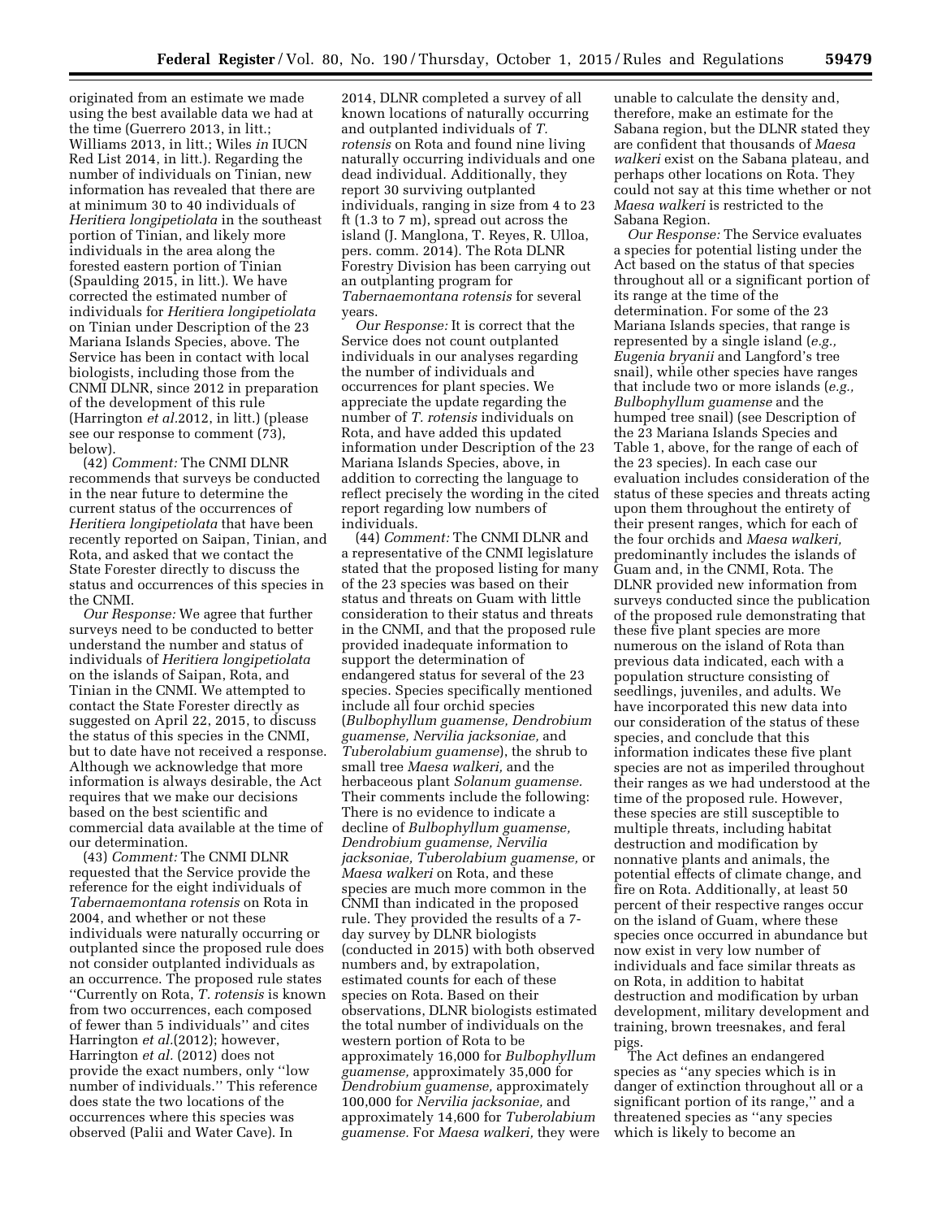originated from an estimate we made using the best available data we had at the time (Guerrero 2013, in litt.; Williams 2013, in litt.; Wiles *in* IUCN Red List 2014, in litt.). Regarding the number of individuals on Tinian, new information has revealed that there are at minimum 30 to 40 individuals of *Heritiera longipetiolata* in the southeast portion of Tinian, and likely more individuals in the area along the forested eastern portion of Tinian (Spaulding 2015, in litt.). We have corrected the estimated number of individuals for *Heritiera longipetiolata* on Tinian under Description of the 23 Mariana Islands Species, above. The Service has been in contact with local biologists, including those from the CNMI DLNR, since 2012 in preparation of the development of this rule (Harrington *et al.*2012, in litt.) (please see our response to comment (73), below).

(42) *Comment:* The CNMI DLNR recommends that surveys be conducted in the near future to determine the current status of the occurrences of *Heritiera longipetiolata* that have been recently reported on Saipan, Tinian, and Rota, and asked that we contact the State Forester directly to discuss the status and occurrences of this species in the CNMI.

*Our Response:* We agree that further surveys need to be conducted to better understand the number and status of individuals of *Heritiera longipetiolata* on the islands of Saipan, Rota, and Tinian in the CNMI. We attempted to contact the State Forester directly as suggested on April 22, 2015, to discuss the status of this species in the CNMI, but to date have not received a response. Although we acknowledge that more information is always desirable, the Act requires that we make our decisions based on the best scientific and commercial data available at the time of our determination.

(43) *Comment:* The CNMI DLNR requested that the Service provide the reference for the eight individuals of *Tabernaemontana rotensis* on Rota in 2004, and whether or not these individuals were naturally occurring or outplanted since the proposed rule does not consider outplanted individuals as an occurrence. The proposed rule states ''Currently on Rota, *T. rotensis* is known from two occurrences, each composed of fewer than 5 individuals'' and cites Harrington *et al.*(2012); however, Harrington *et al.* (2012) does not provide the exact numbers, only ''low number of individuals.'' This reference does state the two locations of the occurrences where this species was observed (Palii and Water Cave). In 2014, DLNR completed a survey of all known locations of naturally occurring and outplanted individuals of *T. rotensis* on Rota and found nine living naturally occurring individuals and one dead individual. Additionally, they report 30 surviving outplanted individuals, ranging in size from 4 to 23 ft (1.3 to 7 m), spread out across the island (J. Manglona, T. Reyes, R. Ulloa, pers. comm. 2014). The Rota DLNR Forestry Division has been carrying out an outplanting program for *Tabernaemontana rotensis* for several years.

*Our Response:* It is correct that the Service does not count outplanted individuals in our analyses regarding the number of individuals and occurrences for plant species. We appreciate the update regarding the number of *T. rotensis* individuals on Rota, and have added this updated information under Description of the 23 Mariana Islands Species, above, in addition to correcting the language to reflect precisely the wording in the cited report regarding low numbers of individuals.

(44) *Comment:* The CNMI DLNR and a representative of the CNMI legislature stated that the proposed listing for many of the 23 species was based on their status and threats on Guam with little consideration to their status and threats in the CNMI, and that the proposed rule provided inadequate information to support the determination of endangered status for several of the 23 species. Species specifically mentioned include all four orchid species (*Bulbophyllum guamense, Dendrobium guamense, Nervilia jacksoniae,* and *Tuberolabium guamense*), the shrub to small tree *Maesa walkeri,* and the herbaceous plant *Solanum guamense.* Their comments include the following: There is no evidence to indicate a decline of *Bulbophyllum guamense, Dendrobium guamense, Nervilia jacksoniae, Tuberolabium guamense,* or *Maesa walkeri* on Rota, and these species are much more common in the CNMI than indicated in the proposed rule. They provided the results of a 7-day survey by DLNR biologists (conducted in 2015) with both observed numbers and, by extrapolation, estimated counts for each of these species on Rota. Based on their observations, DLNR biologists estimated the total number of individuals on the western portion of Rota to be approximately 16,000 for *Bulbophyllum guamense,* approximately 35,000 for *Dendrobium guamense,* approximately 100,000 for *Nervilia jacksoniae,* and approximately 14,600 for *Tuberolabium guamense.* For *Maesa walkeri,* they were unable to calculate the density and, therefore, make an estimate for the Sabana region, but the DLNR stated they are confident that thousands of *Maesa walkeri* exist on the Sabana plateau, and perhaps other locations on Rota. They could not say at this time whether or not *Maesa walkeri* is restricted to the Sabana Region.

*Our Response:* The Service evaluates a species for potential listing under the Act based on the status of that species throughout all or a significant portion of its range at the time of the determination. For some of the 23 Mariana Islands species, that range is represented by a single island (*e.g., Eugenia bryanii* and Langford's tree snail), while other species have ranges that include two or more islands (*e.g., Bulbophyllum guamense* and the humped tree snail) (see Description of the 23 Mariana Islands Species and Table 1, above, for the range of each of the 23 species). In each case our evaluation includes consideration of the status of these species and threats acting upon them throughout the entirety of their present ranges, which for each of the four orchids and *Maesa walkeri,* predominantly includes the islands of Guam and, in the CNMI, Rota. The DLNR provided new information from surveys conducted since the publication of the proposed rule demonstrating that these five plant species are more numerous on the island of Rota than previous data indicated, each with a population structure consisting of seedlings, juveniles, and adults. We have incorporated this new data into our consideration of the status of these species, and conclude that this information indicates these five plant species are not as imperiled throughout their ranges as we had understood at the time of the proposed rule. However, these species are still susceptible to multiple threats, including habitat destruction and modification by nonnative plants and animals, the potential effects of climate change, and fire on Rota. Additionally, at least 50 percent of their respective ranges occur on the island of Guam, where these species once occurred in abundance but now exist in very low number of individuals and face similar threats as on Rota, in addition to habitat destruction and modification by urban development, military development and training, brown treesnakes, and feral pigs.

The Act defines an endangered species as ''any species which is in danger of extinction throughout all or a significant portion of its range,'' and a threatened species as ''any species which is likely to become an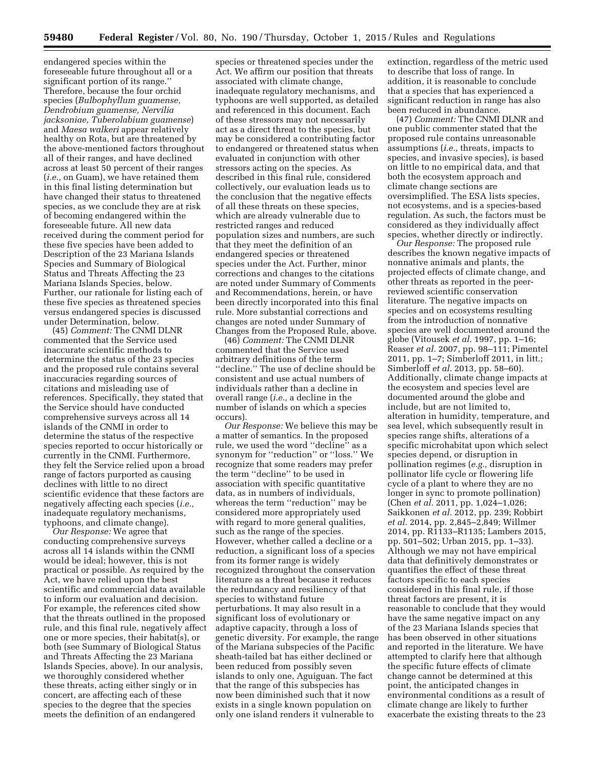endangered species within the foreseeable future throughout all or a significant portion of its range.'' Therefore, because the four orchid species (*Bulbophyllum guamense, Dendrobium guamense, Nervilia jacksoniae, Tuberolabium guamense*) and *Maesa walkeri* appear relatively healthy on Rota, but are threatened by the above-mentioned factors throughout all of their ranges, and have declined across at least 50 percent of their ranges (*i.e.,* on Guam), we have retained them in this final listing determination but have changed their status to threatened species, as we conclude they are at risk of becoming endangered within the foreseeable future. All new data received during the comment period for these five species have been added to Description of the 23 Mariana Islands Species and Summary of Biological Status and Threats Affecting the 23 Mariana Islands Species, below. Further, our rationale for listing each of these five species as threatened species versus endangered species is discussed under Determination, below.

(45) *Comment:* The CNMI DLNR commented that the Service used inaccurate scientific methods to determine the status of the 23 species and the proposed rule contains several inaccuracies regarding sources of citations and misleading use of references. Specifically, they stated that the Service should have conducted comprehensive surveys across all 14 islands of the CNMI in order to determine the status of the respective species reported to occur historically or currently in the CNMI. Furthermore, they felt the Service relied upon a broad range of factors purported as causing declines with little to no direct scientific evidence that these factors are negatively affecting each species (*i.e.,* inadequate regulatory mechanisms, typhoons, and climate change).

*Our Response:* We agree that conducting comprehensive surveys across all 14 islands within the CNMI would be ideal; however, this is not practical or possible. As required by the Act, we have relied upon the best scientific and commercial data available to inform our evaluation and decision. For example, the references cited show that the threats outlined in the proposed rule, and this final rule, negatively affect one or more species, their habitat(s), or both (see Summary of Biological Status and Threats Affecting the 23 Mariana Islands Species, above). In our analysis, we thoroughly considered whether these threats, acting either singly or in concert, are affecting each of these species to the degree that the species meets the definition of an endangered species or threatened species under the Act. We affirm our position that threats associated with climate change, inadequate regulatory mechanisms, and typhoons are well supported, as detailed and referenced in this document. Each of these stressors may not necessarily act as a direct threat to the species, but may be considered a contributing factor to endangered or threatened status when evaluated in conjunction with other stressors acting on the species. As described in this final rule, considered collectively, our evaluation leads us to the conclusion that the negative effects of all these threats on these species, which are already vulnerable due to restricted ranges and reduced population sizes and numbers, are such that they meet the definition of an endangered species or threatened species under the Act. Further, minor corrections and changes to the citations are noted under Summary of Comments and Recommendations, herein, or have been directly incorporated into this final rule. More substantial corrections and changes are noted under Summary of Changes from the Proposed Rule, above.

(46) *Comment:* The CNMI DLNR commented that the Service used arbitrary definitions of the term ''decline.'' The use of decline should be consistent and use actual numbers of individuals rather than a decline in overall range (*i.e.,* a decline in the number of islands on which a species occurs).

*Our Response:* We believe this may be a matter of semantics. In the proposed rule, we used the word ''decline'' as a synonym for ''reduction'' or ''loss.'' We recognize that some readers may prefer the term ''decline'' to be used in association with specific quantitative data, as in numbers of individuals, whereas the term ''reduction'' may be considered more appropriately used with regard to more general qualities, such as the range of the species. However, whether called a decline or a reduction, a significant loss of a species from its former range is widely recognized throughout the conservation literature as a threat because it reduces the redundancy and resiliency of that species to withstand future perturbations. It may also result in a significant loss of evolutionary or adaptive capacity, through a loss of genetic diversity. For example, the range of the Mariana subspecies of the Pacific sheath-tailed bat has either declined or been reduced from possibly seven islands to only one, Aguiguan. The fact that the range of this subspecies has now been diminished such that it now exists in a single known population on only one island renders it vulnerable to extinction, regardless of the metric used to describe that loss of range. In addition, it is reasonable to conclude that a species that has experienced a significant reduction in range has also been reduced in abundance.

(47) *Comment:* The CNMI DLNR and one public commenter stated that the proposed rule contains unreasonable assumptions (*i.e.,* threats, impacts to species, and invasive species), is based on little to no empirical data, and that both the ecosystem approach and climate change sections are oversimplified. The ESA lists species, not ecosystems, and is a species-based regulation. As such, the factors must be considered as they individually affect species, whether directly or indirectly.

*Our Response:* The proposed rule describes the known negative impacts of nonnative animals and plants, the projected effects of climate change, and other threats as reported in the peer-reviewed scientific conservation literature. The negative impacts on species and on ecosystems resulting from the introduction of nonnative species are well documented around the globe (Vitousek *et al.* 1997, pp. 1–16; Reaser *et al.* 2007, pp. 98–111; Pimentel 2011, pp. 1–7; Simberloff 2011, in litt.; Simberloff *et al.* 2013, pp. 58–60). Additionally, climate change impacts at the ecosystem and species level are documented around the globe and include, but are not limited to, alteration in humidity, temperature, and sea level, which subsequently result in species range shifts, alterations of a specific microhabitat upon which select species depend, or disruption in pollination regimes (*e.g.,* disruption in pollinator life cycle or flowering life cycle of a plant to where they are no longer in sync to promote pollination) (Chen *et al.* 2011, pp. 1,024–1,026; Saikkonen *et al.* 2012, pp. 239; Robbirt *et al.* 2014, pp. 2,845–2,849; Willmer 2014, pp. R1133–R1135; Lambers 2015, pp. 501–502; Urban 2015, pp. 1–33). Although we may not have empirical data that definitively demonstrates or quantifies the effect of these threat factors specific to each species considered in this final rule, if those threat factors are present, it is reasonable to conclude that they would have the same negative impact on any of the 23 Mariana Islands species that has been observed in other situations and reported in the literature. We have attempted to clarify here that although the specific future effects of climate change cannot be determined at this point, the anticipated changes in environmental conditions as a result of climate change are likely to further exacerbate the existing threats to the 23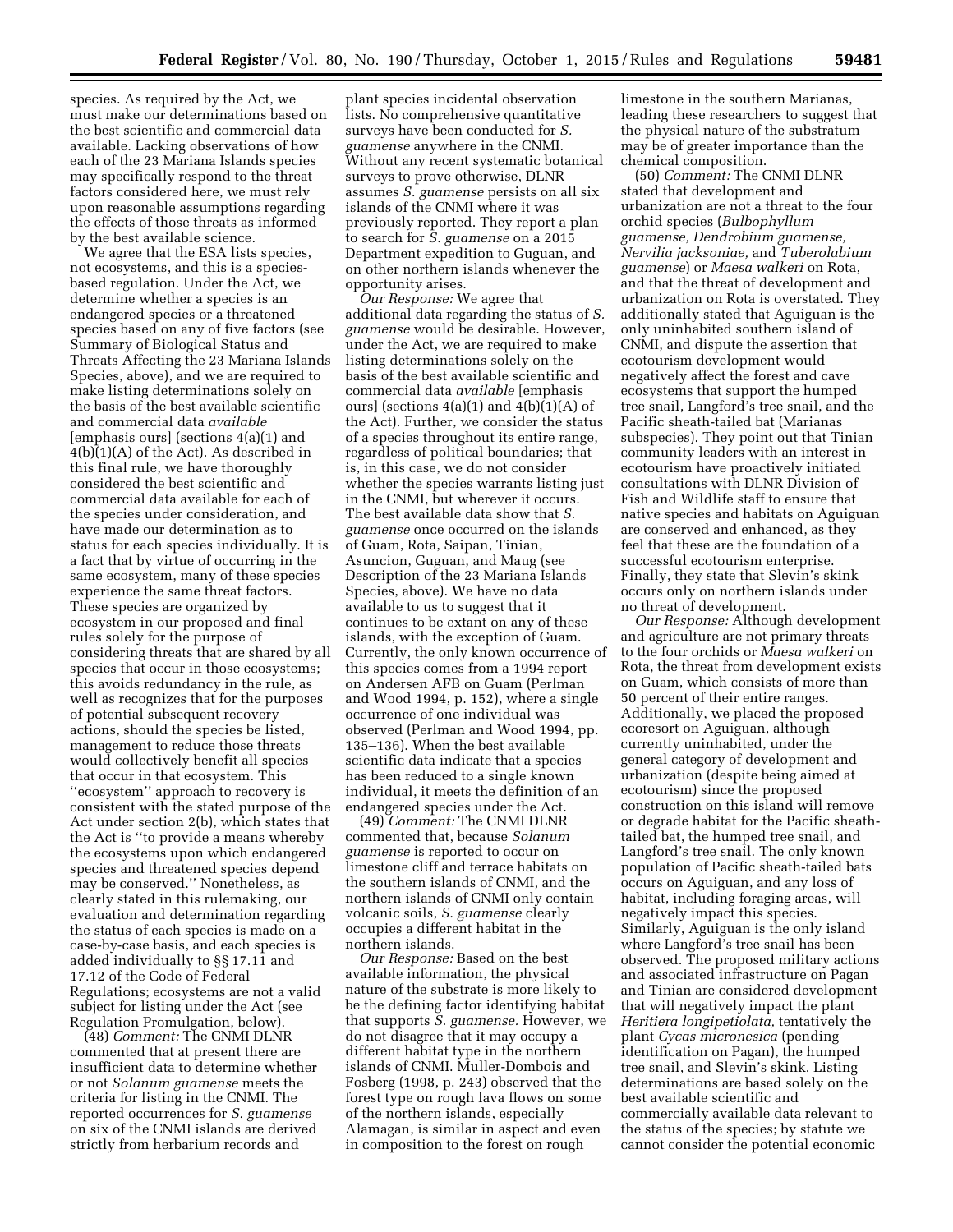species. As required by the Act, we must make our determinations based on the best scientific and commercial data available. Lacking observations of how each of the 23 Mariana Islands species may specifically respond to the threat factors considered here, we must rely upon reasonable assumptions regarding the effects of those threats as informed by the best available science.

We agree that the ESA lists species, not ecosystems, and this is a species-based regulation. Under the Act, we determine whether a species is an endangered species or a threatened species based on any of five factors (see Summary of Biological Status and Threats Affecting the 23 Mariana Islands Species, above), and we are required to make listing determinations solely on the basis of the best available scientific and commercial data *available* [emphasis ours] (sections 4(a)(1) and 4(b)(1)(A) of the Act). As described in this final rule, we have thoroughly considered the best scientific and commercial data available for each of the species under consideration, and have made our determination as to status for each species individually. It is a fact that by virtue of occurring in the same ecosystem, many of these species experience the same threat factors. These species are organized by ecosystem in our proposed and final rules solely for the purpose of considering threats that are shared by all species that occur in those ecosystems; this avoids redundancy in the rule, as well as recognizes that for the purposes of potential subsequent recovery actions, should the species be listed, management to reduce those threats would collectively benefit all species that occur in that ecosystem. This ''ecosystem'' approach to recovery is consistent with the stated purpose of the Act under section 2(b), which states that the Act is ''to provide a means whereby the ecosystems upon which endangered species and threatened species depend may be conserved.'' Nonetheless, as clearly stated in this rulemaking, our evaluation and determination regarding the status of each species is made on a case-by-case basis, and each species is added individually to §§ 17.11 and 17.12 of the Code of Federal Regulations; ecosystems are not a valid subject for listing under the Act (see Regulation Promulgation, below).

(48) *Comment:* The CNMI DLNR commented that at present there are insufficient data to determine whether or not *Solanum guamense* meets the criteria for listing in the CNMI. The reported occurrences for *S. guamense* on six of the CNMI islands are derived strictly from herbarium records and plant species incidental observation lists. No comprehensive quantitative surveys have been conducted for *S. guamense* anywhere in the CNMI. Without any recent systematic botanical surveys to prove otherwise, DLNR assumes *S. guamense* persists on all six islands of the CNMI where it was previously reported. They report a plan to search for *S. guamense* on a 2015 Department expedition to Guguan, and on other northern islands whenever the opportunity arises.

*Our Response:* We agree that additional data regarding the status of *S. guamense* would be desirable. However, under the Act, we are required to make listing determinations solely on the basis of the best available scientific and commercial data *available* [emphasis ours] (sections 4(a)(1) and 4(b)(1)(A) of the Act). Further, we consider the status of a species throughout its entire range, regardless of political boundaries; that is, in this case, we do not consider whether the species warrants listing just in the CNMI, but wherever it occurs. The best available data show that *S. guamense* once occurred on the islands of Guam, Rota, Saipan, Tinian, Asuncion, Guguan, and Maug (see Description of the 23 Mariana Islands Species, above). We have no data available to us to suggest that it continues to be extant on any of these islands, with the exception of Guam. Currently, the only known occurrence of this species comes from a 1994 report on Andersen AFB on Guam (Perlman and Wood 1994, p. 152), where a single occurrence of one individual was observed (Perlman and Wood 1994, pp. 135–136). When the best available scientific data indicate that a species has been reduced to a single known individual, it meets the definition of an endangered species under the Act.

(49) *Comment:* The CNMI DLNR commented that, because *Solanum guamense* is reported to occur on limestone cliff and terrace habitats on the southern islands of CNMI, and the northern islands of CNMI only contain volcanic soils, *S. guamense* clearly occupies a different habitat in the northern islands.

*Our Response:* Based on the best available information, the physical nature of the substrate is more likely to be the defining factor identifying habitat that supports *S. guamense.* However, we do not disagree that it may occupy a different habitat type in the northern islands of CNMI. Muller-Dombois and Fosberg (1998, p. 243) observed that the forest type on rough lava flows on some of the northern islands, especially Alamagan, is similar in aspect and even in composition to the forest on rough limestone in the southern Marianas, leading these researchers to suggest that the physical nature of the substratum may be of greater importance than the chemical composition.

(50) *Comment:* The CNMI DLNR stated that development and urbanization are not a threat to the four orchid species (*Bulbophyllum guamense, Dendrobium guamense, Nervilia jacksoniae,* and *Tuberolabium guamense*) or *Maesa walkeri* on Rota, and that the threat of development and urbanization on Rota is overstated. They additionally stated that Aguiguan is the only uninhabited southern island of CNMI, and dispute the assertion that ecotourism development would negatively affect the forest and cave ecosystems that support the humped tree snail, Langford's tree snail, and the Pacific sheath-tailed bat (Marianas subspecies). They point out that Tinian community leaders with an interest in ecotourism have proactively initiated consultations with DLNR Division of Fish and Wildlife staff to ensure that native species and habitats on Aguiguan are conserved and enhanced, as they feel that these are the foundation of a successful ecotourism enterprise. Finally, they state that Slevin's skink occurs only on northern islands under no threat of development.

*Our Response:* Although development and agriculture are not primary threats to the four orchids or *Maesa walkeri* on Rota, the threat from development exists on Guam, which consists of more than 50 percent of their entire ranges. Additionally, we placed the proposed ecoresort on Aguiguan, although currently uninhabited, under the general category of development and urbanization (despite being aimed at ecotourism) since the proposed construction on this island will remove or degrade habitat for the Pacific sheath-tailed bat, the humped tree snail, and Langford's tree snail. The only known population of Pacific sheath-tailed bats occurs on Aguiguan, and any loss of habitat, including foraging areas, will negatively impact this species. Similarly, Aguiguan is the only island where Langford's tree snail has been observed. The proposed military actions and associated infrastructure on Pagan and Tinian are considered development that will negatively impact the plant *Heritiera longipetiolata,* tentatively the plant *Cycas micronesica* (pending identification on Pagan), the humped tree snail, and Slevin's skink. Listing determinations are based solely on the best available scientific and commercially available data relevant to the status of the species; by statute we cannot consider the potential economic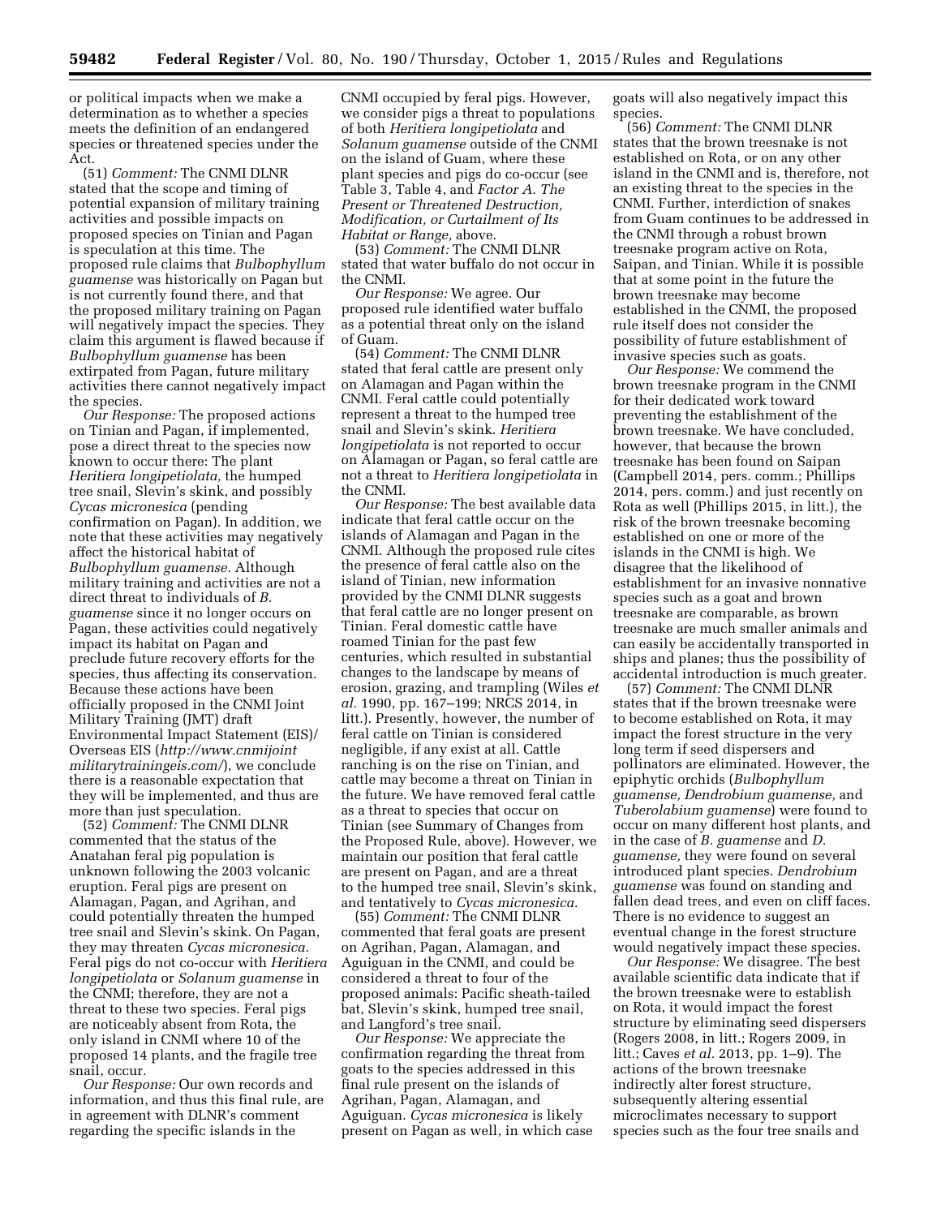or political impacts when we make a determination as to whether a species meets the definition of an endangered species or threatened species under the Act.

(51) *Comment:* The CNMI DLNR stated that the scope and timing of potential expansion of military training activities and possible impacts on proposed species on Tinian and Pagan is speculation at this time. The proposed rule claims that *Bulbophyllum guamense* was historically on Pagan but is not currently found there, and that the proposed military training on Pagan will negatively impact the species. They claim this argument is flawed because if *Bulbophyllum guamense* has been extirpated from Pagan, future military activities there cannot negatively impact the species.

*Our Response:* The proposed actions on Tinian and Pagan, if implemented, pose a direct threat to the species now known to occur there: The plant *Heritiera longipetiolata,* the humped tree snail, Slevin's skink, and possibly *Cycas micronesica* (pending confirmation on Pagan). In addition, we note that these activities may negatively affect the historical habitat of *Bulbophyllum guamense.* Although military training and activities are not a direct threat to individuals of *B. guamense* since it no longer occurs on Pagan, these activities could negatively impact its habitat on Pagan and preclude future recovery efforts for the species, thus affecting its conservation. Because these actions have been officially proposed in the CNMI Joint Military Training (JMT) draft Environmental Impact Statement (EIS)/ Overseas EIS (*http://www.cnmijointmilitarytrainingeis.com/*), we conclude there is a reasonable expectation that they will be implemented, and thus are more than just speculation.

(52) *Comment:* The CNMI DLNR commented that the status of the Anatahan feral pig population is unknown following the 2003 volcanic eruption. Feral pigs are present on Alamagan, Pagan, and Agrihan, and could potentially threaten the humped tree snail and Slevin's skink. On Pagan, they may threaten *Cycas micronesica.* Feral pigs do not co-occur with *Heritiera longipetiolata* or *Solanum guamense* in the CNMI; therefore, they are not a threat to these two species. Feral pigs are noticeably absent from Rota, the only island in CNMI where 10 of the proposed 14 plants, and the fragile tree snail, occur.

*Our Response:* Our own records and information, and thus this final rule, are in agreement with DLNR's comment regarding the specific islands in the CNMI occupied by feral pigs. However, we consider pigs a threat to populations of both *Heritiera longipetiolata* and *Solanum guamense* outside of the CNMI on the island of Guam, where these plant species and pigs do co-occur (see Table 3, Table 4, and *Factor A. The Present or Threatened Destruction, Modification, or Curtailment of Its Habitat or Range,* above.

(53) *Comment:* The CNMI DLNR stated that water buffalo do not occur in the CNMI.

*Our Response:* We agree. Our proposed rule identified water buffalo as a potential threat only on the island of Guam.

(54) *Comment:* The CNMI DLNR stated that feral cattle are present only on Alamagan and Pagan within the CNMI. Feral cattle could potentially represent a threat to the humped tree snail and Slevin's skink. *Heritiera longipetiolata* is not reported to occur on Alamagan or Pagan, so feral cattle are not a threat to *Heritiera longipetiolata* in the CNMI.

*Our Response:* The best available data indicate that feral cattle occur on the islands of Alamagan and Pagan in the CNMI. Although the proposed rule cites the presence of feral cattle also on the island of Tinian, new information provided by the CNMI DLNR suggests that feral cattle are no longer present on Tinian. Feral domestic cattle have roamed Tinian for the past few centuries, which resulted in substantial changes to the landscape by means of erosion, grazing, and trampling (Wiles *et al.* 1990, pp. 167–199; NRCS 2014, in litt.). Presently, however, the number of feral cattle on Tinian is considered negligible, if any exist at all. Cattle ranching is on the rise on Tinian, and cattle may become a threat on Tinian in the future. We have removed feral cattle as a threat to species that occur on Tinian (see Summary of Changes from the Proposed Rule, above). However, we maintain our position that feral cattle are present on Pagan, and are a threat to the humped tree snail, Slevin's skink, and tentatively to *Cycas micronesica.*

(55) *Comment:* The CNMI DLNR commented that feral goats are present on Agrihan, Pagan, Alamagan, and Aguiguan in the CNMI, and could be considered a threat to four of the proposed animals: Pacific sheath-tailed bat, Slevin's skink, humped tree snail, and Langford's tree snail.

*Our Response:* We appreciate the confirmation regarding the threat from goats to the species addressed in this final rule present on the islands of Agrihan, Pagan, Alamagan, and Aguiguan. *Cycas micronesica* is likely present on Pagan as well, in which case goats will also negatively impact this species.

(56) *Comment:* The CNMI DLNR states that the brown treesnake is not established on Rota, or on any other island in the CNMI and is, therefore, not an existing threat to the species in the CNMI. Further, interdiction of snakes from Guam continues to be addressed in the CNMI through a robust brown treesnake program active on Rota, Saipan, and Tinian. While it is possible that at some point in the future the brown treesnake may become established in the CNMI, the proposed rule itself does not consider the possibility of future establishment of invasive species such as goats.

*Our Response:* We commend the brown treesnake program in the CNMI for their dedicated work toward preventing the establishment of the brown treesnake. We have concluded, however, that because the brown treesnake has been found on Saipan (Campbell 2014, pers. comm.; Phillips 2014, pers. comm.) and just recently on Rota as well (Phillips 2015, in litt.), the risk of the brown treesnake becoming established on one or more of the islands in the CNMI is high. We disagree that the likelihood of establishment for an invasive nonnative species such as a goat and brown treesnake are comparable, as brown treesnake are much smaller animals and can easily be accidentally transported in ships and planes; thus the possibility of accidental introduction is much greater.

(57) *Comment:* The CNMI DLNR states that if the brown treesnake were to become established on Rota, it may impact the forest structure in the very long term if seed dispersers and pollinators are eliminated. However, the epiphytic orchids (*Bulbophyllum guamense, Dendrobium guamense,* and *Tuberolabium guamense*) were found to occur on many different host plants, and in the case of *B. guamense* and *D. guamense,* they were found on several introduced plant species. *Dendrobium guamense* was found on standing and fallen dead trees, and even on cliff faces. There is no evidence to suggest an eventual change in the forest structure would negatively impact these species.

*Our Response:* We disagree. The best available scientific data indicate that if the brown treesnake were to establish on Rota, it would impact the forest structure by eliminating seed dispersers (Rogers 2008, in litt.; Rogers 2009, in litt.; Caves *et al.* 2013, pp. 1–9). The actions of the brown treesnake indirectly alter forest structure, subsequently altering essential microclimates necessary to support species such as the four tree snails and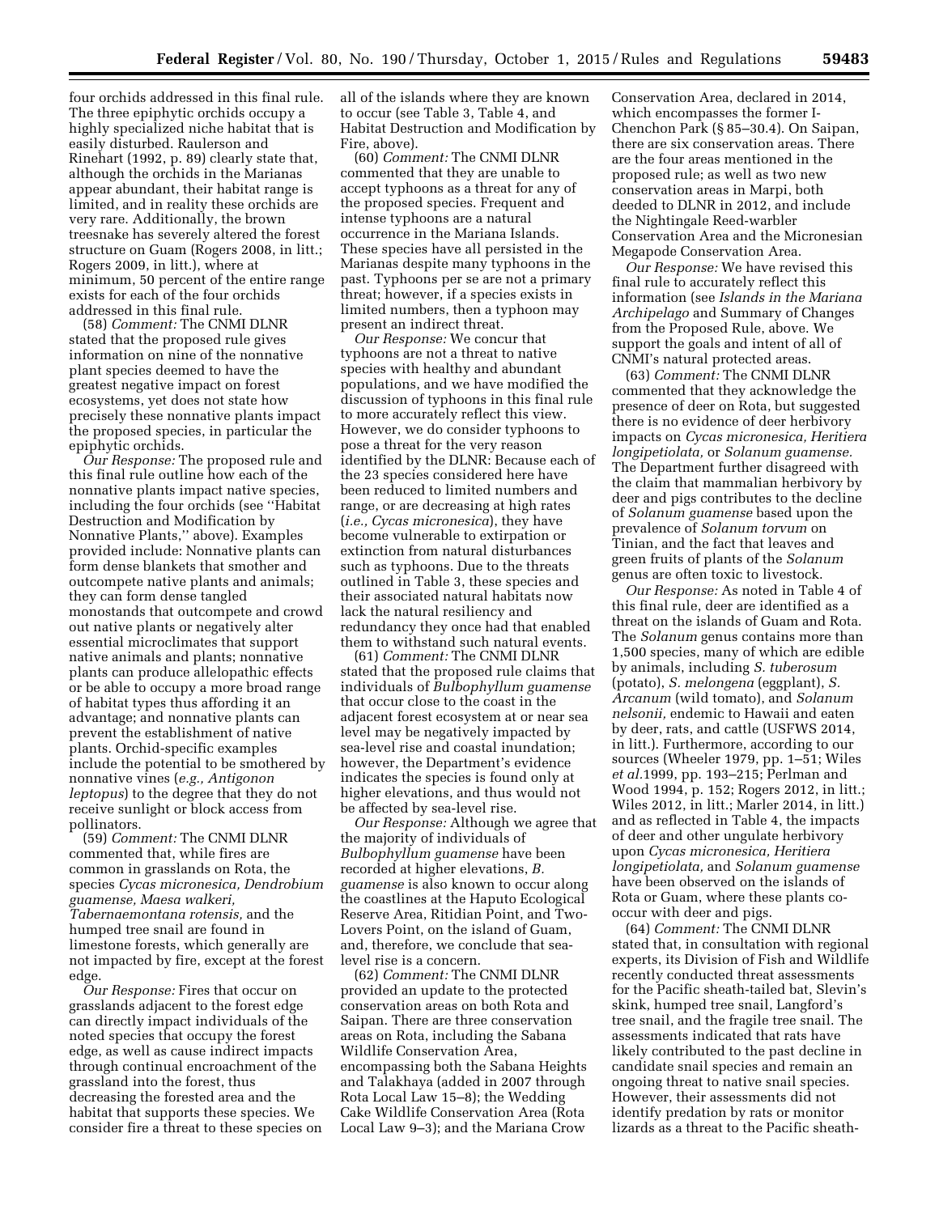four orchids addressed in this final rule. The three epiphytic orchids occupy a highly specialized niche habitat that is easily disturbed. Raulerson and Rinehart (1992, p. 89) clearly state that, although the orchids in the Marianas appear abundant, their habitat range is limited, and in reality these orchids are very rare. Additionally, the brown treesnake has severely altered the forest structure on Guam (Rogers 2008, in litt.; Rogers 2009, in litt.), where at minimum, 50 percent of the entire range exists for each of the four orchids addressed in this final rule.

(58) *Comment:* The CNMI DLNR stated that the proposed rule gives information on nine of the nonnative plant species deemed to have the greatest negative impact on forest ecosystems, yet does not state how precisely these nonnative plants impact the proposed species, in particular the epiphytic orchids.

*Our Response:* The proposed rule and this final rule outline how each of the nonnative plants impact native species, including the four orchids (see "Habitat Destruction and Modification by Nonnative Plants," above). Examples provided include: Nonnative plants can form dense blankets that smother and outcompete native plants and animals; they can form dense tangled monostands that outcompete and crowd out native plants or negatively alter essential microclimates that support native animals and plants; nonnative plants can produce allelopathic effects or be able to occupy a more broad range of habitat types thus affording it an advantage; and nonnative plants can prevent the establishment of native plants. Orchid-specific examples include the potential to be smothered by nonnative vines (*e.g., Antigonon leptopus*) to the degree that they do not receive sunlight or block access from pollinators.

(59) *Comment:* The CNMI DLNR commented that, while fires are common in grasslands on Rota, the species *Cycas micronesica, Dendrobium guamense, Maesa walkeri, Tabernaemontana rotensis,* and the humped tree snail are found in limestone forests, which generally are not impacted by fire, except at the forest edge.

*Our Response:* Fires that occur on grasslands adjacent to the forest edge can directly impact individuals of the noted species that occupy the forest edge, as well as cause indirect impacts through continual encroachment of the grassland into the forest, thus decreasing the forested area and the habitat that supports these species. We consider fire a threat to these species on all of the islands where they are known to occur (see Table 3, Table 4, and Habitat Destruction and Modification by Fire, above).

(60) *Comment:* The CNMI DLNR commented that they are unable to accept typhoons as a threat for any of the proposed species. Frequent and intense typhoons are a natural occurrence in the Mariana Islands. These species have all persisted in the Marianas despite many typhoons in the past. Typhoons per se are not a primary threat; however, if a species exists in limited numbers, then a typhoon may present an indirect threat.

*Our Response:* We concur that typhoons are not a threat to native species with healthy and abundant populations, and we have modified the discussion of typhoons in this final rule to more accurately reflect this view. However, we do consider typhoons to pose a threat for the very reason identified by the DLNR: Because each of the 23 species considered here have been reduced to limited numbers and range, or are decreasing at high rates (*i.e., Cycas micronesica*), they have become vulnerable to extirpation or extinction from natural disturbances such as typhoons. Due to the threats outlined in Table 3, these species and their associated natural habitats now lack the natural resiliency and redundancy they once had that enabled them to withstand such natural events.

(61) *Comment:* The CNMI DLNR stated that the proposed rule claims that individuals of *Bulbophyllum guamense* that occur close to the coast in the adjacent forest ecosystem at or near sea level may be negatively impacted by sea-level rise and coastal inundation; however, the Department's evidence indicates the species is found only at higher elevations, and thus would not be affected by sea-level rise.

*Our Response:* Although we agree that the majority of individuals of *Bulbophyllum guamense* have been recorded at higher elevations, *B. guamense* is also known to occur along the coastlines at the Haputo Ecological Reserve Area, Ritidian Point, and Two-Lovers Point, on the island of Guam, and, therefore, we conclude that sea-level rise is a concern.

(62) *Comment:* The CNMI DLNR provided an update to the protected conservation areas on both Rota and Saipan. There are three conservation areas on Rota, including the Sabana Wildlife Conservation Area, encompassing both the Sabana Heights and Talakhaya (added in 2007 through Rota Local Law 15–8); the Wedding Cake Wildlife Conservation Area (Rota Local Law 9–3); and the Mariana Crow Conservation Area, declared in 2014, which encompasses the former I-Chenchon Park (§ 85–30.4). On Saipan, there are six conservation areas. There are the four areas mentioned in the proposed rule; as well as two new conservation areas in Marpi, both deeded to DLNR in 2012, and include the Nightingale Reed-warbler Conservation Area and the Micronesian Megapode Conservation Area.

*Our Response:* We have revised this final rule to accurately reflect this information (see *Islands in the Mariana Archipelago* and Summary of Changes from the Proposed Rule, above. We support the goals and intent of all of CNMI's natural protected areas.

(63) *Comment:* The CNMI DLNR commented that they acknowledge the presence of deer on Rota, but suggested there is no evidence of deer herbivory impacts on *Cycas micronesica, Heritiera longipetiolata,* or *Solanum guamense.* The Department further disagreed with the claim that mammalian herbivory by deer and pigs contributes to the decline of *Solanum guamense* based upon the prevalence of *Solanum torvum* on Tinian, and the fact that leaves and green fruits of plants of the *Solanum* genus are often toxic to livestock.

*Our Response:* As noted in Table 4 of this final rule, deer are identified as a threat on the islands of Guam and Rota. The *Solanum* genus contains more than 1,500 species, many of which are edible by animals, including *S. tuberosum* (potato), *S. melongena* (eggplant), *S. Arcanum* (wild tomato), and *Solanum nelsonii,* endemic to Hawaii and eaten by deer, rats, and cattle (USFWS 2014, in litt.). Furthermore, according to our sources (Wheeler 1979, pp. 1–51; Wiles *et al.*1999, pp. 193–215; Perlman and Wood 1994, p. 152; Rogers 2012, in litt.; Wiles 2012, in litt.; Marler 2014, in litt.) and as reflected in Table 4, the impacts of deer and other ungulate herbivory upon *Cycas micronesica, Heritiera longipetiolata,* and *Solanum guamense* have been observed on the islands of Rota or Guam, where these plants co-occur with deer and pigs.

(64) *Comment:* The CNMI DLNR stated that, in consultation with regional experts, its Division of Fish and Wildlife recently conducted threat assessments for the Pacific sheath-tailed bat, Slevin's skink, humped tree snail, Langford's tree snail, and the fragile tree snail. The assessments indicated that rats have likely contributed to the past decline in candidate snail species and remain an ongoing threat to native snail species. However, their assessments did not identify predation by rats or monitor lizards as a threat to the Pacific sheath-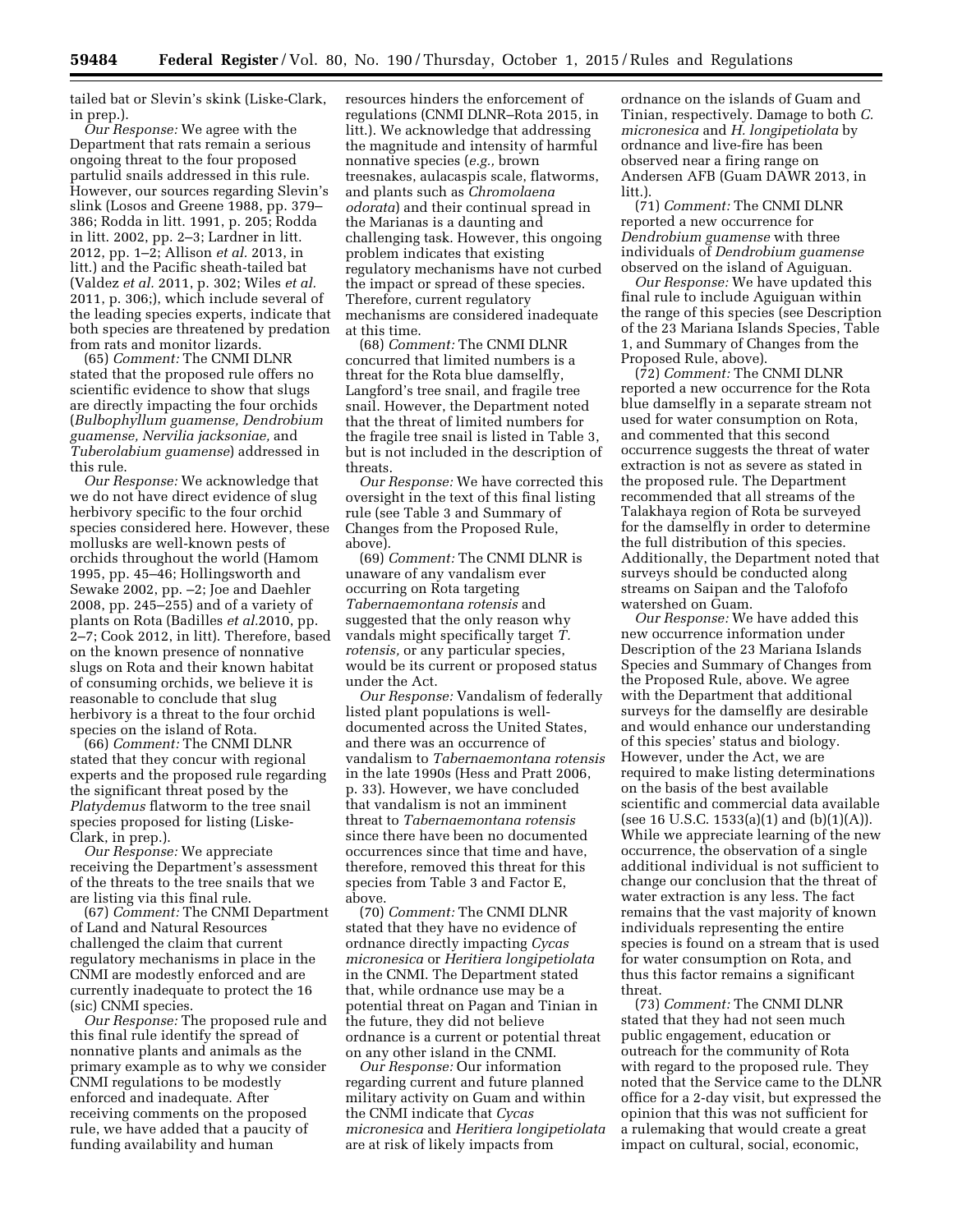tailed bat or Slevin's skink (Liske-Clark, in prep.).

*Our Response:* We agree with the Department that rats remain a serious ongoing threat to the four proposed partulid snails addressed in this rule. However, our sources regarding Slevin's slink (Losos and Greene 1988, pp. 379–386; Rodda in litt. 1991, p. 205; Rodda in litt. 2002, pp. 2–3; Lardner in litt. 2012, pp. 1–2; Allison *et al.* 2013, in litt.) and the Pacific sheath-tailed bat (Valdez *et al.* 2011, p. 302; Wiles *et al.* 2011, p. 306;), which include several of the leading species experts, indicate that both species are threatened by predation from rats and monitor lizards.

(65) *Comment:* The CNMI DLNR stated that the proposed rule offers no scientific evidence to show that slugs are directly impacting the four orchids (*Bulbophyllum guamense, Dendrobium guamense, Nervilia jacksoniae,* and *Tuberolabium guamense*) addressed in this rule.

*Our Response:* We acknowledge that we do not have direct evidence of slug herbivory specific to the four orchid species considered here. However, these mollusks are well-known pests of orchids throughout the world (Hamom 1995, pp. 45–46; Hollingsworth and Sewake 2002, pp. –2; Joe and Daehler 2008, pp. 245–255) and of a variety of plants on Rota (Badilles *et al.*2010, pp. 2–7; Cook 2012, in litt). Therefore, based on the known presence of nonnative slugs on Rota and their known habitat of consuming orchids, we believe it is reasonable to conclude that slug herbivory is a threat to the four orchid species on the island of Rota.

(66) *Comment:* The CNMI DLNR stated that they concur with regional experts and the proposed rule regarding the significant threat posed by the *Platydemus* flatworm to the tree snail species proposed for listing (Liske-Clark, in prep.).

*Our Response:* We appreciate receiving the Department's assessment of the threats to the tree snails that we are listing via this final rule.

(67) *Comment:* The CNMI Department of Land and Natural Resources challenged the claim that current regulatory mechanisms in place in the CNMI are modestly enforced and are currently inadequate to protect the 16 (sic) CNMI species.

*Our Response:* The proposed rule and this final rule identify the spread of nonnative plants and animals as the primary example as to why we consider CNMI regulations to be modestly enforced and inadequate. After receiving comments on the proposed rule, we have added that a paucity of funding availability and human resources hinders the enforcement of regulations (CNMI DLNR–Rota 2015, in litt.). We acknowledge that addressing the magnitude and intensity of harmful nonnative species (*e.g.,* brown treesnakes, aulacaspis scale, flatworms, and plants such as *Chromolaena odorata*) and their continual spread in the Marianas is a daunting and challenging task. However, this ongoing problem indicates that existing regulatory mechanisms have not curbed the impact or spread of these species. Therefore, current regulatory mechanisms are considered inadequate at this time.

(68) *Comment:* The CNMI DLNR concurred that limited numbers is a threat for the Rota blue damselfly, Langford's tree snail, and fragile tree snail. However, the Department noted that the threat of limited numbers for the fragile tree snail is listed in Table 3, but is not included in the description of threats.

*Our Response:* We have corrected this oversight in the text of this final listing rule (see Table 3 and Summary of Changes from the Proposed Rule, above).

(69) *Comment:* The CNMI DLNR is unaware of any vandalism ever occurring on Rota targeting *Tabernaemontana rotensis* and suggested that the only reason why vandals might specifically target *T. rotensis,* or any particular species, would be its current or proposed status under the Act.

*Our Response:* Vandalism of federally listed plant populations is well-documented across the United States, and there was an occurrence of vandalism to *Tabernaemontana rotensis* in the late 1990s (Hess and Pratt 2006, p. 33). However, we have concluded that vandalism is not an imminent threat to *Tabernaemontana rotensis* since there have been no documented occurrences since that time and have, therefore, removed this threat for this species from Table 3 and Factor E, above.

(70) *Comment:* The CNMI DLNR stated that they have no evidence of ordnance directly impacting *Cycas micronesica* or *Heritiera longipetiolata* in the CNMI. The Department stated that, while ordnance use may be a potential threat on Pagan and Tinian in the future, they did not believe ordnance is a current or potential threat on any other island in the CNMI.

*Our Response:* Our information regarding current and future planned military activity on Guam and within the CNMI indicate that *Cycas micronesica* and *Heritiera longipetiolata* are at risk of likely impacts from ordnance on the islands of Guam and Tinian, respectively. Damage to both *C. micronesica* and *H. longipetiolata* by ordnance and live-fire has been observed near a firing range on Andersen AFB (Guam DAWR 2013, in litt.).

(71) *Comment:* The CNMI DLNR reported a new occurrence for *Dendrobium guamense* with three individuals of *Dendrobium guamense* observed on the island of Aguiguan.

*Our Response:* We have updated this final rule to include Aguiguan within the range of this species (see Description of the 23 Mariana Islands Species, Table 1, and Summary of Changes from the Proposed Rule, above).

(72) *Comment:* The CNMI DLNR reported a new occurrence for the Rota blue damselfly in a separate stream not used for water consumption on Rota, and commented that this second occurrence suggests the threat of water extraction is not as severe as stated in the proposed rule. The Department recommended that all streams of the Talakhaya region of Rota be surveyed for the damselfly in order to determine the full distribution of this species. Additionally, the Department noted that surveys should be conducted along streams on Saipan and the Talofofo watershed on Guam.

*Our Response:* We have added this new occurrence information under Description of the 23 Mariana Islands Species and Summary of Changes from the Proposed Rule, above. We agree with the Department that additional surveys for the damselfly are desirable and would enhance our understanding of this species' status and biology. However, under the Act, we are required to make listing determinations on the basis of the best available scientific and commercial data available (see 16 U.S.C. 1533(a)(1) and (b)(1)(A)). While we appreciate learning of the new occurrence, the observation of a single additional individual is not sufficient to change our conclusion that the threat of water extraction is any less. The fact remains that the vast majority of known individuals representing the entire species is found on a stream that is used for water consumption on Rota, and thus this factor remains a significant threat.

(73) *Comment:* The CNMI DLNR stated that they had not seen much public engagement, education or outreach for the community of Rota with regard to the proposed rule. They noted that the Service came to the DLNR office for a 2-day visit, but expressed the opinion that this was not sufficient for a rulemaking that would create a great impact on cultural, social, economic,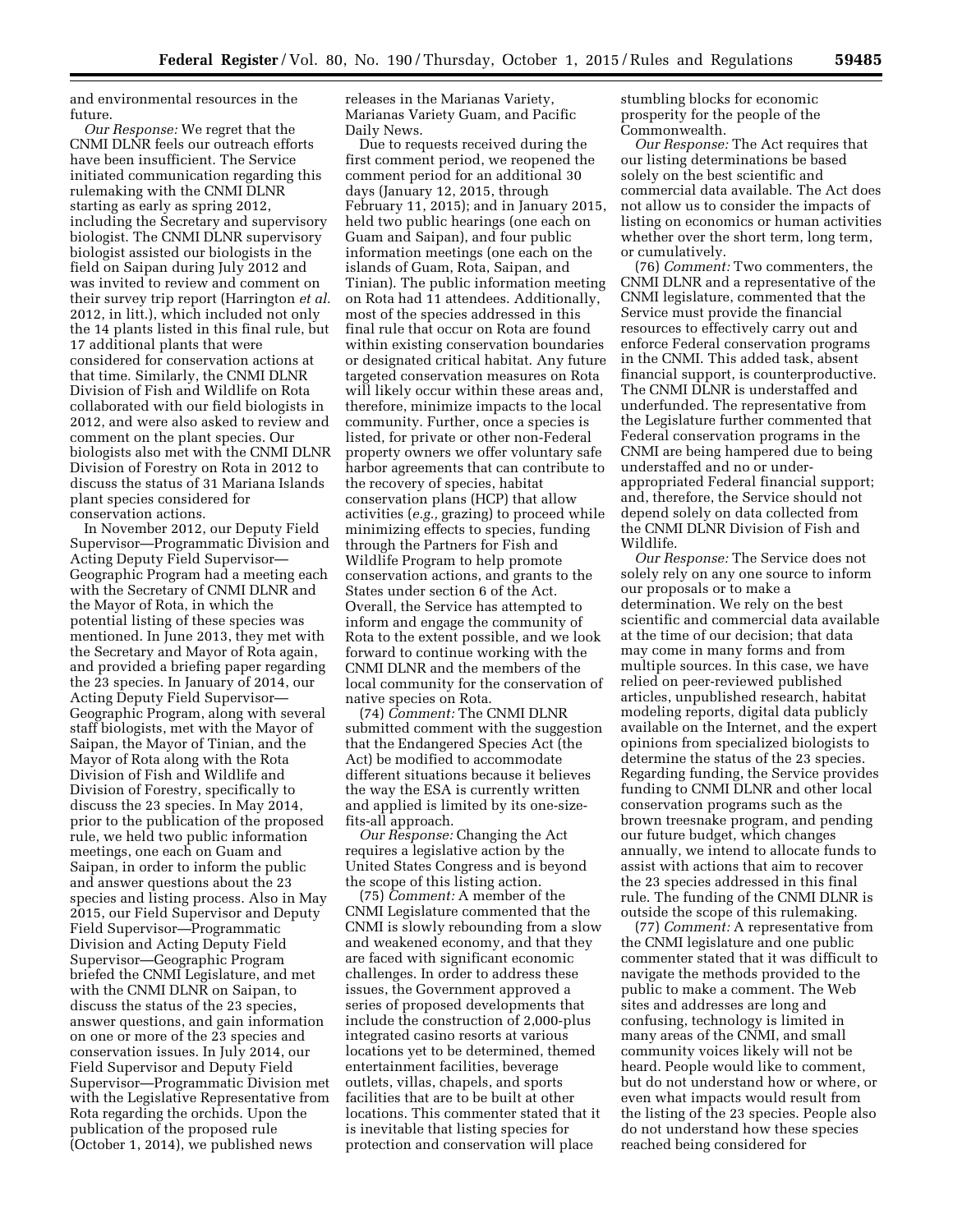and environmental resources in the future.

*Our Response:* We regret that the CNMI DLNR feels our outreach efforts have been insufficient. The Service initiated communication regarding this rulemaking with the CNMI DLNR starting as early as spring 2012, including the Secretary and supervisory biologist. The CNMI DLNR supervisory biologist assisted our biologists in the field on Saipan during July 2012 and was invited to review and comment on their survey trip report (Harrington *et al.* 2012, in litt.), which included not only the 14 plants listed in this final rule, but 17 additional plants that were considered for conservation actions at that time. Similarly, the CNMI DLNR Division of Fish and Wildlife on Rota collaborated with our field biologists in 2012, and were also asked to review and comment on the plant species. Our biologists also met with the CNMI DLNR Division of Forestry on Rota in 2012 to discuss the status of 31 Mariana Islands plant species considered for conservation actions.

In November 2012, our Deputy Field Supervisor—Programmatic Division and Acting Deputy Field Supervisor—Geographic Program had a meeting each with the Secretary of CNMI DLNR and the Mayor of Rota, in which the potential listing of these species was mentioned. In June 2013, they met with the Secretary and Mayor of Rota again, and provided a briefing paper regarding the 23 species. In January of 2014, our Acting Deputy Field Supervisor—Geographic Program, along with several staff biologists, met with the Mayor of Saipan, the Mayor of Tinian, and the Mayor of Rota along with the Rota Division of Fish and Wildlife and Division of Forestry, specifically to discuss the 23 species. In May 2014, prior to the publication of the proposed rule, we held two public information meetings, one each on Guam and Saipan, in order to inform the public and answer questions about the 23 species and listing process. Also in May 2015, our Field Supervisor and Deputy Field Supervisor—Programmatic Division and Acting Deputy Field Supervisor—Geographic Program briefed the CNMI Legislature, and met with the CNMI DLNR on Saipan, to discuss the status of the 23 species, answer questions, and gain information on one or more of the 23 species and conservation issues. In July 2014, our Field Supervisor and Deputy Field Supervisor—Programmatic Division met with the Legislative Representative from Rota regarding the orchids. Upon the publication of the proposed rule (October 1, 2014), we published news releases in the Marianas Variety, Marianas Variety Guam, and Pacific Daily News.

Due to requests received during the first comment period, we reopened the comment period for an additional 30 days (January 12, 2015, through February 11, 2015); and in January 2015, held two public hearings (one each on Guam and Saipan), and four public information meetings (one each on the islands of Guam, Rota, Saipan, and Tinian). The public information meeting on Rota had 11 attendees. Additionally, most of the species addressed in this final rule that occur on Rota are found within existing conservation boundaries or designated critical habitat. Any future targeted conservation measures on Rota will likely occur within these areas and, therefore, minimize impacts to the local community. Further, once a species is listed, for private or other non-Federal property owners we offer voluntary safe harbor agreements that can contribute to the recovery of species, habitat conservation plans (HCP) that allow activities (*e.g.,* grazing) to proceed while minimizing effects to species, funding through the Partners for Fish and Wildlife Program to help promote conservation actions, and grants to the States under section 6 of the Act. Overall, the Service has attempted to inform and engage the community of Rota to the extent possible, and we look forward to continue working with the CNMI DLNR and the members of the local community for the conservation of native species on Rota.

(74) *Comment:* The CNMI DLNR submitted comment with the suggestion that the Endangered Species Act (the Act) be modified to accommodate different situations because it believes the way the ESA is currently written and applied is limited by its one-size-fits-all approach.

*Our Response:* Changing the Act requires a legislative action by the United States Congress and is beyond the scope of this listing action.

(75) *Comment:* A member of the CNMI Legislature commented that the CNMI is slowly rebounding from a slow and weakened economy, and that they are faced with significant economic challenges. In order to address these issues, the Government approved a series of proposed developments that include the construction of 2,000-plus integrated casino resorts at various locations yet to be determined, themed entertainment facilities, beverage outlets, villas, chapels, and sports facilities that are to be built at other locations. This commenter stated that it is inevitable that listing species for protection and conservation will place stumbling blocks for economic prosperity for the people of the Commonwealth.

*Our Response:* The Act requires that our listing determinations be based solely on the best scientific and commercial data available. The Act does not allow us to consider the impacts of listing on economics or human activities whether over the short term, long term, or cumulatively.

(76) *Comment:* Two commenters, the CNMI DLNR and a representative of the CNMI legislature, commented that the Service must provide the financial resources to effectively carry out and enforce Federal conservation programs in the CNMI. This added task, absent financial support, is counterproductive. The CNMI DLNR is understaffed and underfunded. The representative from the Legislature further commented that Federal conservation programs in the CNMI are being hampered due to being understaffed and no or under-appropriated Federal financial support; and, therefore, the Service should not depend solely on data collected from the CNMI DLNR Division of Fish and Wildlife.

*Our Response:* The Service does not solely rely on any one source to inform our proposals or to make a determination. We rely on the best scientific and commercial data available at the time of our decision; that data may come in many forms and from multiple sources. In this case, we have relied on peer-reviewed published articles, unpublished research, habitat modeling reports, digital data publicly available on the Internet, and the expert opinions from specialized biologists to determine the status of the 23 species. Regarding funding, the Service provides funding to CNMI DLNR and other local conservation programs such as the brown treesnake program, and pending our future budget, which changes annually, we intend to allocate funds to assist with actions that aim to recover the 23 species addressed in this final rule. The funding of the CNMI DLNR is outside the scope of this rulemaking.

(77) *Comment:* A representative from the CNMI legislature and one public commenter stated that it was difficult to navigate the methods provided to the public to make a comment. The Web sites and addresses are long and confusing, technology is limited in many areas of the CNMI, and small community voices likely will not be heard. People would like to comment, but do not understand how or where, or even what impacts would result from the listing of the 23 species. People also do not understand how these species reached being considered for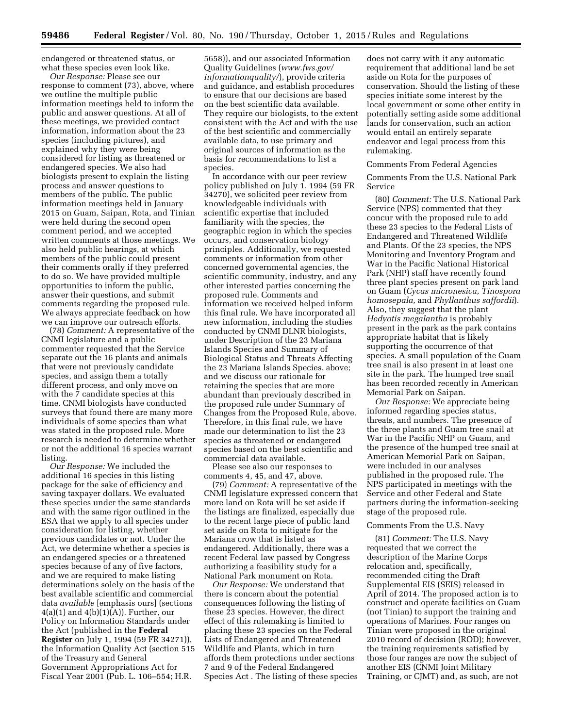endangered or threatened status, or what these species even look like.

*Our Response:* Please see our response to comment (73), above, where we outline the multiple public information meetings held to inform the public and answer questions. At all of these meetings, we provided contact information, information about the 23 species (including pictures), and explained why they were being considered for listing as threatened or endangered species. We also had biologists present to explain the listing process and answer questions to members of the public. The public information meetings held in January 2015 on Guam, Saipan, Rota, and Tinian were held during the second open comment period, and we accepted written comments at those meetings. We also held public hearings, at which members of the public could present their comments orally if they preferred to do so. We have provided multiple opportunities to inform the public, answer their questions, and submit comments regarding the proposed rule. We always appreciate feedback on how we can improve our outreach efforts.

(78) *Comment:* A representative of the CNMI legislature and a public commenter requested that the Service separate out the 16 plants and animals that were not previously candidate species, and assign them a totally different process, and only move on with the 7 candidate species at this time. CNMI biologists have conducted surveys that found there are many more individuals of some species than what was stated in the proposed rule. More research is needed to determine whether or not the additional 16 species warrant listing.

*Our Response:* We included the additional 16 species in this listing package for the sake of efficiency and saving taxpayer dollars. We evaluated these species under the same standards and with the same rigor outlined in the ESA that we apply to all species under consideration for listing, whether previous candidates or not. Under the Act, we determine whether a species is an endangered species or a threatened species because of any of five factors, and we are required to make listing determinations solely on the basis of the best available scientific and commercial data *available* [emphasis ours] (sections 4(a)(1) and 4(b)(1)(A)). Further, our Policy on Information Standards under the Act (published in the **Federal Register** on July 1, 1994 (59 FR 34271)), the Information Quality Act (section 515 of the Treasury and General Government Appropriations Act for Fiscal Year 2001 (Pub. L. 106–554; H.R. 5658)), and our associated Information Quality Guidelines (*www.fws.gov/informationquality/*), provide criteria and guidance, and establish procedures to ensure that our decisions are based on the best scientific data available. They require our biologists, to the extent consistent with the Act and with the use of the best scientific and commercially available data, to use primary and original sources of information as the basis for recommendations to list a species.

In accordance with our peer review policy published on July 1, 1994 (59 FR 34270), we solicited peer review from knowledgeable individuals with scientific expertise that included familiarity with the species, the geographic region in which the species occurs, and conservation biology principles. Additionally, we requested comments or information from other concerned governmental agencies, the scientific community, industry, and any other interested parties concerning the proposed rule. Comments and information we received helped inform this final rule. We have incorporated all new information, including the studies conducted by CNMI DLNR biologists, under Description of the 23 Mariana Islands Species and Summary of Biological Status and Threats Affecting the 23 Mariana Islands Species, above; and we discuss our rationale for retaining the species that are more abundant than previously described in the proposed rule under Summary of Changes from the Proposed Rule, above. Therefore, in this final rule, we have made our determination to list the 23 species as threatened or endangered species based on the best scientific and commercial data available.

Please see also our responses to comments 4, 45, and 47, above.

(79) *Comment:* A representative of the CNMI legislature expressed concern that more land on Rota will be set aside if the listings are finalized, especially due to the recent large piece of public land set aside on Rota to mitigate for the Mariana crow that is listed as endangered. Additionally, there was a recent Federal law passed by Congress authorizing a feasibility study for a National Park monument on Rota.

*Our Response:* We understand that there is concern about the potential consequences following the listing of these 23 species. However, the direct effect of this rulemaking is limited to placing these 23 species on the Federal Lists of Endangered and Threatened Wildlife and Plants, which in turn affords them protections under sections 7 and 9 of the Federal Endangered Species Act . The listing of these species does not carry with it any automatic requirement that additional land be set aside on Rota for the purposes of conservation. Should the listing of these species initiate some interest by the local government or some other entity in potentially setting aside some additional lands for conservation, such an action would entail an entirely separate endeavor and legal process from this rulemaking.

Comments From Federal Agencies

Comments From the U.S. National Park Service

(80) *Comment:* The U.S. National Park Service (NPS) commented that they concur with the proposed rule to add these 23 species to the Federal Lists of Endangered and Threatened Wildlife and Plants. Of the 23 species, the NPS Monitoring and Inventory Program and War in the Pacific National Historical Park (NHP) staff have recently found three plant species present on park land on Guam (*Cycas micronesica, Tinospora homosepala,* and *Phyllanthus saffordii*). Also, they suggest that the plant *Hedyotis megalantha* is probably present in the park as the park contains appropriate habitat that is likely supporting the occurrence of that species. A small population of the Guam tree snail is also present in at least one site in the park. The humped tree snail has been recorded recently in American Memorial Park on Saipan.

*Our Response:* We appreciate being informed regarding species status, threats, and numbers. The presence of the three plants and Guam tree snail at War in the Pacific NHP on Guam, and the presence of the humped tree snail at American Memorial Park on Saipan, were included in our analyses published in the proposed rule. The NPS participated in meetings with the Service and other Federal and State partners during the information-seeking stage of the proposed rule.

Comments From the U.S. Navy

(81) *Comment:* The U.S. Navy requested that we correct the description of the Marine Corps relocation and, specifically, recommended citing the Draft Supplemental EIS (SEIS) released in April of 2014. The proposed action is to construct and operate facilities on Guam (not Tinian) to support the training and operations of Marines. Four ranges on Tinian were proposed in the original 2010 record of decision (ROD); however, the training requirements satisfied by those four ranges are now the subject of another EIS (CNMI Joint Military Training, or CJMT) and, as such, are not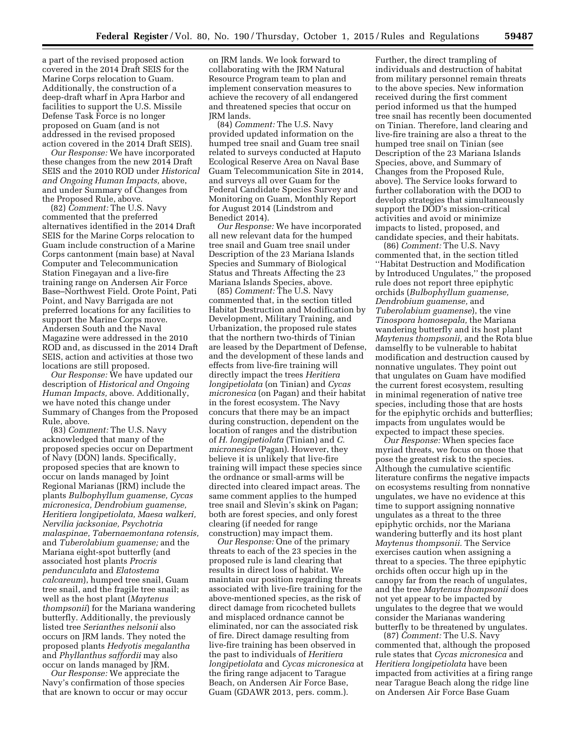a part of the revised proposed action covered in the 2014 Draft SEIS for the Marine Corps relocation to Guam. Additionally, the construction of a deep-draft wharf in Apra Harbor and facilities to support the U.S. Missile Defense Task Force is no longer proposed on Guam (and is not addressed in the revised proposed action covered in the 2014 Draft SEIS).

*Our Response:* We have incorporated these changes from the new 2014 Draft SEIS and the 2010 ROD under *Historical and Ongoing Human Impacts,* above, and under Summary of Changes from the Proposed Rule, above.

(82) *Comment:* The U.S. Navy commented that the preferred alternatives identified in the 2014 Draft SEIS for the Marine Corps relocation to Guam include construction of a Marine Corps cantonment (main base) at Naval Computer and Telecommunication Station Finegayan and a live-fire training range on Andersen Air Force Base–Northwest Field. Orote Point, Pati Point, and Navy Barrigada are not preferred locations for any facilities to support the Marine Corps move. Andersen South and the Naval Magazine were addressed in the 2010 ROD and, as discussed in the 2014 Draft SEIS, action and activities at those two locations are still proposed.

*Our Response:* We have updated our description of *Historical and Ongoing Human Impacts,* above. Additionally, we have noted this change under Summary of Changes from the Proposed Rule, above.

(83) *Comment:* The U.S. Navy acknowledged that many of the proposed species occur on Department of Navy (DON) lands. Specifically, proposed species that are known to occur on lands managed by Joint Regional Marianas (JRM) include the plants *Bulbophyllum guamense, Cycas micronesica, Dendrobium guamense, Heritiera longipetiolata, Maesa walkeri, Nervilia jacksoniae, Psychotria malaspinae, Tabernaemontana rotensis,* and *Tuberolabium guamense;* and the Mariana eight-spot butterfly (and associated host plants *Procris pendunculata* and *Elatostema calcareum*), humped tree snail, Guam tree snail, and the fragile tree snail; as well as the host plant (*Maytenus thompsonii*) for the Mariana wandering butterfly. Additionally, the previously listed tree *Serianthes nelsonii* also occurs on JRM lands. They noted the proposed plants *Hedyotis megalantha* and *Phyllanthus saffordii* may also occur on lands managed by JRM.

*Our Response:* We appreciate the Navy's confirmation of those species that are known to occur or may occur on JRM lands. We look forward to collaborating with the JRM Natural Resource Program team to plan and implement conservation measures to achieve the recovery of all endangered and threatened species that occur on JRM lands.

(84) *Comment:* The U.S. Navy provided updated information on the humped tree snail and Guam tree snail related to surveys conducted at Haputo Ecological Reserve Area on Naval Base Guam Telecommunication Site in 2014, and surveys all over Guam for the Federal Candidate Species Survey and Monitoring on Guam, Monthly Report for August 2014 (Lindstrom and Benedict 2014).

*Our Response:* We have incorporated all new relevant data for the humped tree snail and Guam tree snail under Description of the 23 Mariana Islands Species and Summary of Biological Status and Threats Affecting the 23 Mariana Islands Species, above.

(85) *Comment:* The U.S. Navy commented that, in the section titled Habitat Destruction and Modification by Development, Military Training, and Urbanization, the proposed rule states that the northern two-thirds of Tinian are leased by the Department of Defense, and the development of these lands and effects from live-fire training will directly impact the trees *Heritiera longipetiolata* (on Tinian) and *Cycas micronesica* (on Pagan) and their habitat in the forest ecosystem. The Navy concurs that there may be an impact during construction, dependent on the location of ranges and the distribution of *H. longipetiolata* (Tinian) and *C. micronesica* (Pagan). However, they believe it is unlikely that live-fire training will impact these species since the ordnance or small-arms will be directed into cleared impact areas. The same comment applies to the humped tree snail and Slevin's skink on Pagan; both are forest species, and only forest clearing (if needed for range construction) may impact them.

*Our Response:* One of the primary threats to each of the 23 species in the proposed rule is land clearing that results in direct loss of habitat. We maintain our position regarding threats associated with live-fire training for the above-mentioned species, as the risk of direct damage from ricocheted bullets and misplaced ordnance cannot be eliminated, nor can the associated risk of fire. Direct damage resulting from live-fire training has been observed in the past to individuals of *Heritiera longipetiolata* and *Cycas micronesica* at the firing range adjacent to Tarague Beach, on Andersen Air Force Base, Guam (GDAWR 2013, pers. comm.). Further, the direct trampling of individuals and destruction of habitat from military personnel remain threats to the above species. New information received during the first comment period informed us that the humped tree snail has recently been documented on Tinian. Therefore, land clearing and live-fire training are also a threat to the humped tree snail on Tinian (see Description of the 23 Mariana Islands Species, above, and Summary of Changes from the Proposed Rule, above). The Service looks forward to further collaboration with the DOD to develop strategies that simultaneously support the DOD's mission-critical activities and avoid or minimize impacts to listed, proposed, and candidate species, and their habitats.

(86) *Comment:* The U.S. Navy commented that, in the section titled "Habitat Destruction and Modification by Introduced Ungulates," the proposed rule does not report three epiphytic orchids (*Bulbophyllum guamense, Dendrobium guamense,* and *Tuberolabium guamense*), the vine *Tinospora homosepala,* the Mariana wandering butterfly and its host plant *Maytenus thompsonii,* and the Rota blue damselfly to be vulnerable to habitat modification and destruction caused by nonnative ungulates. They point out that ungulates on Guam have modified the current forest ecosystem, resulting in minimal regeneration of native tree species, including those that are hosts for the epiphytic orchids and butterflies; impacts from ungulates would be expected to impact these species.

*Our Response:* When species face myriad threats, we focus on those that pose the greatest risk to the species. Although the cumulative scientific literature confirms the negative impacts on ecosystems resulting from nonnative ungulates, we have no evidence at this time to support assigning nonnative ungulates as a threat to the three epiphytic orchids, nor the Mariana wandering butterfly and its host plant *Maytenus thompsonii.* The Service exercises caution when assigning a threat to a species. The three epiphytic orchids often occur high up in the canopy far from the reach of ungulates, and the tree *Maytenus thompsonii* does not yet appear to be impacted by ungulates to the degree that we would consider the Marianas wandering butterfly to be threatened by ungulates.

(87) *Comment:* The U.S. Navy commented that, although the proposed rule states that *Cycas micronesica* and *Heritiera longipetiolata* have been impacted from activities at a firing range near Tarague Beach along the ridge line on Andersen Air Force Base Guam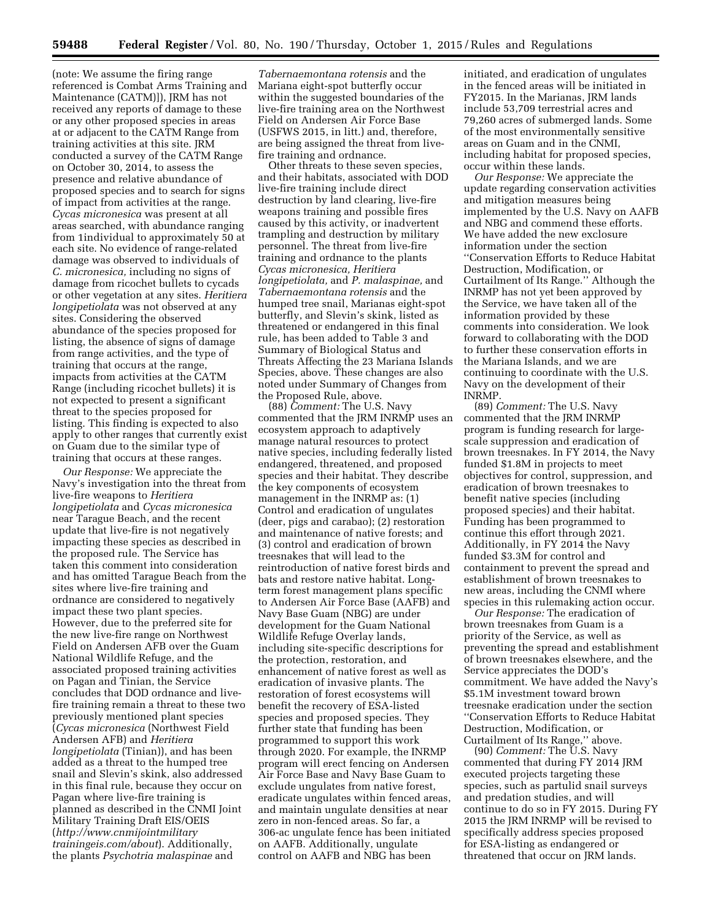(note: We assume the firing range referenced is Combat Arms Training and Maintenance (CATM)]), JRM has not received any reports of damage to these or any other proposed species in areas at or adjacent to the CATM Range from training activities at this site. JRM conducted a survey of the CATM Range on October 30, 2014, to assess the presence and relative abundance of proposed species and to search for signs of impact from activities at the range. *Cycas micronesica* was present at all areas searched, with abundance ranging from 1individual to approximately 50 at each site. No evidence of range-related damage was observed to individuals of *C. micronesica,* including no signs of damage from ricochet bullets to cycads or other vegetation at any sites. *Heritiera longipetiolata* was not observed at any sites. Considering the observed abundance of the species proposed for listing, the absence of signs of damage from range activities, and the type of training that occurs at the range, impacts from activities at the CATM Range (including ricochet bullets) it is not expected to present a significant threat to the species proposed for listing. This finding is expected to also apply to other ranges that currently exist on Guam due to the similar type of training that occurs at these ranges.

*Our Response:* We appreciate the Navy's investigation into the threat from live-fire weapons to *Heritiera longipetiolata* and *Cycas micronesica* near Tarague Beach, and the recent update that live-fire is not negatively impacting these species as described in the proposed rule. The Service has taken this comment into consideration and has omitted Tarague Beach from the sites where live-fire training and ordnance are considered to negatively impact these two plant species. However, due to the preferred site for the new live-fire range on Northwest Field on Andersen AFB over the Guam National Wildlife Refuge, and the associated proposed training activities on Pagan and Tinian, the Service concludes that DOD ordnance and live-fire training remain a threat to these two previously mentioned plant species (*Cycas micronesica* (Northwest Field Andersen AFB) and *Heritiera longipetiolata* (Tinian)), and has been added as a threat to the humped tree snail and Slevin's skink, also addressed in this final rule, because they occur on Pagan where live-fire training is planned as described in the CNMI Joint Military Training Draft EIS/OEIS (*http://www.cnmijointmilitary trainingeis.com/about*). Additionally, the plants *Psychotria malaspinae* and *Tabernaemontana rotensis* and the Mariana eight-spot butterfly occur within the suggested boundaries of the live-fire training area on the Northwest Field on Andersen Air Force Base (USFWS 2015, in litt.) and, therefore, are being assigned the threat from live-fire training and ordnance.

Other threats to these seven species, and their habitats, associated with DOD live-fire training include direct destruction by land clearing, live-fire weapons training and possible fires caused by this activity, or inadvertent trampling and destruction by military personnel. The threat from live-fire training and ordnance to the plants *Cycas micronesica, Heritiera longipetiolata,* and *P. malaspinae,* and *Tabernaemontana rotensis* and the humped tree snail, Marianas eight-spot butterfly, and Slevin's skink, listed as threatened or endangered in this final rule, has been added to Table 3 and Summary of Biological Status and Threats Affecting the 23 Mariana Islands Species, above. These changes are also noted under Summary of Changes from the Proposed Rule, above.

(88) *Comment:* The U.S. Navy commented that the JRM INRMP uses an ecosystem approach to adaptively manage natural resources to protect native species, including federally listed endangered, threatened, and proposed species and their habitat. They describe the key components of ecosystem management in the INRMP as: (1) Control and eradication of ungulates (deer, pigs and carabao); (2) restoration and maintenance of native forests; and (3) control and eradication of brown treesnakes that will lead to the reintroduction of native forest birds and bats and restore native habitat. Long-term forest management plans specific to Andersen Air Force Base (AAFB) and Navy Base Guam (NBG) are under development for the Guam National Wildlife Refuge Overlay lands, including site-specific descriptions for the protection, restoration, and enhancement of native forest as well as eradication of invasive plants. The restoration of forest ecosystems will benefit the recovery of ESA-listed species and proposed species. They further state that funding has been programmed to support this work through 2020. For example, the INRMP program will erect fencing on Andersen Air Force Base and Navy Base Guam to exclude ungulates from native forest, eradicate ungulates within fenced areas, and maintain ungulate densities at near zero in non-fenced areas. So far, a 306-ac ungulate fence has been initiated on AAFB. Additionally, ungulate control on AAFB and NBG has been initiated, and eradication of ungulates in the fenced areas will be initiated in FY2015. In the Marianas, JRM lands include 53,709 terrestrial acres and 79,260 acres of submerged lands. Some of the most environmentally sensitive areas on Guam and in the CNMI, including habitat for proposed species, occur within these lands.

*Our Response:* We appreciate the update regarding conservation activities and mitigation measures being implemented by the U.S. Navy on AAFB and NBG and commend these efforts. We have added the new exclosure information under the section ''Conservation Efforts to Reduce Habitat Destruction, Modification, or Curtailment of Its Range.'' Although the INRMP has not yet been approved by the Service, we have taken all of the information provided by these comments into consideration. We look forward to collaborating with the DOD to further these conservation efforts in the Mariana Islands, and we are continuing to coordinate with the U.S. Navy on the development of their INRMP.

(89) *Comment:* The U.S. Navy commented that the JRM INRMP program is funding research for large-scale suppression and eradication of brown treesnakes. In FY 2014, the Navy funded $1.8M in projects to meet objectives for control, suppression, and eradication of brown treesnakes to benefit native species (including proposed species) and their habitat. Funding has been programmed to continue this effort through 2021. Additionally, in FY 2014 the Navy funded $3.3M for control and containment to prevent the spread and establishment of brown treesnakes to new areas, including the CNMI where species in this rulemaking action occur.

*Our Response:* The eradication of brown treesnakes from Guam is a priority of the Service, as well as preventing the spread and establishment of brown treesnakes elsewhere, and the Service appreciates the DOD's commitment. We have added the Navy's $5.1M investment toward brown treesnake eradication under the section ''Conservation Efforts to Reduce Habitat Destruction, Modification, or Curtailment of Its Range,'' above.

(90) *Comment:* The U.S. Navy commented that during FY 2014 JRM executed projects targeting these species, such as partulid snail surveys and predation studies, and will continue to do so in FY 2015. During FY 2015 the JRM INRMP will be revised to specifically address species proposed for ESA-listing as endangered or threatened that occur on JRM lands.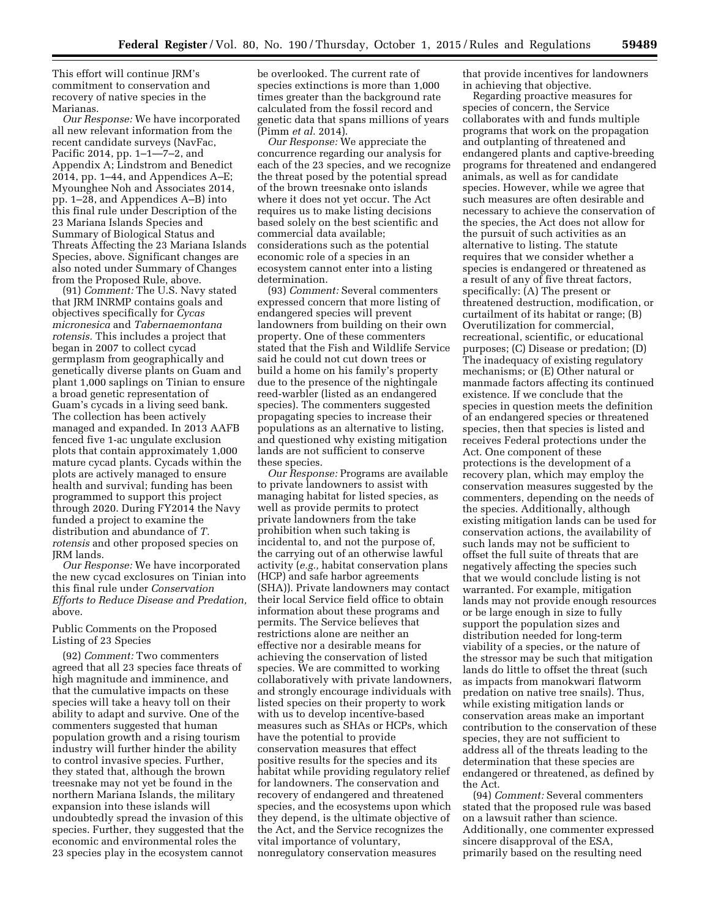This effort will continue JRM's commitment to conservation and recovery of native species in the Marianas.

*Our Response:* We have incorporated all new relevant information from the recent candidate surveys (NavFac, Pacific 2014, pp. 1–1—7–2, and Appendix A; Lindstrom and Benedict 2014, pp. 1–44, and Appendices A–E; Myounghee Noh and Associates 2014, pp. 1–28, and Appendices A–B) into this final rule under Description of the 23 Mariana Islands Species and Summary of Biological Status and Threats Affecting the 23 Mariana Islands Species, above. Significant changes are also noted under Summary of Changes from the Proposed Rule, above.

(91) *Comment:* The U.S. Navy stated that JRM INRMP contains goals and objectives specifically for *Cycas micronesica* and *Tabernaemontana rotensis.* This includes a project that began in 2007 to collect cycad germplasm from geographically and genetically diverse plants on Guam and plant 1,000 saplings on Tinian to ensure a broad genetic representation of Guam's cycads in a living seed bank. The collection has been actively managed and expanded. In 2013 AAFB fenced five 1-ac ungulate exclusion plots that contain approximately 1,000 mature cycad plants. Cycads within the plots are actively managed to ensure health and survival; funding has been programmed to support this project through 2020. During FY2014 the Navy funded a project to examine the distribution and abundance of *T. rotensis* and other proposed species on JRM lands.

*Our Response:* We have incorporated the new cycad exclosures on Tinian into this final rule under *Conservation Efforts to Reduce Disease and Predation,* above.

Public Comments on the Proposed Listing of 23 Species

(92) *Comment:* Two commenters agreed that all 23 species face threats of high magnitude and imminence, and that the cumulative impacts on these species will take a heavy toll on their ability to adapt and survive. One of the commenters suggested that human population growth and a rising tourism industry will further hinder the ability to control invasive species. Further, they stated that, although the brown treesnake may not yet be found in the northern Mariana Islands, the military expansion into these islands will undoubtedly spread the invasion of this species. Further, they suggested that the economic and environmental roles the 23 species play in the ecosystem cannot be overlooked. The current rate of species extinctions is more than 1,000 times greater than the background rate calculated from the fossil record and genetic data that spans millions of years (Pimm *et al.* 2014).

*Our Response:* We appreciate the concurrence regarding our analysis for each of the 23 species, and we recognize the threat posed by the potential spread of the brown treesnake onto islands where it does not yet occur. The Act requires us to make listing decisions based solely on the best scientific and commercial data available; considerations such as the potential economic role of a species in an ecosystem cannot enter into a listing determination.

(93) *Comment:* Several commenters expressed concern that more listing of endangered species will prevent landowners from building on their own property. One of these commenters stated that the Fish and Wildlife Service said he could not cut down trees or build a home on his family's property due to the presence of the nightingale reed-warbler (listed as an endangered species). The commenters suggested propagating species to increase their populations as an alternative to listing, and questioned why existing mitigation lands are not sufficient to conserve these species.

*Our Response:* Programs are available to private landowners to assist with managing habitat for listed species, as well as provide permits to protect private landowners from the take prohibition when such taking is incidental to, and not the purpose of, the carrying out of an otherwise lawful activity (*e.g.,* habitat conservation plans (HCP) and safe harbor agreements (SHA)). Private landowners may contact their local Service field office to obtain information about these programs and permits. The Service believes that restrictions alone are neither an effective nor a desirable means for achieving the conservation of listed species. We are committed to working collaboratively with private landowners, and strongly encourage individuals with listed species on their property to work with us to develop incentive-based measures such as SHAs or HCPs, which have the potential to provide conservation measures that effect positive results for the species and its habitat while providing regulatory relief for landowners. The conservation and recovery of endangered and threatened species, and the ecosystems upon which they depend, is the ultimate objective of the Act, and the Service recognizes the vital importance of voluntary, nonregulatory conservation measures that provide incentives for landowners in achieving that objective.

Regarding proactive measures for species of concern, the Service collaborates with and funds multiple programs that work on the propagation and outplanting of threatened and endangered plants and captive-breeding programs for threatened and endangered animals, as well as for candidate species. However, while we agree that such measures are often desirable and necessary to achieve the conservation of the species, the Act does not allow for the pursuit of such activities as an alternative to listing. The statute requires that we consider whether a species is endangered or threatened as a result of any of five threat factors, specifically: (A) The present or threatened destruction, modification, or curtailment of its habitat or range; (B) Overutilization for commercial, recreational, scientific, or educational purposes; (C) Disease or predation; (D) The inadequacy of existing regulatory mechanisms; or (E) Other natural or manmade factors affecting its continued existence. If we conclude that the species in question meets the definition of an endangered species or threatened species, then that species is listed and receives Federal protections under the Act. One component of these protections is the development of a recovery plan, which may employ the conservation measures suggested by the commenters, depending on the needs of the species. Additionally, although existing mitigation lands can be used for conservation actions, the availability of such lands may not be sufficient to offset the full suite of threats that are negatively affecting the species such that we would conclude listing is not warranted. For example, mitigation lands may not provide enough resources or be large enough in size to fully support the population sizes and distribution needed for long-term viability of a species, or the nature of the stressor may be such that mitigation lands do little to offset the threat (such as impacts from manokwari flatworm predation on native tree snails). Thus, while existing mitigation lands or conservation areas make an important contribution to the conservation of these species, they are not sufficient to address all of the threats leading to the determination that these species are endangered or threatened, as defined by the Act.

(94) *Comment:* Several commenters stated that the proposed rule was based on a lawsuit rather than science. Additionally, one commenter expressed sincere disapproval of the ESA, primarily based on the resulting need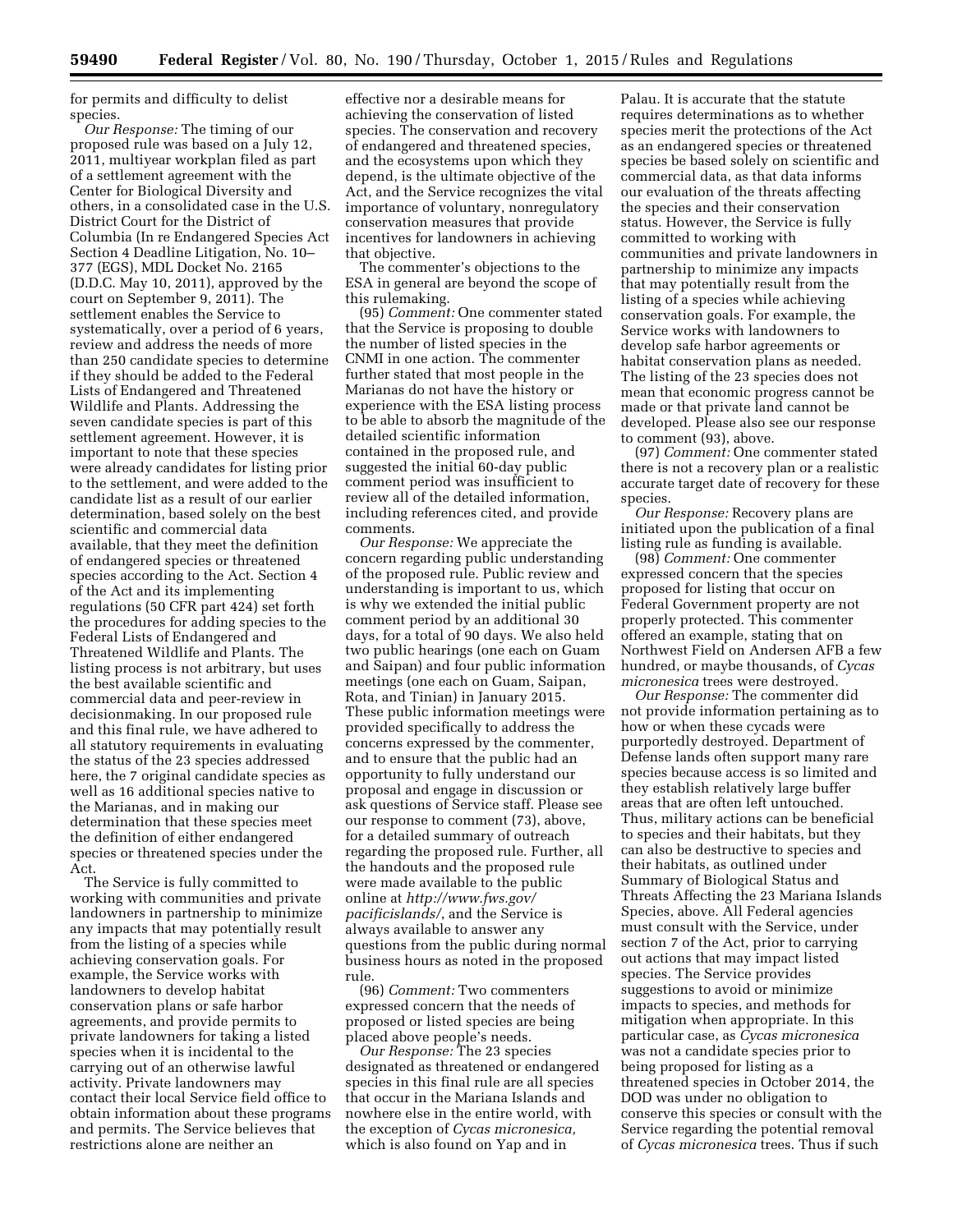for permits and difficulty to delist species.

*Our Response:* The timing of our proposed rule was based on a July 12, 2011, multiyear workplan filed as part of a settlement agreement with the Center for Biological Diversity and others, in a consolidated case in the U.S. District Court for the District of Columbia (In re Endangered Species Act Section 4 Deadline Litigation, No. 10–377 (EGS), MDL Docket No. 2165 (D.D.C. May 10, 2011), approved by the court on September 9, 2011). The settlement enables the Service to systematically, over a period of 6 years, review and address the needs of more than 250 candidate species to determine if they should be added to the Federal Lists of Endangered and Threatened Wildlife and Plants. Addressing the seven candidate species is part of this settlement agreement. However, it is important to note that these species were already candidates for listing prior to the settlement, and were added to the candidate list as a result of our earlier determination, based solely on the best scientific and commercial data available, that they meet the definition of endangered species or threatened species according to the Act. Section 4 of the Act and its implementing regulations (50 CFR part 424) set forth the procedures for adding species to the Federal Lists of Endangered and Threatened Wildlife and Plants. The listing process is not arbitrary, but uses the best available scientific and commercial data and peer-review in decisionmaking. In our proposed rule and this final rule, we have adhered to all statutory requirements in evaluating the status of the 23 species addressed here, the 7 original candidate species as well as 16 additional species native to the Marianas, and in making our determination that these species meet the definition of either endangered species or threatened species under the Act.

The Service is fully committed to working with communities and private landowners in partnership to minimize any impacts that may potentially result from the listing of a species while achieving conservation goals. For example, the Service works with landowners to develop habitat conservation plans or safe harbor agreements, and provide permits to private landowners for taking a listed species when it is incidental to the carrying out of an otherwise lawful activity. Private landowners may contact their local Service field office to obtain information about these programs and permits. The Service believes that restrictions alone are neither an effective nor a desirable means for achieving the conservation of listed species. The conservation and recovery of endangered and threatened species, and the ecosystems upon which they depend, is the ultimate objective of the Act, and the Service recognizes the vital importance of voluntary, nonregulatory conservation measures that provide incentives for landowners in achieving that objective.

The commenter's objections to the ESA in general are beyond the scope of this rulemaking.

(95) *Comment:* One commenter stated that the Service is proposing to double the number of listed species in the CNMI in one action. The commenter further stated that most people in the Marianas do not have the history or experience with the ESA listing process to be able to absorb the magnitude of the detailed scientific information contained in the proposed rule, and suggested the initial 60-day public comment period was insufficient to review all of the detailed information, including references cited, and provide comments.

*Our Response:* We appreciate the concern regarding public understanding of the proposed rule. Public review and understanding is important to us, which is why we extended the initial public comment period by an additional 30 days, for a total of 90 days. We also held two public hearings (one each on Guam and Saipan) and four public information meetings (one each on Guam, Saipan, Rota, and Tinian) in January 2015. These public information meetings were provided specifically to address the concerns expressed by the commenter, and to ensure that the public had an opportunity to fully understand our proposal and engage in discussion or ask questions of Service staff. Please see our response to comment (73), above, for a detailed summary of outreach regarding the proposed rule. Further, all the handouts and the proposed rule were made available to the public online at *http://www.fws.gov/pacificislands/*, and the Service is always available to answer any questions from the public during normal business hours as noted in the proposed rule.

(96) *Comment:* Two commenters expressed concern that the needs of proposed or listed species are being placed above people's needs.

*Our Response:* The 23 species designated as threatened or endangered species in this final rule are all species that occur in the Mariana Islands and nowhere else in the entire world, with the exception of *Cycas micronesica,* which is also found on Yap and in Palau. It is accurate that the statute requires determinations as to whether species merit the protections of the Act as an endangered species or threatened species be based solely on scientific and commercial data, as that data informs our evaluation of the threats affecting the species and their conservation status. However, the Service is fully committed to working with communities and private landowners in partnership to minimize any impacts that may potentially result from the listing of a species while achieving conservation goals. For example, the Service works with landowners to develop safe harbor agreements or habitat conservation plans as needed. The listing of the 23 species does not mean that economic progress cannot be made or that private land cannot be developed. Please also see our response to comment (93), above.

(97) *Comment:* One commenter stated there is not a recovery plan or a realistic accurate target date of recovery for these species.

*Our Response:* Recovery plans are initiated upon the publication of a final listing rule as funding is available.

(98) *Comment:* One commenter expressed concern that the species proposed for listing that occur on Federal Government property are not properly protected. This commenter offered an example, stating that on Northwest Field on Andersen AFB a few hundred, or maybe thousands, of *Cycas micronesica* trees were destroyed.

*Our Response:* The commenter did not provide information pertaining as to how or when these cycads were purportedly destroyed. Department of Defense lands often support many rare species because access is so limited and they establish relatively large buffer areas that are often left untouched. Thus, military actions can be beneficial to species and their habitats, but they can also be destructive to species and their habitats, as outlined under Summary of Biological Status and Threats Affecting the 23 Mariana Islands Species, above. All Federal agencies must consult with the Service, under section 7 of the Act, prior to carrying out actions that may impact listed species. The Service provides suggestions to avoid or minimize impacts to species, and methods for mitigation when appropriate. In this particular case, as *Cycas micronesica* was not a candidate species prior to being proposed for listing as a threatened species in October 2014, the DOD was under no obligation to conserve this species or consult with the Service regarding the potential removal of *Cycas micronesica* trees. Thus if such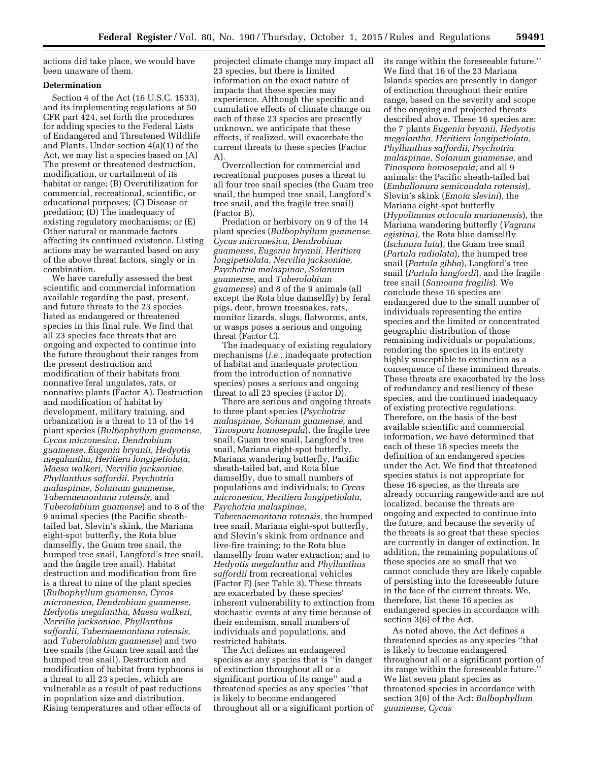actions did take place, we would have been unaware of them.

## Determination

Section 4 of the Act (16 U.S.C. 1533), and its implementing regulations at 50 CFR part 424, set forth the procedures for adding species to the Federal Lists of Endangered and Threatened Wildlife and Plants. Under section 4(a)(1) of the Act, we may list a species based on (A) The present or threatened destruction, modification, or curtailment of its habitat or range; (B) Overutilization for commercial, recreational, scientific, or educational purposes; (C) Disease or predation; (D) The inadequacy of existing regulatory mechanisms; or (E) Other natural or manmade factors affecting its continued existence. Listing actions may be warranted based on any of the above threat factors, singly or in combination.

We have carefully assessed the best scientific and commercial information available regarding the past, present, and future threats to the 23 species listed as endangered or threatened species in this final rule. We find that all 23 species face threats that are ongoing and expected to continue into the future throughout their ranges from the present destruction and modification of their habitats from nonnative feral ungulates, rats, or nonnative plants (Factor A). Destruction and modification of habitat by development, military training, and urbanization is a threat to 13 of the 14 plant species (*Bulbophyllum guamense, Cycas micronesica, Dendrobium guamense, Eugenia bryanii, Hedyotis megalantha, Heritiera longipetiolata, Maesa walkeri, Nervilia jacksoniae, Phyllanthus saffordii, Psychotria malaspinae, Solanum guamense, Tabernaemontana rotensis,* and *Tuberolabium guamense*) and to 8 of the 9 animal species (the Pacific sheath-tailed bat, Slevin's skink, the Mariana eight-spot butterfly, the Rota blue damselfly, the Guam tree snail, the humped tree snail, Langford's tree snail, and the fragile tree snail). Habitat destruction and modification from fire is a threat to nine of the plant species (*Bulbophyllum guamense, Cycas micronesica, Dendrobium guamense, Hedyotis megalantha, Maesa walkeri, Nervilia jacksoniae, Phyllanthus saffordii, Tabernaemontana rotensis,* and *Tuberolabium guamense*) and two tree snails (the Guam tree snail and the humped tree snail). Destruction and modification of habitat from typhoons is a threat to all 23 species, which are vulnerable as a result of past reductions in population size and distribution. Rising temperatures and other effects of projected climate change may impact all 23 species, but there is limited information on the exact nature of impacts that these species may experience. Although the specific and cumulative effects of climate change on each of these 23 species are presently unknown, we anticipate that these effects, if realized, will exacerbate the current threats to these species (Factor A).

Overcollection for commercial and recreational purposes poses a threat to all four tree snail species (the Guam tree snail, the humped tree snail, Langford's tree snail, and the fragile tree snail) (Factor B).

Predation or herbivory on 9 of the 14 plant species (*Bulbophyllum guamense, Cycas micronesica, Dendrobium guamense, Eugenia bryanii, Heritiera longipetiolata, Nervilia jacksoniae, Psychotria malaspinae, Solanum guamense,* and *Tuberolabium guamense*) and 8 of the 9 animals (all except the Rota blue damselfly) by feral pigs, deer, brown treesnakes, rats, monitor lizards, slugs, flatworms, ants, or wasps poses a serious and ongoing threat (Factor C).

The inadequacy of existing regulatory mechanisms (*i.e.,* inadequate protection of habitat and inadequate protection from the introduction of nonnative species) poses a serious and ongoing threat to all 23 species (Factor D).

There are serious and ongoing threats to three plant species (*Psychotria malaspinae, Solanum guamense,* and *Tinospora homosepala*), the fragile tree snail, Guam tree snail, Langford's tree snail, Mariana eight-spot butterfly, Mariana wandering butterfly, Pacific sheath-tailed bat, and Rota blue damselfly, due to small numbers of populations and individuals; to *Cycas micronesica, Heritiera longipetiolata, Psychotria malaspinae, Tabernaemontana rotensis,* the humped tree snail, Mariana eight-spot butterfly, and Slevin's skink from ordnance and live-fire training; to the Rota blue damselfly from water extraction; and to *Hedyotis megalantha* and *Phyllanthus saffordii* from recreational vehicles (Factor E) (see Table 3). These threats are exacerbated by these species' inherent vulnerability to extinction from stochastic events at any time because of their endemism, small numbers of individuals and populations, and restricted habitats.

The Act defines an endangered species as any species that is "in danger of extinction throughout all or a significant portion of its range" and a threatened species as any species "that is likely to become endangered throughout all or a significant portion of its range within the foreseeable future." We find that 16 of the 23 Mariana Islands species are presently in danger of extinction throughout their entire range, based on the severity and scope of the ongoing and projected threats described above. These 16 species are: the 7 plants *Eugenia bryanii, Hedyotis megalantha, Heritiera longipetiolata, Phyllanthus saffordii, Psychotria malaspinae, Solanum guamense,* and *Tinospora homosepala;* and all 9 animals: the Pacific sheath-tailed bat (*Emballonura semicaudata rotensis*), Slevin's skink (*Emoia slevini*), the Mariana eight-spot butterfly (*Hypolimnas octocula marianensis*), the Mariana wandering butterfly (*Vagrans egistina*), the Rota blue damselfly (*Ischnura luta*), the Guam tree snail (*Partula radiolata*), the humped tree snail (*Partula gibba*), Langford's tree snail (*Partula langfordi*), and the fragile tree snail (*Samoana fragilis*). We conclude these 16 species are endangered due to the small number of individuals representing the entire species and the limited or concentrated geographic distribution of those remaining individuals or populations, rendering the species in its entirety highly susceptible to extinction as a consequence of these imminent threats. These threats are exacerbated by the loss of redundancy and resiliency of these species, and the continued inadequacy of existing protective regulations. Therefore, on the basis of the best available scientific and commercial information, we have determined that each of these 16 species meets the definition of an endangered species under the Act. We find that threatened species status is not appropriate for these 16 species, as the threats are already occurring rangewide and are not localized, because the threats are ongoing and expected to continue into the future, and because the severity of the threats is so great that these species are currently in danger of extinction. In addition, the remaining populations of these species are so small that we cannot conclude they are likely capable of persisting into the foreseeable future in the face of the current threats. We, therefore, list these 16 species as endangered species in accordance with section 3(6) of the Act.

As noted above, the Act defines a threatened species as any species "that is likely to become endangered throughout all or a significant portion of its range within the foreseeable future." We list seven plant species as threatened species in accordance with section 3(6) of the Act: *Bulbophyllum guamense, Cycas*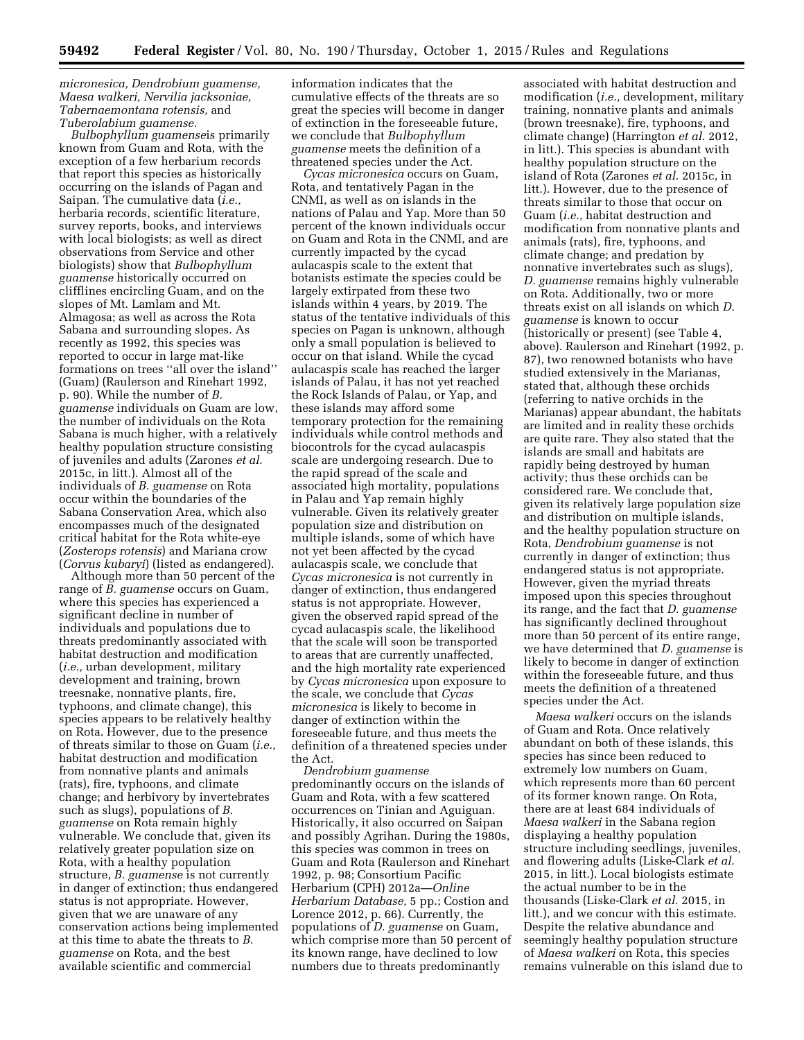*micronesica, Dendrobium guamense, Maesa walkeri, Nervilia jacksoniae, Tabernaemontana rotensis,* and *Tuberolabium guamense.*

*Bulbophyllum guamense*is primarily known from Guam and Rota, with the exception of a few herbarium records that report this species as historically occurring on the islands of Pagan and Saipan. The cumulative data (*i.e.,* herbaria records, scientific literature, survey reports, books, and interviews with local biologists; as well as direct observations from Service and other biologists) show that *Bulbophyllum guamense* historically occurred on clifflines encircling Guam, and on the slopes of Mt. Lamlam and Mt. Almagosa; as well as across the Rota Sabana and surrounding slopes. As recently as 1992, this species was reported to occur in large mat-like formations on trees ''all over the island'' (Guam) (Raulerson and Rinehart 1992, p. 90). While the number of *B. guamense* individuals on Guam are low, the number of individuals on the Rota Sabana is much higher, with a relatively healthy population structure consisting of juveniles and adults (Zarones *et al.* 2015c, in litt.). Almost all of the individuals of *B. guamense* on Rota occur within the boundaries of the Sabana Conservation Area, which also encompasses much of the designated critical habitat for the Rota white-eye (*Zosterops rotensis*) and Mariana crow (*Corvus kubaryi*) (listed as endangered).

Although more than 50 percent of the range of *B. guamense* occurs on Guam, where this species has experienced a significant decline in number of individuals and populations due to threats predominantly associated with habitat destruction and modification (*i.e.,* urban development, military development and training, brown treesnake, nonnative plants, fire, typhoons, and climate change), this species appears to be relatively healthy on Rota. However, due to the presence of threats similar to those on Guam (*i.e.,* habitat destruction and modification from nonnative plants and animals (rats), fire, typhoons, and climate change; and herbivory by invertebrates such as slugs), populations of *B. guamense* on Rota remain highly vulnerable. We conclude that, given its relatively greater population size on Rota, with a healthy population structure, *B. guamense* is not currently in danger of extinction; thus endangered status is not appropriate. However, given that we are unaware of any conservation actions being implemented at this time to abate the threats to *B. guamense* on Rota, and the best available scientific and commercial information indicates that the cumulative effects of the threats are so great the species will become in danger of extinction in the foreseeable future, we conclude that *Bulbophyllum guamense* meets the definition of a threatened species under the Act.

*Cycas micronesica* occurs on Guam, Rota, and tentatively Pagan in the CNMI, as well as on islands in the nations of Palau and Yap. More than 50 percent of the known individuals occur on Guam and Rota in the CNMI, and are currently impacted by the cycad aulacaspis scale to the extent that botanists estimate the species could be largely extirpated from these two islands within 4 years, by 2019. The status of the tentative individuals of this species on Pagan is unknown, although only a small population is believed to occur on that island. While the cycad aulacaspis scale has reached the larger islands of Palau, it has not yet reached the Rock Islands of Palau, or Yap, and these islands may afford some temporary protection for the remaining individuals while control methods and biocontrols for the cycad aulacaspis scale are undergoing research. Due to the rapid spread of the scale and associated high mortality, populations in Palau and Yap remain highly vulnerable. Given its relatively greater population size and distribution on multiple islands, some of which have not yet been affected by the cycad aulacaspis scale, we conclude that *Cycas micronesica* is not currently in danger of extinction, thus endangered status is not appropriate. However, given the observed rapid spread of the cycad aulacaspis scale, the likelihood that the scale will soon be transported to areas that are currently unaffected, and the high mortality rate experienced by *Cycas micronesica* upon exposure to the scale, we conclude that *Cycas micronesica* is likely to become in danger of extinction within the foreseeable future, and thus meets the definition of a threatened species under the Act.

*Dendrobium guamense* predominantly occurs on the islands of Guam and Rota, with a few scattered occurrences on Tinian and Aguiguan. Historically, it also occurred on Saipan and possibly Agrihan. During the 1980s, this species was common in trees on Guam and Rota (Raulerson and Rinehart 1992, p. 98; Consortium Pacific Herbarium (CPH) 2012a—*Online Herbarium Database,* 5 pp.; Costion and Lorence 2012, p. 66). Currently, the populations of *D. guamense* on Guam, which comprise more than 50 percent of its known range, have declined to low numbers due to threats predominantly associated with habitat destruction and modification (*i.e.,* development, military training, nonnative plants and animals (brown treesnake), fire, typhoons, and climate change) (Harrington *et al.* 2012, in litt.). This species is abundant with healthy population structure on the island of Rota (Zarones *et al.* 2015c, in litt.). However, due to the presence of threats similar to those that occur on Guam (*i.e.,* habitat destruction and modification from nonnative plants and animals (rats), fire, typhoons, and climate change; and predation by nonnative invertebrates such as slugs), *D. guamense* remains highly vulnerable on Rota. Additionally, two or more threats exist on all islands on which *D. guamense* is known to occur (historically or present) (see Table 4, above). Raulerson and Rinehart (1992, p. 87), two renowned botanists who have studied extensively in the Marianas, stated that, although these orchids (referring to native orchids in the Marianas) appear abundant, the habitats are limited and in reality these orchids are quite rare. They also stated that the islands are small and habitats are rapidly being destroyed by human activity; thus these orchids can be considered rare. We conclude that, given its relatively large population size and distribution on multiple islands, and the healthy population structure on Rota, *Dendrobium guamense* is not currently in danger of extinction; thus endangered status is not appropriate. However, given the myriad threats imposed upon this species throughout its range, and the fact that *D. guamense* has significantly declined throughout more than 50 percent of its entire range, we have determined that *D. guamense* is likely to become in danger of extinction within the foreseeable future, and thus meets the definition of a threatened species under the Act.

*Maesa walkeri* occurs on the islands of Guam and Rota. Once relatively abundant on both of these islands, this species has since been reduced to extremely low numbers on Guam, which represents more than 60 percent of its former known range. On Rota, there are at least 684 individuals of *Maesa walkeri* in the Sabana region displaying a healthy population structure including seedlings, juveniles, and flowering adults (Liske-Clark *et al.* 2015, in litt.). Local biologists estimate the actual number to be in the thousands (Liske-Clark *et al.* 2015, in litt.), and we concur with this estimate. Despite the relative abundance and seemingly healthy population structure of *Maesa walkeri* on Rota, this species remains vulnerable on this island due to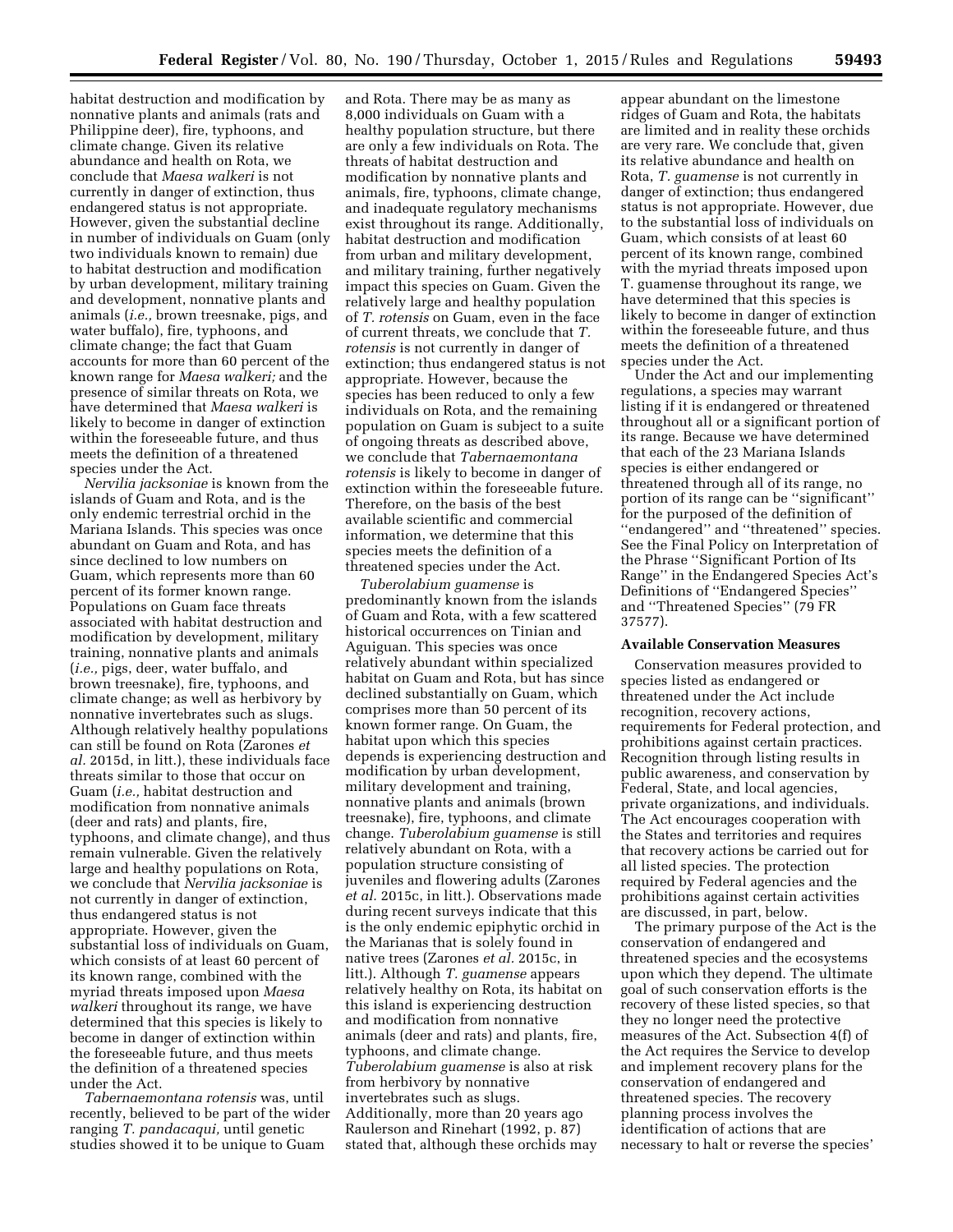habitat destruction and modification by nonnative plants and animals (rats and Philippine deer), fire, typhoons, and climate change. Given its relative abundance and health on Rota, we conclude that *Maesa walkeri* is not currently in danger of extinction, thus endangered status is not appropriate. However, given the substantial decline in number of individuals on Guam (only two individuals known to remain) due to habitat destruction and modification by urban development, military training and development, nonnative plants and animals (*i.e.,* brown treesnake, pigs, and water buffalo), fire, typhoons, and climate change; the fact that Guam accounts for more than 60 percent of the known range for *Maesa walkeri;* and the presence of similar threats on Rota, we have determined that *Maesa walkeri* is likely to become in danger of extinction within the foreseeable future, and thus meets the definition of a threatened species under the Act.

*Nervilia jacksoniae* is known from the islands of Guam and Rota, and is the only endemic terrestrial orchid in the Mariana Islands. This species was once abundant on Guam and Rota, and has since declined to low numbers on Guam, which represents more than 60 percent of its former known range. Populations on Guam face threats associated with habitat destruction and modification by development, military training, nonnative plants and animals (*i.e.,* pigs, deer, water buffalo, and brown treesnake), fire, typhoons, and climate change; as well as herbivory by nonnative invertebrates such as slugs. Although relatively healthy populations can still be found on Rota (Zarones *et al.* 2015d, in litt.), these individuals face threats similar to those that occur on Guam (*i.e.,* habitat destruction and modification from nonnative animals (deer and rats) and plants, fire, typhoons, and climate change), and thus remain vulnerable. Given the relatively large and healthy populations on Rota, we conclude that *Nervilia jacksoniae* is not currently in danger of extinction, thus endangered status is not appropriate. However, given the substantial loss of individuals on Guam, which consists of at least 60 percent of its known range, combined with the myriad threats imposed upon *Maesa walkeri* throughout its range, we have determined that this species is likely to become in danger of extinction within the foreseeable future, and thus meets the definition of a threatened species under the Act.

*Tabernaemontana rotensis* was, until recently, believed to be part of the wider ranging *T. pandacaqui,* until genetic studies showed it to be unique to Guam and Rota. There may be as many as 8,000 individuals on Guam with a healthy population structure, but there are only a few individuals on Rota. The threats of habitat destruction and modification by nonnative plants and animals, fire, typhoons, climate change, and inadequate regulatory mechanisms exist throughout its range. Additionally, habitat destruction and modification from urban and military development, and military training, further negatively impact this species on Guam. Given the relatively large and healthy population of *T. rotensis* on Guam, even in the face of current threats, we conclude that *T. rotensis* is not currently in danger of extinction; thus endangered status is not appropriate. However, because the species has been reduced to only a few individuals on Rota, and the remaining population on Guam is subject to a suite of ongoing threats as described above, we conclude that *Tabernaemontana rotensis* is likely to become in danger of extinction within the foreseeable future. Therefore, on the basis of the best available scientific and commercial information, we determine that this species meets the definition of a threatened species under the Act.

*Tuberolabium guamense* is predominantly known from the islands of Guam and Rota, with a few scattered historical occurrences on Tinian and Aguiguan. This species was once relatively abundant within specialized habitat on Guam and Rota, but has since declined substantially on Guam, which comprises more than 50 percent of its known former range. On Guam, the habitat upon which this species depends is experiencing destruction and modification by urban development, military development and training, nonnative plants and animals (brown treesnake), fire, typhoons, and climate change. *Tuberolabium guamense* is still relatively abundant on Rota, with a population structure consisting of juveniles and flowering adults (Zarones *et al.* 2015c, in litt.). Observations made during recent surveys indicate that this is the only endemic epiphytic orchid in the Marianas that is solely found in native trees (Zarones *et al.* 2015c, in litt.). Although *T. guamense* appears relatively healthy on Rota, its habitat on this island is experiencing destruction and modification from nonnative animals (deer and rats) and plants, fire, typhoons, and climate change. *Tuberolabium guamense* is also at risk from herbivory by nonnative invertebrates such as slugs. Additionally, more than 20 years ago Raulerson and Rinehart (1992, p. 87) stated that, although these orchids may appear abundant on the limestone ridges of Guam and Rota, the habitats are limited and in reality these orchids are very rare. We conclude that, given its relative abundance and health on Rota, *T. guamense* is not currently in danger of extinction; thus endangered status is not appropriate. However, due to the substantial loss of individuals on Guam, which consists of at least 60 percent of its known range, combined with the myriad threats imposed upon T. guamense throughout its range, we have determined that this species is likely to become in danger of extinction within the foreseeable future, and thus meets the definition of a threatened species under the Act.

Under the Act and our implementing regulations, a species may warrant listing if it is endangered or threatened throughout all or a significant portion of its range. Because we have determined that each of the 23 Mariana Islands species is either endangered or threatened through all of its range, no portion of its range can be ''significant'' for the purposed of the definition of ''endangered'' and ''threatened'' species. See the Final Policy on Interpretation of the Phrase ''Significant Portion of Its Range'' in the Endangered Species Act's Definitions of ''Endangered Species'' and ''Threatened Species'' (79 FR 37577).

**Available Conservation Measures**

Conservation measures provided to species listed as endangered or threatened under the Act include recognition, recovery actions, requirements for Federal protection, and prohibitions against certain practices. Recognition through listing results in public awareness, and conservation by Federal, State, and local agencies, private organizations, and individuals. The Act encourages cooperation with the States and territories and requires that recovery actions be carried out for all listed species. The protection required by Federal agencies and the prohibitions against certain activities are discussed, in part, below.

The primary purpose of the Act is the conservation of endangered and threatened species and the ecosystems upon which they depend. The ultimate goal of such conservation efforts is the recovery of these listed species, so that they no longer need the protective measures of the Act. Subsection 4(f) of the Act requires the Service to develop and implement recovery plans for the conservation of endangered and threatened species. The recovery planning process involves the identification of actions that are necessary to halt or reverse the species'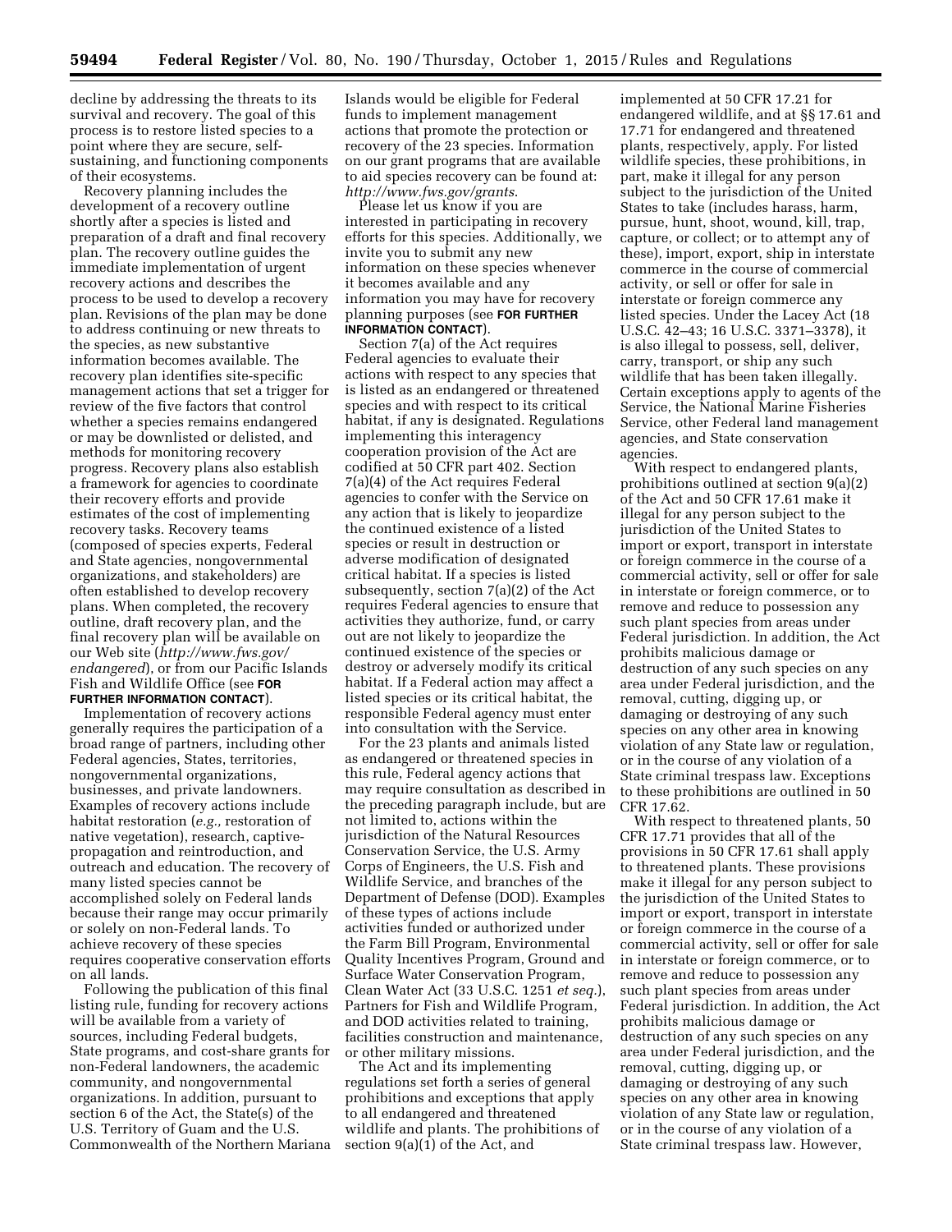decline by addressing the threats to its survival and recovery. The goal of this process is to restore listed species to a point where they are secure, self-sustaining, and functioning components of their ecosystems.

Recovery planning includes the development of a recovery outline shortly after a species is listed and preparation of a draft and final recovery plan. The recovery outline guides the immediate implementation of urgent recovery actions and describes the process to be used to develop a recovery plan. Revisions of the plan may be done to address continuing or new threats to the species, as new substantive information becomes available. The recovery plan identifies site-specific management actions that set a trigger for review of the five factors that control whether a species remains endangered or may be downlisted or delisted, and methods for monitoring recovery progress. Recovery plans also establish a framework for agencies to coordinate their recovery efforts and provide estimates of the cost of implementing recovery tasks. Recovery teams (composed of species experts, Federal and State agencies, nongovernmental organizations, and stakeholders) are often established to develop recovery plans. When completed, the recovery outline, draft recovery plan, and the final recovery plan will be available on our Web site (*http://www.fws.gov/endangered*), or from our Pacific Islands Fish and Wildlife Office (see **FOR FURTHER INFORMATION CONTACT**).

Implementation of recovery actions generally requires the participation of a broad range of partners, including other Federal agencies, States, territories, nongovernmental organizations, businesses, and private landowners. Examples of recovery actions include habitat restoration (*e.g.,* restoration of native vegetation), research, captive-propagation and reintroduction, and outreach and education. The recovery of many listed species cannot be accomplished solely on Federal lands because their range may occur primarily or solely on non-Federal lands. To achieve recovery of these species requires cooperative conservation efforts on all lands.

Following the publication of this final listing rule, funding for recovery actions will be available from a variety of sources, including Federal budgets, State programs, and cost-share grants for non-Federal landowners, the academic community, and nongovernmental organizations. In addition, pursuant to section 6 of the Act, the State(s) of the U.S. Territory of Guam and the U.S. Commonwealth of the Northern Mariana Islands would be eligible for Federal funds to implement management actions that promote the protection or recovery of the 23 species. Information on our grant programs that are available to aid species recovery can be found at: *http://www.fws.gov/grants*.

Please let us know if you are interested in participating in recovery efforts for this species. Additionally, we invite you to submit any new information on these species whenever it becomes available and any information you may have for recovery planning purposes (see **FOR FURTHER INFORMATION CONTACT**).

Section 7(a) of the Act requires Federal agencies to evaluate their actions with respect to any species that is listed as an endangered or threatened species and with respect to its critical habitat, if any is designated. Regulations implementing this interagency cooperation provision of the Act are codified at 50 CFR part 402. Section 7(a)(4) of the Act requires Federal agencies to confer with the Service on any action that is likely to jeopardize the continued existence of a listed species or result in destruction or adverse modification of designated critical habitat. If a species is listed subsequently, section 7(a)(2) of the Act requires Federal agencies to ensure that activities they authorize, fund, or carry out are not likely to jeopardize the continued existence of the species or destroy or adversely modify its critical habitat. If a Federal action may affect a listed species or its critical habitat, the responsible Federal agency must enter into consultation with the Service.

For the 23 plants and animals listed as endangered or threatened species in this rule, Federal agency actions that may require consultation as described in the preceding paragraph include, but are not limited to, actions within the jurisdiction of the Natural Resources Conservation Service, the U.S. Army Corps of Engineers, the U.S. Fish and Wildlife Service, and branches of the Department of Defense (DOD). Examples of these types of actions include activities funded or authorized under the Farm Bill Program, Environmental Quality Incentives Program, Ground and Surface Water Conservation Program, Clean Water Act (33 U.S.C. 1251 *et seq.*), Partners for Fish and Wildlife Program, and DOD activities related to training, facilities construction and maintenance, or other military missions.

The Act and its implementing regulations set forth a series of general prohibitions and exceptions that apply to all endangered and threatened wildlife and plants. The prohibitions of section 9(a)(1) of the Act, and implemented at 50 CFR 17.21 for endangered wildlife, and at §§ 17.61 and 17.71 for endangered and threatened plants, respectively, apply. For listed wildlife species, these prohibitions, in part, make it illegal for any person subject to the jurisdiction of the United States to take (includes harass, harm, pursue, hunt, shoot, wound, kill, trap, capture, or collect; or to attempt any of these), import, export, ship in interstate commerce in the course of commercial activity, or sell or offer for sale in interstate or foreign commerce any listed species. Under the Lacey Act (18 U.S.C. 42–43; 16 U.S.C. 3371–3378), it is also illegal to possess, sell, deliver, carry, transport, or ship any such wildlife that has been taken illegally. Certain exceptions apply to agents of the Service, the National Marine Fisheries Service, other Federal land management agencies, and State conservation agencies.

With respect to endangered plants, prohibitions outlined at section 9(a)(2) of the Act and 50 CFR 17.61 make it illegal for any person subject to the jurisdiction of the United States to import or export, transport in interstate or foreign commerce in the course of a commercial activity, sell or offer for sale in interstate or foreign commerce, or to remove and reduce to possession any such plant species from areas under Federal jurisdiction. In addition, the Act prohibits malicious damage or destruction of any such species on any area under Federal jurisdiction, and the removal, cutting, digging up, or damaging or destroying of any such species on any other area in knowing violation of any State law or regulation, or in the course of any violation of a State criminal trespass law. Exceptions to these prohibitions are outlined in 50 CFR 17.62.

With respect to threatened plants, 50 CFR 17.71 provides that all of the provisions in 50 CFR 17.61 shall apply to threatened plants. These provisions make it illegal for any person subject to the jurisdiction of the United States to import or export, transport in interstate or foreign commerce in the course of a commercial activity, sell or offer for sale in interstate or foreign commerce, or to remove and reduce to possession any such plant species from areas under Federal jurisdiction. In addition, the Act prohibits malicious damage or destruction of any such species on any area under Federal jurisdiction, and the removal, cutting, digging up, or damaging or destroying of any such species on any other area in knowing violation of any State law or regulation, or in the course of any violation of a State criminal trespass law. However,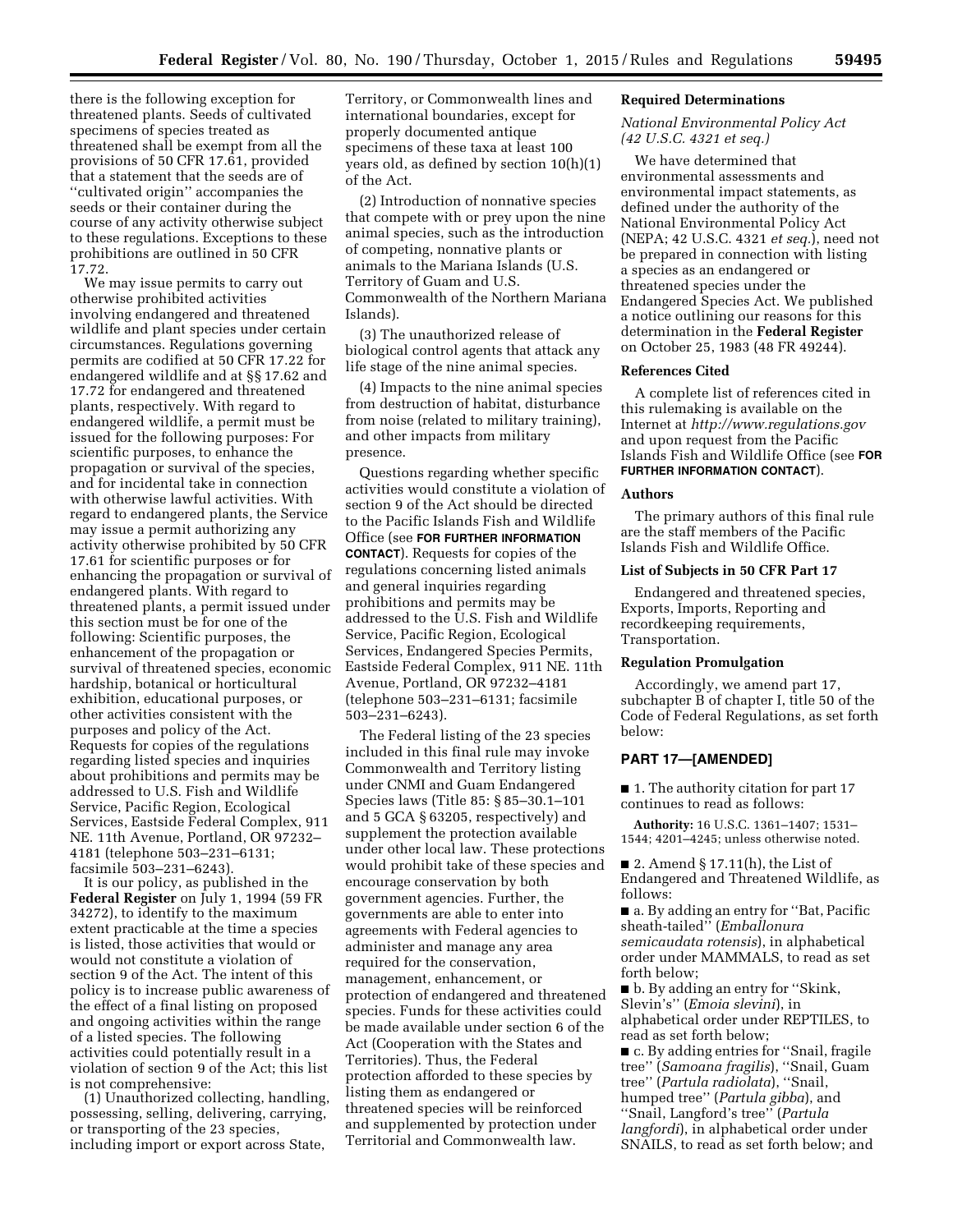there is the following exception for threatened plants. Seeds of cultivated specimens of species treated as threatened shall be exempt from all the provisions of 50 CFR 17.61, provided that a statement that the seeds are of ''cultivated origin'' accompanies the seeds or their container during the course of any activity otherwise subject to these regulations. Exceptions to these prohibitions are outlined in 50 CFR 17.72.

We may issue permits to carry out otherwise prohibited activities involving endangered and threatened wildlife and plant species under certain circumstances. Regulations governing permits are codified at 50 CFR 17.22 for endangered wildlife and at §§ 17.62 and 17.72 for endangered and threatened plants, respectively. With regard to endangered wildlife, a permit must be issued for the following purposes: For scientific purposes, to enhance the propagation or survival of the species, and for incidental take in connection with otherwise lawful activities. With regard to endangered plants, the Service may issue a permit authorizing any activity otherwise prohibited by 50 CFR 17.61 for scientific purposes or for enhancing the propagation or survival of endangered plants. With regard to threatened plants, a permit issued under this section must be for one of the following: Scientific purposes, the enhancement of the propagation or survival of threatened species, economic hardship, botanical or horticultural exhibition, educational purposes, or other activities consistent with the purposes and policy of the Act. Requests for copies of the regulations regarding listed species and inquiries about prohibitions and permits may be addressed to U.S. Fish and Wildlife Service, Pacific Region, Ecological Services, Eastside Federal Complex, 911 NE. 11th Avenue, Portland, OR 97232–4181 (telephone 503–231–6131; facsimile 503–231–6243).

It is our policy, as published in the **Federal Register** on July 1, 1994 (59 FR 34272), to identify to the maximum extent practicable at the time a species is listed, those activities that would or would not constitute a violation of section 9 of the Act. The intent of this policy is to increase public awareness of the effect of a final listing on proposed and ongoing activities within the range of a listed species. The following activities could potentially result in a violation of section 9 of the Act; this list is not comprehensive:

(1) Unauthorized collecting, handling, possessing, selling, delivering, carrying, or transporting of the 23 species, including import or export across State, Territory, or Commonwealth lines and international boundaries, except for properly documented antique specimens of these taxa at least 100 years old, as defined by section 10(h)(1) of the Act.

(2) Introduction of nonnative species that compete with or prey upon the nine animal species, such as the introduction of competing, nonnative plants or animals to the Mariana Islands (U.S. Territory of Guam and U.S. Commonwealth of the Northern Mariana Islands).

(3) The unauthorized release of biological control agents that attack any life stage of the nine animal species.

(4) Impacts to the nine animal species from destruction of habitat, disturbance from noise (related to military training), and other impacts from military presence.

Questions regarding whether specific activities would constitute a violation of section 9 of the Act should be directed to the Pacific Islands Fish and Wildlife Office (see **FOR FURTHER INFORMATION CONTACT**). Requests for copies of the regulations concerning listed animals and general inquiries regarding prohibitions and permits may be addressed to the U.S. Fish and Wildlife Service, Pacific Region, Ecological Services, Endangered Species Permits, Eastside Federal Complex, 911 NE. 11th Avenue, Portland, OR 97232–4181 (telephone 503–231–6131; facsimile 503–231–6243).

The Federal listing of the 23 species included in this final rule may invoke Commonwealth and Territory listing under CNMI and Guam Endangered Species laws (Title 85: § 85–30.1–101 and 5 GCA § 63205, respectively) and supplement the protection available under other local law. These protections would prohibit take of these species and encourage conservation by both government agencies. Further, the governments are able to enter into agreements with Federal agencies to administer and manage any area required for the conservation, management, enhancement, or protection of endangered and threatened species. Funds for these activities could be made available under section 6 of the Act (Cooperation with the States and Territories). Thus, the Federal protection afforded to these species by listing them as endangered or threatened species will be reinforced and supplemented by protection under Territorial and Commonwealth law.

### Required Determinations

*National Environmental Policy Act (42 U.S.C. 4321 et seq.)*

We have determined that environmental assessments and environmental impact statements, as defined under the authority of the National Environmental Policy Act (NEPA; 42 U.S.C. 4321 *et seq.*), need not be prepared in connection with listing a species as an endangered or threatened species under the Endangered Species Act. We published a notice outlining our reasons for this determination in the **Federal Register** on October 25, 1983 (48 FR 49244).

### References Cited

A complete list of references cited in this rulemaking is available on the Internet at *http://www.regulations.gov* and upon request from the Pacific Islands Fish and Wildlife Office (see **FOR FURTHER INFORMATION CONTACT**).

### Authors

The primary authors of this final rule are the staff members of the Pacific Islands Fish and Wildlife Office.

### List of Subjects in 50 CFR Part 17

Endangered and threatened species, Exports, Imports, Reporting and recordkeeping requirements, Transportation.

### Regulation Promulgation

Accordingly, we amend part 17, subchapter B of chapter I, title 50 of the Code of Federal Regulations, as set forth below:

## PART 17—[AMENDED]

■ 1. The authority citation for part 17 continues to read as follows:

**Authority:** 16 U.S.C. 1361–1407; 1531–1544; 4201–4245; unless otherwise noted.

■ 2. Amend § 17.11(h), the List of Endangered and Threatened Wildlife, as follows:

■ a. By adding an entry for ''Bat, Pacific sheath-tailed'' (*Emballonura semicaudata rotensis*), in alphabetical order under MAMMALS, to read as set forth below;

■ b. By adding an entry for ''Skink, Slevin's'' (*Emoia slevini*), in alphabetical order under REPTILES, to read as set forth below;

■ c. By adding entries for ''Snail, fragile tree'' (*Samoana fragilis*), ''Snail, Guam tree'' (*Partula radiolata*), ''Snail, humped tree'' (*Partula gibba*), and ''Snail, Langford's tree'' (*Partula langfordi*), in alphabetical order under SNAILS, to read as set forth below; and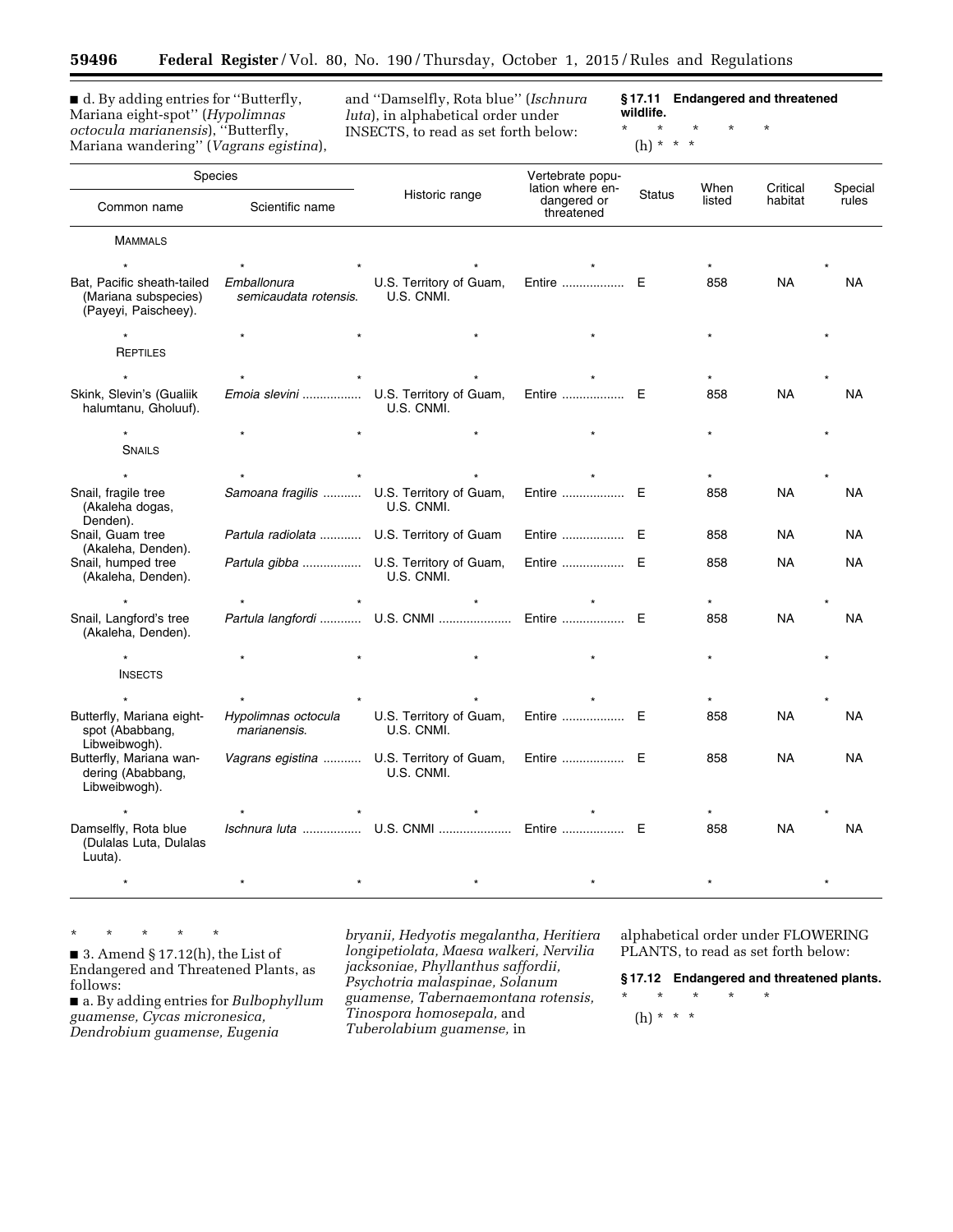■ d. By adding entries for "Butterfly, Mariana eight-spot" (*Hypolimnas octocula marianensis*), "Butterfly, Mariana wandering" (*Vagrans egistina*), and "Damselfly, Rota blue" (*Ischnura luta*), in alphabetical order under INSECTS, to read as set forth below:

**§ 17.11 Endangered and threatened wildlife.**

\* \* \* \* \*

(h) \* \* \*

| Species | | Historic range | Vertebrate population where endangered or threatened | Status | When listed | Critical habitat | Special rules |
|---|---|---|---|---|---|---|---|
| Common name | Scientific name | | | | | | |
| MAMMALS | | | | | | | |
| * | * | * | * | * | * | | * |
| Bat, Pacific sheath-tailed (Mariana subspecies) (Payeyi, Paischeey). | *Emballonura semicaudata rotensis.* | U.S. Territory of Guam, U.S. CNMI. | Entire | E | 858 | NA | NA |
| * | * | * | * | * | * | | * |
| REPTILES | | | | | | | |
| * | * | * | * | * | * | | * |
| Skink, Slevin's (Gualiik halumtanu, Gholuuf). | *Emoia slevini* | U.S. Territory of Guam, U.S. CNMI. | Entire | E | 858 | NA | NA |
| * | * | * | * | * | * | | * |
| SNAILS | | | | | | | |
| * | * | * | * | * | * | | * |
| Snail, fragile tree (Akaleha dogas, Denden). | *Samoana fragilis* | U.S. Territory of Guam, U.S. CNMI. | Entire | E | 858 | NA | NA |
| Snail, Guam tree (Akaleha, Denden). | *Partula radiolata* | U.S. Territory of Guam | Entire | E | 858 | NA | NA |
| Snail, humped tree (Akaleha, Denden). | *Partula gibba* | U.S. Territory of Guam, U.S. CNMI. | Entire | E | 858 | NA | NA |
| * | * | * | * | * | * | | * |
| Snail, Langford's tree (Akaleha, Denden). | *Partula langfordi* | U.S. CNMI | Entire | E | 858 | NA | NA |
| * | * | * | * | * | * | | * |
| INSECTS | | | | | | | |
| * | * | * | * | * | * | | * |
| Butterfly, Mariana eight-spot (Ababbang, Libweibwogh). | *Hypolimnas octocula marianensis.* | U.S. Territory of Guam, U.S. CNMI. | Entire | E | 858 | NA | NA |
| Butterfly, Mariana wandering (Ababbang, Libweibwogh). | *Vagrans egistina* | U.S. Territory of Guam, U.S. CNMI. | Entire | E | 858 | NA | NA |
| * | * | * | * | * | * | | * |
| Damselfly, Rota blue (Dulalas Luta, Dulalas Luuta). | *Ischnura luta* | U.S. CNMI | Entire | E | 858 | NA | NA |
| * | * | * | * | * | * | | * |

\* \* \* \* \*

■ 3. Amend § 17.12(h), the List of Endangered and Threatened Plants, as follows:

■ a. By adding entries for *Bulbophyllum guamense, Cycas micronesica, Dendrobium guamense, Eugenia bryanii, Hedyotis megalantha, Heritiera longipetiolata, Maesa walkeri, Nervilia jacksoniae, Phyllanthus saffordii, Psychotria malaspinae, Solanum guamense, Tabernaemontana rotensis, Tinospora homosepala,* and *Tuberolabium guamense,* in alphabetical order under FLOWERING PLANTS, to read as set forth below:

**§ 17.12 Endangered and threatened plants.**

\* \* \* \* \*

(h) \* \* \*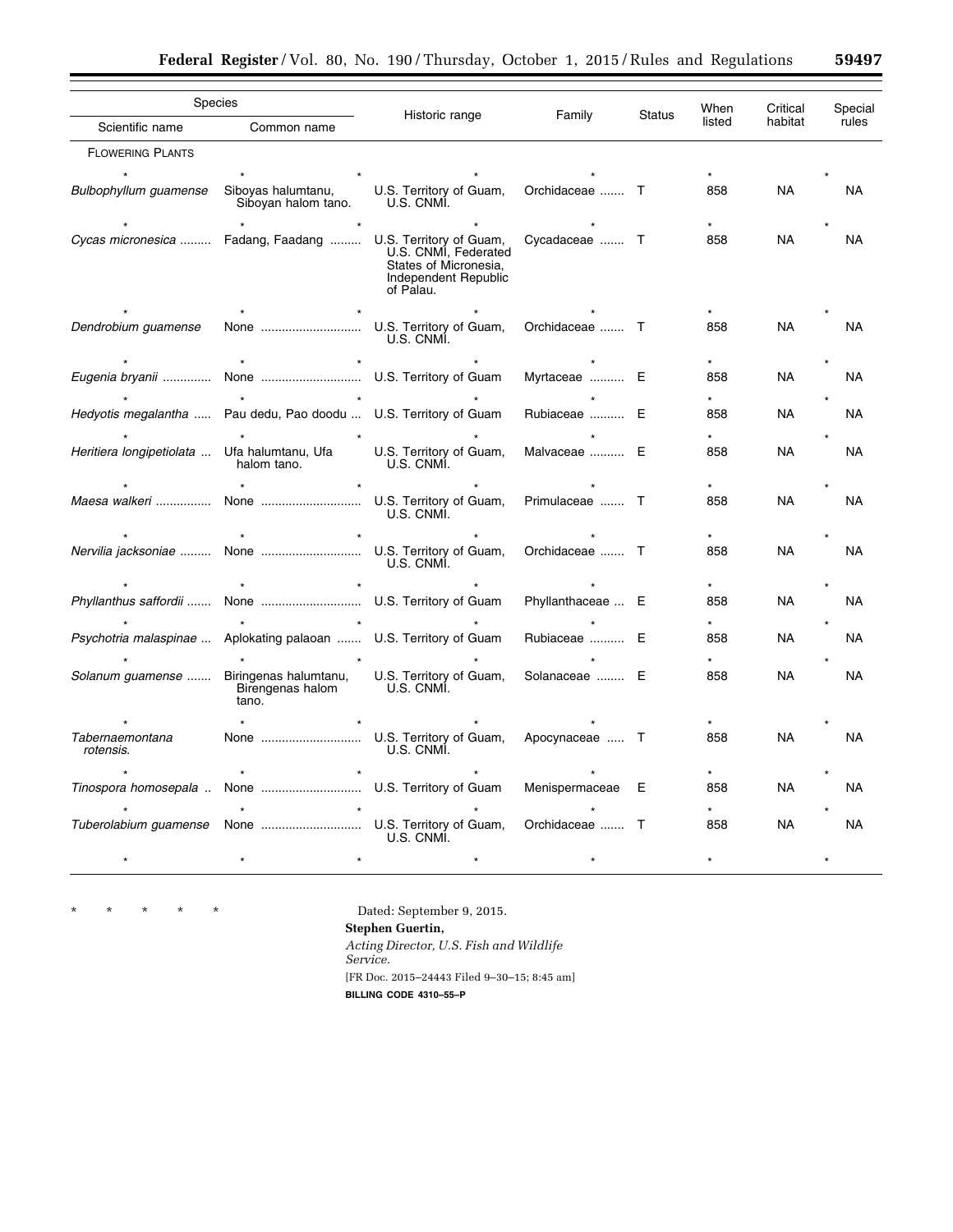| Species | | Historic range | Family | Status | When listed | Critical habitat | Special rules |
|---|---|---|---|---|---|---|---|
| Scientific name | Common name | | | | | | |
| FLOWERING PLANTS | | | | | | | |
| * | * | * | * | * | * | * | * |
| *Bulbophyllum guamense* | Siboyas halumtanu, Siboyan halom tano. | U.S. Territory of Guam, U.S. CNMI. | Orchidaceae | T | 858 | NA | NA |
| * | * | * | * | * | * | * | * |
| *Cycas micronesica* | Fadang, Faadang | U.S. Territory of Guam, U.S. CNMI, Federated States of Micronesia, Independent Republic of Palau. | Cycadaceae | T | 858 | NA | NA |
| * | * | * | * | * | * | * | * |
| *Dendrobium guamense* | None | U.S. Territory of Guam, U.S. CNMI. | Orchidaceae | T | 858 | NA | NA |
| * | * | * | * | * | * | * | * |
| *Eugenia bryanii* | None | U.S. Territory of Guam | Myrtaceae | E | 858 | NA | NA |
| * | * | * | * | * | * | * | * |
| *Hedyotis megalantha* | Pau dedu, Pao doodu | U.S. Territory of Guam | Rubiaceae | E | 858 | NA | NA |
| * | * | * | * | * | * | * | * |
| *Heritiera longipetiolata* | Ufa halumtanu, Ufa halom tano. | U.S. Territory of Guam, U.S. CNMI. | Malvaceae | E | 858 | NA | NA |
| * | * | * | * | * | * | * | * |
| *Maesa walkeri* | None | U.S. Territory of Guam, U.S. CNMI. | Primulaceae | T | 858 | NA | NA |
| * | * | * | * | * | * | * | * |
| *Nervilia jacksoniae* | None | U.S. Territory of Guam, U.S. CNMI. | Orchidaceae | T | 858 | NA | NA |
| * | * | * | * | * | * | * | * |
| *Phyllanthus saffordii* | None | U.S. Territory of Guam | Phyllanthaceae | E | 858 | NA | NA |
| * | * | * | * | * | * | * | * |
| *Psychotria malaspinae* | Aplokating palaoan | U.S. Territory of Guam | Rubiaceae | E | 858 | NA | NA |
| * | * | * | * | * | * | * | * |
| *Solanum guamense* | Biringenas halumtanu, Birengenas halom tano. | U.S. Territory of Guam, U.S. CNMI. | Solanaceae | E | 858 | NA | NA |
| * | * | * | * | * | * | * | * |
| *Tabernaemontana rotensis.* | None | U.S. Territory of Guam, U.S. CNMI. | Apocynaceae | T | 858 | NA | NA |
| * | * | * | * | * | * | * | * |
| *Tinospora homosepala* | None | U.S. Territory of Guam | Menispermaceae | E | 858 | NA | NA |
| * | * | * | * | * | * | * | * |
| *Tuberolabium guamense* | None | U.S. Territory of Guam, U.S. CNMI. | Orchidaceae | T | 858 | NA | NA |
| * | * | * | * | * | * | * | * |

\* \* \* \* \*

Dated: September 9, 2015.

**Stephen Guertin,**

*Acting Director, U.S. Fish and Wildlife Service.*

[FR Doc. 2015–24443 Filed 9–30–15; 8:45 am]

**BILLING CODE 4310–55–P**